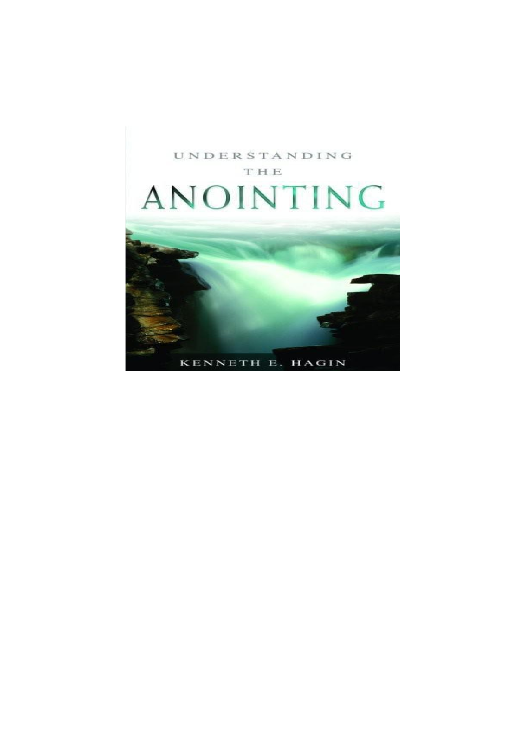UNDERSTANDING THE

# ANOINTING

KENNETH E. HAGIN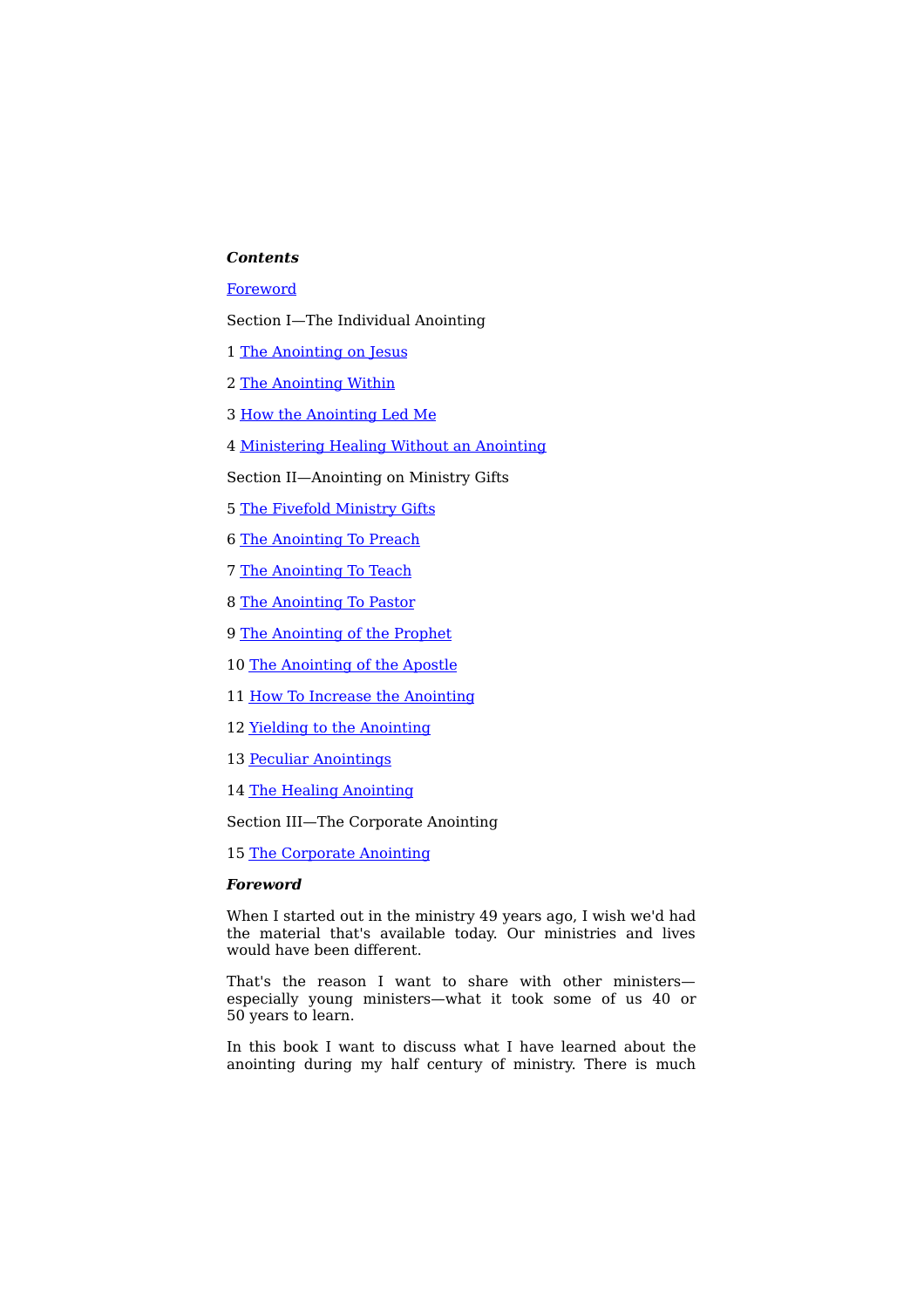***Contents***

Foreword

Section I—The Individual Anointing

1 The Anointing on Jesus

2 The Anointing Within

3 How the Anointing Led Me

4 Ministering Healing Without an Anointing

Section II—Anointing on Ministry Gifts

5 The Fivefold Ministry Gifts

6 The Anointing To Preach

7 The Anointing To Teach

8 The Anointing To Pastor

9 The Anointing of the Prophet

10 The Anointing of the Apostle

11 How To Increase the Anointing

12 Yielding to the Anointing

13 Peculiar Anointings

14 The Healing Anointing

Section III—The Corporate Anointing

15 The Corporate Anointing

***Foreword***

When I started out in the ministry 49 years ago, I wish we'd had the material that's available today. Our ministries and lives would have been different.

That's the reason I want to share with other ministers—especially young ministers—what it took some of us 40 or 50 years to learn.

In this book I want to discuss what I have learned about the anointing during my half century of ministry. There is much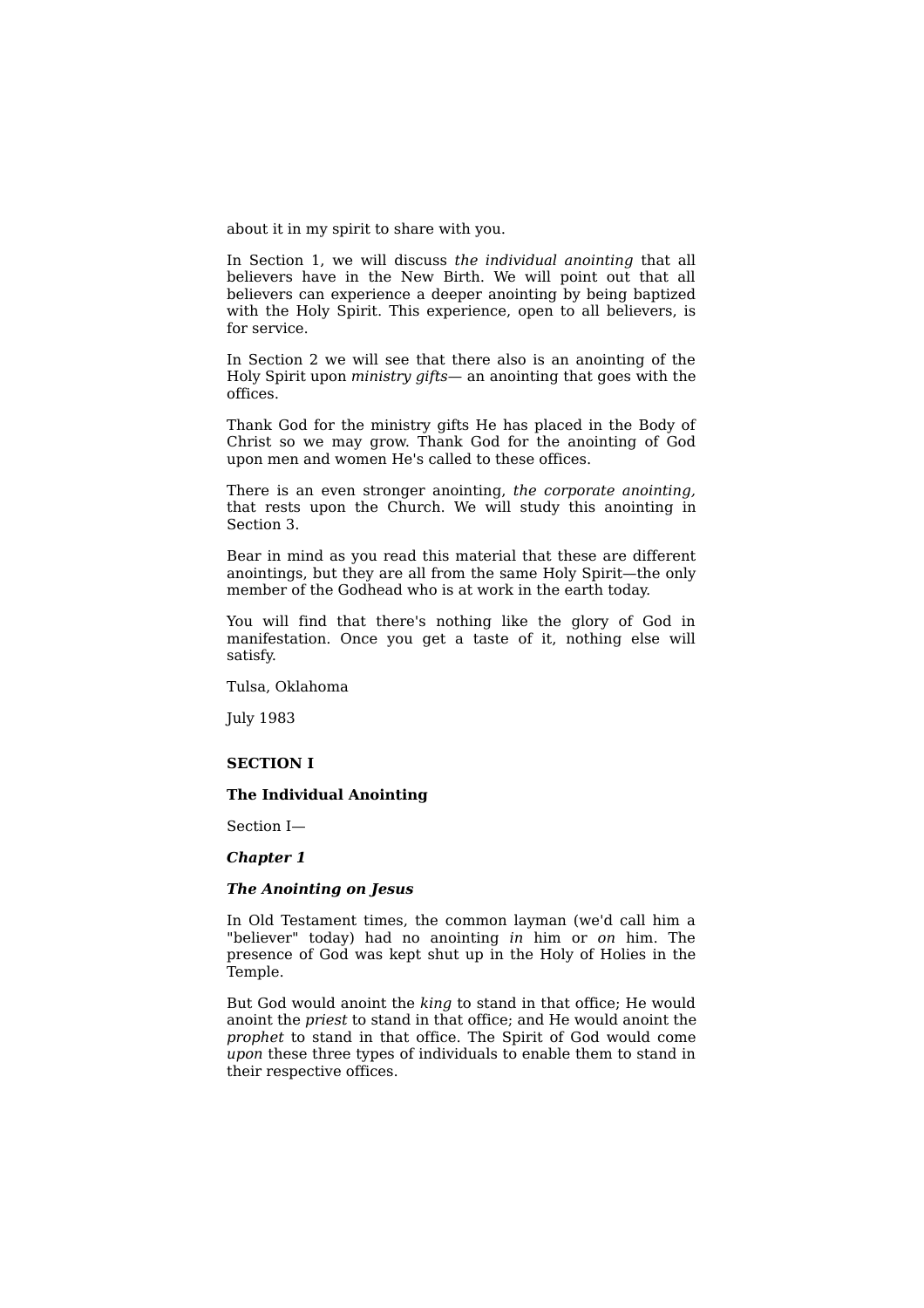about it in my spirit to share with you.

In Section 1, we will discuss *the individual anointing* that all believers have in the New Birth. We will point out that all believers can experience a deeper anointing by being baptized with the Holy Spirit. This experience, open to all believers, is for service.

In Section 2 we will see that there also is an anointing of the Holy Spirit upon *ministry gifts*— an anointing that goes with the offices.

Thank God for the ministry gifts He has placed in the Body of Christ so we may grow. Thank God for the anointing of God upon men and women He's called to these offices.

There is an even stronger anointing, *the corporate anointing,* that rests upon the Church. We will study this anointing in Section 3.

Bear in mind as you read this material that these are different anointings, but they are all from the same Holy Spirit—the only member of the Godhead who is at work in the earth today.

You will find that there's nothing like the glory of God in manifestation. Once you get a taste of it, nothing else will satisfy.

Tulsa, Oklahoma

July 1983

## SECTION I

## The Individual Anointing

Section I—

### *Chapter 1*

### *The Anointing on Jesus*

In Old Testament times, the common layman (we'd call him a "believer" today) had no anointing *in* him or *on* him. The presence of God was kept shut up in the Holy of Holies in the Temple.

But God would anoint the *king* to stand in that office; He would anoint the *priest* to stand in that office; and He would anoint the *prophet* to stand in that office. The Spirit of God would come *upon* these three types of individuals to enable them to stand in their respective offices.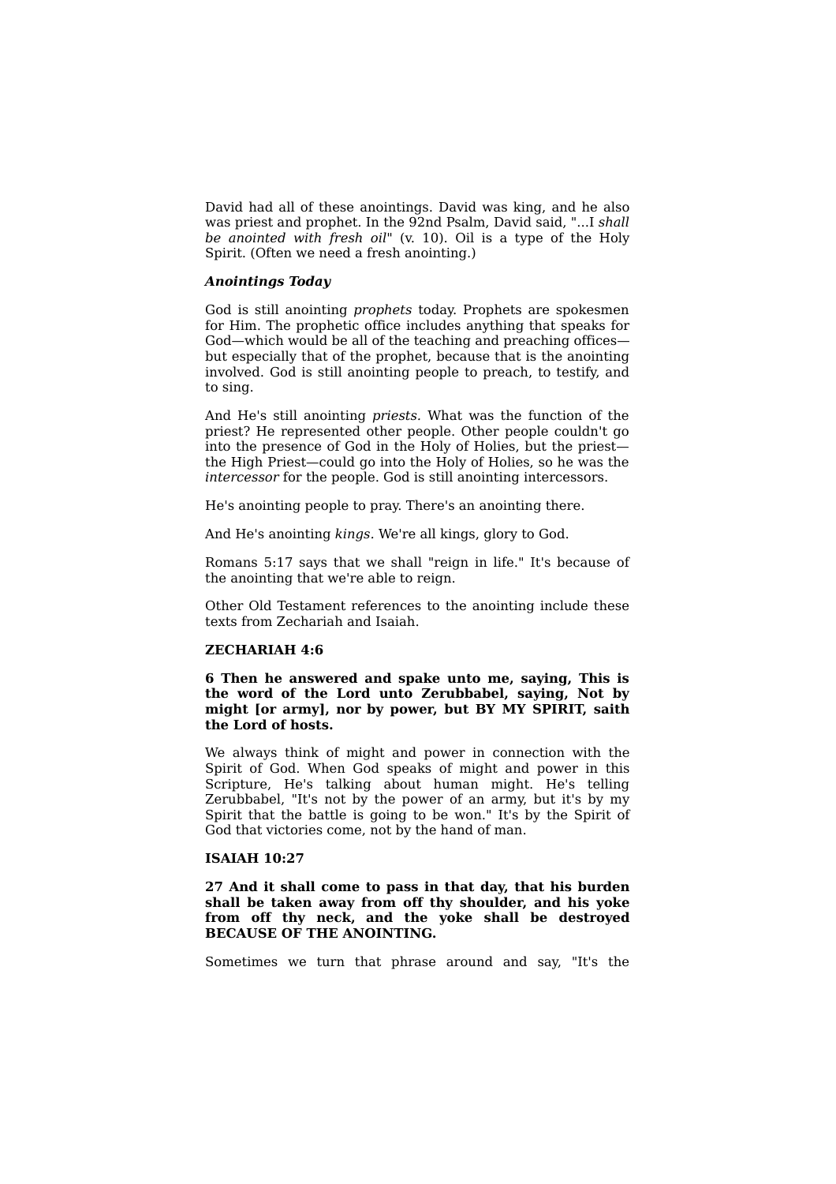David had all of these anointings. David was king, and he also was priest and prophet. In the 92nd Psalm, David said, "...I *shall be anointed with fresh oil*" (v. 10). Oil is a type of the Holy Spirit. (Often we need a fresh anointing.)

### *Anointings Today*

God is still anointing *prophets* today. Prophets are spokesmen for Him. The prophetic office includes anything that speaks for God—which would be all of the teaching and preaching offices—but especially that of the prophet, because that is the anointing involved. God is still anointing people to preach, to testify, and to sing.

And He's still anointing *priests*. What was the function of the priest? He represented other people. Other people couldn't go into the presence of God in the Holy of Holies, but the priest—the High Priest—could go into the Holy of Holies, so he was the *intercessor* for the people. God is still anointing intercessors.

He's anointing people to pray. There's an anointing there.

And He's anointing *kings*. We're all kings, glory to God.

Romans 5:17 says that we shall "reign in life." It's because of the anointing that we're able to reign.

Other Old Testament references to the anointing include these texts from Zechariah and Isaiah.

**ZECHARIAH 4:6**

**6 Then he answered and spake unto me, saying, This is the word of the Lord unto Zerubbabel, saying, Not by might [or army], nor by power, but BY MY SPIRIT, saith the Lord of hosts.**

We always think of might and power in connection with the Spirit of God. When God speaks of might and power in this Scripture, He's talking about human might. He's telling Zerubbabel, "It's not by the power of an army, but it's by my Spirit that the battle is going to be won." It's by the Spirit of God that victories come, not by the hand of man.

**ISAIAH 10:27**

**27 And it shall come to pass in that day, that his burden shall be taken away from off thy shoulder, and his yoke from off thy neck, and the yoke shall be destroyed BECAUSE OF THE ANOINTING.**

Sometimes we turn that phrase around and say, "It's the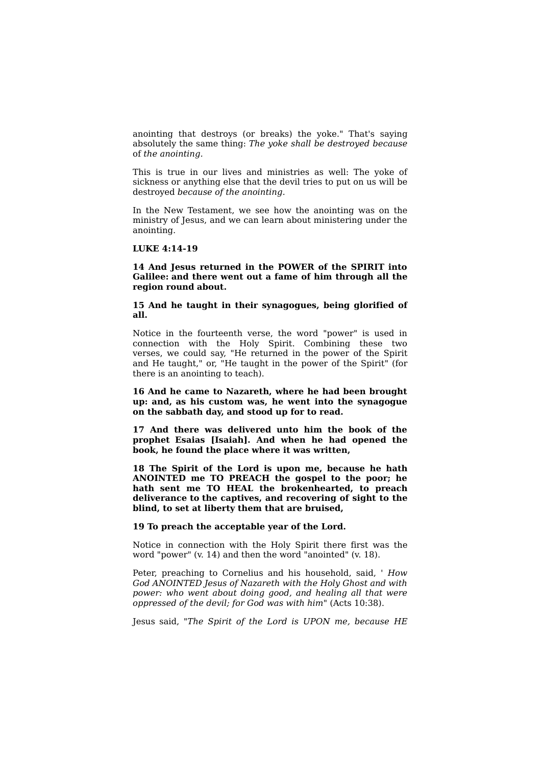anointing that destroys (or breaks) the yoke." That's saying absolutely the same thing: *The yoke shall be destroyed because* of *the anointing.*

This is true in our lives and ministries as well: The yoke of sickness or anything else that the devil tries to put on us will be destroyed *because of the anointing.*

In the New Testament, we see how the anointing was on the ministry of Jesus, and we can learn about ministering under the anointing.

**LUKE 4:14-19**

**14 And Jesus returned in the POWER of the SPIRIT into Galilee: and there went out a fame of him through all the region round about.**

**15 And he taught in their synagogues, being glorified of all.**

Notice in the fourteenth verse, the word "power" is used in connection with the Holy Spirit. Combining these two verses, we could say, "He returned in the power of the Spirit and He taught," or, "He taught in the power of the Spirit" (for there is an anointing to teach).

**16 And he came to Nazareth, where he had been brought up: and, as his custom was, he went into the synagogue on the sabbath day, and stood up for to read.**

**17 And there was delivered unto him the book of the prophet Esaias [Isaiah]. And when he had opened the book, he found the place where it was written,**

**18 The Spirit of the Lord is upon me, because he hath ANOINTED me TO PREACH the gospel to the poor; he hath sent me TO HEAL the brokenhearted, to preach deliverance to the captives, and recovering of sight to the blind, to set at liberty them that are bruised,**

**19 To preach the acceptable year of the Lord.**

Notice in connection with the Holy Spirit there first was the word "power" (v. 14) and then the word "anointed" (v. 18).

Peter, preaching to Cornelius and his household, said, ' *How God ANOINTED Jesus of Nazareth with the Holy Ghost and with power: who went about doing good, and healing all that were oppressed of the devil; for God was with him*" (Acts 10:38).

Jesus said, "*The Spirit of the Lord is UPON me, because HE*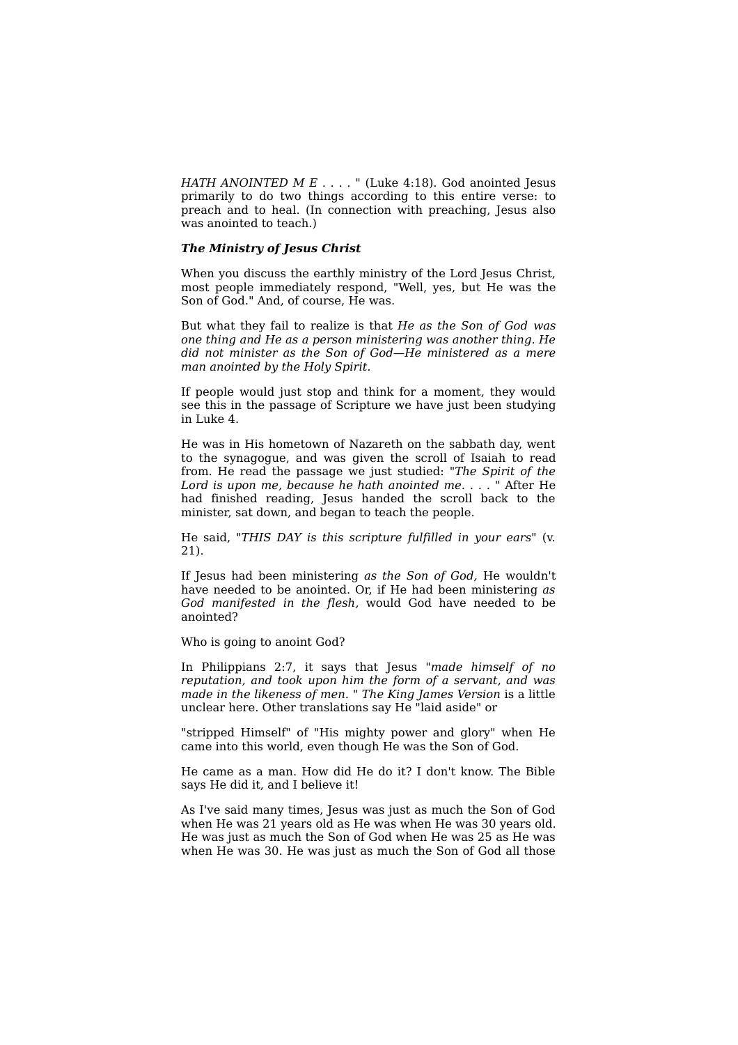*HATH ANOINTED M E . . . .* " (Luke 4:18). God anointed Jesus primarily to do two things according to this entire verse: to preach and to heal. (In connection with preaching, Jesus also was anointed to teach.)

***The Ministry of Jesus Christ***

When you discuss the earthly ministry of the Lord Jesus Christ, most people immediately respond, "Well, yes, but He was the Son of God." And, of course, He was.

But what they fail to realize is that *He as the Son of God was one thing and He as a person ministering was another thing. He did not minister as the Son of God—He ministered as a mere man anointed by the Holy Spirit.*

If people would just stop and think for a moment, they would see this in the passage of Scripture we have just been studying in Luke 4.

He was in His hometown of Nazareth on the sabbath day, went to the synagogue, and was given the scroll of Isaiah to read from. He read the passage we just studied: "*The Spirit of the Lord is upon me, because he hath anointed me. . . .* " After He had finished reading, Jesus handed the scroll back to the minister, sat down, and began to teach the people.

He said, "*THIS DAY is this scripture fulfilled in your ears*" (v. 21).

If Jesus had been ministering *as the Son of God,* He wouldn't have needed to be anointed. Or, if He had been ministering *as God manifested in the flesh,* would God have needed to be anointed?

Who is going to anoint God?

In Philippians 2:7, it says that Jesus "*made himself of no reputation, and took upon him the form of a servant, and was made in the likeness of men.* " *The King James Version* is a little unclear here. Other translations say He "laid aside" or "stripped Himself" of "His mighty power and glory" when He came into this world, even though He was the Son of God.

He came as a man. How did He do it? I don't know. The Bible says He did it, and I believe it!

As I've said many times, Jesus was just as much the Son of God when He was 21 years old as He was when He was 30 years old. He was just as much the Son of God when He was 25 as He was when He was 30. He was just as much the Son of God all those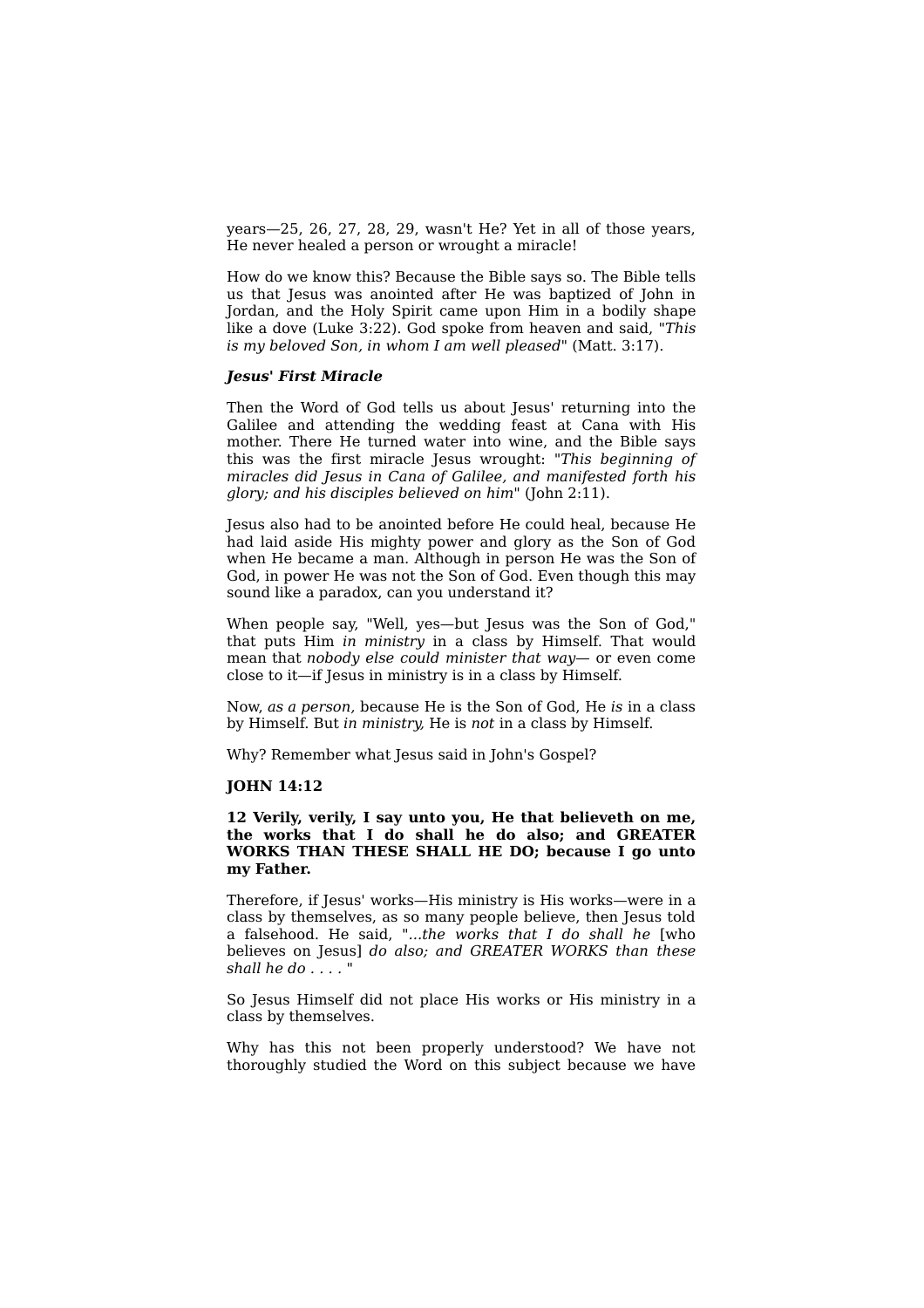years—25, 26, 27, 28, 29, wasn't He? Yet in all of those years, He never healed a person or wrought a miracle!

How do we know this? Because the Bible says so. The Bible tells us that Jesus was anointed after He was baptized of John in Jordan, and the Holy Spirit came upon Him in a bodily shape like a dove (Luke 3:22). God spoke from heaven and said, "*This is my beloved Son, in whom I am well pleased*" (Matt. 3:17).

### *Jesus' First Miracle*

Then the Word of God tells us about Jesus' returning into the Galilee and attending the wedding feast at Cana with His mother. There He turned water into wine, and the Bible says this was the first miracle Jesus wrought: "*This beginning of miracles did Jesus in Cana of Galilee, and manifested forth his glory; and his disciples believed on him*" (John 2:11).

Jesus also had to be anointed before He could heal, because He had laid aside His mighty power and glory as the Son of God when He became a man. Although in person He was the Son of God, in power He was not the Son of God. Even though this may sound like a paradox, can you understand it?

When people say, "Well, yes—but Jesus was the Son of God," that puts Him *in ministry* in a class by Himself. That would mean that *nobody else could minister that way*— or even come close to it—if Jesus in ministry is in a class by Himself.

Now, *as a person,* because He is the Son of God, He *is* in a class by Himself. But *in ministry,* He is *not* in a class by Himself.

Why? Remember what Jesus said in John's Gospel?

**JOHN 14:12**

**12 Verily, verily, I say unto you, He that believeth on me, the works that I do shall he do also; and GREATER WORKS THAN THESE SHALL HE DO; because I go unto my Father.**

Therefore, if Jesus' works—His ministry is His works—were in a class by themselves, as so many people believe, then Jesus told a falsehood. He said, "*...the works that I do shall he* [who believes on Jesus] *do also; and GREATER WORKS than these shall he do . . . .* "

So Jesus Himself did not place His works or His ministry in a class by themselves.

Why has this not been properly understood? We have not thoroughly studied the Word on this subject because we have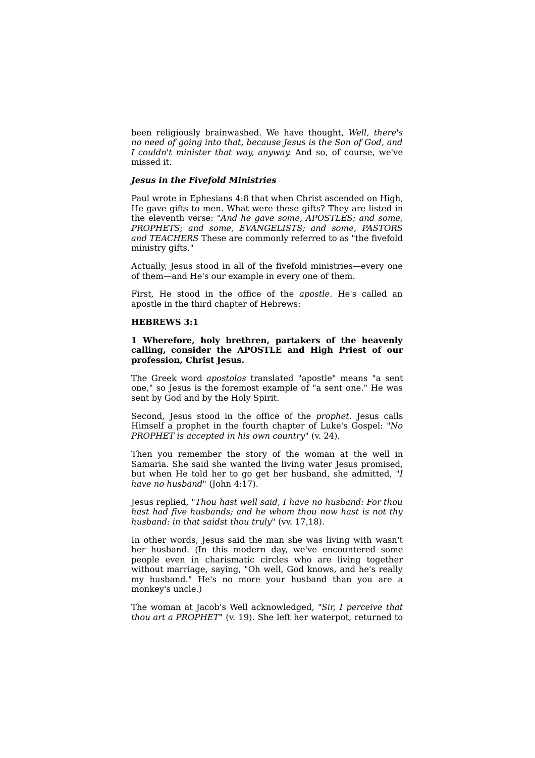been religiously brainwashed. We have thought, *Well, there's no need of going into that, because Jesus is the Son of God, and I couldn't minister that way, anyway.* And so, of course, we've missed it.

### *Jesus in the Fivefold Ministries*

Paul wrote in Ephesians 4:8 that when Christ ascended on High, He gave gifts to men. What were these gifts? They are listed in the eleventh verse: "*And he gave some, APOSTLES; and some, PROPHETS; and some, EVANGELISTS; and some, PASTORS and TEACHERS* These are commonly referred to as "the fivefold ministry gifts."

Actually, Jesus stood in all of the fivefold ministries—every one of them—and He's our example in every one of them.

First, He stood in the office of the *apostle.* He's called an apostle in the third chapter of Hebrews:

**HEBREWS 3:1**

**1 Wherefore, holy brethren, partakers of the heavenly calling, consider the APOSTLE and High Priest of our profession, Christ Jesus.**

The Greek word *apostolos* translated "apostle" means "a sent one," so Jesus is the foremost example of "a sent one." He was sent by God and by the Holy Spirit.

Second, Jesus stood in the office of the *prophet.* Jesus calls Himself a prophet in the fourth chapter of Luke's Gospel: "*No PROPHET is accepted in his own country*" (v. 24).

Then you remember the story of the woman at the well in Samaria. She said she wanted the living water Jesus promised, but when He told her to go get her husband, she admitted, "*I have no husband*" (John 4:17).

Jesus replied, "*Thou hast well said, I have no husband: For thou hast had five husbands; and he whom thou now hast is not thy husband: in that saidst thou truly*" (vv. 17,18).

In other words, Jesus said the man she was living with wasn't her husband. (In this modern day, we've encountered some people even in charismatic circles who are living together without marriage, saying, "Oh well, God knows, and he's really my husband." He's no more your husband than you are a monkey's uncle.)

The woman at Jacob's Well acknowledged, "*Sir, I perceive that thou art a PROPHET*" (v. 19). She left her waterpot, returned to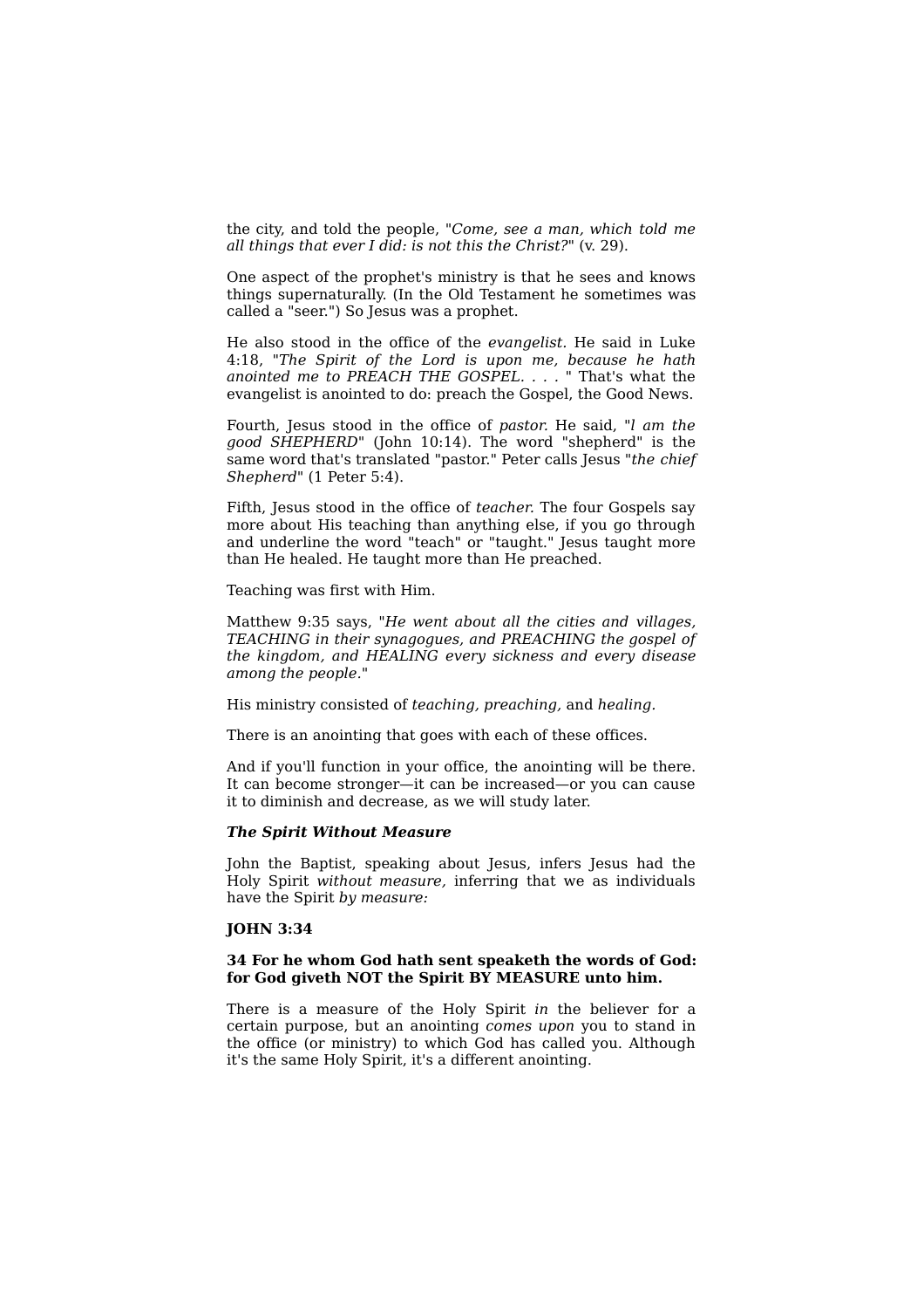the city, and told the people, "*Come, see a man, which told me all things that ever I did: is not this the Christ?*" (v. 29).

One aspect of the prophet's ministry is that he sees and knows things supernaturally. (In the Old Testament he sometimes was called a "seer.") So Jesus was a prophet.

He also stood in the office of the *evangelist.* He said in Luke 4:18, "*The Spirit of the Lord is upon me, because he hath anointed me to PREACH THE GOSPEL. . . .* " That's what the evangelist is anointed to do: preach the Gospel, the Good News.

Fourth, Jesus stood in the office of *pastor.* He said, "*I am the good SHEPHERD*" (John 10:14). The word "shepherd" is the same word that's translated "pastor." Peter calls Jesus "*the chief Shepherd*" (1 Peter 5:4).

Fifth, Jesus stood in the office of *teacher.* The four Gospels say more about His teaching than anything else, if you go through and underline the word "teach" or "taught." Jesus taught more than He healed. He taught more than He preached.

Teaching was first with Him.

Matthew 9:35 says, "*He went about all the cities and villages, TEACHING in their synagogues, and PREACHING the gospel of the kingdom, and HEALING every sickness and every disease among the people.*"

His ministry consisted of *teaching, preaching,* and *healing.*

There is an anointing that goes with each of these offices.

And if you'll function in your office, the anointing will be there. It can become stronger—it can be increased—or you can cause it to diminish and decrease, as we will study later.

***The Spirit Without Measure***

John the Baptist, speaking about Jesus, infers Jesus had the Holy Spirit *without measure,* inferring that we as individuals have the Spirit *by measure:*

**JOHN 3:34**

**34 For he whom God hath sent speaketh the words of God: for God giveth NOT the Spirit BY MEASURE unto him.**

There is a measure of the Holy Spirit *in* the believer for a certain purpose, but an anointing *comes upon* you to stand in the office (or ministry) to which God has called you. Although it's the same Holy Spirit, it's a different anointing.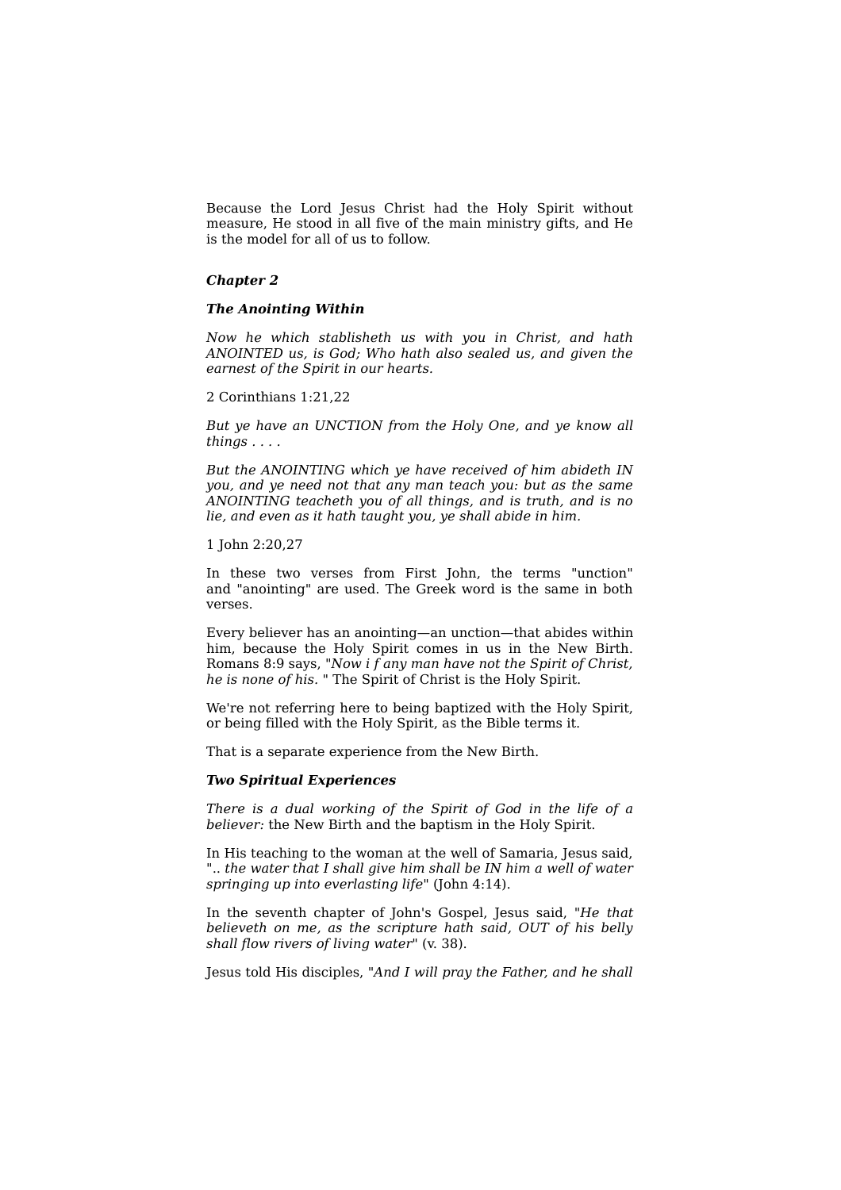Because the Lord Jesus Christ had the Holy Spirit without measure, He stood in all five of the main ministry gifts, and He is the model for all of us to follow.

## *Chapter 2*

### *The Anointing Within*

*Now he which stablisheth us with you in Christ, and hath ANOINTED us, is God; Who hath also sealed us, and given the earnest of the Spirit in our hearts.*

2 Corinthians 1:21,22

*But ye have an UNCTION from the Holy One, and ye know all things . . . .*

*But the ANOINTING which ye have received of him abideth IN you, and ye need not that any man teach you: but as the same ANOINTING teacheth you of all things, and is truth, and is no lie, and even as it hath taught you, ye shall abide in him.*

1 John 2:20,27

In these two verses from First John, the terms "unction" and "anointing" are used. The Greek word is the same in both verses.

Every believer has an anointing—an unction—that abides within him, because the Holy Spirit comes in us in the New Birth. Romans 8:9 says, "*Now i f any man have not the Spirit of Christ, he is none of his.* " The Spirit of Christ is the Holy Spirit.

We're not referring here to being baptized with the Holy Spirit, or being filled with the Holy Spirit, as the Bible terms it.

That is a separate experience from the New Birth.

### *Two Spiritual Experiences*

*There is a dual working of the Spirit of God in the life of a believer:* the New Birth and the baptism in the Holy Spirit.

In His teaching to the woman at the well of Samaria, Jesus said, ".. *the water that I shall give him shall be IN him a well of water springing up into everlasting life*" (John 4:14).

In the seventh chapter of John's Gospel, Jesus said, "*He that believeth on me, as the scripture hath said, OUT of his belly shall flow rivers of living water*" (v. 38).

Jesus told His disciples, "*And I will pray the Father, and he shall*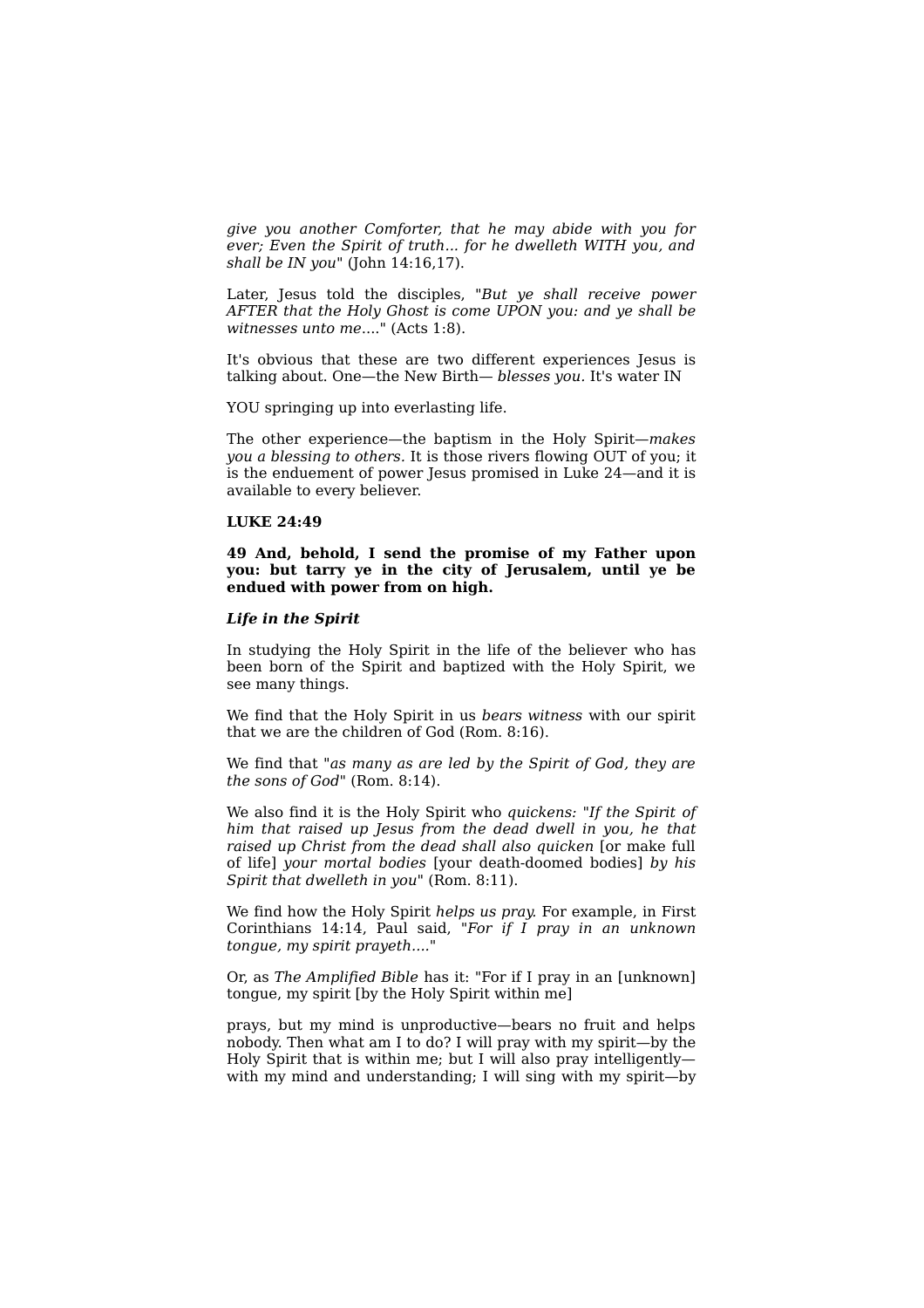*give you another Comforter, that he may abide with you for ever; Even the Spirit of truth... for he dwelleth WITH you, and shall be IN you*" (John 14:16,17).

Later, Jesus told the disciples, "*But ye shall receive power AFTER that the Holy Ghost is come UPON you: and ye shall be witnesses unto me*...." (Acts 1:8).

It's obvious that these are two different experiences Jesus is talking about. One—the New Birth— *blesses you.* It's water IN

YOU springing up into everlasting life.

The other experience—the baptism in the Holy Spirit—*makes you a blessing to others.* It is those rivers flowing OUT of you; it is the enduement of power Jesus promised in Luke 24—and it is available to every believer.

**LUKE 24:49**

**49 And, behold, I send the promise of my Father upon you: but tarry ye in the city of Jerusalem, until ye be endued with power from on high.**

***Life in the Spirit***

In studying the Holy Spirit in the life of the believer who has been born of the Spirit and baptized with the Holy Spirit, we see many things.

We find that the Holy Spirit in us *bears witness* with our spirit that we are the children of God (Rom. 8:16).

We find that "*as many as are led by the Spirit of God, they are the sons of God*" (Rom. 8:14).

We also find it is the Holy Spirit who *quickens: "If the Spirit of him that raised up Jesus from the dead dwell in you, he that raised up Christ from the dead shall also quicken* [or make full of life] *your mortal bodies* [your death-doomed bodies] *by his Spirit that dwelleth in you*" (Rom. 8:11).

We find how the Holy Spirit *helps us pray.* For example, in First Corinthians 14:14, Paul said, "*For if I pray in an unknown tongue, my spirit prayeth*...."

Or, as *The Amplified Bible* has it: "For if I pray in an [unknown] tongue, my spirit [by the Holy Spirit within me]

prays, but my mind is unproductive—bears no fruit and helps nobody. Then what am I to do? I will pray with my spirit—by the Holy Spirit that is within me; but I will also pray intelligently—with my mind and understanding; I will sing with my spirit—by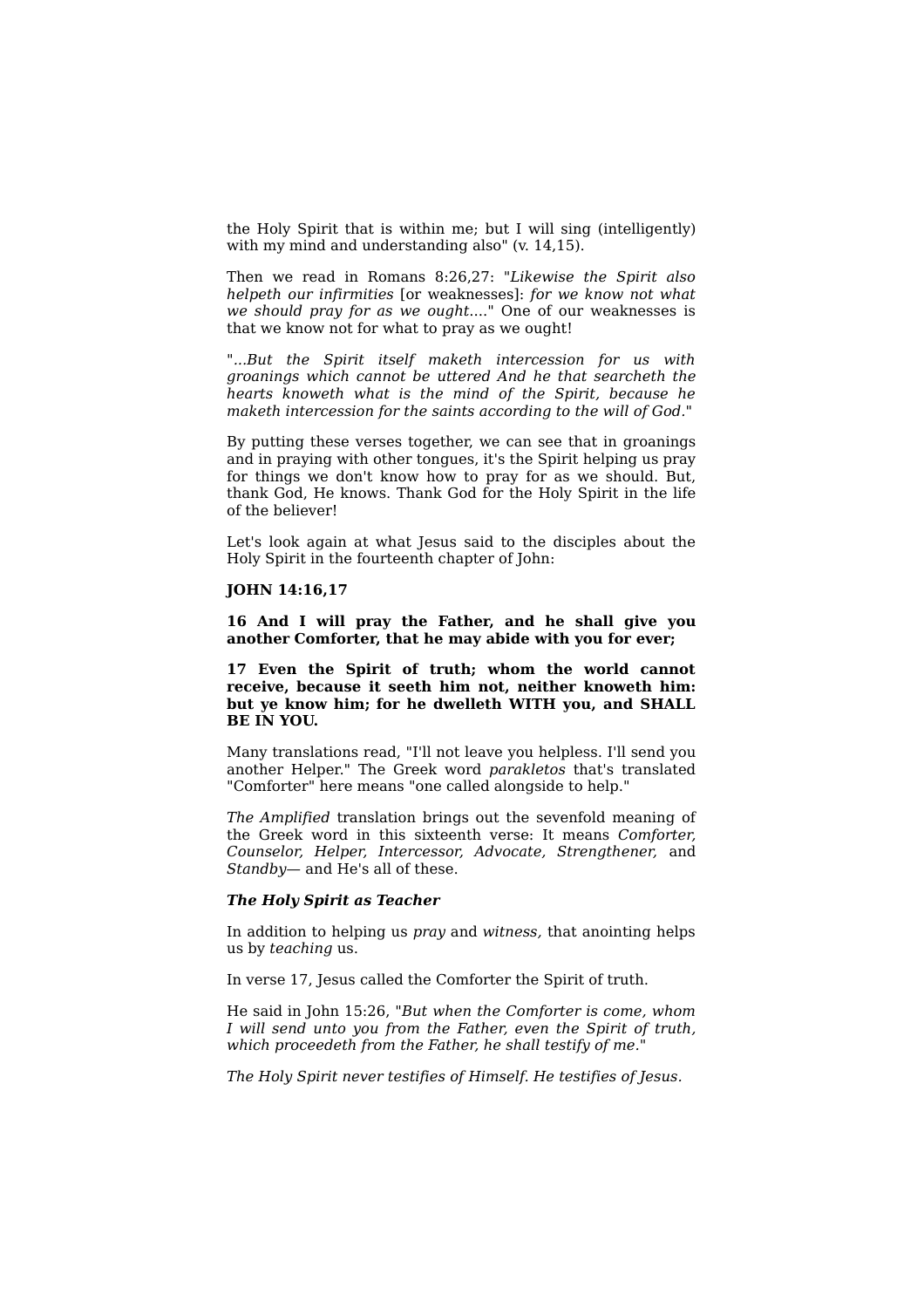the Holy Spirit that is within me; but I will sing (intelligently) with my mind and understanding also" (v. 14,15).

Then we read in Romans 8:26,27: "*Likewise the Spirit also helpeth our infirmities* [or weaknesses]: *for we know not what we should pray for as we ought*...." One of our weaknesses is that we know not for what to pray as we ought!

"*...But the Spirit itself maketh intercession for us with groanings which cannot be uttered And he that searcheth the hearts knoweth what is the mind of the Spirit, because he maketh intercession for the saints according to the will of God.*"

By putting these verses together, we can see that in groanings and in praying with other tongues, it's the Spirit helping us pray for things we don't know how to pray for as we should. But, thank God, He knows. Thank God for the Holy Spirit in the life of the believer!

Let's look again at what Jesus said to the disciples about the Holy Spirit in the fourteenth chapter of John:

**JOHN 14:16,17**

**16 And I will pray the Father, and he shall give you another Comforter, that he may abide with you for ever;**

**17 Even the Spirit of truth; whom the world cannot receive, because it seeth him not, neither knoweth him: but ye know him; for he dwelleth WITH you, and SHALL BE IN YOU.**

Many translations read, "I'll not leave you helpless. I'll send you another Helper." The Greek word *parakletos* that's translated "Comforter" here means "one called alongside to help."

*The Amplified* translation brings out the sevenfold meaning of the Greek word in this sixteenth verse: It means *Comforter, Counselor, Helper, Intercessor, Advocate, Strengthener,* and *Standby*— and He's all of these.

***The Holy Spirit as Teacher***

In addition to helping us *pray* and *witness,* that anointing helps us by *teaching* us.

In verse 17, Jesus called the Comforter the Spirit of truth.

He said in John 15:26, "*But when the Comforter is come, whom I will send unto you from the Father, even the Spirit of truth, which proceedeth from the Father, he shall testify of me.*"

*The Holy Spirit never testifies of Himself. He testifies of Jesus.*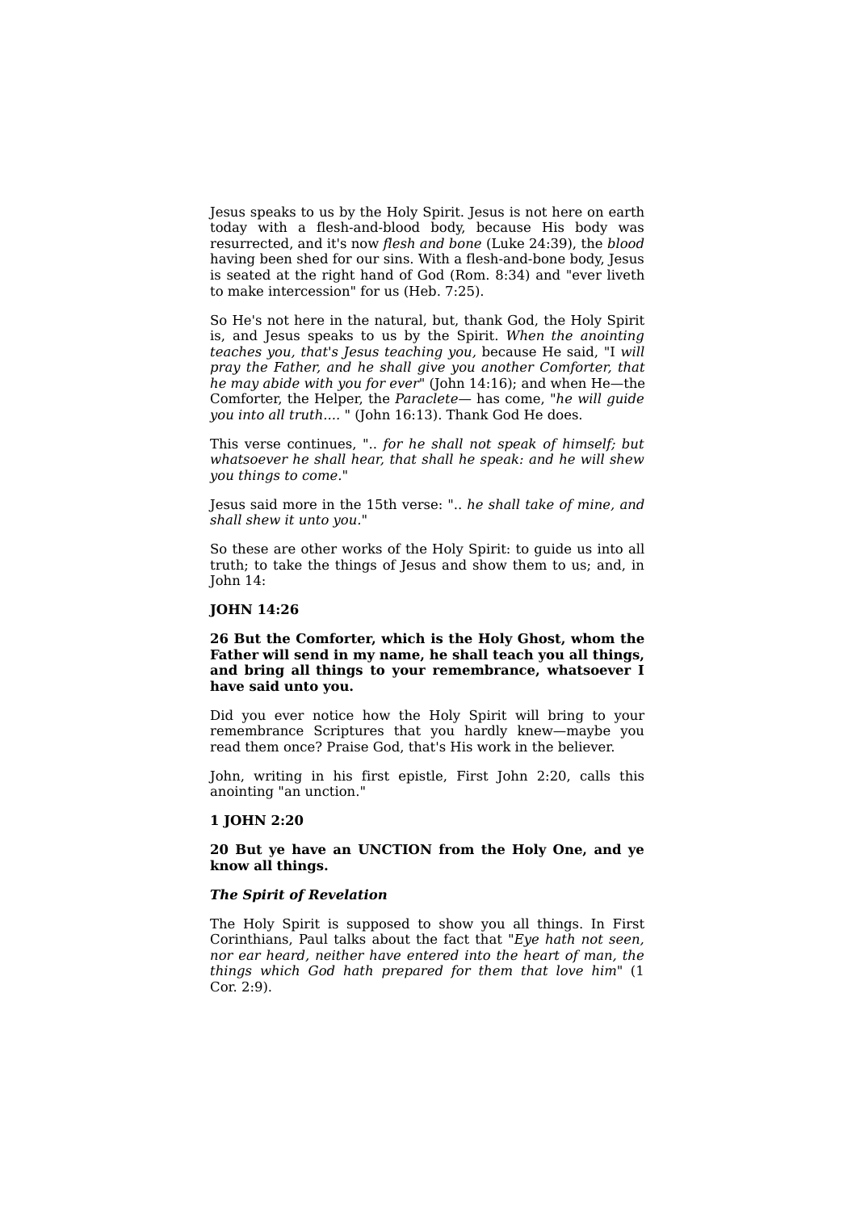Jesus speaks to us by the Holy Spirit. Jesus is not here on earth today with a flesh-and-blood body, because His body was resurrected, and it's now *flesh and bone* (Luke 24:39), the *blood* having been shed for our sins. With a flesh-and-bone body, Jesus is seated at the right hand of God (Rom. 8:34) and "ever liveth to make intercession" for us (Heb. 7:25).

So He's not here in the natural, but, thank God, the Holy Spirit is, and Jesus speaks to us by the Spirit. *When the anointing teaches you, that's Jesus teaching you,* because He said, "I *will pray the Father, and he shall give you another Comforter, that he may abide with you for ever*" (John 14:16); and when He—the Comforter, the Helper, the *Paraclete*— has come, "*he will guide you into all truth....* " (John 16:13). Thank God He does.

This verse continues, ".. *for he shall not speak of himself; but whatsoever he shall hear, that shall he speak: and he will shew you things to come.*"

Jesus said more in the 15th verse: ".. *he shall take of mine, and shall shew it unto you.*"

So these are other works of the Holy Spirit: to guide us into all truth; to take the things of Jesus and show them to us; and, in John 14:

**JOHN 14:26**

**26 But the Comforter, which is the Holy Ghost, whom the Father will send in my name, he shall teach you all things, and bring all things to your remembrance, whatsoever I have said unto you.**

Did you ever notice how the Holy Spirit will bring to your remembrance Scriptures that you hardly knew—maybe you read them once? Praise God, that's His work in the believer.

John, writing in his first epistle, First John 2:20, calls this anointing "an unction."

**1 JOHN 2:20**

**20 But ye have an UNCTION from the Holy One, and ye know all things.**

***The Spirit of Revelation***

The Holy Spirit is supposed to show you all things. In First Corinthians, Paul talks about the fact that "*Eye hath not seen, nor ear heard, neither have entered into the heart of man, the things which God hath prepared for them that love him*" (1 Cor. 2:9).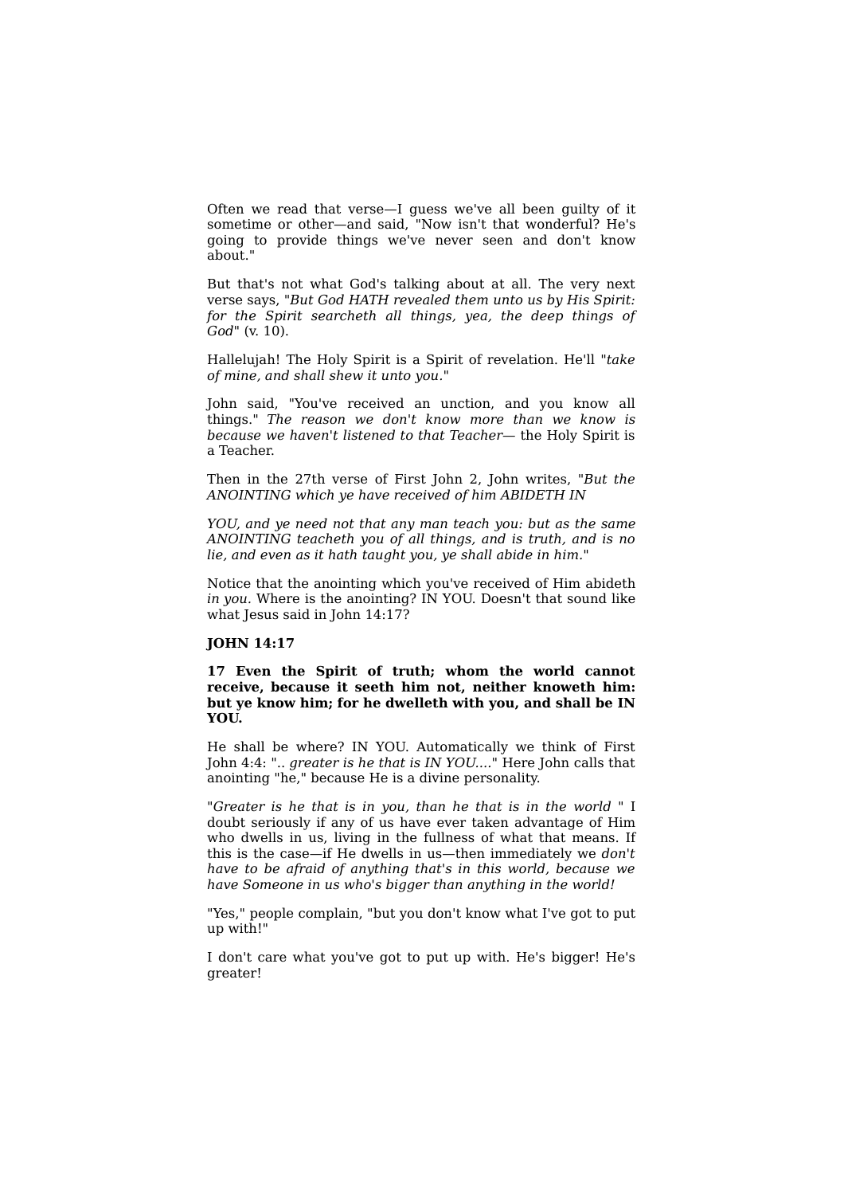Often we read that verse—I guess we've all been guilty of it sometime or other—and said, "Now isn't that wonderful? He's going to provide things we've never seen and don't know about."

But that's not what God's talking about at all. The very next verse says, "*But God HATH revealed them unto us by His Spirit: for the Spirit searcheth all things, yea, the deep things of God*" (v. 10).

Hallelujah! The Holy Spirit is a Spirit of revelation. He'll "*take of mine, and shall shew it unto you*."

John said, "You've received an unction, and you know all things." *The reason we don't know more than we know is because we haven't listened to that Teacher*— the Holy Spirit is a Teacher.

Then in the 27th verse of First John 2, John writes, "*But the ANOINTING which ye have received of him ABIDETH IN*

*YOU, and ye need not that any man teach you: but as the same ANOINTING teacheth you of all things, and is truth, and is no lie, and even as it hath taught you, ye shall abide in him*."

Notice that the anointing which you've received of Him abideth *in you*. Where is the anointing? IN YOU. Doesn't that sound like what Jesus said in John 14:17?

**JOHN 14:17**

**17 Even the Spirit of truth; whom the world cannot receive, because it seeth him not, neither knoweth him: but ye know him; for he dwelleth with you, and shall be IN YOU.**

He shall be where? IN YOU. Automatically we think of First John 4:4: ".. *greater is he that is IN YOU....*" Here John calls that anointing "he," because He is a divine personality.

"*Greater is he that is in you, than he that is in the world* " I doubt seriously if any of us have ever taken advantage of Him who dwells in us, living in the fullness of what that means. If this is the case—if He dwells in us—then immediately we *don't have to be afraid of anything that's in this world, because we have Someone in us who's bigger than anything in the world!*

"Yes," people complain, "but you don't know what I've got to put up with!"

I don't care what you've got to put up with. He's bigger! He's greater!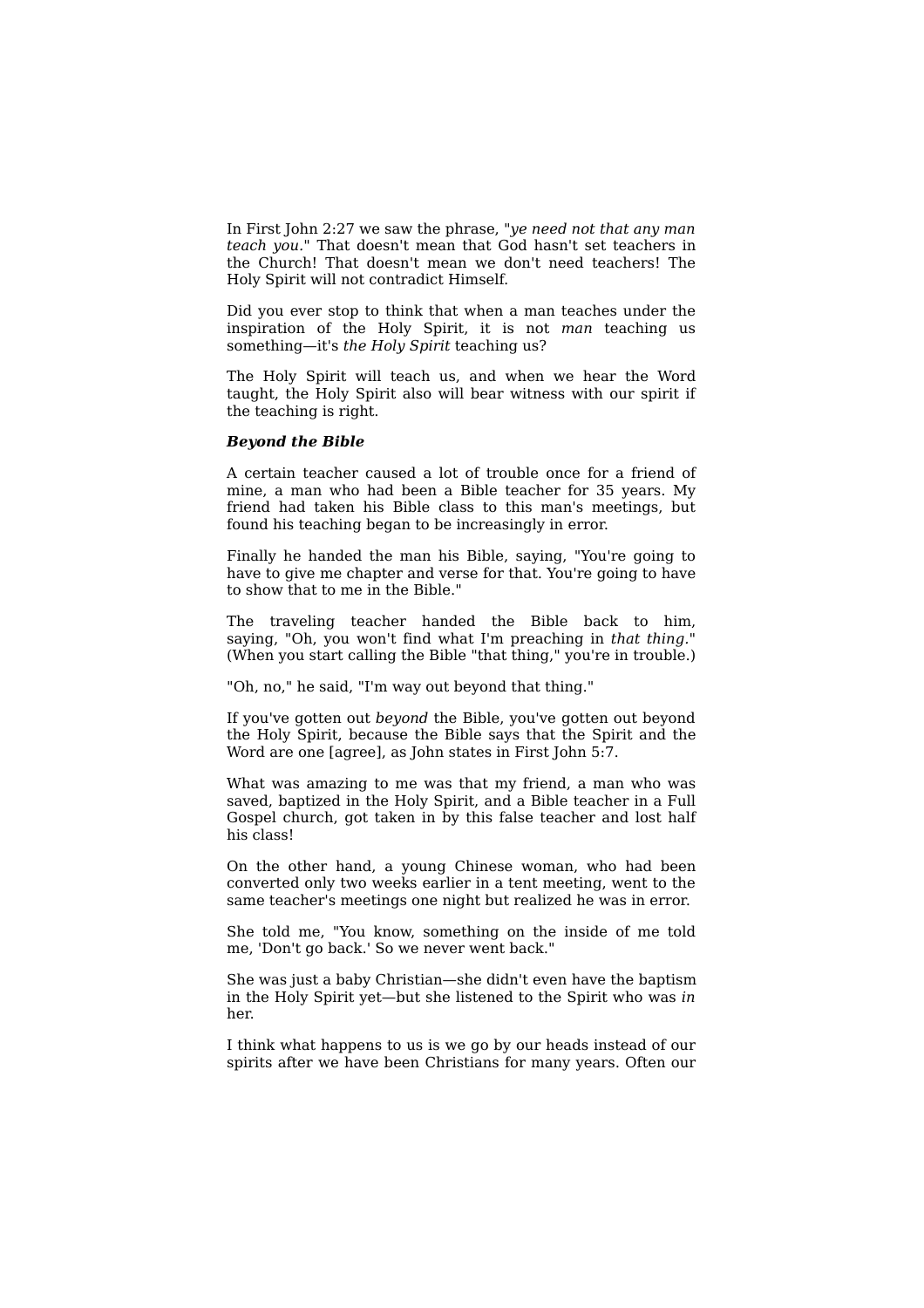In First John 2:27 we saw the phrase, "*ye need not that any man teach you.*" That doesn't mean that God hasn't set teachers in the Church! That doesn't mean we don't need teachers! The Holy Spirit will not contradict Himself.

Did you ever stop to think that when a man teaches under the inspiration of the Holy Spirit, it is not *man* teaching us something—it's *the Holy Spirit* teaching us?

The Holy Spirit will teach us, and when we hear the Word taught, the Holy Spirit also will bear witness with our spirit if the teaching is right.

### *Beyond the Bible*

A certain teacher caused a lot of trouble once for a friend of mine, a man who had been a Bible teacher for 35 years. My friend had taken his Bible class to this man's meetings, but found his teaching began to be increasingly in error.

Finally he handed the man his Bible, saying, "You're going to have to give me chapter and verse for that. You're going to have to show that to me in the Bible."

The traveling teacher handed the Bible back to him, saying, "Oh, you won't find what I'm preaching in *that thing*." (When you start calling the Bible "that thing," you're in trouble.)

"Oh, no," he said, "I'm way out beyond that thing."

If you've gotten out *beyond* the Bible, you've gotten out beyond the Holy Spirit, because the Bible says that the Spirit and the Word are one [agree], as John states in First John 5:7.

What was amazing to me was that my friend, a man who was saved, baptized in the Holy Spirit, and a Bible teacher in a Full Gospel church, got taken in by this false teacher and lost half his class!

On the other hand, a young Chinese woman, who had been converted only two weeks earlier in a tent meeting, went to the same teacher's meetings one night but realized he was in error.

She told me, "You know, something on the inside of me told me, 'Don't go back.' So we never went back."

She was just a baby Christian—she didn't even have the baptism in the Holy Spirit yet—but she listened to the Spirit who was *in* her.

I think what happens to us is we go by our heads instead of our spirits after we have been Christians for many years. Often our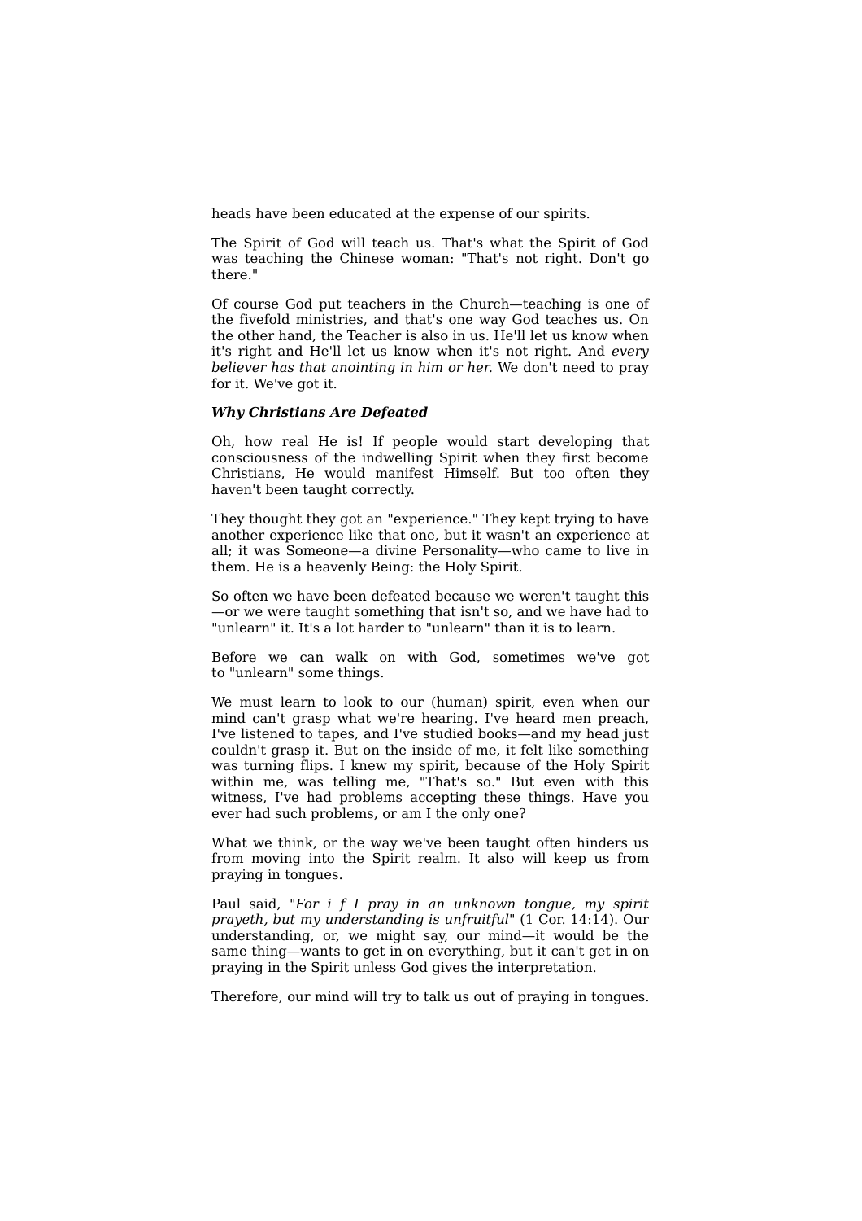heads have been educated at the expense of our spirits.

The Spirit of God will teach us. That's what the Spirit of God was teaching the Chinese woman: "That's not right. Don't go there."

Of course God put teachers in the Church—teaching is one of the fivefold ministries, and that's one way God teaches us. On the other hand, the Teacher is also in us. He'll let us know when it's right and He'll let us know when it's not right. And *every believer has that anointing in him or her.* We don't need to pray for it. We've got it.

***Why Christians Are Defeated***

Oh, how real He is! If people would start developing that consciousness of the indwelling Spirit when they first become Christians, He would manifest Himself. But too often they haven't been taught correctly.

They thought they got an "experience." They kept trying to have another experience like that one, but it wasn't an experience at all; it was Someone—a divine Personality—who came to live in them. He is a heavenly Being: the Holy Spirit.

So often we have been defeated because we weren't taught this—or we were taught something that isn't so, and we have had to "unlearn" it. It's a lot harder to "unlearn" than it is to learn.

Before we can walk on with God, sometimes we've got to "unlearn" some things.

We must learn to look to our (human) spirit, even when our mind can't grasp what we're hearing. I've heard men preach, I've listened to tapes, and I've studied books—and my head just couldn't grasp it. But on the inside of me, it felt like something was turning flips. I knew my spirit, because of the Holy Spirit within me, was telling me, "That's so." But even with this witness, I've had problems accepting these things. Have you ever had such problems, or am I the only one?

What we think, or the way we've been taught often hinders us from moving into the Spirit realm. It also will keep us from praying in tongues.

Paul said, "*For i f I pray in an unknown tongue, my spirit prayeth, but my understanding is unfruitful*" (1 Cor. 14:14). Our understanding, or, we might say, our mind—it would be the same thing—wants to get in on everything, but it can't get in on praying in the Spirit unless God gives the interpretation.

Therefore, our mind will try to talk us out of praying in tongues.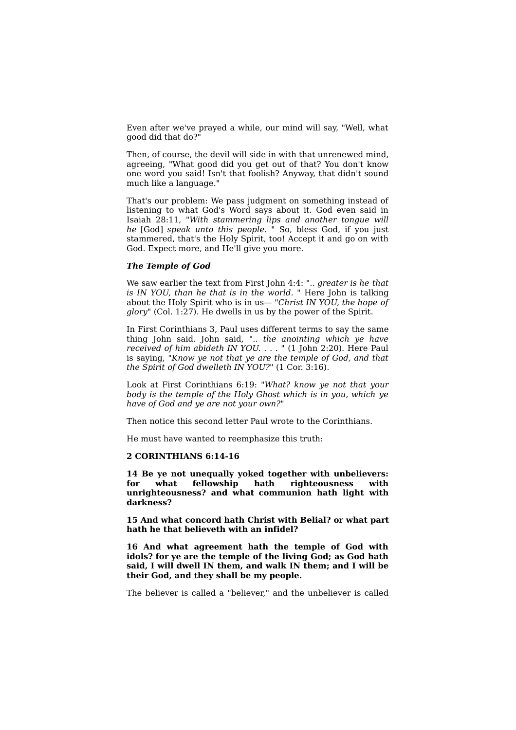Even after we've prayed a while, our mind will say, "Well, what good did that do?"

Then, of course, the devil will side in with that unrenewed mind, agreeing, "What good did you get out of that? You don't know one word you said! Isn't that foolish? Anyway, that didn't sound much like a language."

That's our problem: We pass judgment on something instead of listening to what God's Word says about it. God even said in Isaiah 28:11, "*With stammering lips and another tongue will he* [God] *speak unto this people.* " So, bless God, if you just stammered, that's the Holy Spirit, too! Accept it and go on with God. Expect more, and He'll give you more.

***The Temple of God***

We saw earlier the text from First John 4:4: ".. *greater is he that is IN YOU, than he that is in the world.* " Here John is talking about the Holy Spirit who is in us— "*Christ IN YOU, the hope of glory*" (Col. 1:27). He dwells in us by the power of the Spirit.

In First Corinthians 3, Paul uses different terms to say the same thing John said. John said, ".. *the anointing which ye have received of him abideth IN YOU.* . . . " (1 John 2:20). Here Paul is saying, "*Know ye not that ye are the temple of God, and that the Spirit of God dwelleth IN YOU?*" (1 Cor. 3:16).

Look at First Corinthians 6:19: "*What? know ye not that your body is the temple of the Holy Ghost which is in you, which ye have of God and ye are not your own?*"

Then notice this second letter Paul wrote to the Corinthians.

He must have wanted to reemphasize this truth:

**2 CORINTHIANS 6:14-16**

**14 Be ye not unequally yoked together with unbelievers: for what fellowship hath righteousness with unrighteousness? and what communion hath light with darkness?**

**15 And what concord hath Christ with Belial? or what part hath he that believeth with an infidel?**

**16 And what agreement hath the temple of God with idols? for ye are the temple of the living God; as God hath said, I will dwell IN them, and walk IN them; and I will be their God, and they shall be my people.**

The believer is called a "believer," and the unbeliever is called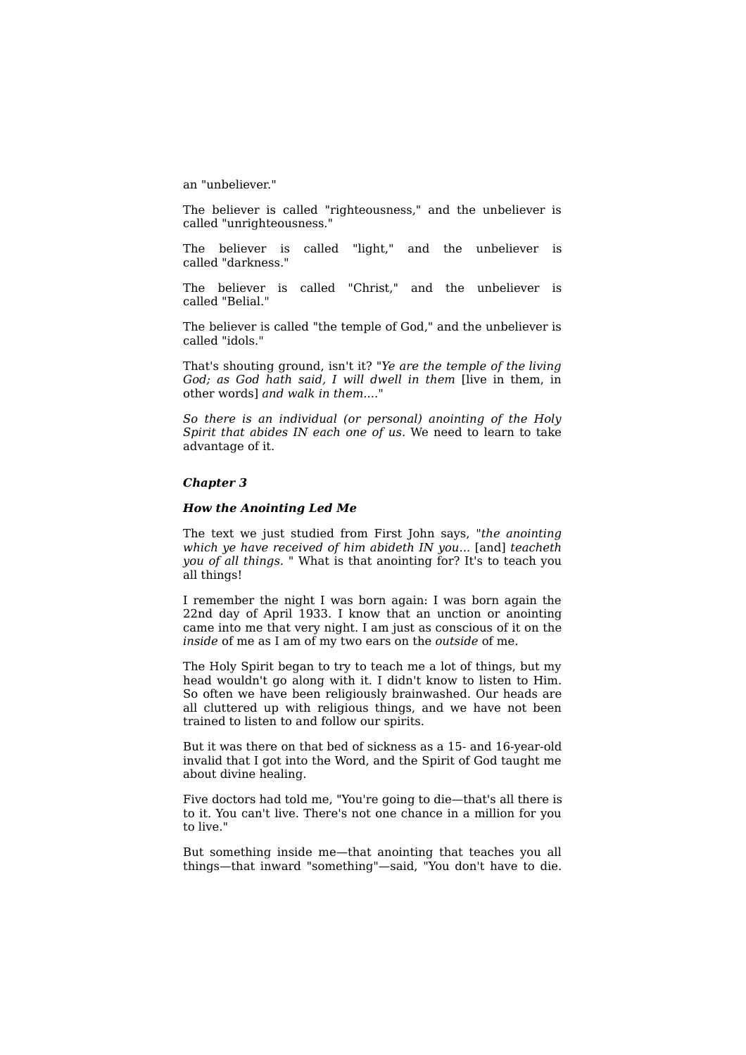an "unbeliever."

The believer is called "righteousness," and the unbeliever is called "unrighteousness."

The believer is called "light," and the unbeliever is called "darkness."

The believer is called "Christ," and the unbeliever is called "Belial."

The believer is called "the temple of God," and the unbeliever is called "idols."

That's shouting ground, isn't it? "*Ye are the temple of the living God; as God hath said, I will dwell in them* [live in them, in other words] *and walk in them....*"

*So there is an individual (or personal) anointing of the Holy Spirit that abides IN each one of us.* We need to learn to take advantage of it.

## *Chapter 3*

### *How the Anointing Led Me*

The text we just studied from First John says, "*the anointing which ye have received of him abideth IN you...* [and] *teacheth you of all things.* " What is that anointing for? It's to teach you all things!

I remember the night I was born again: I was born again the 22nd day of April 1933. I know that an unction or anointing came into me that very night. I am just as conscious of it on the *inside* of me as I am of my two ears on the *outside* of me.

The Holy Spirit began to try to teach me a lot of things, but my head wouldn't go along with it. I didn't know to listen to Him. So often we have been religiously brainwashed. Our heads are all cluttered up with religious things, and we have not been trained to listen to and follow our spirits.

But it was there on that bed of sickness as a 15- and 16-year-old invalid that I got into the Word, and the Spirit of God taught me about divine healing.

Five doctors had told me, "You're going to die—that's all there is to it. You can't live. There's not one chance in a million for you to live."

But something inside me—that anointing that teaches you all things—that inward "something"—said, "You don't have to die.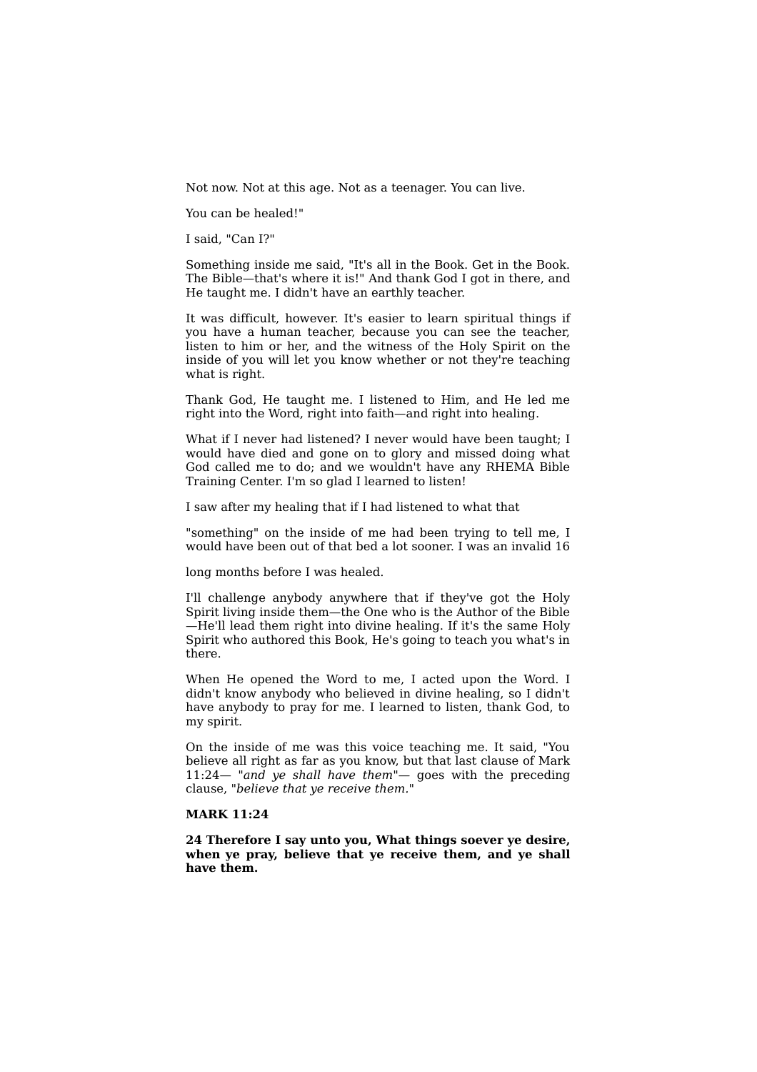Not now. Not at this age. Not as a teenager. You can live.

You can be healed!"

I said, "Can I?"

Something inside me said, "It's all in the Book. Get in the Book. The Bible—that's where it is!" And thank God I got in there, and He taught me. I didn't have an earthly teacher.

It was difficult, however. It's easier to learn spiritual things if you have a human teacher, because you can see the teacher, listen to him or her, and the witness of the Holy Spirit on the inside of you will let you know whether or not they're teaching what is right.

Thank God, He taught me. I listened to Him, and He led me right into the Word, right into faith—and right into healing.

What if I never had listened? I never would have been taught; I would have died and gone on to glory and missed doing what God called me to do; and we wouldn't have any RHEMA Bible Training Center. I'm so glad I learned to listen!

I saw after my healing that if I had listened to what that "something" on the inside of me had been trying to tell me, I would have been out of that bed a lot sooner. I was an invalid 16 long months before I was healed.

I'll challenge anybody anywhere that if they've got the Holy Spirit living inside them—the One who is the Author of the Bible—He'll lead them right into divine healing. If it's the same Holy Spirit who authored this Book, He's going to teach you what's in there.

When He opened the Word to me, I acted upon the Word. I didn't know anybody who believed in divine healing, so I didn't have anybody to pray for me. I learned to listen, thank God, to my spirit.

On the inside of me was this voice teaching me. It said, "You believe all right as far as you know, but that last clause of Mark 11:24— "*and ye shall have them*"— goes with the preceding clause, "*believe that ye receive them.*"

**MARK 11:24**

**24 Therefore I say unto you, What things soever ye desire, when ye pray, believe that ye receive them, and ye shall have them.**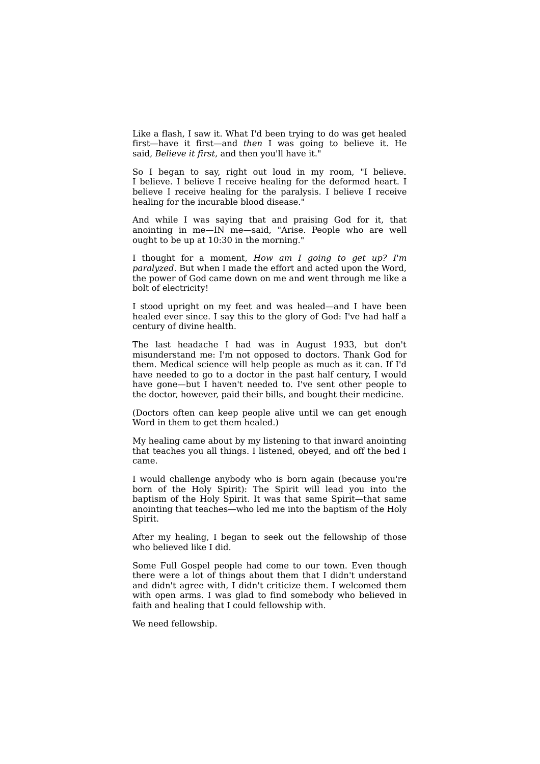Like a flash, I saw it. What I'd been trying to do was get healed first—have it first—and *then* I was going to believe it. He said, *Believe it first,* and then you'll have it."

So I began to say, right out loud in my room, "I believe. I believe. I believe I receive healing for the deformed heart. I believe I receive healing for the paralysis. I believe I receive healing for the incurable blood disease."

And while I was saying that and praising God for it, that anointing in me—IN me—said, "Arise. People who are well ought to be up at 10:30 in the morning."

I thought for a moment, *How am I going to get up? I'm paralyzed.* But when I made the effort and acted upon the Word, the power of God came down on me and went through me like a bolt of electricity!

I stood upright on my feet and was healed—and I have been healed ever since. I say this to the glory of God: I've had half a century of divine health.

The last headache I had was in August 1933, but don't misunderstand me: I'm not opposed to doctors. Thank God for them. Medical science will help people as much as it can. If I'd have needed to go to a doctor in the past half century, I would have gone—but I haven't needed to. I've sent other people to the doctor, however, paid their bills, and bought their medicine.

(Doctors often can keep people alive until we can get enough Word in them to get them healed.)

My healing came about by my listening to that inward anointing that teaches you all things. I listened, obeyed, and off the bed I came.

I would challenge anybody who is born again (because you're born of the Holy Spirit): The Spirit will lead you into the baptism of the Holy Spirit. It was that same Spirit—that same anointing that teaches—who led me into the baptism of the Holy Spirit.

After my healing, I began to seek out the fellowship of those who believed like I did.

Some Full Gospel people had come to our town. Even though there were a lot of things about them that I didn't understand and didn't agree with, I didn't criticize them. I welcomed them with open arms. I was glad to find somebody who believed in faith and healing that I could fellowship with.

We need fellowship.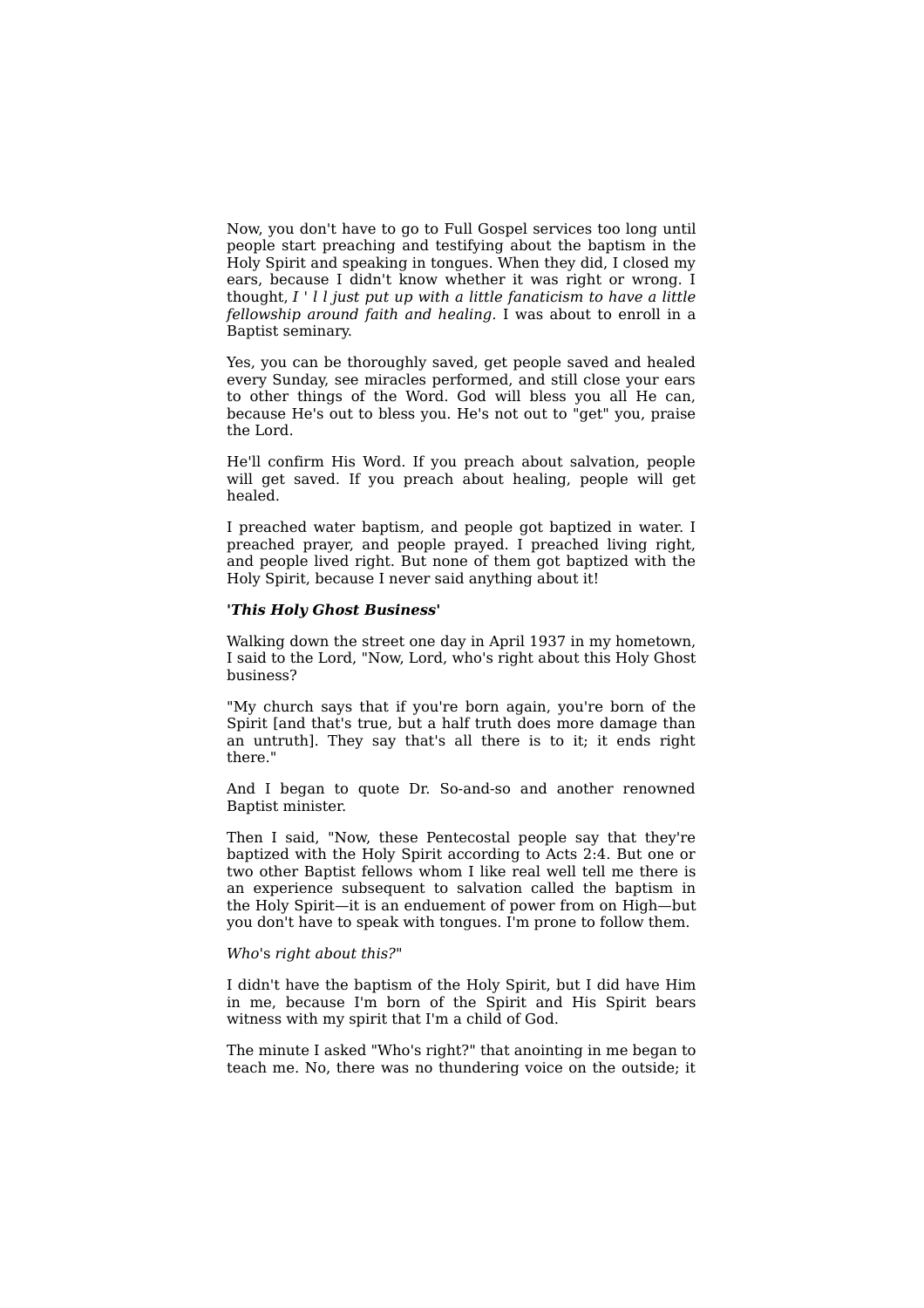Now, you don't have to go to Full Gospel services too long until people start preaching and testifying about the baptism in the Holy Spirit and speaking in tongues. When they did, I closed my ears, because I didn't know whether it was right or wrong. I thought, *I'll just put up with a little fanaticism to have a little fellowship around faith and healing.* I was about to enroll in a Baptist seminary.

Yes, you can be thoroughly saved, get people saved and healed every Sunday, see miracles performed, and still close your ears to other things of the Word. God will bless you all He can, because He's out to bless you. He's not out to "get" you, praise the Lord.

He'll confirm His Word. If you preach about salvation, people will get saved. If you preach about healing, people will get healed.

I preached water baptism, and people got baptized in water. I preached prayer, and people prayed. I preached living right, and people lived right. But none of them got baptized with the Holy Spirit, because I never said anything about it!

**'*This Holy Ghost Business*'**

Walking down the street one day in April 1937 in my hometown, I said to the Lord, "Now, Lord, who's right about this Holy Ghost business?

"My church says that if you're born again, you're born of the Spirit [and that's true, but a half truth does more damage than an untruth]. They say that's all there is to it; it ends right there."

And I began to quote Dr. So-and-so and another renowned Baptist minister.

Then I said, "Now, these Pentecostal people say that they're baptized with the Holy Spirit according to Acts 2:4. But one or two other Baptist fellows whom I like real well tell me there is an experience subsequent to salvation called the baptism in the Holy Spirit—it is an enduement of power from on High—but you don't have to speak with tongues. I'm prone to follow them.

*Who's right about this?*"

I didn't have the baptism of the Holy Spirit, but I did have Him in me, because I'm born of the Spirit and His Spirit bears witness with my spirit that I'm a child of God.

The minute I asked "Who's right?" that anointing in me began to teach me. No, there was no thundering voice on the outside; it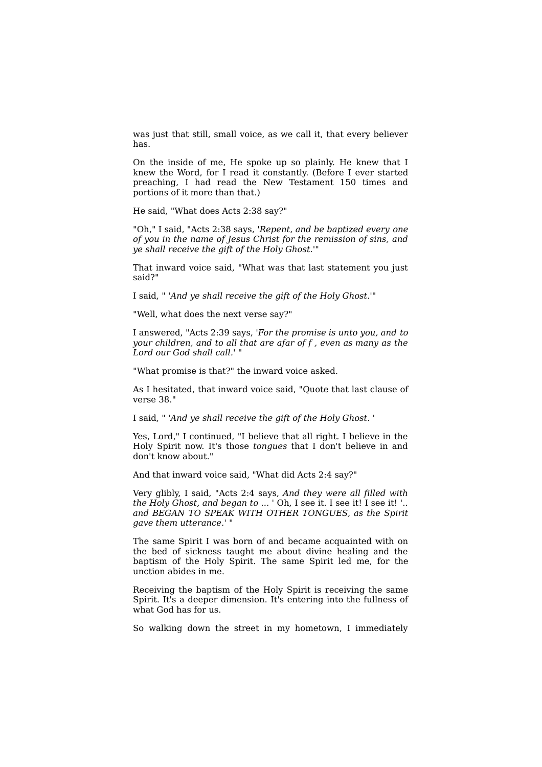was just that still, small voice, as we call it, that every believer has.

On the inside of me, He spoke up so plainly. He knew that I knew the Word, for I read it constantly. (Before I ever started preaching, I had read the New Testament 150 times and portions of it more than that.)

He said, "What does Acts 2:38 say?"

"Oh," I said, "Acts 2:38 says, '*Repent, and be baptized every one of you in the name of Jesus Christ for the remission of sins, and ye shall receive the gift of the Holy Ghost.*'"

That inward voice said, "What was that last statement you just said?"

I said, " '*And ye shall receive the gift of the Holy Ghost.*'"

"Well, what does the next verse say?"

I answered, "Acts 2:39 says, '*For the promise is unto you, and to your children, and to all that are afar of f , even as many as the Lord our God shall call.*' "

"What promise is that?" the inward voice asked.

As I hesitated, that inward voice said, "Quote that last clause of verse 38."

I said, " '*And ye shall receive the gift of the Holy Ghost.* '

Yes, Lord," I continued, "I believe that all right. I believe in the Holy Spirit now. It's those *tongues* that I don't believe in and don't know about."

And that inward voice said, "What did Acts 2:4 say?"

Very glibly, I said, "Acts 2:4 says, *And they were all filled with the Holy Ghost, and began to ...* ' Oh, I see it. I see it! I see it! '.. *and BEGAN TO SPEAK WITH OTHER TONGUES, as the Spirit gave them utterance.*' "

The same Spirit I was born of and became acquainted with on the bed of sickness taught me about divine healing and the baptism of the Holy Spirit. The same Spirit led me, for the unction abides in me.

Receiving the baptism of the Holy Spirit is receiving the same Spirit. It's a deeper dimension. It's entering into the fullness of what God has for us.

So walking down the street in my hometown, I immediately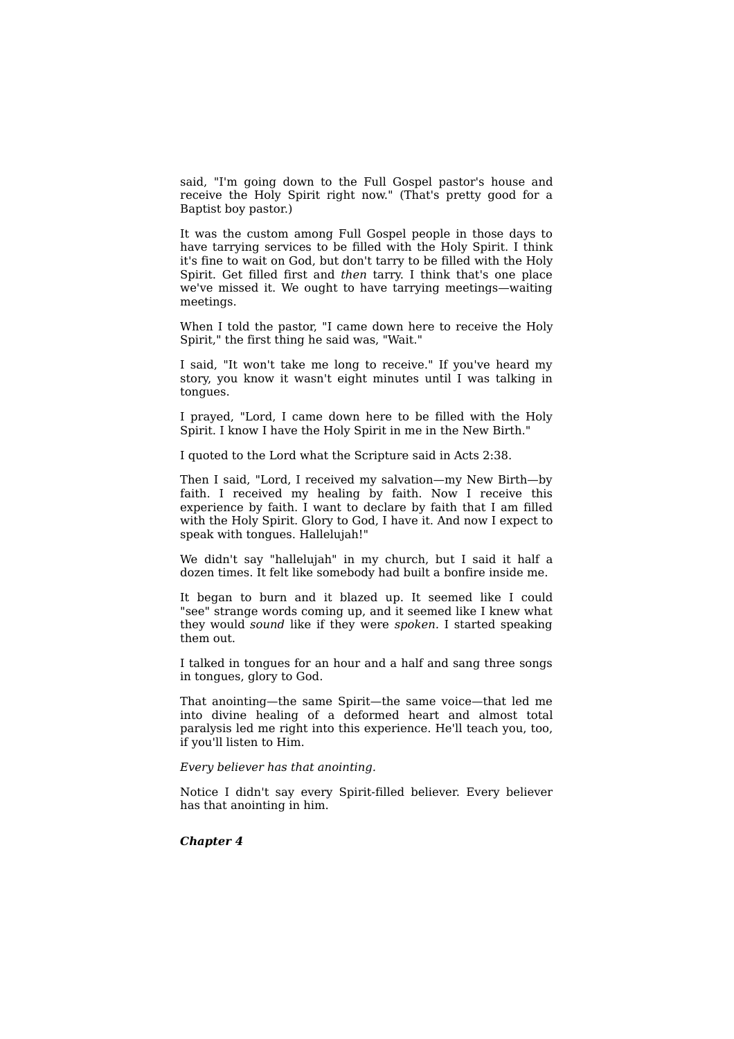said, "I'm going down to the Full Gospel pastor's house and receive the Holy Spirit right now." (That's pretty good for a Baptist boy pastor.)

It was the custom among Full Gospel people in those days to have tarrying services to be filled with the Holy Spirit. I think it's fine to wait on God, but don't tarry to be filled with the Holy Spirit. Get filled first and *then* tarry. I think that's one place we've missed it. We ought to have tarrying meetings—waiting meetings.

When I told the pastor, "I came down here to receive the Holy Spirit," the first thing he said was, "Wait."

I said, "It won't take me long to receive." If you've heard my story, you know it wasn't eight minutes until I was talking in tongues.

I prayed, "Lord, I came down here to be filled with the Holy Spirit. I know I have the Holy Spirit in me in the New Birth."

I quoted to the Lord what the Scripture said in Acts 2:38.

Then I said, "Lord, I received my salvation—my New Birth—by faith. I received my healing by faith. Now I receive this experience by faith. I want to declare by faith that I am filled with the Holy Spirit. Glory to God, I have it. And now I expect to speak with tongues. Hallelujah!"

We didn't say "hallelujah" in my church, but I said it half a dozen times. It felt like somebody had built a bonfire inside me.

It began to burn and it blazed up. It seemed like I could "see" strange words coming up, and it seemed like I knew what they would *sound* like if they were *spoken.* I started speaking them out.

I talked in tongues for an hour and a half and sang three songs in tongues, glory to God.

That anointing—the same Spirit—the same voice—that led me into divine healing of a deformed heart and almost total paralysis led me right into this experience. He'll teach you, too, if you'll listen to Him.

*Every believer has that anointing.*

Notice I didn't say every Spirit-filled believer. Every believer has that anointing in him.

***Chapter 4***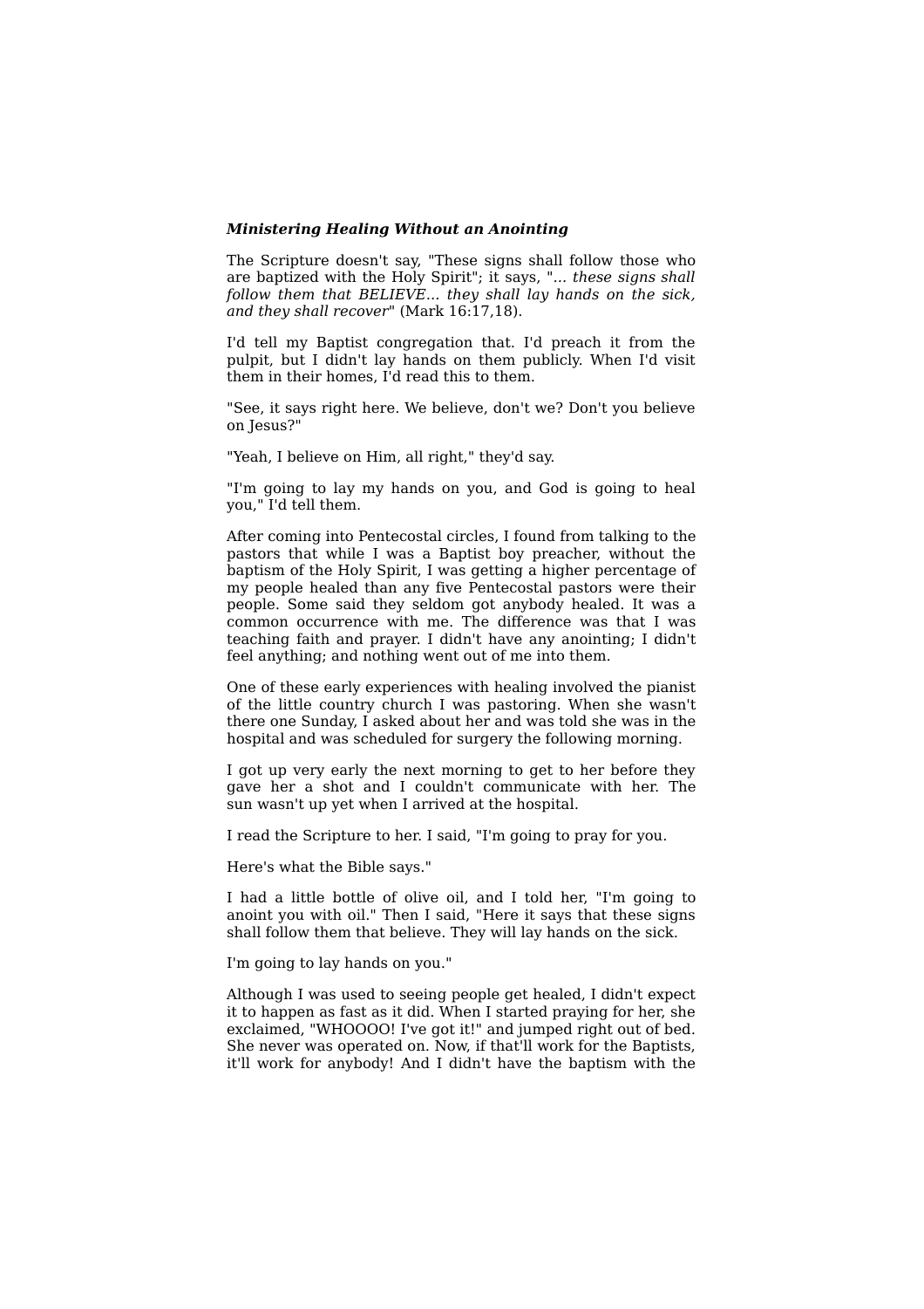***Ministering Healing Without an Anointing***

The Scripture doesn't say, "These signs shall follow those who are baptized with the Holy Spirit"; it says, "*... these signs shall follow them that BELIEVE... they shall lay hands on the sick, and they shall recover*" (Mark 16:17,18).

I'd tell my Baptist congregation that. I'd preach it from the pulpit, but I didn't lay hands on them publicly. When I'd visit them in their homes, I'd read this to them.

"See, it says right here. We believe, don't we? Don't you believe on Jesus?"

"Yeah, I believe on Him, all right," they'd say.

"I'm going to lay my hands on you, and God is going to heal you," I'd tell them.

After coming into Pentecostal circles, I found from talking to the pastors that while I was a Baptist boy preacher, without the baptism of the Holy Spirit, I was getting a higher percentage of my people healed than any five Pentecostal pastors were their people. Some said they seldom got anybody healed. It was a common occurrence with me. The difference was that I was teaching faith and prayer. I didn't have any anointing; I didn't feel anything; and nothing went out of me into them.

One of these early experiences with healing involved the pianist of the little country church I was pastoring. When she wasn't there one Sunday, I asked about her and was told she was in the hospital and was scheduled for surgery the following morning.

I got up very early the next morning to get to her before they gave her a shot and I couldn't communicate with her. The sun wasn't up yet when I arrived at the hospital.

I read the Scripture to her. I said, "I'm going to pray for you.

Here's what the Bible says."

I had a little bottle of olive oil, and I told her, "I'm going to anoint you with oil." Then I said, "Here it says that these signs shall follow them that believe. They will lay hands on the sick.

I'm going to lay hands on you."

Although I was used to seeing people get healed, I didn't expect it to happen as fast as it did. When I started praying for her, she exclaimed, "WHOOOO! I've got it!" and jumped right out of bed. She never was operated on. Now, if that'll work for the Baptists, it'll work for anybody! And I didn't have the baptism with the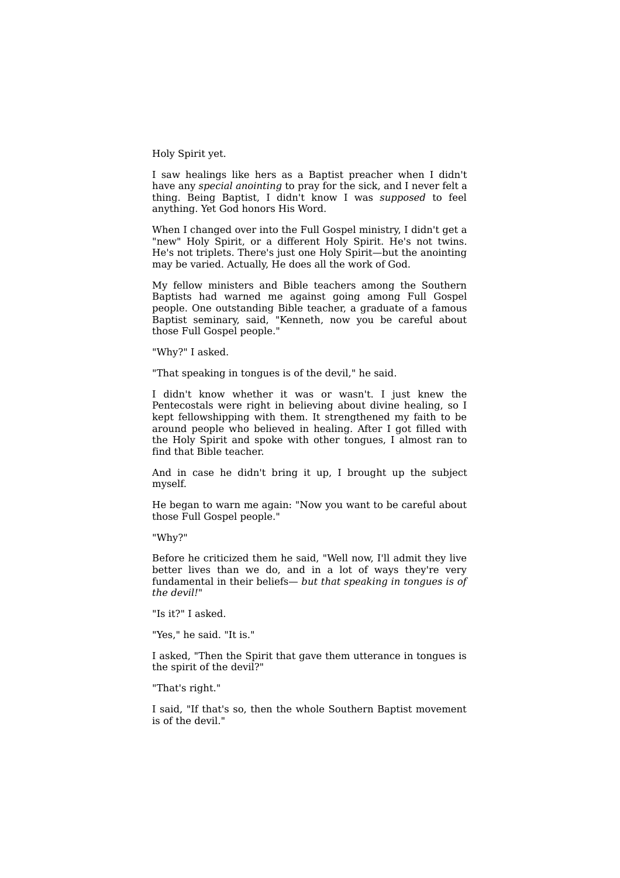Holy Spirit yet.

I saw healings like hers as a Baptist preacher when I didn't have any *special anointing* to pray for the sick, and I never felt a thing. Being Baptist, I didn't know I was *supposed* to feel anything. Yet God honors His Word.

When I changed over into the Full Gospel ministry, I didn't get a "new" Holy Spirit, or a different Holy Spirit. He's not twins. He's not triplets. There's just one Holy Spirit—but the anointing may be varied. Actually, He does all the work of God.

My fellow ministers and Bible teachers among the Southern Baptists had warned me against going among Full Gospel people. One outstanding Bible teacher, a graduate of a famous Baptist seminary, said, "Kenneth, now you be careful about those Full Gospel people."

"Why?" I asked.

"That speaking in tongues is of the devil," he said.

I didn't know whether it was or wasn't. I just knew the Pentecostals were right in believing about divine healing, so I kept fellowshipping with them. It strengthened my faith to be around people who believed in healing. After I got filled with the Holy Spirit and spoke with other tongues, I almost ran to find that Bible teacher.

And in case he didn't bring it up, I brought up the subject myself.

He began to warn me again: "Now you want to be careful about those Full Gospel people."

"Why?"

Before he criticized them he said, "Well now, I'll admit they live better lives than we do, and in a lot of ways they're very fundamental in their beliefs— *but that speaking in tongues is of the devil!*"

"Is it?" I asked.

"Yes," he said. "It is."

I asked, "Then the Spirit that gave them utterance in tongues is the spirit of the devil?"

"That's right."

I said, "If that's so, then the whole Southern Baptist movement is of the devil."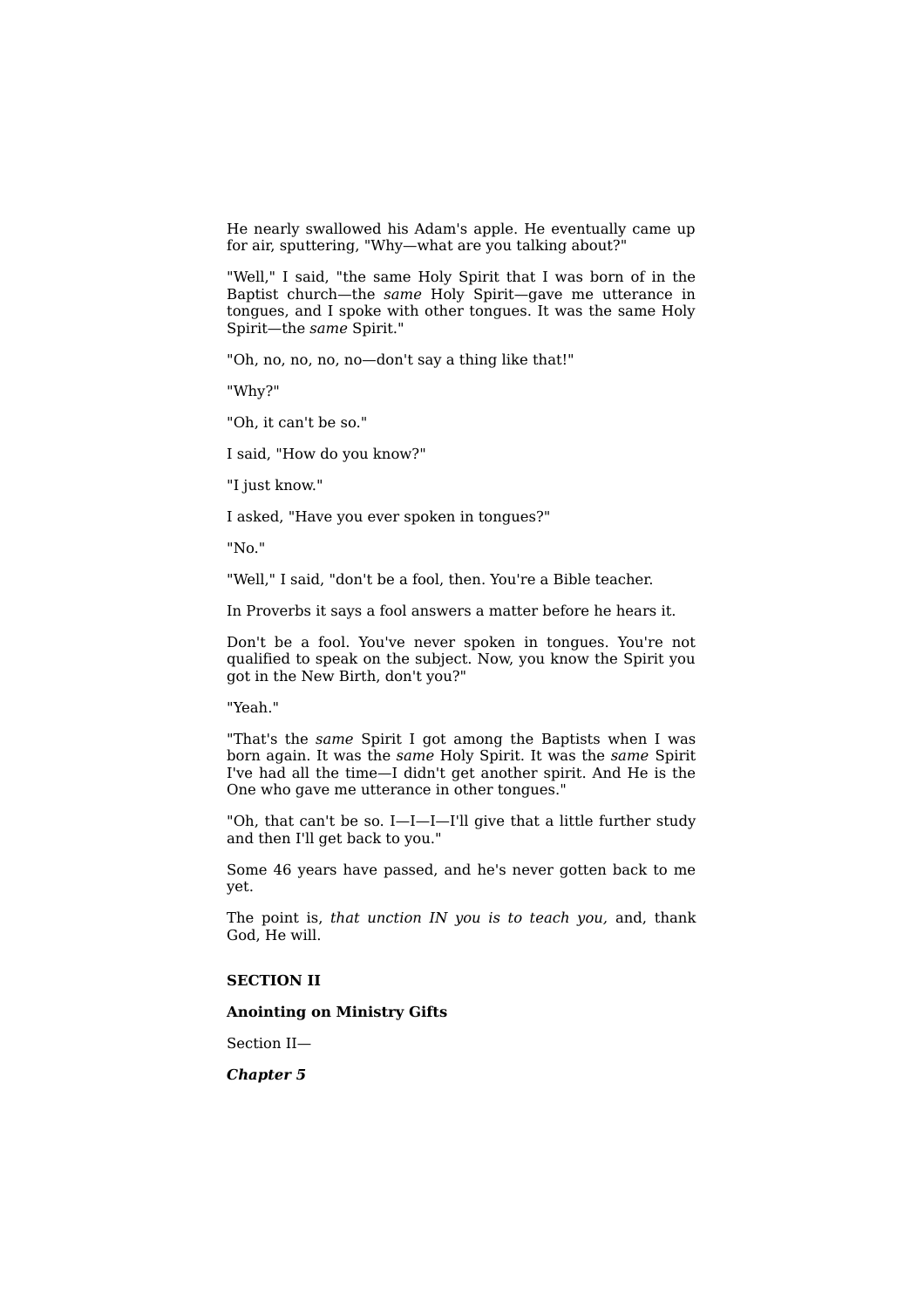He nearly swallowed his Adam's apple. He eventually came up for air, sputtering, "Why—what are you talking about?"

"Well," I said, "the same Holy Spirit that I was born of in the Baptist church—the *same* Holy Spirit—gave me utterance in tongues, and I spoke with other tongues. It was the same Holy Spirit—the *same* Spirit."

"Oh, no, no, no, no—don't say a thing like that!"

"Why?"

"Oh, it can't be so."

I said, "How do you know?"

"I just know."

I asked, "Have you ever spoken in tongues?"

"No."

"Well," I said, "don't be a fool, then. You're a Bible teacher.

In Proverbs it says a fool answers a matter before he hears it.

Don't be a fool. You've never spoken in tongues. You're not qualified to speak on the subject. Now, you know the Spirit you got in the New Birth, don't you?"

"Yeah."

"That's the *same* Spirit I got among the Baptists when I was born again. It was the *same* Holy Spirit. It was the *same* Spirit I've had all the time—I didn't get another spirit. And He is the One who gave me utterance in other tongues."

"Oh, that can't be so. I—I—I—I'll give that a little further study and then I'll get back to you."

Some 46 years have passed, and he's never gotten back to me yet.

The point is, *that unction IN you is to teach you,* and, thank God, He will.

## SECTION II

### Anointing on Ministry Gifts

Section II—

***Chapter 5***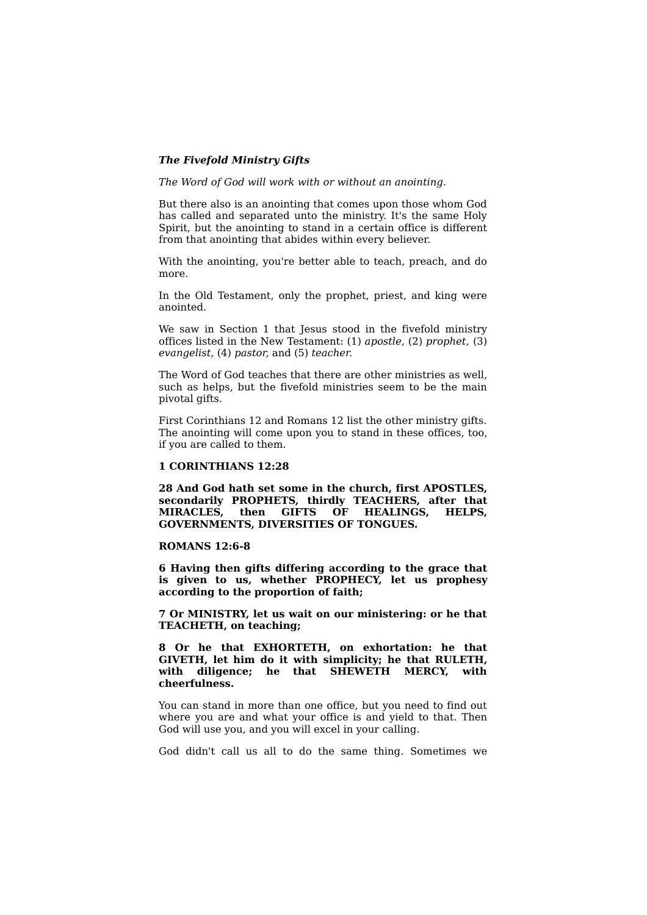***The Fivefold Ministry Gifts***

*The Word of God will work with or without an anointing.*

But there also is an anointing that comes upon those whom God has called and separated unto the ministry. It's the same Holy Spirit, but the anointing to stand in a certain office is different from that anointing that abides within every believer.

With the anointing, you're better able to teach, preach, and do more.

In the Old Testament, only the prophet, priest, and king were anointed.

We saw in Section 1 that Jesus stood in the fivefold ministry offices listed in the New Testament: (1) *apostle,* (2) *prophet,* (3) *evangelist,* (4) *pastor,* and (5) *teacher.*

The Word of God teaches that there are other ministries as well, such as helps, but the fivefold ministries seem to be the main pivotal gifts.

First Corinthians 12 and Romans 12 list the other ministry gifts. The anointing will come upon you to stand in these offices, too, if you are called to them.

**1 CORINTHIANS 12:28**

**28 And God hath set some in the church, first APOSTLES, secondarily PROPHETS, thirdly TEACHERS, after that MIRACLES, then GIFTS OF HEALINGS, HELPS, GOVERNMENTS, DIVERSITIES OF TONGUES.**

**ROMANS 12:6-8**

**6 Having then gifts differing according to the grace that is given to us, whether PROPHECY, let us prophesy according to the proportion of faith;**

**7 Or MINISTRY, let us wait on our ministering: or he that TEACHETH, on teaching;**

**8 Or he that EXHORTETH, on exhortation: he that GIVETH, let him do it with simplicity; he that RULETH, with diligence; he that SHEWETH MERCY, with cheerfulness.**

You can stand in more than one office, but you need to find out where you are and what your office is and yield to that. Then God will use you, and you will excel in your calling.

God didn't call us all to do the same thing. Sometimes we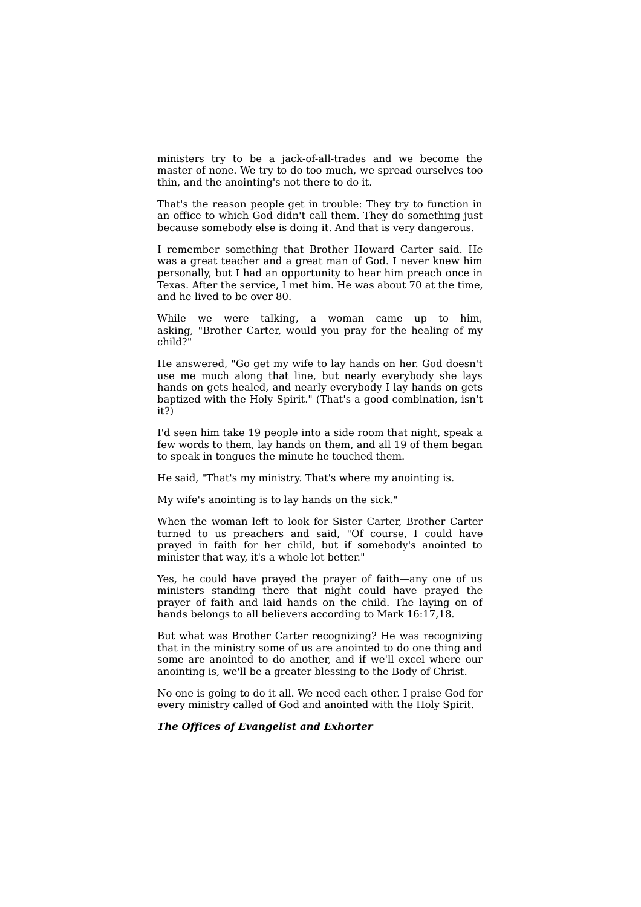ministers try to be a jack-of-all-trades and we become the master of none. We try to do too much, we spread ourselves too thin, and the anointing's not there to do it.

That's the reason people get in trouble: They try to function in an office to which God didn't call them. They do something just because somebody else is doing it. And that is very dangerous.

I remember something that Brother Howard Carter said. He was a great teacher and a great man of God. I never knew him personally, but I had an opportunity to hear him preach once in Texas. After the service, I met him. He was about 70 at the time, and he lived to be over 80.

While we were talking, a woman came up to him, asking, "Brother Carter, would you pray for the healing of my child?"

He answered, "Go get my wife to lay hands on her. God doesn't use me much along that line, but nearly everybody she lays hands on gets healed, and nearly everybody I lay hands on gets baptized with the Holy Spirit." (That's a good combination, isn't it?)

I'd seen him take 19 people into a side room that night, speak a few words to them, lay hands on them, and all 19 of them began to speak in tongues the minute he touched them.

He said, "That's my ministry. That's where my anointing is.

My wife's anointing is to lay hands on the sick."

When the woman left to look for Sister Carter, Brother Carter turned to us preachers and said, "Of course, I could have prayed in faith for her child, but if somebody's anointed to minister that way, it's a whole lot better."

Yes, he could have prayed the prayer of faith—any one of us ministers standing there that night could have prayed the prayer of faith and laid hands on the child. The laying on of hands belongs to all believers according to Mark 16:17,18.

But what was Brother Carter recognizing? He was recognizing that in the ministry some of us are anointed to do one thing and some are anointed to do another, and if we'll excel where our anointing is, we'll be a greater blessing to the Body of Christ.

No one is going to do it all. We need each other. I praise God for every ministry called of God and anointed with the Holy Spirit.

***The Offices of Evangelist and Exhorter***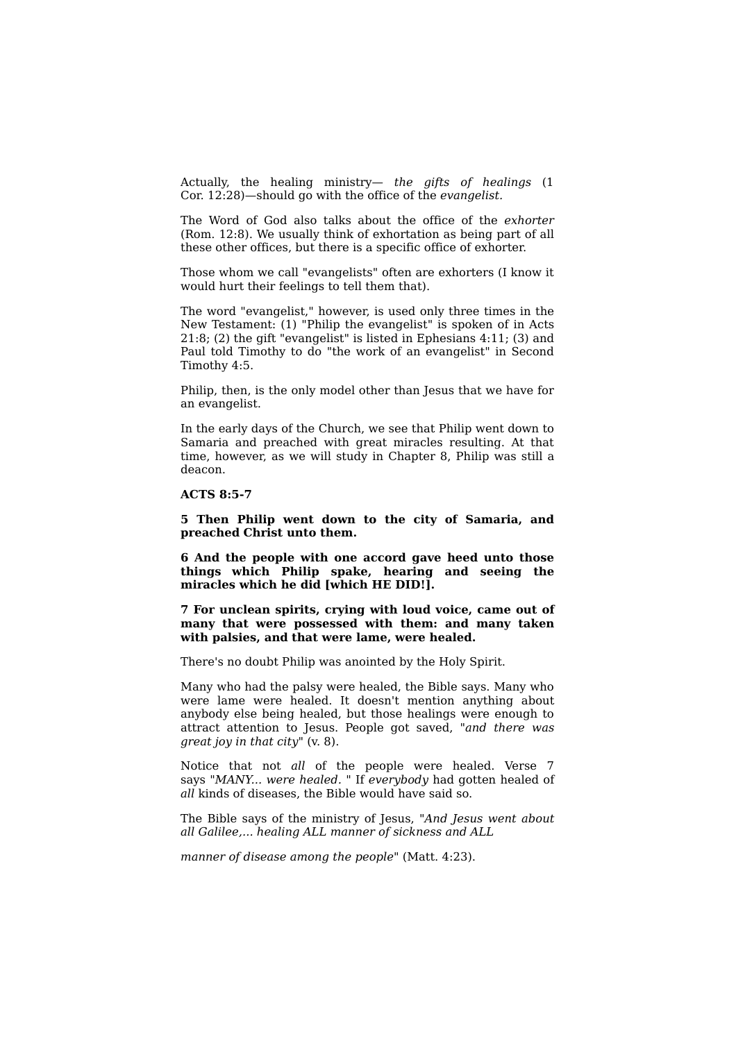Actually, the healing ministry— *the gifts of healings* (1 Cor. 12:28)—should go with the office of the *evangelist*.

The Word of God also talks about the office of the *exhorter* (Rom. 12:8). We usually think of exhortation as being part of all these other offices, but there is a specific office of exhorter.

Those whom we call "evangelists" often are exhorters (I know it would hurt their feelings to tell them that).

The word "evangelist," however, is used only three times in the New Testament: (1) "Philip the evangelist" is spoken of in Acts 21:8; (2) the gift "evangelist" is listed in Ephesians 4:11; (3) and Paul told Timothy to do "the work of an evangelist" in Second Timothy 4:5.

Philip, then, is the only model other than Jesus that we have for an evangelist.

In the early days of the Church, we see that Philip went down to Samaria and preached with great miracles resulting. At that time, however, as we will study in Chapter 8, Philip was still a deacon.

**ACTS 8:5-7**

**5 Then Philip went down to the city of Samaria, and preached Christ unto them.**

**6 And the people with one accord gave heed unto those things which Philip spake, hearing and seeing the miracles which he did [which HE DID!].**

**7 For unclean spirits, crying with loud voice, came out of many that were possessed with them: and many taken with palsies, and that were lame, were healed.**

There's no doubt Philip was anointed by the Holy Spirit.

Many who had the palsy were healed, the Bible says. Many who were lame were healed. It doesn't mention anything about anybody else being healed, but those healings were enough to attract attention to Jesus. People got saved, "*and there was great joy in that city*" (v. 8).

Notice that not *all* of the people were healed. Verse 7 says "*MANY... were healed.* " If *everybody* had gotten healed of *all* kinds of diseases, the Bible would have said so.

The Bible says of the ministry of Jesus, "*And Jesus went about all Galilee,... healing ALL manner of sickness and ALL manner of disease among the people*" (Matt. 4:23).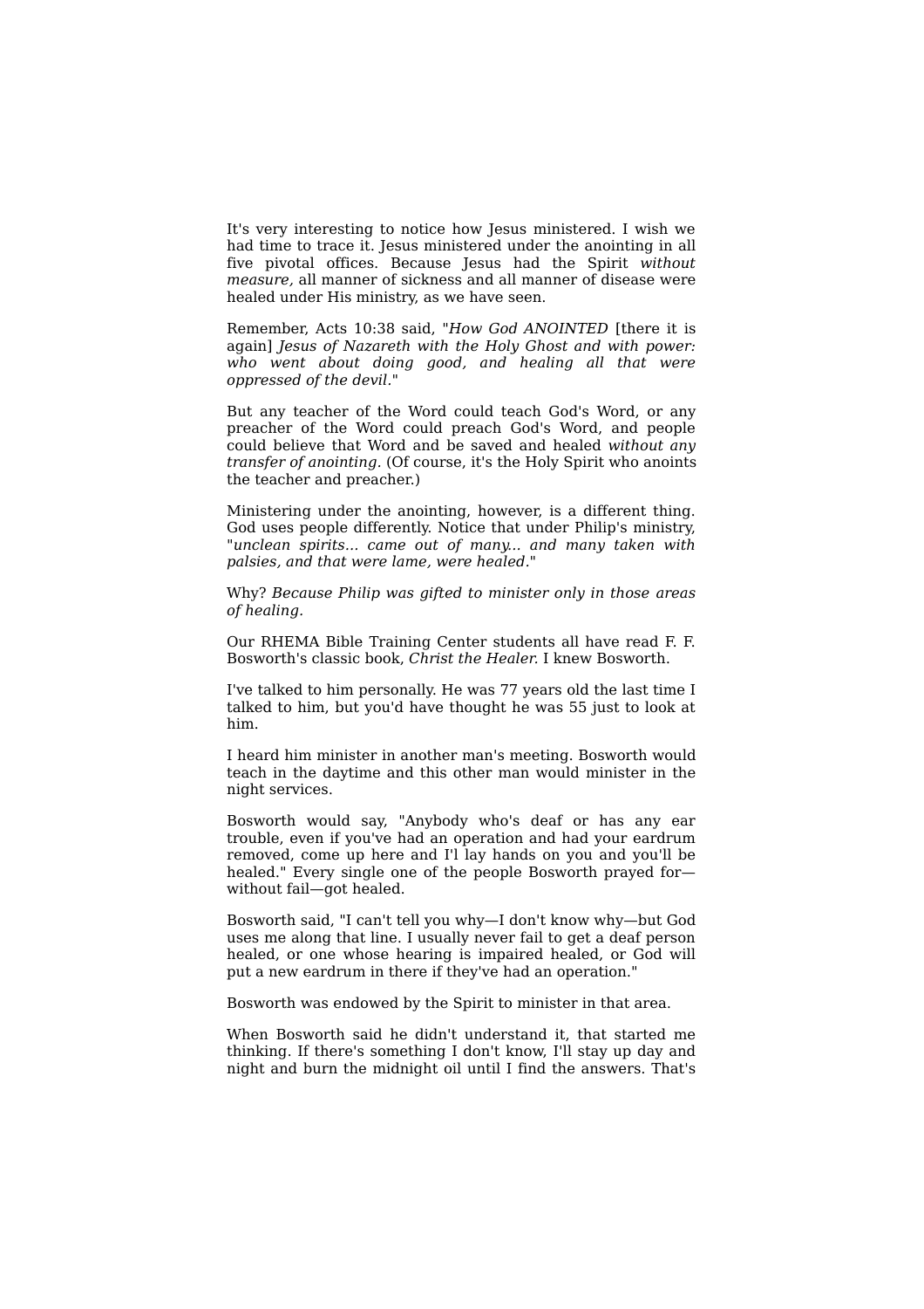It's very interesting to notice how Jesus ministered. I wish we had time to trace it. Jesus ministered under the anointing in all five pivotal offices. Because Jesus had the Spirit *without measure,* all manner of sickness and all manner of disease were healed under His ministry, as we have seen.

Remember, Acts 10:38 said, "*How God ANOINTED* [there it is again] *Jesus of Nazareth with the Holy Ghost and with power: who went about doing good, and healing all that were oppressed of the devil.*"

But any teacher of the Word could teach God's Word, or any preacher of the Word could preach God's Word, and people could believe that Word and be saved and healed *without any transfer of anointing.* (Of course, it's the Holy Spirit who anoints the teacher and preacher.)

Ministering under the anointing, however, is a different thing. God uses people differently. Notice that under Philip's ministry, "*unclean spirits... came out of many... and many taken with palsies, and that were lame, were healed.*"

Why? *Because Philip was gifted to minister only in those areas of healing.*

Our RHEMA Bible Training Center students all have read F. F. Bosworth's classic book, *Christ the Healer.* I knew Bosworth.

I've talked to him personally. He was 77 years old the last time I talked to him, but you'd have thought he was 55 just to look at him.

I heard him minister in another man's meeting. Bosworth would teach in the daytime and this other man would minister in the night services.

Bosworth would say, "Anybody who's deaf or has any ear trouble, even if you've had an operation and had your eardrum removed, come up here and I'l lay hands on you and you'll be healed." Every single one of the people Bosworth prayed for—without fail—got healed.

Bosworth said, "I can't tell you why—I don't know why—but God uses me along that line. I usually never fail to get a deaf person healed, or one whose hearing is impaired healed, or God will put a new eardrum in there if they've had an operation."

Bosworth was endowed by the Spirit to minister in that area.

When Bosworth said he didn't understand it, that started me thinking. If there's something I don't know, I'll stay up day and night and burn the midnight oil until I find the answers. That's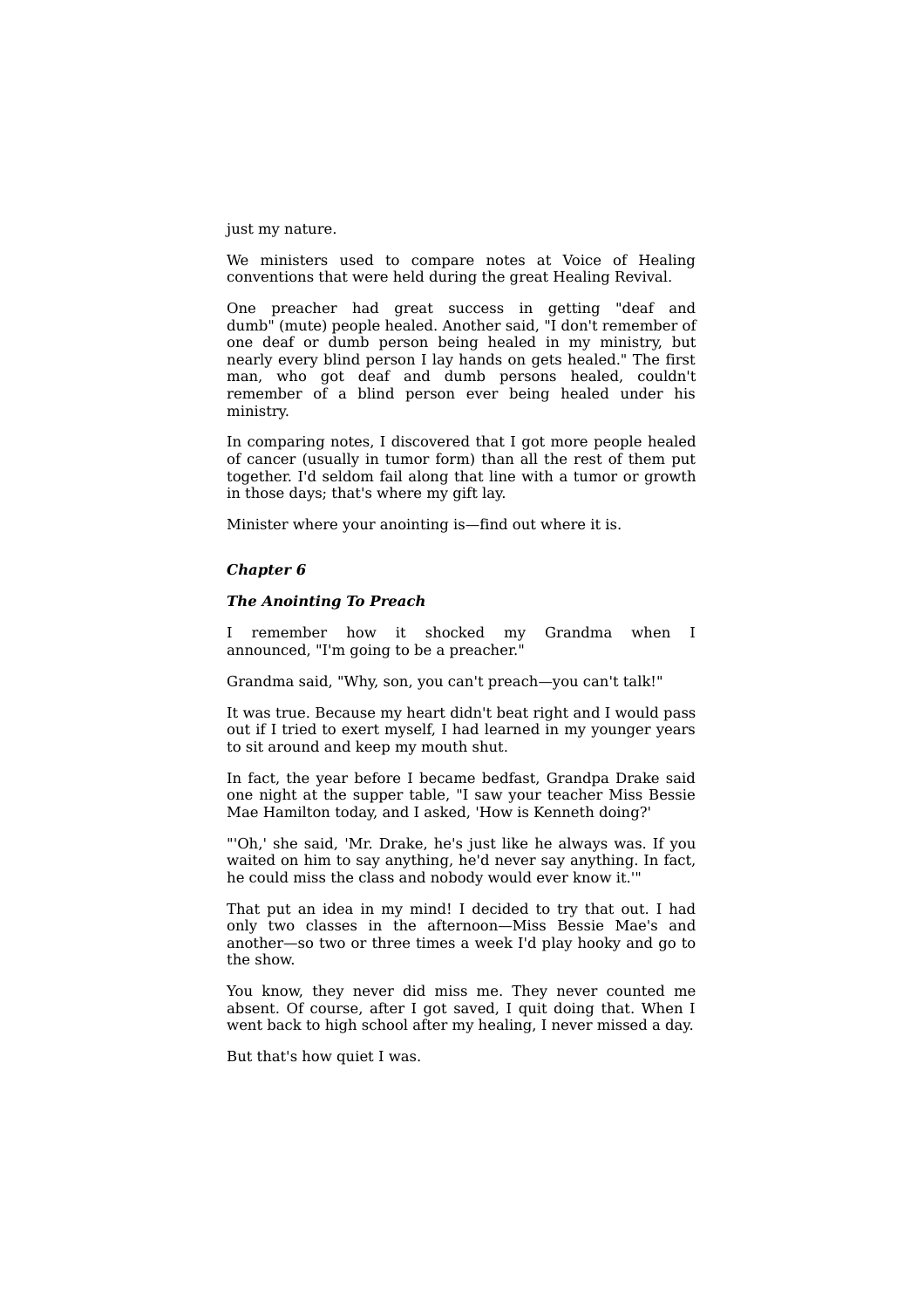just my nature.

We ministers used to compare notes at Voice of Healing conventions that were held during the great Healing Revival.

One preacher had great success in getting "deaf and dumb" (mute) people healed. Another said, "I don't remember of one deaf or dumb person being healed in my ministry, but nearly every blind person I lay hands on gets healed." The first man, who got deaf and dumb persons healed, couldn't remember of a blind person ever being healed under his ministry.

In comparing notes, I discovered that I got more people healed of cancer (usually in tumor form) than all the rest of them put together. I'd seldom fail along that line with a tumor or growth in those days; that's where my gift lay.

Minister where your anointing is—find out where it is.

## *Chapter 6*

### *The Anointing To Preach*

I remember how it shocked my Grandma when I announced, "I'm going to be a preacher."

Grandma said, "Why, son, you can't preach—you can't talk!"

It was true. Because my heart didn't beat right and I would pass out if I tried to exert myself, I had learned in my younger years to sit around and keep my mouth shut.

In fact, the year before I became bedfast, Grandpa Drake said one night at the supper table, "I saw your teacher Miss Bessie Mae Hamilton today, and I asked, 'How is Kenneth doing?'

"'Oh,' she said, 'Mr. Drake, he's just like he always was. If you waited on him to say anything, he'd never say anything. In fact, he could miss the class and nobody would ever know it.'"

That put an idea in my mind! I decided to try that out. I had only two classes in the afternoon—Miss Bessie Mae's and another—so two or three times a week I'd play hooky and go to the show.

You know, they never did miss me. They never counted me absent. Of course, after I got saved, I quit doing that. When I went back to high school after my healing, I never missed a day.

But that's how quiet I was.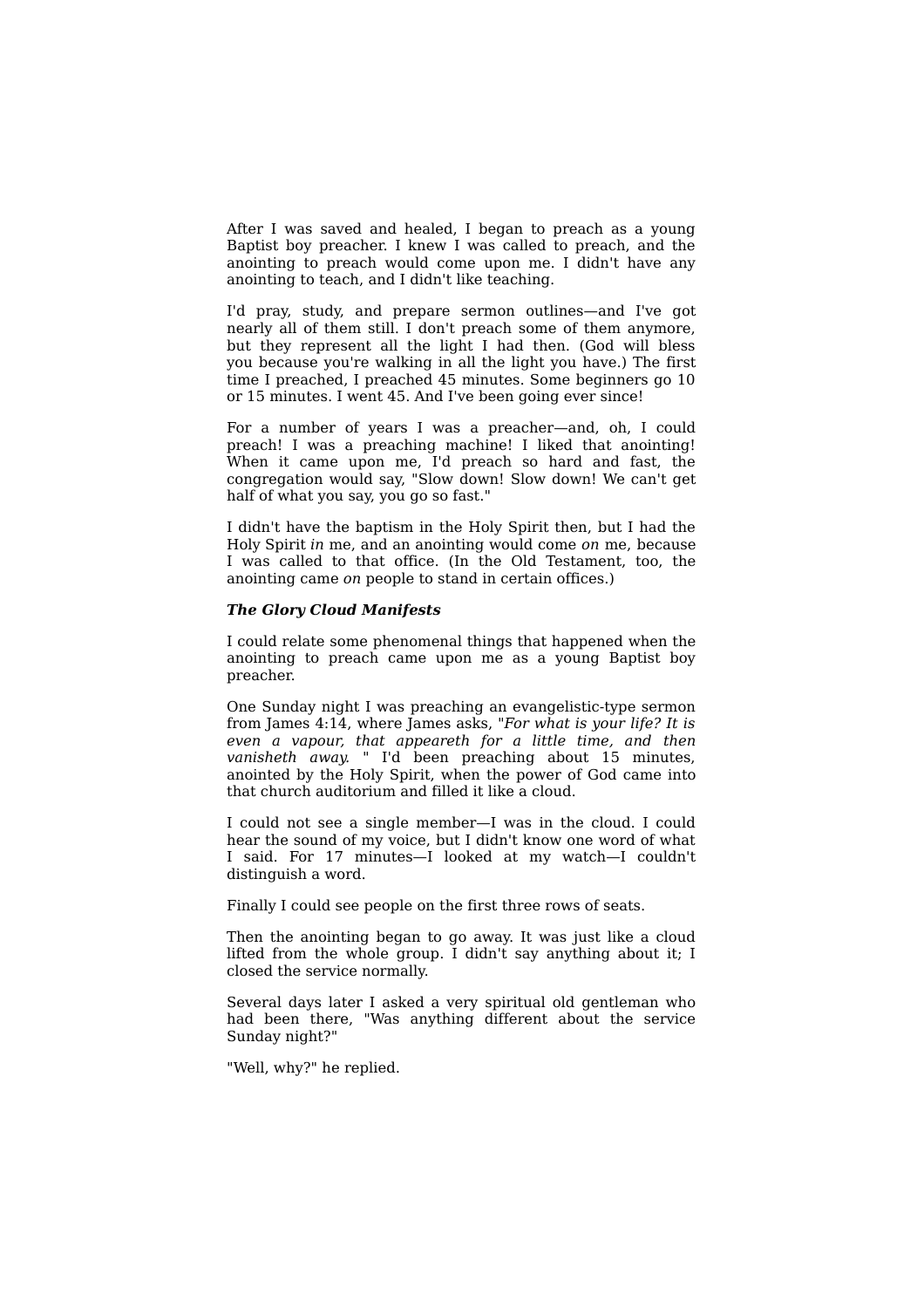After I was saved and healed, I began to preach as a young Baptist boy preacher. I knew I was called to preach, and the anointing to preach would come upon me. I didn't have any anointing to teach, and I didn't like teaching.

I'd pray, study, and prepare sermon outlines—and I've got nearly all of them still. I don't preach some of them anymore, but they represent all the light I had then. (God will bless you because you're walking in all the light you have.) The first time I preached, I preached 45 minutes. Some beginners go 10 or 15 minutes. I went 45. And I've been going ever since!

For a number of years I was a preacher—and, oh, I could preach! I was a preaching machine! I liked that anointing! When it came upon me, I'd preach so hard and fast, the congregation would say, "Slow down! Slow down! We can't get half of what you say, you go so fast."

I didn't have the baptism in the Holy Spirit then, but I had the Holy Spirit *in* me, and an anointing would come *on* me, because I was called to that office. (In the Old Testament, too, the anointing came *on* people to stand in certain offices.)

***The Glory Cloud Manifests***

I could relate some phenomenal things that happened when the anointing to preach came upon me as a young Baptist boy preacher.

One Sunday night I was preaching an evangelistic-type sermon from James 4:14, where James asks, "*For what is your life? It is even a vapour, that appeareth for a little time, and then vanisheth away.* " I'd been preaching about 15 minutes, anointed by the Holy Spirit, when the power of God came into that church auditorium and filled it like a cloud.

I could not see a single member—I was in the cloud. I could hear the sound of my voice, but I didn't know one word of what I said. For 17 minutes—I looked at my watch—I couldn't distinguish a word.

Finally I could see people on the first three rows of seats.

Then the anointing began to go away. It was just like a cloud lifted from the whole group. I didn't say anything about it; I closed the service normally.

Several days later I asked a very spiritual old gentleman who had been there, "Was anything different about the service Sunday night?"

"Well, why?" he replied.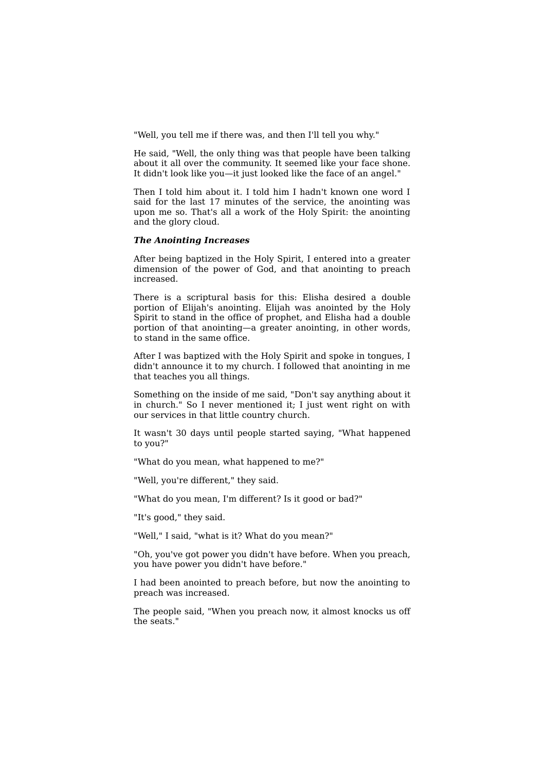"Well, you tell me if there was, and then I'll tell you why."

He said, "Well, the only thing was that people have been talking about it all over the community. It seemed like your face shone. It didn't look like you—it just looked like the face of an angel."

Then I told him about it. I told him I hadn't known one word I said for the last 17 minutes of the service, the anointing was upon me so. That's all a work of the Holy Spirit: the anointing and the glory cloud.

***The Anointing Increases***

After being baptized in the Holy Spirit, I entered into a greater dimension of the power of God, and that anointing to preach increased.

There is a scriptural basis for this: Elisha desired a double portion of Elijah's anointing. Elijah was anointed by the Holy Spirit to stand in the office of prophet, and Elisha had a double portion of that anointing—a greater anointing, in other words, to stand in the same office.

After I was baptized with the Holy Spirit and spoke in tongues, I didn't announce it to my church. I followed that anointing in me that teaches you all things.

Something on the inside of me said, "Don't say anything about it in church." So I never mentioned it; I just went right on with our services in that little country church.

It wasn't 30 days until people started saying, "What happened to you?"

"What do you mean, what happened to me?"

"Well, you're different," they said.

"What do you mean, I'm different? Is it good or bad?"

"It's good," they said.

"Well," I said, "what is it? What do you mean?"

"Oh, you've got power you didn't have before. When you preach, you have power you didn't have before."

I had been anointed to preach before, but now the anointing to preach was increased.

The people said, "When you preach now, it almost knocks us off the seats."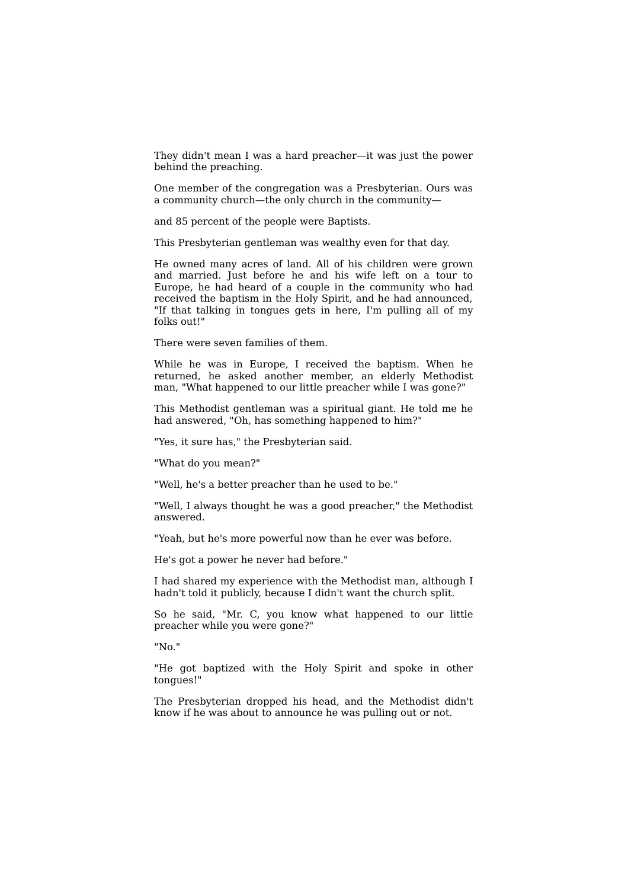They didn't mean I was a hard preacher—it was just the power behind the preaching.

One member of the congregation was a Presbyterian. Ours was a community church—the only church in the community—

and 85 percent of the people were Baptists.

This Presbyterian gentleman was wealthy even for that day.

He owned many acres of land. All of his children were grown and married. Just before he and his wife left on a tour to Europe, he had heard of a couple in the community who had received the baptism in the Holy Spirit, and he had announced, "If that talking in tongues gets in here, I'm pulling all of my folks out!"

There were seven families of them.

While he was in Europe, I received the baptism. When he returned, he asked another member, an elderly Methodist man, "What happened to our little preacher while I was gone?"

This Methodist gentleman was a spiritual giant. He told me he had answered, "Oh, has something happened to him?"

"Yes, it sure has," the Presbyterian said.

"What do you mean?"

"Well, he's a better preacher than he used to be."

"Well, I always thought he was a good preacher," the Methodist answered.

"Yeah, but he's more powerful now than he ever was before.

He's got a power he never had before."

I had shared my experience with the Methodist man, although I hadn't told it publicly, because I didn't want the church split.

So he said, "Mr. C, you know what happened to our little preacher while you were gone?"

"No."

"He got baptized with the Holy Spirit and spoke in other tongues!"

The Presbyterian dropped his head, and the Methodist didn't know if he was about to announce he was pulling out or not.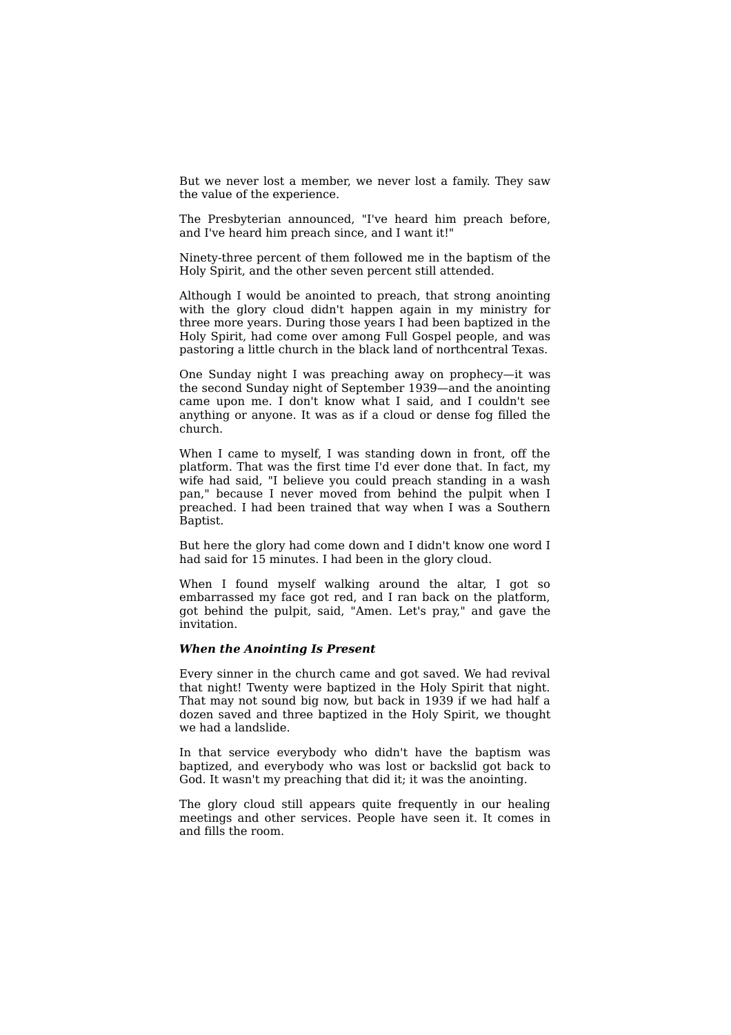But we never lost a member, we never lost a family. They saw the value of the experience.

The Presbyterian announced, "I've heard him preach before, and I've heard him preach since, and I want it!"

Ninety-three percent of them followed me in the baptism of the Holy Spirit, and the other seven percent still attended.

Although I would be anointed to preach, that strong anointing with the glory cloud didn't happen again in my ministry for three more years. During those years I had been baptized in the Holy Spirit, had come over among Full Gospel people, and was pastoring a little church in the black land of northcentral Texas.

One Sunday night I was preaching away on prophecy—it was the second Sunday night of September 1939—and the anointing came upon me. I don't know what I said, and I couldn't see anything or anyone. It was as if a cloud or dense fog filled the church.

When I came to myself, I was standing down in front, off the platform. That was the first time I'd ever done that. In fact, my wife had said, "I believe you could preach standing in a wash pan," because I never moved from behind the pulpit when I preached. I had been trained that way when I was a Southern Baptist.

But here the glory had come down and I didn't know one word I had said for 15 minutes. I had been in the glory cloud.

When I found myself walking around the altar, I got so embarrassed my face got red, and I ran back on the platform, got behind the pulpit, said, "Amen. Let's pray," and gave the invitation.

### ***When the Anointing Is Present***

Every sinner in the church came and got saved. We had revival that night! Twenty were baptized in the Holy Spirit that night. That may not sound big now, but back in 1939 if we had half a dozen saved and three baptized in the Holy Spirit, we thought we had a landslide.

In that service everybody who didn't have the baptism was baptized, and everybody who was lost or backslid got back to God. It wasn't my preaching that did it; it was the anointing.

The glory cloud still appears quite frequently in our healing meetings and other services. People have seen it. It comes in and fills the room.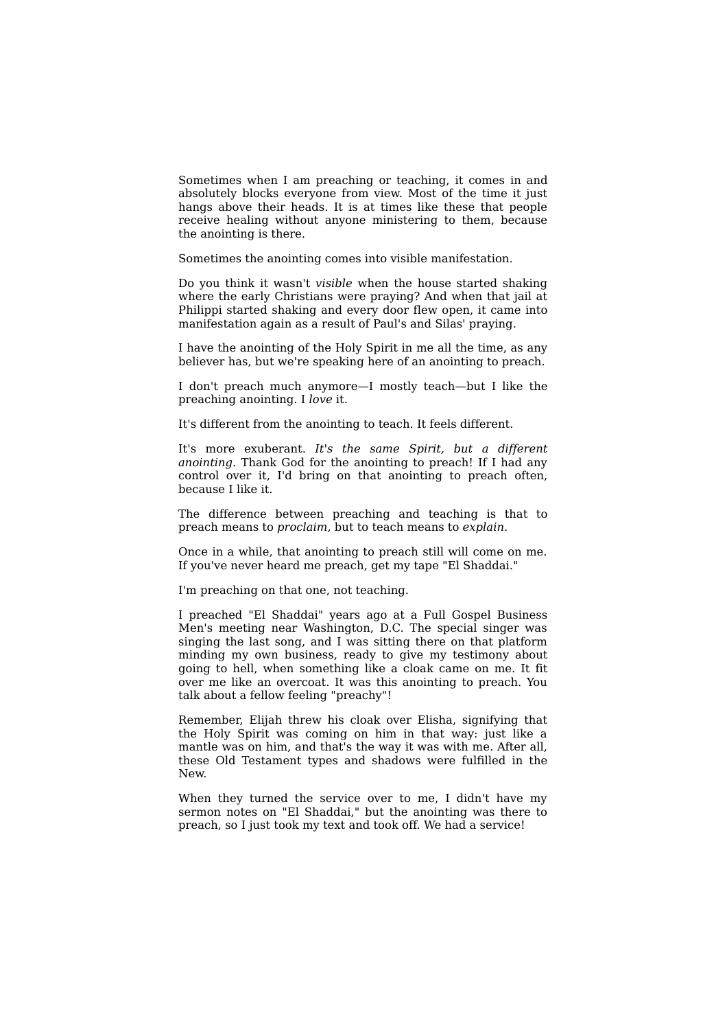Sometimes when I am preaching or teaching, it comes in and absolutely blocks everyone from view. Most of the time it just hangs above their heads. It is at times like these that people receive healing without anyone ministering to them, because the anointing is there.

Sometimes the anointing comes into visible manifestation.

Do you think it wasn't *visible* when the house started shaking where the early Christians were praying? And when that jail at Philippi started shaking and every door flew open, it came into manifestation again as a result of Paul's and Silas' praying.

I have the anointing of the Holy Spirit in me all the time, as any believer has, but we're speaking here of an anointing to preach.

I don't preach much anymore—I mostly teach—but I like the preaching anointing. I *love* it.

It's different from the anointing to teach. It feels different.

It's more exuberant. *It's the same Spirit, but a different anointing.* Thank God for the anointing to preach! If I had any control over it, I'd bring on that anointing to preach often, because I like it.

The difference between preaching and teaching is that to preach means to *proclaim,* but to teach means to *explain.*

Once in a while, that anointing to preach still will come on me. If you've never heard me preach, get my tape "El Shaddai."

I'm preaching on that one, not teaching.

I preached "El Shaddai" years ago at a Full Gospel Business Men's meeting near Washington, D.C. The special singer was singing the last song, and I was sitting there on that platform minding my own business, ready to give my testimony about going to hell, when something like a cloak came on me. It fit over me like an overcoat. It was this anointing to preach. You talk about a fellow feeling "preachy"!

Remember, Elijah threw his cloak over Elisha, signifying that the Holy Spirit was coming on him in that way: just like a mantle was on him, and that's the way it was with me. After all, these Old Testament types and shadows were fulfilled in the New.

When they turned the service over to me, I didn't have my sermon notes on "El Shaddai," but the anointing was there to preach, so I just took my text and took off. We had a service!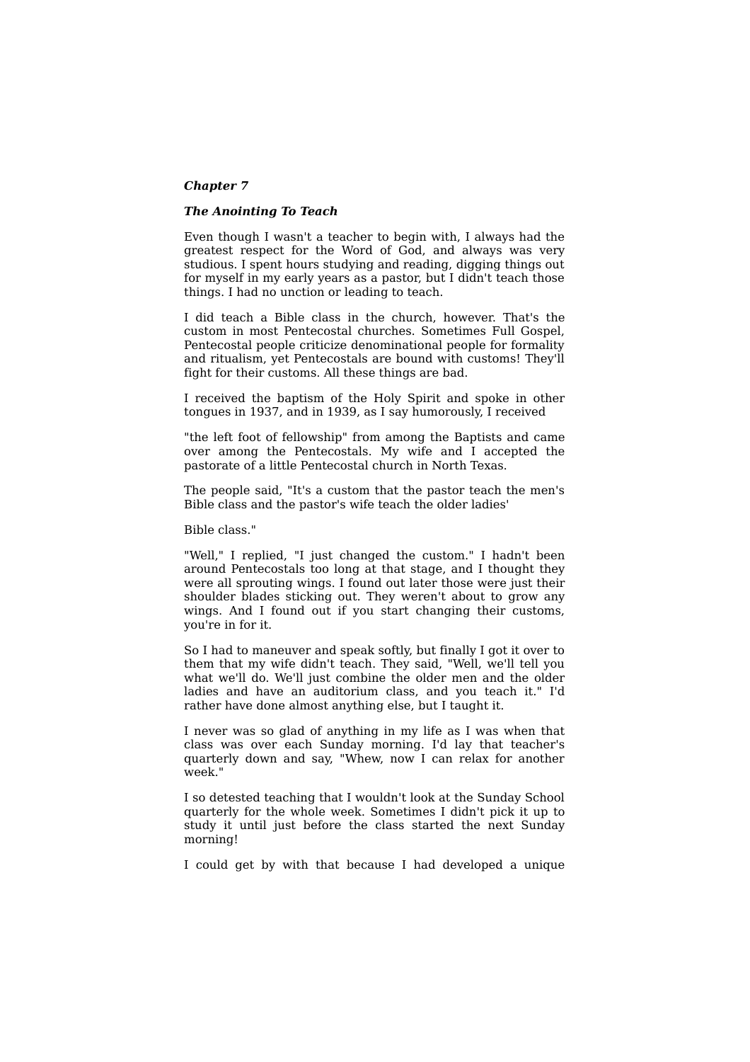***Chapter 7***

***The Anointing To Teach***

Even though I wasn't a teacher to begin with, I always had the greatest respect for the Word of God, and always was very studious. I spent hours studying and reading, digging things out for myself in my early years as a pastor, but I didn't teach those things. I had no unction or leading to teach.

I did teach a Bible class in the church, however. That's the custom in most Pentecostal churches. Sometimes Full Gospel, Pentecostal people criticize denominational people for formality and ritualism, yet Pentecostals are bound with customs! They'll fight for their customs. All these things are bad.

I received the baptism of the Holy Spirit and spoke in other tongues in 1937, and in 1939, as I say humorously, I received

"the left foot of fellowship" from among the Baptists and came over among the Pentecostals. My wife and I accepted the pastorate of a little Pentecostal church in North Texas.

The people said, "It's a custom that the pastor teach the men's Bible class and the pastor's wife teach the older ladies'

Bible class."

"Well," I replied, "I just changed the custom." I hadn't been around Pentecostals too long at that stage, and I thought they were all sprouting wings. I found out later those were just their shoulder blades sticking out. They weren't about to grow any wings. And I found out if you start changing their customs, you're in for it.

So I had to maneuver and speak softly, but finally I got it over to them that my wife didn't teach. They said, "Well, we'll tell you what we'll do. We'll just combine the older men and the older ladies and have an auditorium class, and you teach it." I'd rather have done almost anything else, but I taught it.

I never was so glad of anything in my life as I was when that class was over each Sunday morning. I'd lay that teacher's quarterly down and say, "Whew, now I can relax for another week."

I so detested teaching that I wouldn't look at the Sunday School quarterly for the whole week. Sometimes I didn't pick it up to study it until just before the class started the next Sunday morning!

I could get by with that because I had developed a unique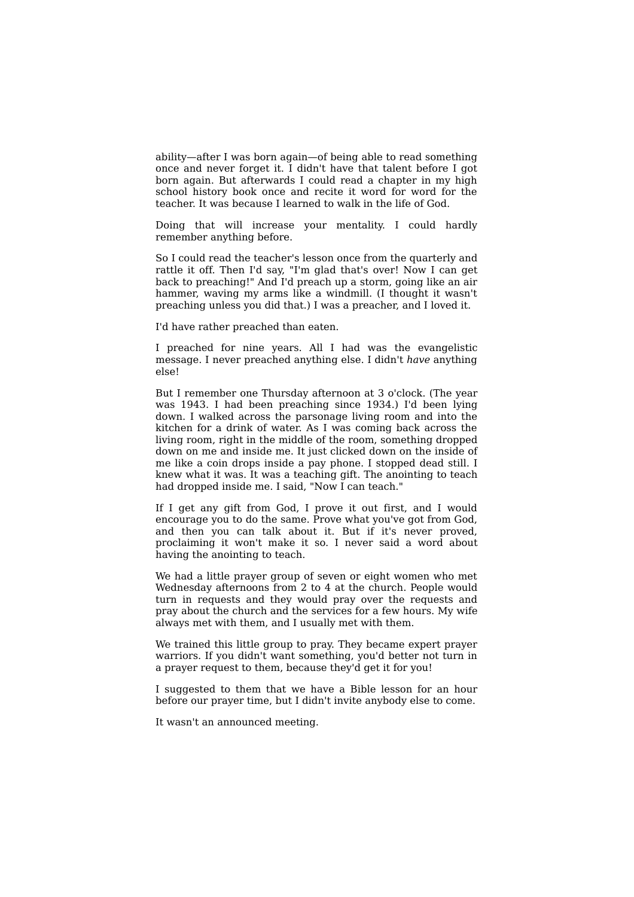ability—after I was born again—of being able to read something once and never forget it. I didn't have that talent before I got born again. But afterwards I could read a chapter in my high school history book once and recite it word for word for the teacher. It was because I learned to walk in the life of God.

Doing that will increase your mentality. I could hardly remember anything before.

So I could read the teacher's lesson once from the quarterly and rattle it off. Then I'd say, "I'm glad that's over! Now I can get back to preaching!" And I'd preach up a storm, going like an air hammer, waving my arms like a windmill. (I thought it wasn't preaching unless you did that.) I was a preacher, and I loved it.

I'd have rather preached than eaten.

I preached for nine years. All I had was the evangelistic message. I never preached anything else. I didn't *have* anything else!

But I remember one Thursday afternoon at 3 o'clock. (The year was 1943. I had been preaching since 1934.) I'd been lying down. I walked across the parsonage living room and into the kitchen for a drink of water. As I was coming back across the living room, right in the middle of the room, something dropped down on me and inside me. It just clicked down on the inside of me like a coin drops inside a pay phone. I stopped dead still. I knew what it was. It was a teaching gift. The anointing to teach had dropped inside me. I said, "Now I can teach."

If I get any gift from God, I prove it out first, and I would encourage you to do the same. Prove what you've got from God, and then you can talk about it. But if it's never proved, proclaiming it won't make it so. I never said a word about having the anointing to teach.

We had a little prayer group of seven or eight women who met Wednesday afternoons from 2 to 4 at the church. People would turn in requests and they would pray over the requests and pray about the church and the services for a few hours. My wife always met with them, and I usually met with them.

We trained this little group to pray. They became expert prayer warriors. If you didn't want something, you'd better not turn in a prayer request to them, because they'd get it for you!

I suggested to them that we have a Bible lesson for an hour before our prayer time, but I didn't invite anybody else to come.

It wasn't an announced meeting.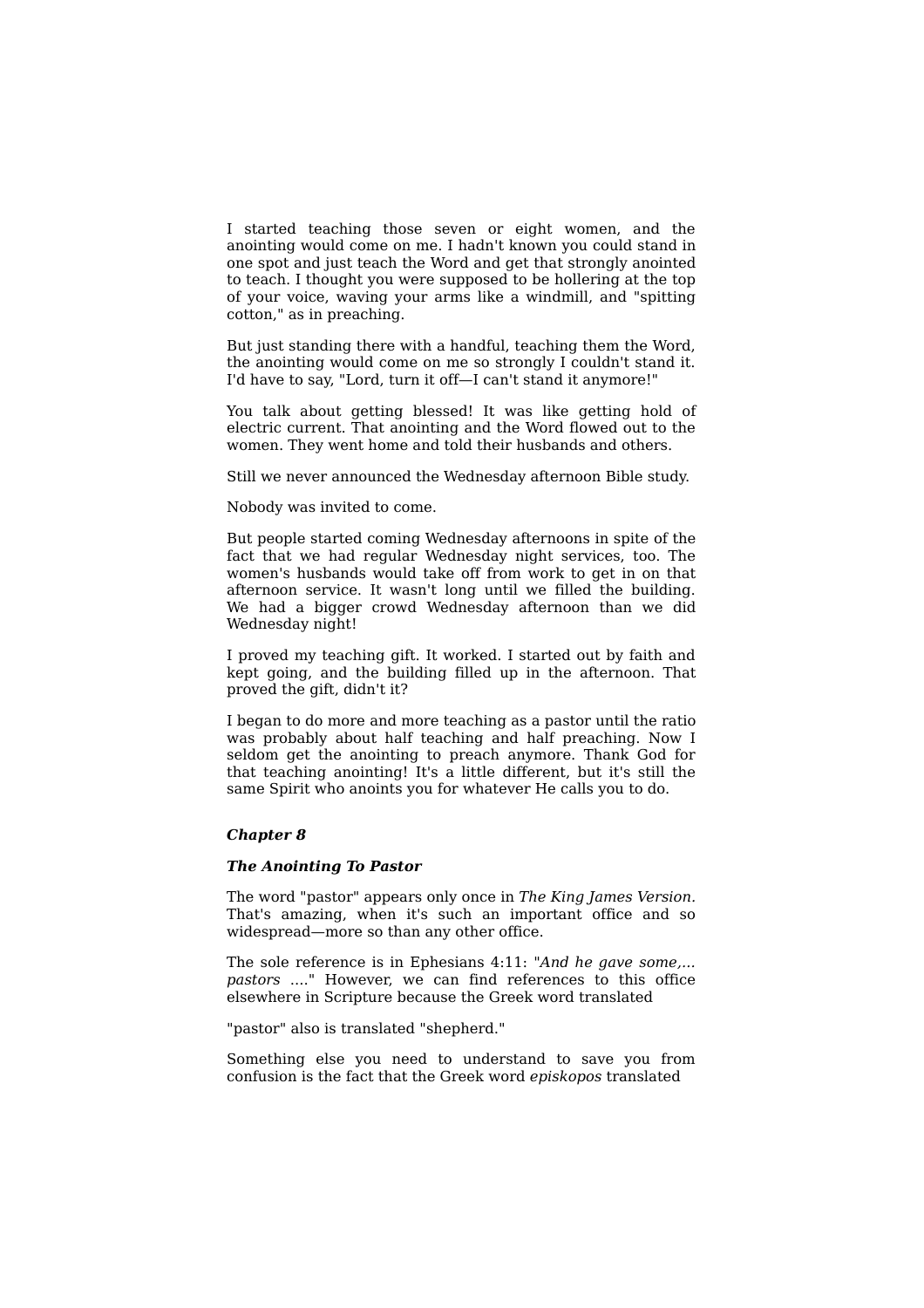I started teaching those seven or eight women, and the anointing would come on me. I hadn't known you could stand in one spot and just teach the Word and get that strongly anointed to teach. I thought you were supposed to be hollering at the top of your voice, waving your arms like a windmill, and "spitting cotton," as in preaching.

But just standing there with a handful, teaching them the Word, the anointing would come on me so strongly I couldn't stand it. I'd have to say, "Lord, turn it off—I can't stand it anymore!"

You talk about getting blessed! It was like getting hold of electric current. That anointing and the Word flowed out to the women. They went home and told their husbands and others.

Still we never announced the Wednesday afternoon Bible study.

Nobody was invited to come.

But people started coming Wednesday afternoons in spite of the fact that we had regular Wednesday night services, too. The women's husbands would take off from work to get in on that afternoon service. It wasn't long until we filled the building. We had a bigger crowd Wednesday afternoon than we did Wednesday night!

I proved my teaching gift. It worked. I started out by faith and kept going, and the building filled up in the afternoon. That proved the gift, didn't it?

I began to do more and more teaching as a pastor until the ratio was probably about half teaching and half preaching. Now I seldom get the anointing to preach anymore. Thank God for that teaching anointing! It's a little different, but it's still the same Spirit who anoints you for whatever He calls you to do.

## ***Chapter 8***

### ***The Anointing To Pastor***

The word "pastor" appears only once in *The King James Version*. That's amazing, when it's such an important office and so widespread—more so than any other office.

The sole reference is in Ephesians 4:11: "*And he gave some,... pastors* ...." However, we can find references to this office elsewhere in Scripture because the Greek word translated "pastor" also is translated "shepherd."

Something else you need to understand to save you from confusion is the fact that the Greek word *episkopos* translated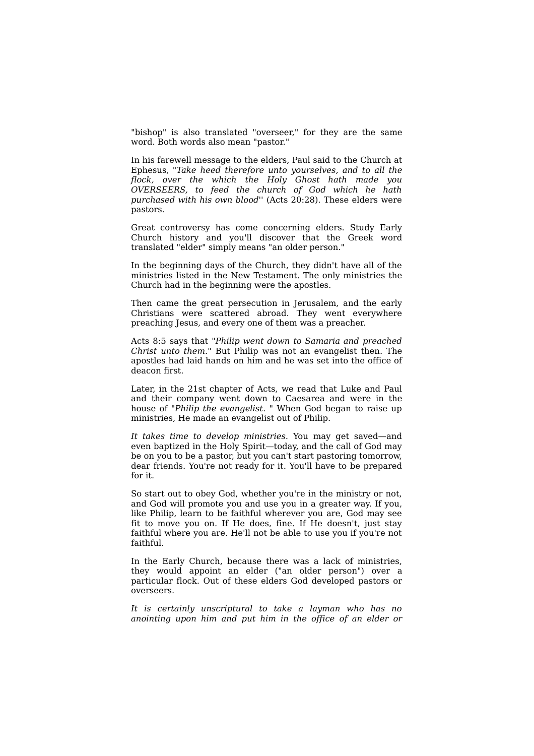"bishop" is also translated "overseer," for they are the same word. Both words also mean "pastor."

In his farewell message to the elders, Paul said to the Church at Ephesus, "*Take heed therefore unto yourselves, and to all the flock, over the which the Holy Ghost hath made you OVERSEERS, to feed the church of God which he hath purchased with his own blood*'' (Acts 20:28). These elders were pastors.

Great controversy has come concerning elders. Study Early Church history and you'll discover that the Greek word translated "elder" simply means "an older person."

In the beginning days of the Church, they didn't have all of the ministries listed in the New Testament. The only ministries the Church had in the beginning were the apostles.

Then came the great persecution in Jerusalem, and the early Christians were scattered abroad. They went everywhere preaching Jesus, and every one of them was a preacher.

Acts 8:5 says that "*Philip went down to Samaria and preached Christ unto them.*" But Philip was not an evangelist then. The apostles had laid hands on him and he was set into the office of deacon first.

Later, in the 21st chapter of Acts, we read that Luke and Paul and their company went down to Caesarea and were in the house of "*Philip the evangelist.* " When God began to raise up ministries, He made an evangelist out of Philip.

*It takes time to develop ministries.* You may get saved—and even baptized in the Holy Spirit—today, and the call of God may be on you to be a pastor, but you can't start pastoring tomorrow, dear friends. You're not ready for it. You'll have to be prepared for it.

So start out to obey God, whether you're in the ministry or not, and God will promote you and use you in a greater way. If you, like Philip, learn to be faithful wherever you are, God may see fit to move you on. If He does, fine. If He doesn't, just stay faithful where you are. He'll not be able to use you if you're not faithful.

In the Early Church, because there was a lack of ministries, they would appoint an elder ("an older person") over a particular flock. Out of these elders God developed pastors or overseers.

*It is certainly unscriptural to take a layman who has no anointing upon him and put him in the office of an elder or*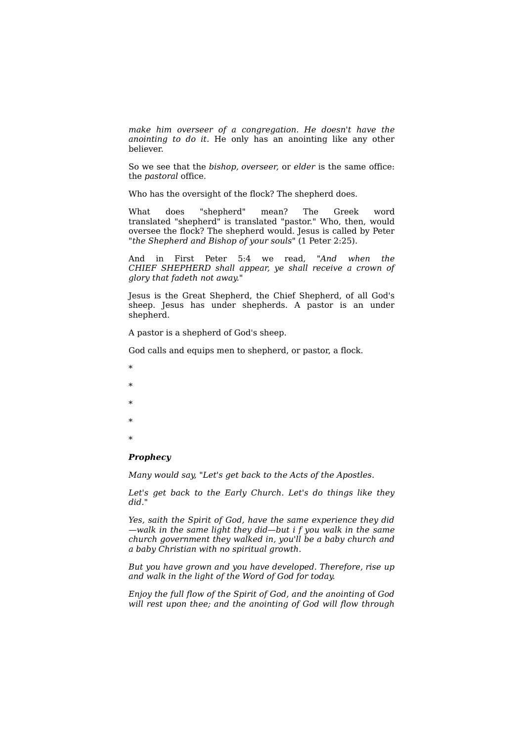*make him overseer of a congregation. He doesn't have the anointing to do it.* He only has an anointing like any other believer.

So we see that the *bishop, overseer,* or *elder* is the same office: the *pastoral* office.

Who has the oversight of the flock? The shepherd does.

What does "shepherd" mean? The Greek word translated "shepherd" is translated "pastor." Who, then, would oversee the flock? The shepherd would. Jesus is called by Peter "*the Shepherd and Bishop of your souls*" (1 Peter 2:25).

And in First Peter 5:4 we read, "*And when the CHIEF SHEPHERD shall appear, ye shall receive a crown of glory that fadeth not away.*"

Jesus is the Great Shepherd, the Chief Shepherd, of all God's sheep. Jesus has under shepherds. A pastor is an under shepherd.

A pastor is a shepherd of God's sheep.

God calls and equips men to shepherd, or pastor, a flock.

*

*

*

*

*

***Prophecy***

*Many would say, "Let's get back to the Acts of the Apostles.*

*Let's get back to the Early Church. Let's do things like they did."*

*Yes, saith the Spirit of God, have the same experience they did—walk in the same light they did—but i f you walk in the same church government they walked in, you'll be a baby church and a baby Christian with no spiritual growth.*

*But you have grown and you have developed. Therefore, rise up and walk in the light of the Word of God for today.*

*Enjoy the full flow of the Spirit of God, and the anointing* of *God will rest upon thee; and the anointing of God will flow through*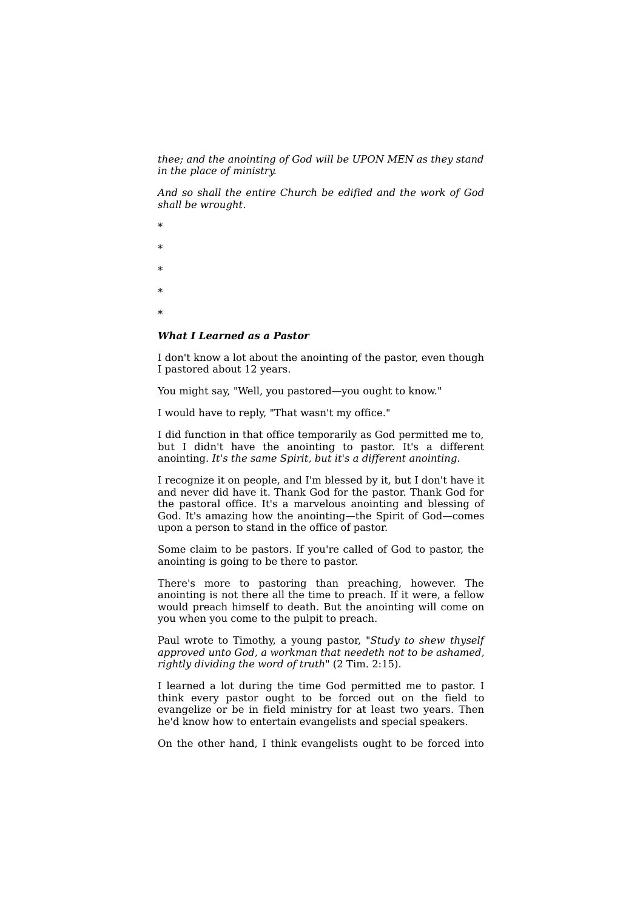*thee; and the anointing of God will be UPON MEN as they stand in the place of ministry.*

*And so shall the entire Church be edified and the work of God shall be wrought.*

*

*

*

*

*

***What I Learned as a Pastor***

I don't know a lot about the anointing of the pastor, even though I pastored about 12 years.

You might say, "Well, you pastored—you ought to know."

I would have to reply, "That wasn't my office."

I did function in that office temporarily as God permitted me to, but I didn't have the anointing to pastor. It's a different anointing. *It's the same Spirit, but it's a different anointing.*

I recognize it on people, and I'm blessed by it, but I don't have it and never did have it. Thank God for the pastor. Thank God for the pastoral office. It's a marvelous anointing and blessing of God. It's amazing how the anointing—the Spirit of God—comes upon a person to stand in the office of pastor.

Some claim to be pastors. If you're called of God to pastor, the anointing is going to be there to pastor.

There's more to pastoring than preaching, however. The anointing is not there all the time to preach. If it were, a fellow would preach himself to death. But the anointing will come on you when you come to the pulpit to preach.

Paul wrote to Timothy, a young pastor, "*Study to shew thyself approved unto God, a workman that needeth not to be ashamed, rightly dividing the word of truth*" (2 Tim. 2:15).

I learned a lot during the time God permitted me to pastor. I think every pastor ought to be forced out on the field to evangelize or be in field ministry for at least two years. Then he'd know how to entertain evangelists and special speakers.

On the other hand, I think evangelists ought to be forced into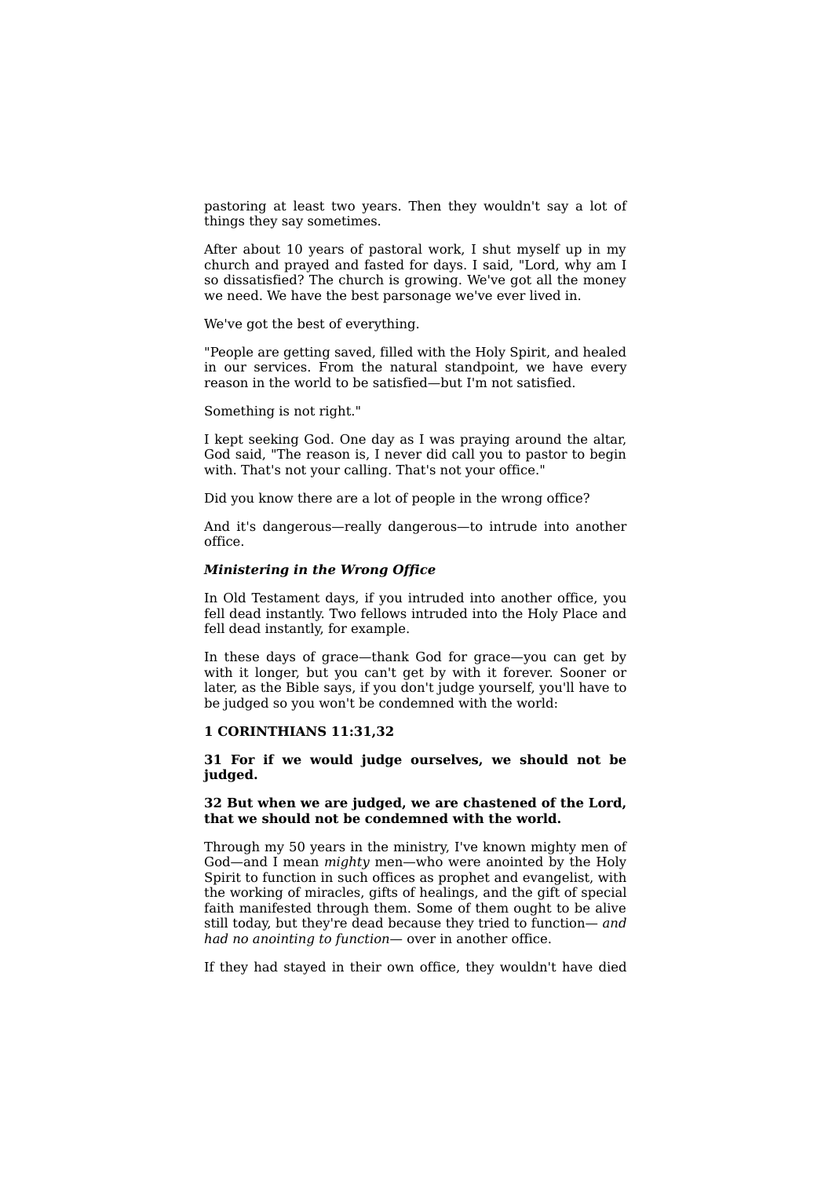pastoring at least two years. Then they wouldn't say a lot of things they say sometimes.

After about 10 years of pastoral work, I shut myself up in my church and prayed and fasted for days. I said, "Lord, why am I so dissatisfied? The church is growing. We've got all the money we need. We have the best parsonage we've ever lived in.

We've got the best of everything.

"People are getting saved, filled with the Holy Spirit, and healed in our services. From the natural standpoint, we have every reason in the world to be satisfied—but I'm not satisfied.

Something is not right."

I kept seeking God. One day as I was praying around the altar, God said, "The reason is, I never did call you to pastor to begin with. That's not your calling. That's not your office."

Did you know there are a lot of people in the wrong office?

And it's dangerous—really dangerous—to intrude into another office.

***Ministering in the Wrong Office***

In Old Testament days, if you intruded into another office, you fell dead instantly. Two fellows intruded into the Holy Place and fell dead instantly, for example.

In these days of grace—thank God for grace—you can get by with it longer, but you can't get by with it forever. Sooner or later, as the Bible says, if you don't judge yourself, you'll have to be judged so you won't be condemned with the world:

**1 CORINTHIANS 11:31,32**

**31 For if we would judge ourselves, we should not be judged.**

**32 But when we are judged, we are chastened of the Lord, that we should not be condemned with the world.**

Through my 50 years in the ministry, I've known mighty men of God—and I mean *mighty* men—who were anointed by the Holy Spirit to function in such offices as prophet and evangelist, with the working of miracles, gifts of healings, and the gift of special faith manifested through them. Some of them ought to be alive still today, but they're dead because they tried to function— *and had no anointing to function*— over in another office.

If they had stayed in their own office, they wouldn't have died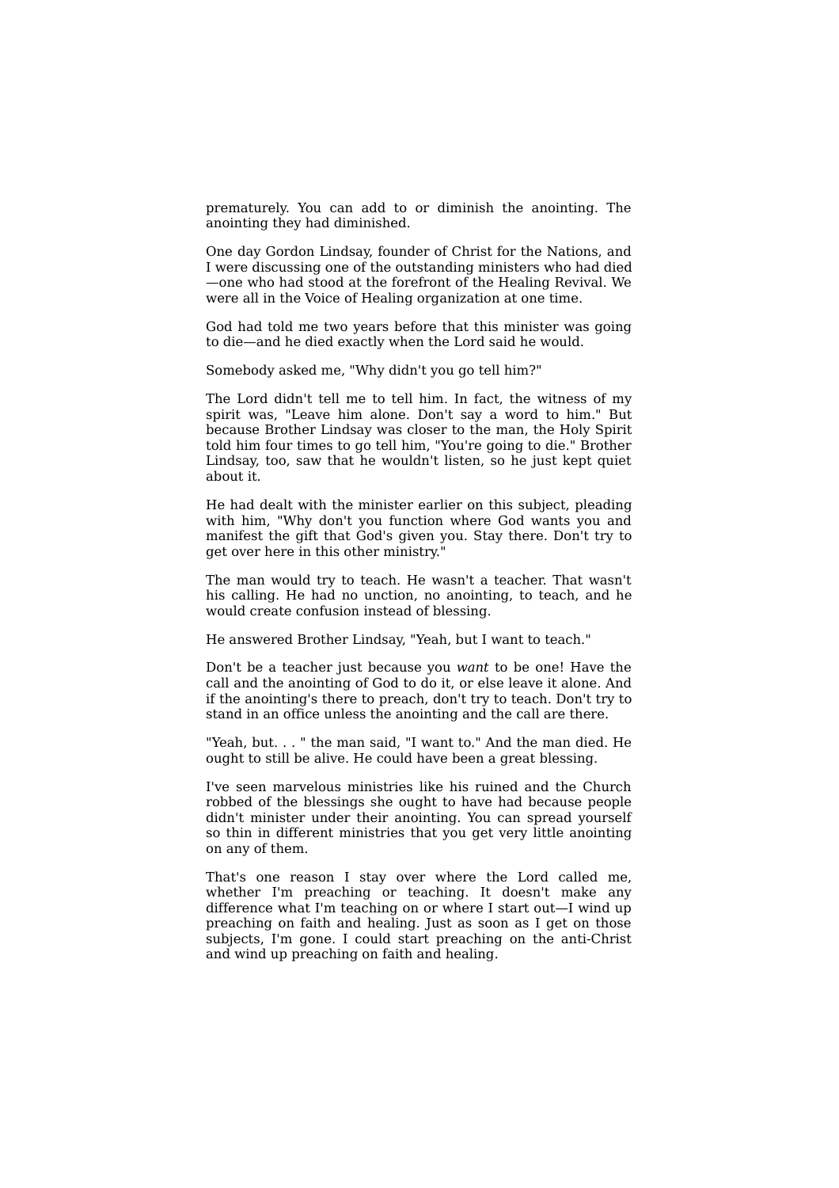prematurely. You can add to or diminish the anointing. The anointing they had diminished.

One day Gordon Lindsay, founder of Christ for the Nations, and I were discussing one of the outstanding ministers who had died—one who had stood at the forefront of the Healing Revival. We were all in the Voice of Healing organization at one time.

God had told me two years before that this minister was going to die—and he died exactly when the Lord said he would.

Somebody asked me, "Why didn't you go tell him?"

The Lord didn't tell me to tell him. In fact, the witness of my spirit was, "Leave him alone. Don't say a word to him." But because Brother Lindsay was closer to the man, the Holy Spirit told him four times to go tell him, "You're going to die." Brother Lindsay, too, saw that he wouldn't listen, so he just kept quiet about it.

He had dealt with the minister earlier on this subject, pleading with him, "Why don't you function where God wants you and manifest the gift that God's given you. Stay there. Don't try to get over here in this other ministry."

The man would try to teach. He wasn't a teacher. That wasn't his calling. He had no unction, no anointing, to teach, and he would create confusion instead of blessing.

He answered Brother Lindsay, "Yeah, but I want to teach."

Don't be a teacher just because you *want* to be one! Have the call and the anointing of God to do it, or else leave it alone. And if the anointing's there to preach, don't try to teach. Don't try to stand in an office unless the anointing and the call are there.

"Yeah, but. . . " the man said, "I want to." And the man died. He ought to still be alive. He could have been a great blessing.

I've seen marvelous ministries like his ruined and the Church robbed of the blessings she ought to have had because people didn't minister under their anointing. You can spread yourself so thin in different ministries that you get very little anointing on any of them.

That's one reason I stay over where the Lord called me, whether I'm preaching or teaching. It doesn't make any difference what I'm teaching on or where I start out—I wind up preaching on faith and healing. Just as soon as I get on those subjects, I'm gone. I could start preaching on the anti-Christ and wind up preaching on faith and healing.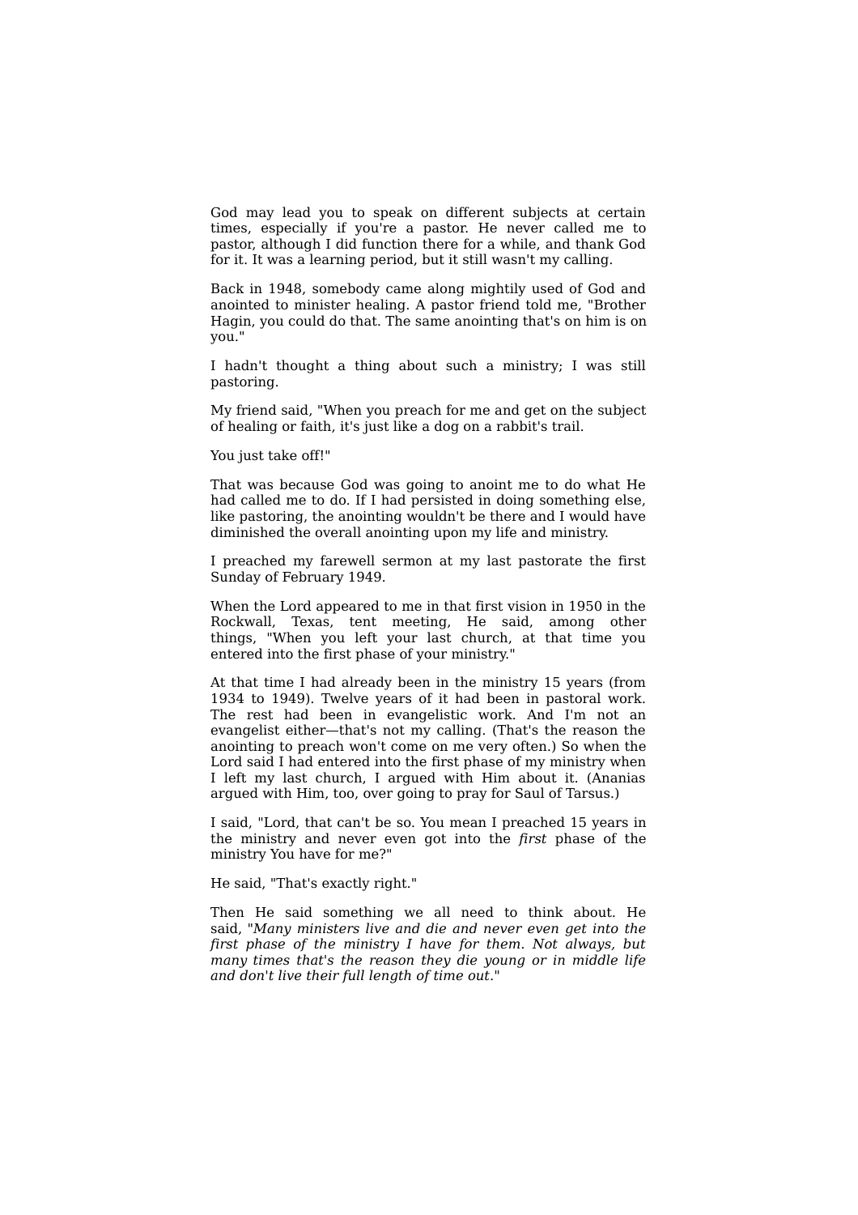God may lead you to speak on different subjects at certain times, especially if you're a pastor. He never called me to pastor, although I did function there for a while, and thank God for it. It was a learning period, but it still wasn't my calling.

Back in 1948, somebody came along mightily used of God and anointed to minister healing. A pastor friend told me, "Brother Hagin, you could do that. The same anointing that's on him is on you."

I hadn't thought a thing about such a ministry; I was still pastoring.

My friend said, "When you preach for me and get on the subject of healing or faith, it's just like a dog on a rabbit's trail.

You just take off!"

That was because God was going to anoint me to do what He had called me to do. If I had persisted in doing something else, like pastoring, the anointing wouldn't be there and I would have diminished the overall anointing upon my life and ministry.

I preached my farewell sermon at my last pastorate the first Sunday of February 1949.

When the Lord appeared to me in that first vision in 1950 in the Rockwall, Texas, tent meeting, He said, among other things, "When you left your last church, at that time you entered into the first phase of your ministry."

At that time I had already been in the ministry 15 years (from 1934 to 1949). Twelve years of it had been in pastoral work. The rest had been in evangelistic work. And I'm not an evangelist either—that's not my calling. (That's the reason the anointing to preach won't come on me very often.) So when the Lord said I had entered into the first phase of my ministry when I left my last church, I argued with Him about it. (Ananias argued with Him, too, over going to pray for Saul of Tarsus.)

I said, "Lord, that can't be so. You mean I preached 15 years in the ministry and never even got into the *first* phase of the ministry You have for me?"

He said, "That's exactly right."

Then He said something we all need to think about. He said, "*Many ministers live and die and never even get into the first phase of the ministry I have for them. Not always, but many times that's the reason they die young or in middle life and don't live their full length of time out.*"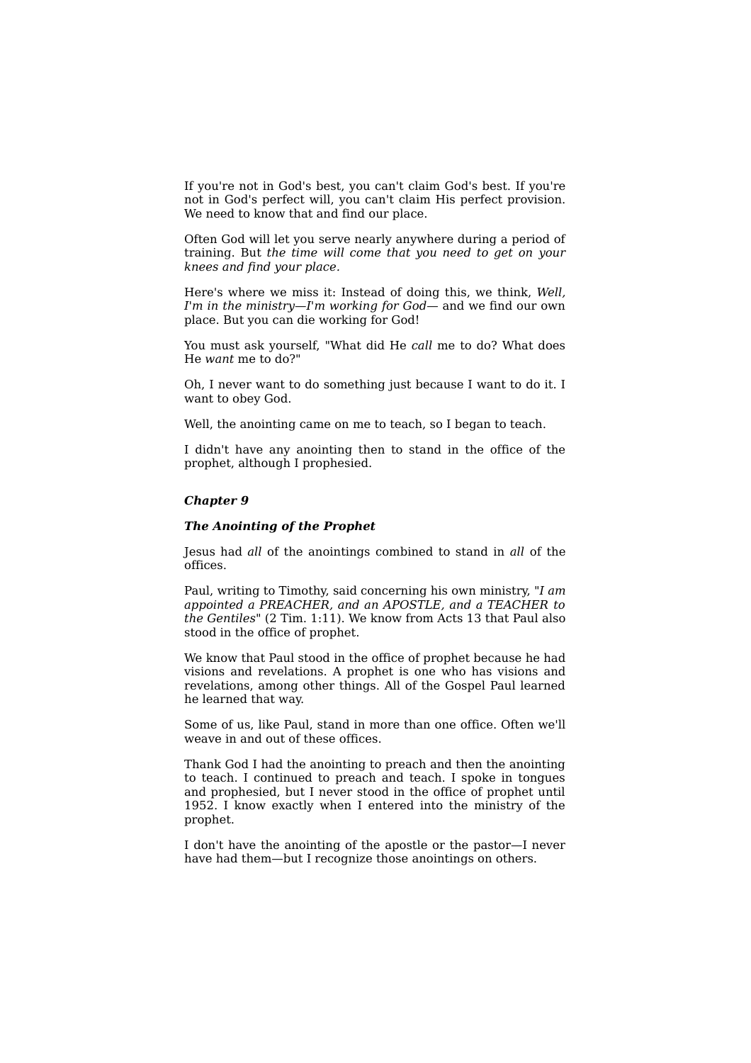If you're not in God's best, you can't claim God's best. If you're not in God's perfect will, you can't claim His perfect provision. We need to know that and find our place.

Often God will let you serve nearly anywhere during a period of training. But *the time will come that you need to get on your knees and find your place.*

Here's where we miss it: Instead of doing this, we think, *Well, I'm in the ministry—I'm working for God—* and we find our own place. But you can die working for God!

You must ask yourself, "What did He *call* me to do? What does He *want* me to do?"

Oh, I never want to do something just because I want to do it. I want to obey God.

Well, the anointing came on me to teach, so I began to teach.

I didn't have any anointing then to stand in the office of the prophet, although I prophesied.

## *Chapter 9*

### *The Anointing of the Prophet*

Jesus had *all* of the anointings combined to stand in *all* of the offices.

Paul, writing to Timothy, said concerning his own ministry, "*I am appointed a PREACHER, and an APOSTLE, and a TEACHER to the Gentiles*" (2 Tim. 1:11). We know from Acts 13 that Paul also stood in the office of prophet.

We know that Paul stood in the office of prophet because he had visions and revelations. A prophet is one who has visions and revelations, among other things. All of the Gospel Paul learned he learned that way.

Some of us, like Paul, stand in more than one office. Often we'll weave in and out of these offices.

Thank God I had the anointing to preach and then the anointing to teach. I continued to preach and teach. I spoke in tongues and prophesied, but I never stood in the office of prophet until 1952. I know exactly when I entered into the ministry of the prophet.

I don't have the anointing of the apostle or the pastor—I never have had them—but I recognize those anointings on others.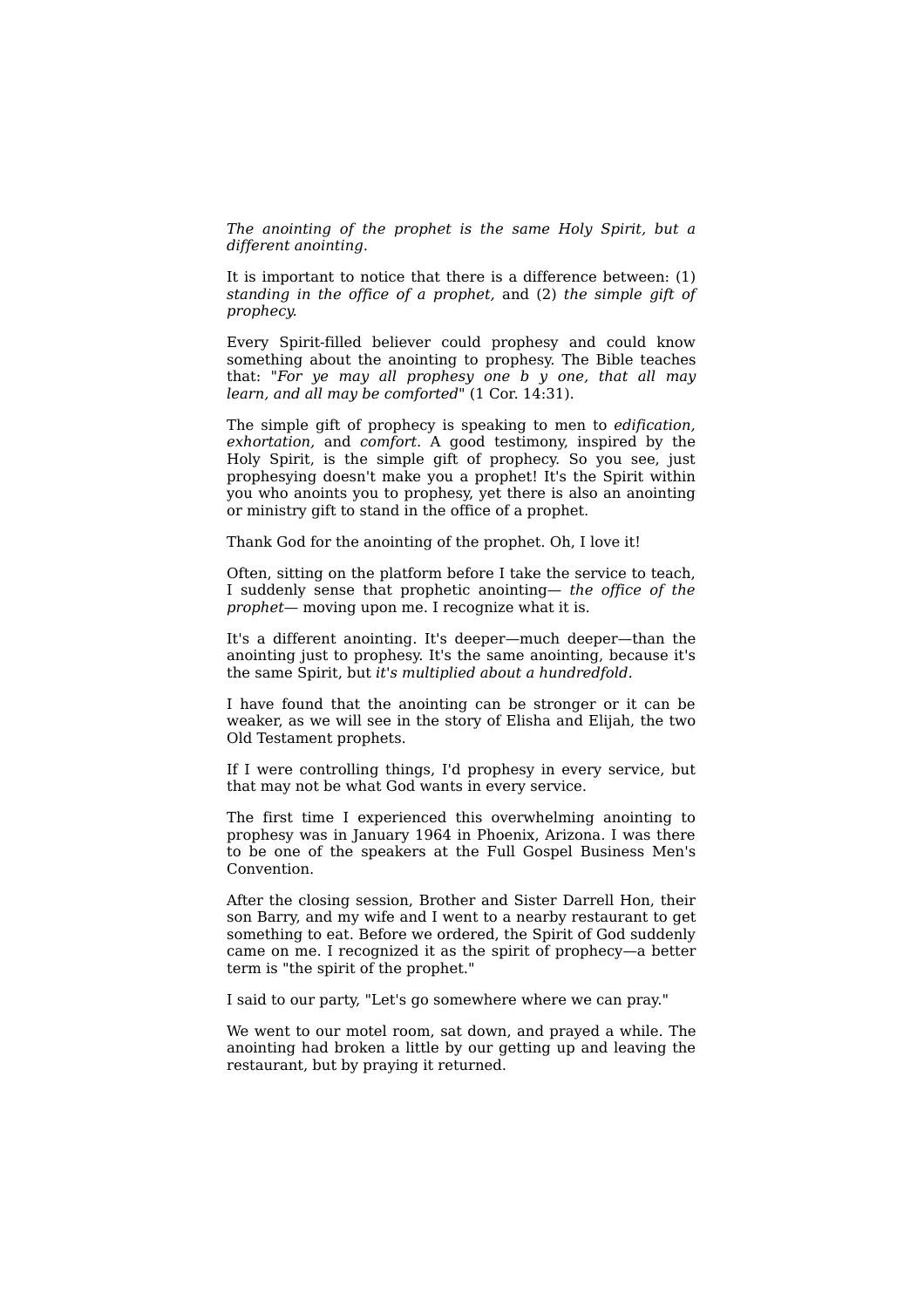*The anointing of the prophet is the same Holy Spirit, but a different anointing.*

It is important to notice that there is a difference between: (1) *standing in the office of a prophet,* and (2) *the simple gift of prophecy.*

Every Spirit-filled believer could prophesy and could know something about the anointing to prophesy. The Bible teaches that: "*For ye may all prophesy one b y one, that all may learn, and all may be comforted*" (1 Cor. 14:31).

The simple gift of prophecy is speaking to men to *edification, exhortation,* and *comfort.* A good testimony, inspired by the Holy Spirit, is the simple gift of prophecy. So you see, just prophesying doesn't make you a prophet! It's the Spirit within you who anoints you to prophesy, yet there is also an anointing or ministry gift to stand in the office of a prophet.

Thank God for the anointing of the prophet. Oh, I love it!

Often, sitting on the platform before I take the service to teach, I suddenly sense that prophetic anointing— *the office of the prophet*— moving upon me. I recognize what it is.

It's a different anointing. It's deeper—much deeper—than the anointing just to prophesy. It's the same anointing, because it's the same Spirit, but *it's multiplied about a hundredfold.*

I have found that the anointing can be stronger or it can be weaker, as we will see in the story of Elisha and Elijah, the two Old Testament prophets.

If I were controlling things, I'd prophesy in every service, but that may not be what God wants in every service.

The first time I experienced this overwhelming anointing to prophesy was in January 1964 in Phoenix, Arizona. I was there to be one of the speakers at the Full Gospel Business Men's Convention.

After the closing session, Brother and Sister Darrell Hon, their son Barry, and my wife and I went to a nearby restaurant to get something to eat. Before we ordered, the Spirit of God suddenly came on me. I recognized it as the spirit of prophecy—a better term is "the spirit of the prophet."

I said to our party, "Let's go somewhere where we can pray."

We went to our motel room, sat down, and prayed a while. The anointing had broken a little by our getting up and leaving the restaurant, but by praying it returned.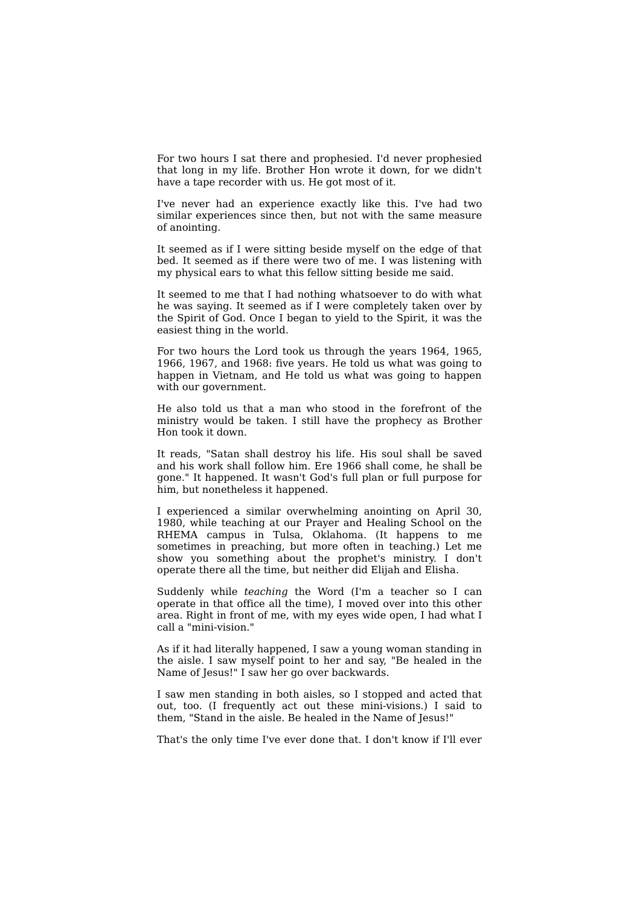For two hours I sat there and prophesied. I'd never prophesied that long in my life. Brother Hon wrote it down, for we didn't have a tape recorder with us. He got most of it.

I've never had an experience exactly like this. I've had two similar experiences since then, but not with the same measure of anointing.

It seemed as if I were sitting beside myself on the edge of that bed. It seemed as if there were two of me. I was listening with my physical ears to what this fellow sitting beside me said.

It seemed to me that I had nothing whatsoever to do with what he was saying. It seemed as if I were completely taken over by the Spirit of God. Once I began to yield to the Spirit, it was the easiest thing in the world.

For two hours the Lord took us through the years 1964, 1965, 1966, 1967, and 1968: five years. He told us what was going to happen in Vietnam, and He told us what was going to happen with our government.

He also told us that a man who stood in the forefront of the ministry would be taken. I still have the prophecy as Brother Hon took it down.

It reads, "Satan shall destroy his life. His soul shall be saved and his work shall follow him. Ere 1966 shall come, he shall be gone." It happened. It wasn't God's full plan or full purpose for him, but nonetheless it happened.

I experienced a similar overwhelming anointing on April 30, 1980, while teaching at our Prayer and Healing School on the RHEMA campus in Tulsa, Oklahoma. (It happens to me sometimes in preaching, but more often in teaching.) Let me show you something about the prophet's ministry. I don't operate there all the time, but neither did Elijah and Elisha.

Suddenly while *teaching* the Word (I'm a teacher so I can operate in that office all the time), I moved over into this other area. Right in front of me, with my eyes wide open, I had what I call a "mini-vision."

As if it had literally happened, I saw a young woman standing in the aisle. I saw myself point to her and say, "Be healed in the Name of Jesus!" I saw her go over backwards.

I saw men standing in both aisles, so I stopped and acted that out, too. (I frequently act out these mini-visions.) I said to them, "Stand in the aisle. Be healed in the Name of Jesus!"

That's the only time I've ever done that. I don't know if I'll ever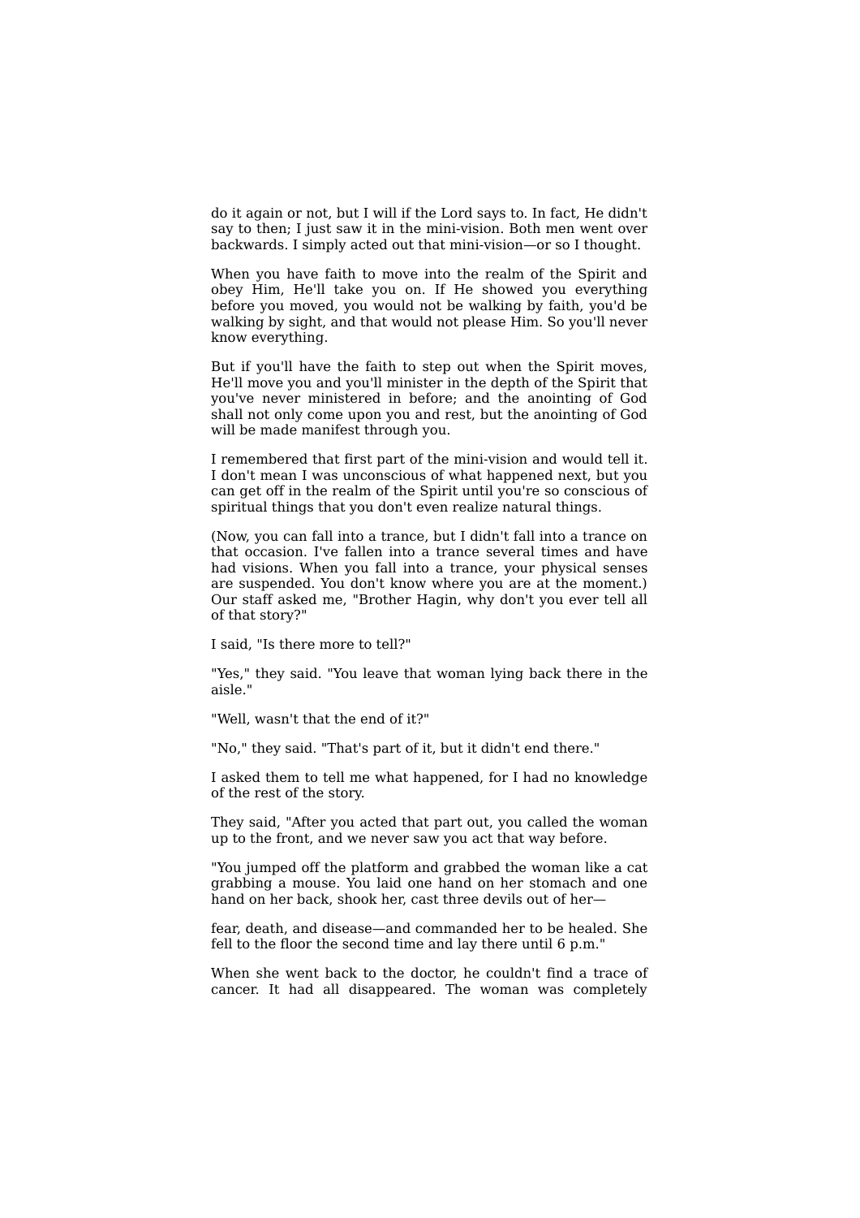do it again or not, but I will if the Lord says to. In fact, He didn't say to then; I just saw it in the mini-vision. Both men went over backwards. I simply acted out that mini-vision—or so I thought.

When you have faith to move into the realm of the Spirit and obey Him, He'll take you on. If He showed you everything before you moved, you would not be walking by faith, you'd be walking by sight, and that would not please Him. So you'll never know everything.

But if you'll have the faith to step out when the Spirit moves, He'll move you and you'll minister in the depth of the Spirit that you've never ministered in before; and the anointing of God shall not only come upon you and rest, but the anointing of God will be made manifest through you.

I remembered that first part of the mini-vision and would tell it. I don't mean I was unconscious of what happened next, but you can get off in the realm of the Spirit until you're so conscious of spiritual things that you don't even realize natural things.

(Now, you can fall into a trance, but I didn't fall into a trance on that occasion. I've fallen into a trance several times and have had visions. When you fall into a trance, your physical senses are suspended. You don't know where you are at the moment.) Our staff asked me, "Brother Hagin, why don't you ever tell all of that story?"

I said, "Is there more to tell?"

"Yes," they said. "You leave that woman lying back there in the aisle."

"Well, wasn't that the end of it?"

"No," they said. "That's part of it, but it didn't end there."

I asked them to tell me what happened, for I had no knowledge of the rest of the story.

They said, "After you acted that part out, you called the woman up to the front, and we never saw you act that way before.

"You jumped off the platform and grabbed the woman like a cat grabbing a mouse. You laid one hand on her stomach and one hand on her back, shook her, cast three devils out of her—

fear, death, and disease—and commanded her to be healed. She fell to the floor the second time and lay there until 6 p.m."

When she went back to the doctor, he couldn't find a trace of cancer. It had all disappeared. The woman was completely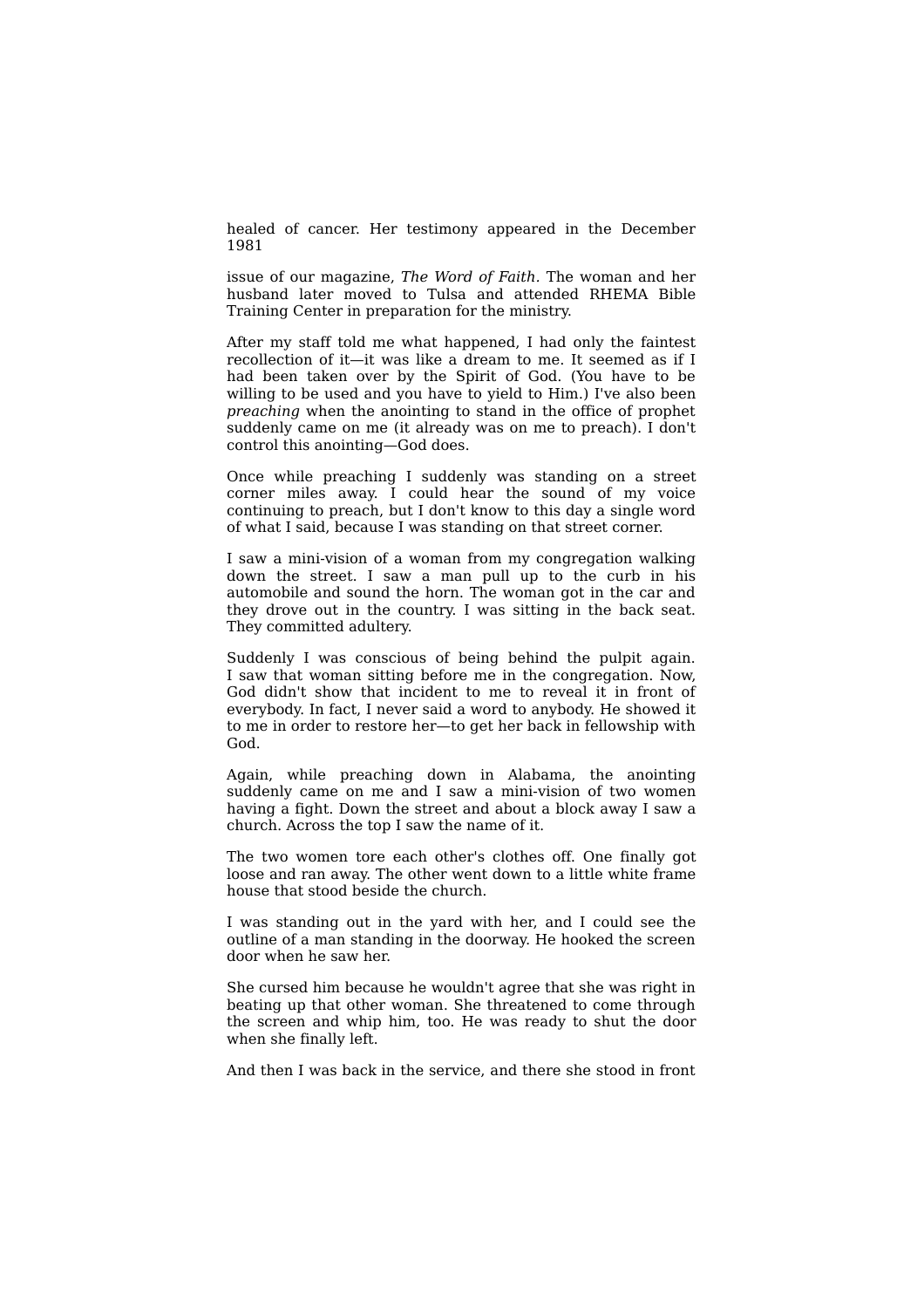healed of cancer. Her testimony appeared in the December 1981

issue of our magazine, *The Word of Faith*. The woman and her husband later moved to Tulsa and attended RHEMA Bible Training Center in preparation for the ministry.

After my staff told me what happened, I had only the faintest recollection of it—it was like a dream to me. It seemed as if I had been taken over by the Spirit of God. (You have to be willing to be used and you have to yield to Him.) I've also been *preaching* when the anointing to stand in the office of prophet suddenly came on me (it already was on me to preach). I don't control this anointing—God does.

Once while preaching I suddenly was standing on a street corner miles away. I could hear the sound of my voice continuing to preach, but I don't know to this day a single word of what I said, because I was standing on that street corner.

I saw a mini-vision of a woman from my congregation walking down the street. I saw a man pull up to the curb in his automobile and sound the horn. The woman got in the car and they drove out in the country. I was sitting in the back seat. They committed adultery.

Suddenly I was conscious of being behind the pulpit again. I saw that woman sitting before me in the congregation. Now, God didn't show that incident to me to reveal it in front of everybody. In fact, I never said a word to anybody. He showed it to me in order to restore her—to get her back in fellowship with God.

Again, while preaching down in Alabama, the anointing suddenly came on me and I saw a mini-vision of two women having a fight. Down the street and about a block away I saw a church. Across the top I saw the name of it.

The two women tore each other's clothes off. One finally got loose and ran away. The other went down to a little white frame house that stood beside the church.

I was standing out in the yard with her, and I could see the outline of a man standing in the doorway. He hooked the screen door when he saw her.

She cursed him because he wouldn't agree that she was right in beating up that other woman. She threatened to come through the screen and whip him, too. He was ready to shut the door when she finally left.

And then I was back in the service, and there she stood in front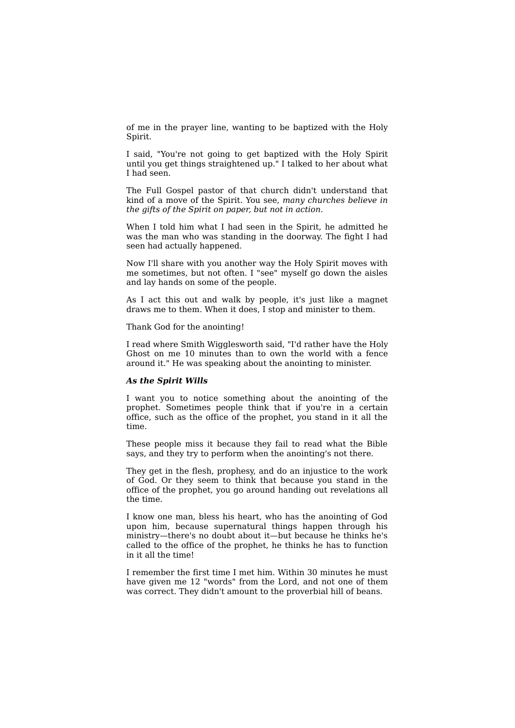of me in the prayer line, wanting to be baptized with the Holy Spirit.

I said, "You're not going to get baptized with the Holy Spirit until you get things straightened up." I talked to her about what I had seen.

The Full Gospel pastor of that church didn't understand that kind of a move of the Spirit. You see, *many churches believe in the gifts of the Spirit on paper, but not in action.*

When I told him what I had seen in the Spirit, he admitted he was the man who was standing in the doorway. The fight I had seen had actually happened.

Now I'll share with you another way the Holy Spirit moves with me sometimes, but not often. I "see" myself go down the aisles and lay hands on some of the people.

As I act this out and walk by people, it's just like a magnet draws me to them. When it does, I stop and minister to them.

Thank God for the anointing!

I read where Smith Wigglesworth said, "I'd rather have the Holy Ghost on me 10 minutes than to own the world with a fence around it." He was speaking about the anointing to minister.

### *As the Spirit Wills*

I want you to notice something about the anointing of the prophet. Sometimes people think that if you're in a certain office, such as the office of the prophet, you stand in it all the time.

These people miss it because they fail to read what the Bible says, and they try to perform when the anointing's not there.

They get in the flesh, prophesy, and do an injustice to the work of God. Or they seem to think that because you stand in the office of the prophet, you go around handing out revelations all the time.

I know one man, bless his heart, who has the anointing of God upon him, because supernatural things happen through his ministry—there's no doubt about it—but because he thinks he's called to the office of the prophet, he thinks he has to function in it all the time!

I remember the first time I met him. Within 30 minutes he must have given me 12 "words" from the Lord, and not one of them was correct. They didn't amount to the proverbial hill of beans.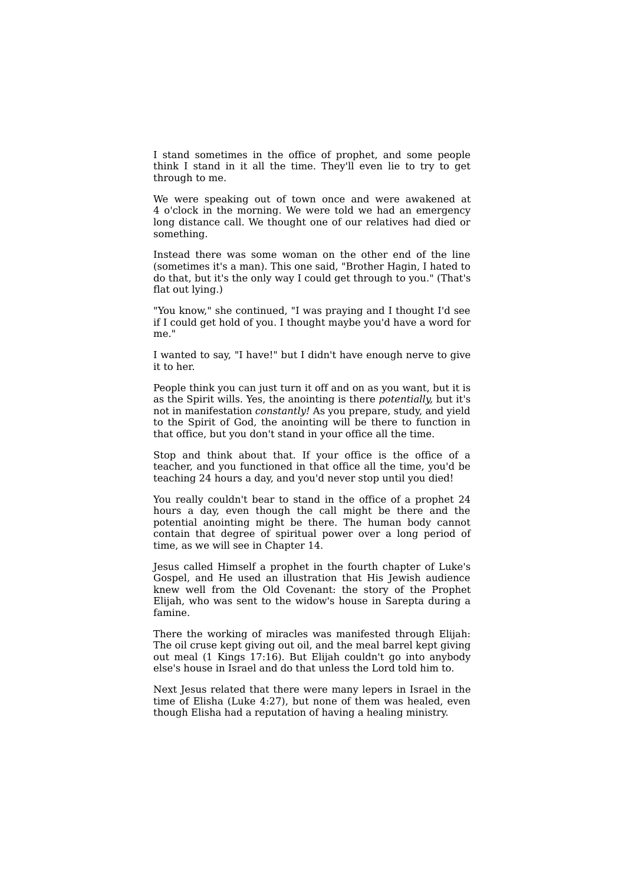I stand sometimes in the office of prophet, and some people think I stand in it all the time. They'll even lie to try to get through to me.

We were speaking out of town once and were awakened at 4 o'clock in the morning. We were told we had an emergency long distance call. We thought one of our relatives had died or something.

Instead there was some woman on the other end of the line (sometimes it's a man). This one said, "Brother Hagin, I hated to do that, but it's the only way I could get through to you." (That's flat out lying.)

"You know," she continued, "I was praying and I thought I'd see if I could get hold of you. I thought maybe you'd have a word for me."

I wanted to say, "I have!" but I didn't have enough nerve to give it to her.

People think you can just turn it off and on as you want, but it is as the Spirit wills. Yes, the anointing is there *potentially,* but it's not in manifestation *constantly!* As you prepare, study, and yield to the Spirit of God, the anointing will be there to function in that office, but you don't stand in your office all the time.

Stop and think about that. If your office is the office of a teacher, and you functioned in that office all the time, you'd be teaching 24 hours a day, and you'd never stop until you died!

You really couldn't bear to stand in the office of a prophet 24 hours a day, even though the call might be there and the potential anointing might be there. The human body cannot contain that degree of spiritual power over a long period of time, as we will see in Chapter 14.

Jesus called Himself a prophet in the fourth chapter of Luke's Gospel, and He used an illustration that His Jewish audience knew well from the Old Covenant: the story of the Prophet Elijah, who was sent to the widow's house in Sarepta during a famine.

There the working of miracles was manifested through Elijah: The oil cruse kept giving out oil, and the meal barrel kept giving out meal (1 Kings 17:16). But Elijah couldn't go into anybody else's house in Israel and do that unless the Lord told him to.

Next Jesus related that there were many lepers in Israel in the time of Elisha (Luke 4:27), but none of them was healed, even though Elisha had a reputation of having a healing ministry.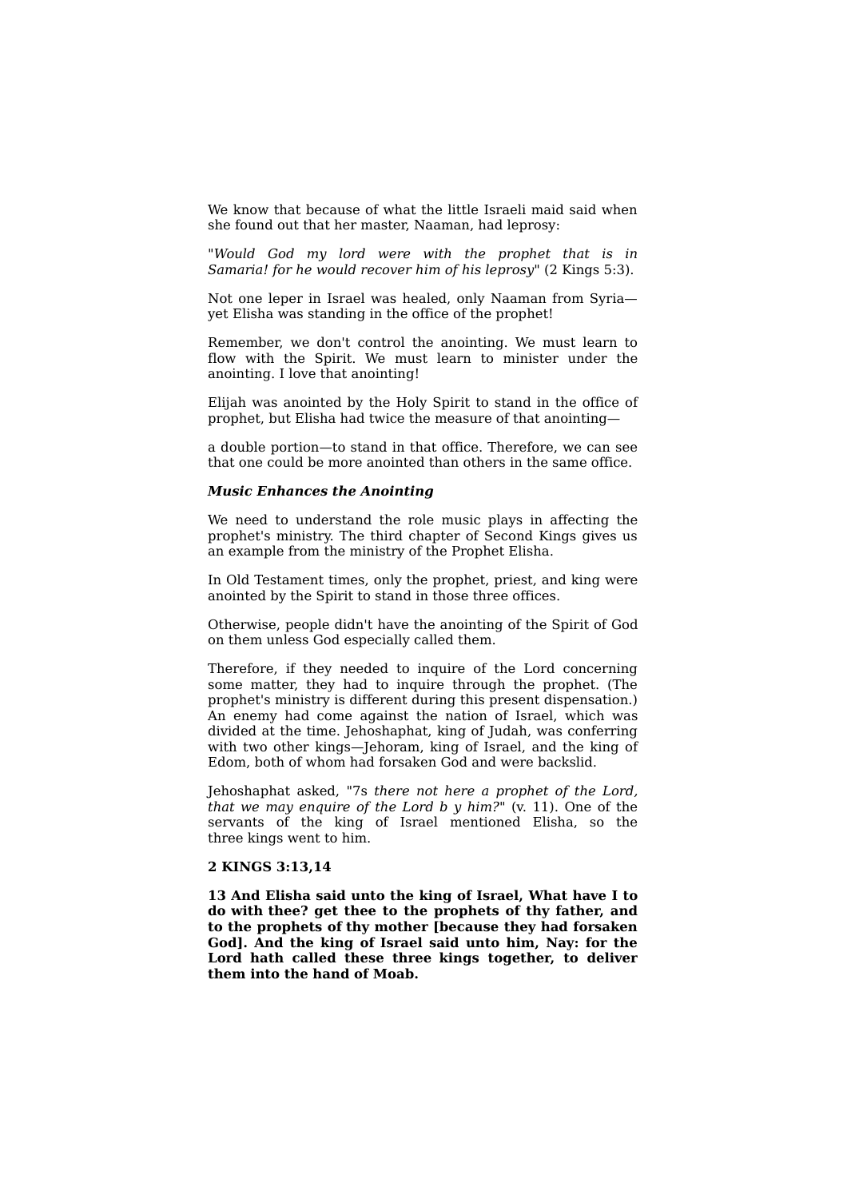We know that because of what the little Israeli maid said when she found out that her master, Naaman, had leprosy:

"*Would God my lord were with the prophet that is in Samaria! for he would recover him of his leprosy*" (2 Kings 5:3).

Not one leper in Israel was healed, only Naaman from Syria—yet Elisha was standing in the office of the prophet!

Remember, we don't control the anointing. We must learn to flow with the Spirit. We must learn to minister under the anointing. I love that anointing!

Elijah was anointed by the Holy Spirit to stand in the office of prophet, but Elisha had twice the measure of that anointing—

a double portion—to stand in that office. Therefore, we can see that one could be more anointed than others in the same office.

***Music Enhances the Anointing***

We need to understand the role music plays in affecting the prophet's ministry. The third chapter of Second Kings gives us an example from the ministry of the Prophet Elisha.

In Old Testament times, only the prophet, priest, and king were anointed by the Spirit to stand in those three offices.

Otherwise, people didn't have the anointing of the Spirit of God on them unless God especially called them.

Therefore, if they needed to inquire of the Lord concerning some matter, they had to inquire through the prophet. (The prophet's ministry is different during this present dispensation.) An enemy had come against the nation of Israel, which was divided at the time. Jehoshaphat, king of Judah, was conferring with two other kings—Jehoram, king of Israel, and the king of Edom, both of whom had forsaken God and were backslid.

Jehoshaphat asked, "7s *there not here a prophet of the Lord, that we may enquire of the Lord b y him?*" (v. 11). One of the servants of the king of Israel mentioned Elisha, so the three kings went to him.

**2 KINGS 3:13,14**

**13 And Elisha said unto the king of Israel, What have I to do with thee? get thee to the prophets of thy father, and to the prophets of thy mother [because they had forsaken God]. And the king of Israel said unto him, Nay: for the Lord hath called these three kings together, to deliver them into the hand of Moab.**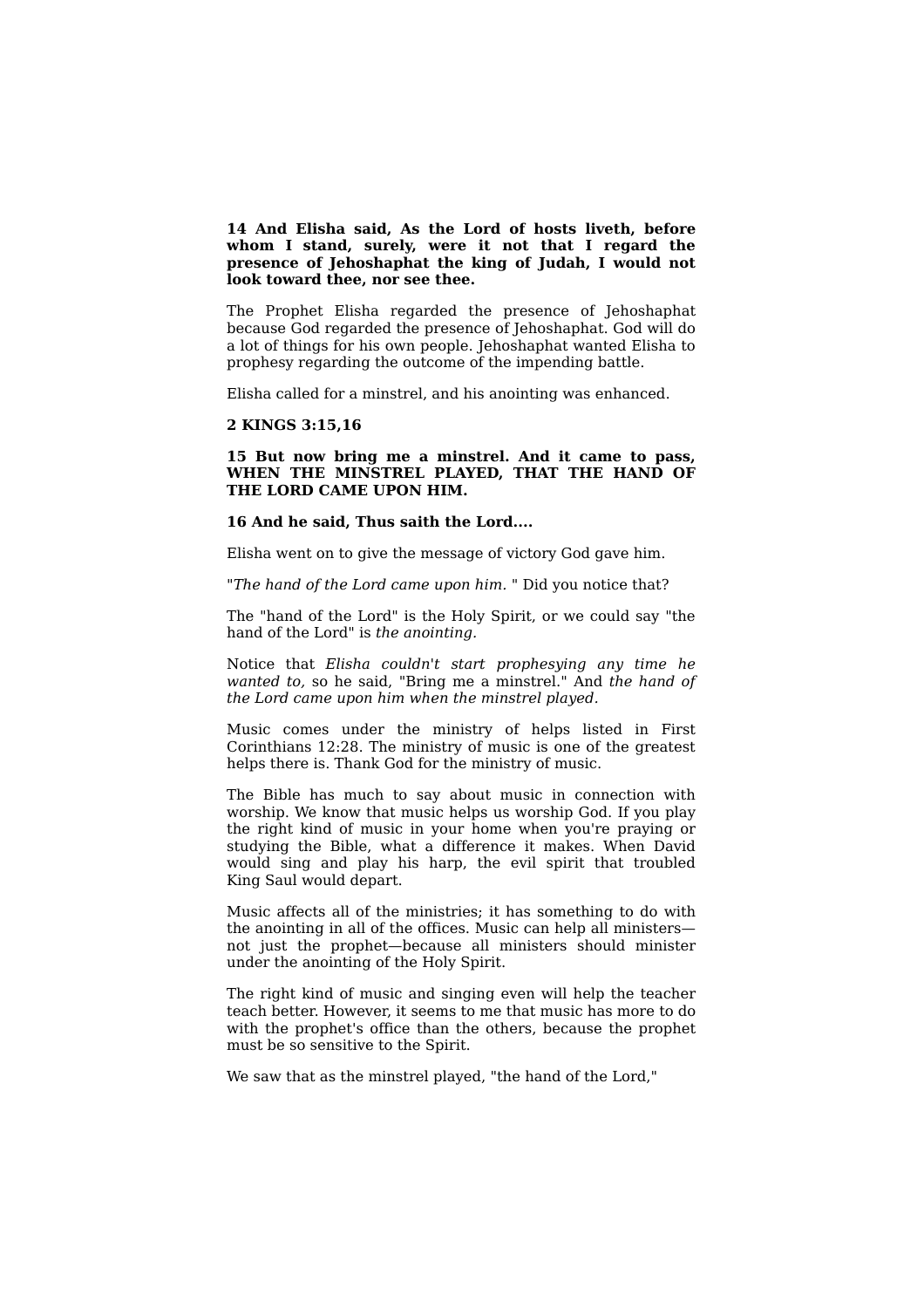**14 And Elisha said, As the Lord of hosts liveth, before whom I stand, surely, were it not that I regard the presence of Jehoshaphat the king of Judah, I would not look toward thee, nor see thee.**

The Prophet Elisha regarded the presence of Jehoshaphat because God regarded the presence of Jehoshaphat. God will do a lot of things for his own people. Jehoshaphat wanted Elisha to prophesy regarding the outcome of the impending battle.

Elisha called for a minstrel, and his anointing was enhanced.

**2 KINGS 3:15,16**

**15 But now bring me a minstrel. And it came to pass, WHEN THE MINSTREL PLAYED, THAT THE HAND OF THE LORD CAME UPON HIM.**

**16 And he said, Thus saith the Lord....**

Elisha went on to give the message of victory God gave him.

"*The hand of the Lord came upon him.* " Did you notice that?

The "hand of the Lord" is the Holy Spirit, or we could say "the hand of the Lord" is *the anointing.*

Notice that *Elisha couldn't start prophesying any time he wanted to,* so he said, "Bring me a minstrel." And *the hand of the Lord came upon him when the minstrel played.*

Music comes under the ministry of helps listed in First Corinthians 12:28. The ministry of music is one of the greatest helps there is. Thank God for the ministry of music.

The Bible has much to say about music in connection with worship. We know that music helps us worship God. If you play the right kind of music in your home when you're praying or studying the Bible, what a difference it makes. When David would sing and play his harp, the evil spirit that troubled King Saul would depart.

Music affects all of the ministries; it has something to do with the anointing in all of the offices. Music can help all ministers—not just the prophet—because all ministers should minister under the anointing of the Holy Spirit.

The right kind of music and singing even will help the teacher teach better. However, it seems to me that music has more to do with the prophet's office than the others, because the prophet must be so sensitive to the Spirit.

We saw that as the minstrel played, "the hand of the Lord,"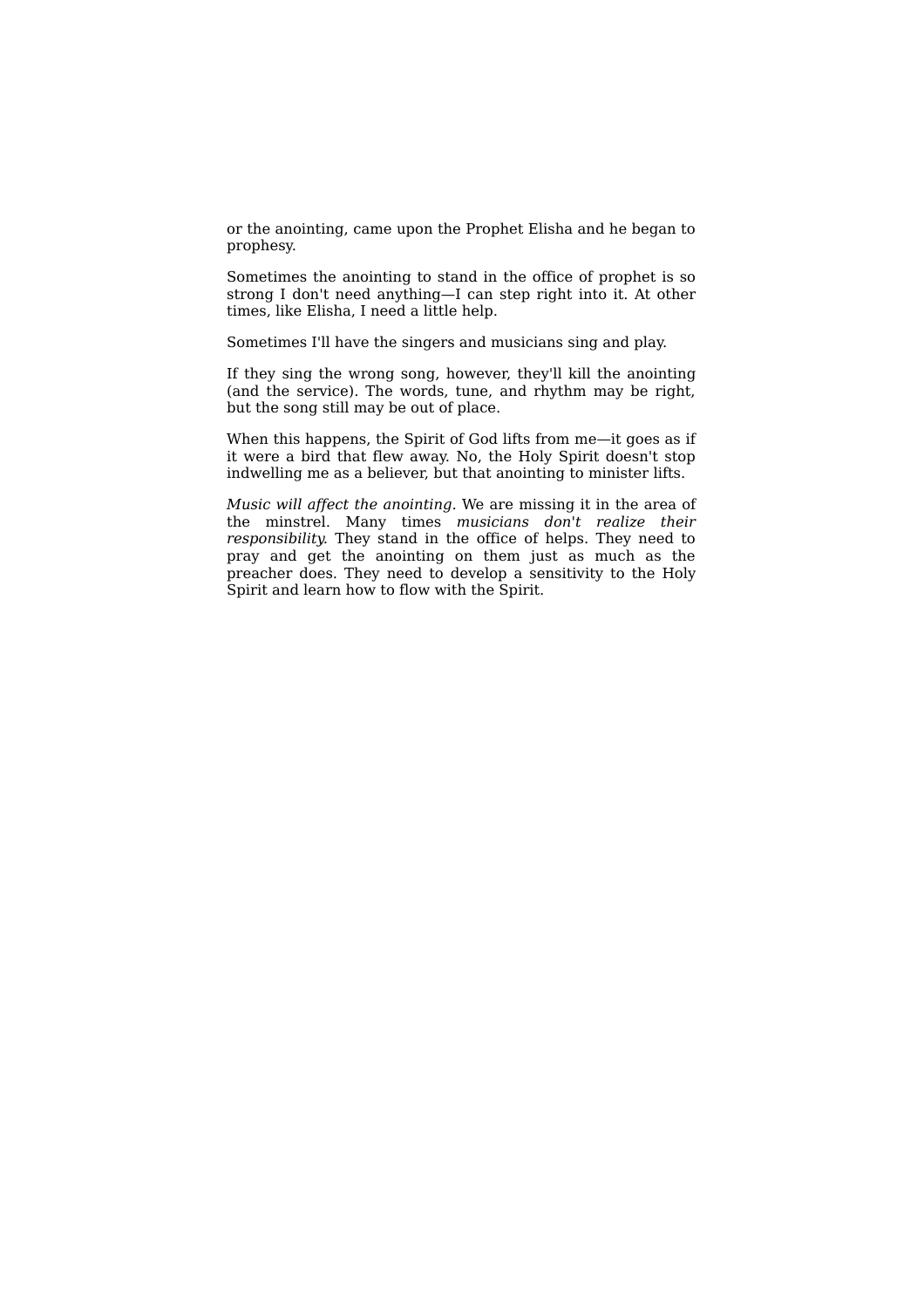or the anointing, came upon the Prophet Elisha and he began to prophesy.

Sometimes the anointing to stand in the office of prophet is so strong I don't need anything—I can step right into it. At other times, like Elisha, I need a little help.

Sometimes I'll have the singers and musicians sing and play.

If they sing the wrong song, however, they'll kill the anointing (and the service). The words, tune, and rhythm may be right, but the song still may be out of place.

When this happens, the Spirit of God lifts from me—it goes as if it were a bird that flew away. No, the Holy Spirit doesn't stop indwelling me as a believer, but that anointing to minister lifts.

*Music will affect the anointing.* We are missing it in the area of the minstrel. Many times *musicians don't realize their responsibility.* They stand in the office of helps. They need to pray and get the anointing on them just as much as the preacher does. They need to develop a sensitivity to the Holy Spirit and learn how to flow with the Spirit.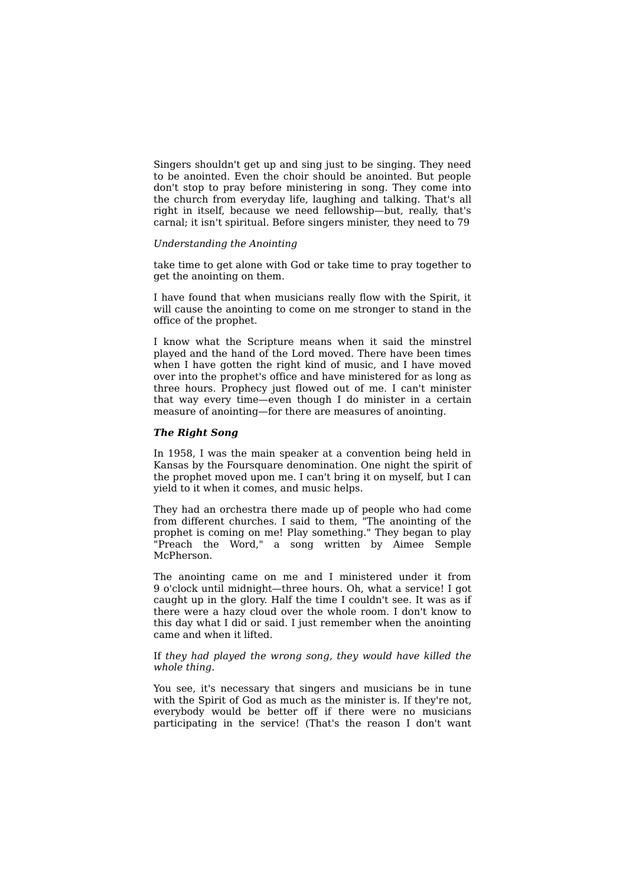Singers shouldn't get up and sing just to be singing. They need to be anointed. Even the choir should be anointed. But people don't stop to pray before ministering in song. They come into the church from everyday life, laughing and talking. That's all right in itself, because we need fellowship—but, really, that's carnal; it isn't spiritual. Before singers minister, they need to take time to get alone with God or take time to pray together to get the anointing on them.

I have found that when musicians really flow with the Spirit, it will cause the anointing to come on me stronger to stand in the office of the prophet.

I know what the Scripture means when it said the minstrel played and the hand of the Lord moved. There have been times when I have gotten the right kind of music, and I have moved over into the prophet's office and have ministered for as long as three hours. Prophecy just flowed out of me. I can't minister that way every time—even though I do minister in a certain measure of anointing—for there are measures of anointing.

### *The Right Song*

In 1958, I was the main speaker at a convention being held in Kansas by the Foursquare denomination. One night the spirit of the prophet moved upon me. I can't bring it on myself, but I can yield to it when it comes, and music helps.

They had an orchestra there made up of people who had come from different churches. I said to them, "The anointing of the prophet is coming on me! Play something." They began to play "Preach the Word," a song written by Aimee Semple McPherson.

The anointing came on me and I ministered under it from 9 o'clock until midnight—three hours. Oh, what a service! I got caught up in the glory. Half the time I couldn't see. It was as if there were a hazy cloud over the whole room. I don't know to this day what I did or said. I just remember when the anointing came and when it lifted.

If *they had played the wrong song, they would have killed the whole thing.*

You see, it's necessary that singers and musicians be in tune with the Spirit of God as much as the minister is. If they're not, everybody would be better off if there were no musicians participating in the service! (That's the reason I don't want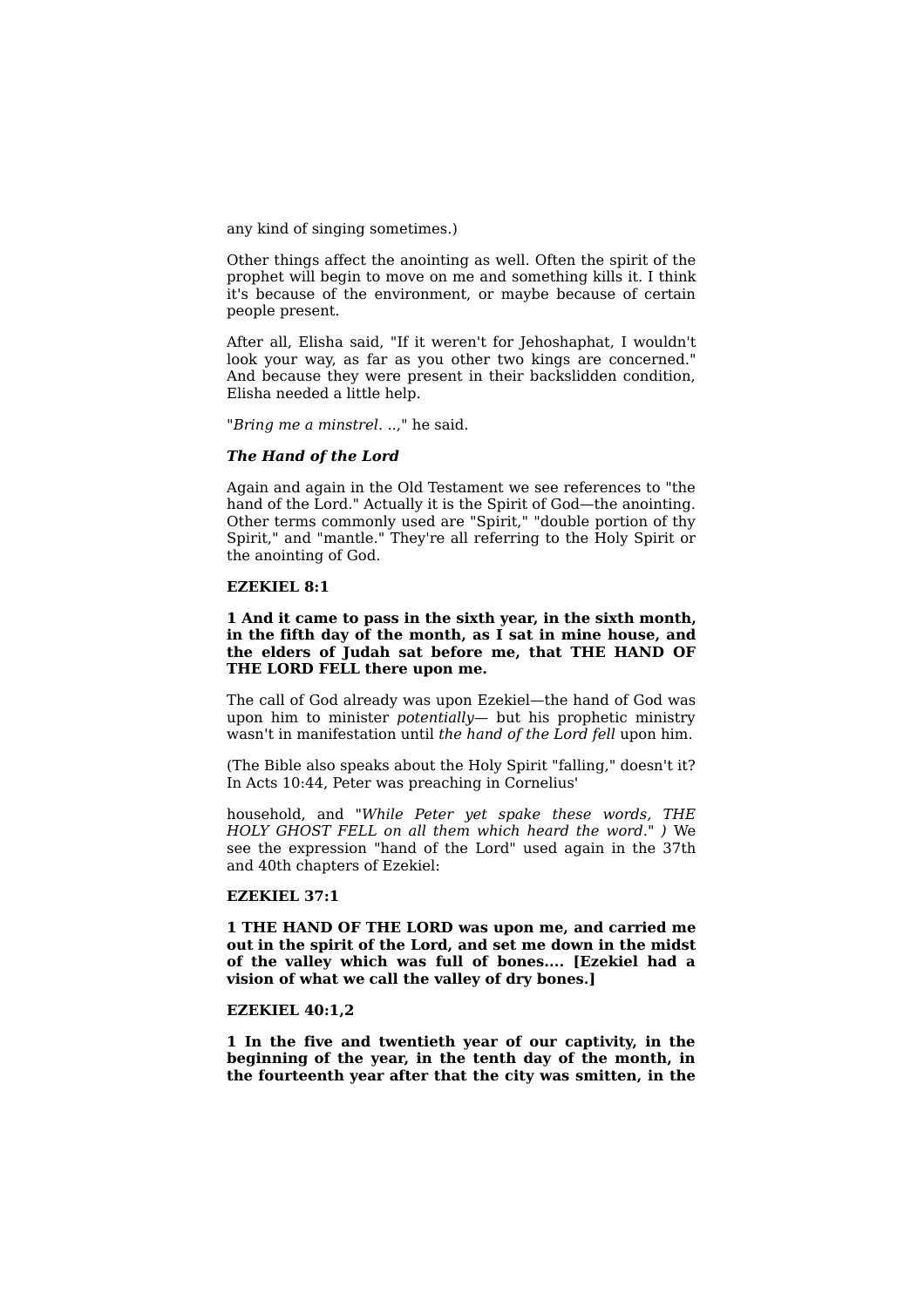any kind of singing sometimes.)

Other things affect the anointing as well. Often the spirit of the prophet will begin to move on me and something kills it. I think it's because of the environment, or maybe because of certain people present.

After all, Elisha said, "If it weren't for Jehoshaphat, I wouldn't look your way, as far as you other two kings are concerned." And because they were present in their backslidden condition, Elisha needed a little help.

"*Bring me a minstrel. ..*," he said.

***The Hand of the Lord***

Again and again in the Old Testament we see references to "the hand of the Lord." Actually it is the Spirit of God—the anointing. Other terms commonly used are "Spirit," "double portion of thy Spirit," and "mantle." They're all referring to the Holy Spirit or the anointing of God.

**EZEKIEL 8:1**

**1 And it came to pass in the sixth year, in the sixth month, in the fifth day of the month, as I sat in mine house, and the elders of Judah sat before me, that THE HAND OF THE LORD FELL there upon me.**

The call of God already was upon Ezekiel—the hand of God was upon him to minister *potentially*— but his prophetic ministry wasn't in manifestation until *the hand of the Lord fell* upon him.

(The Bible also speaks about the Holy Spirit "falling," doesn't it? In Acts 10:44, Peter was preaching in Cornelius'

household, and "*While Peter yet spake these words, THE HOLY GHOST FELL on all them which heard the word.*" *)* We see the expression "hand of the Lord" used again in the 37th and 40th chapters of Ezekiel:

**EZEKIEL 37:1**

**1 THE HAND OF THE LORD was upon me, and carried me out in the spirit of the Lord, and set me down in the midst of the valley which was full of bones.... [Ezekiel had a vision of what we call the valley of dry bones.]**

**EZEKIEL 40:1,2**

**1 In the five and twentieth year of our captivity, in the beginning of the year, in the tenth day of the month, in the fourteenth year after that the city was smitten, in the**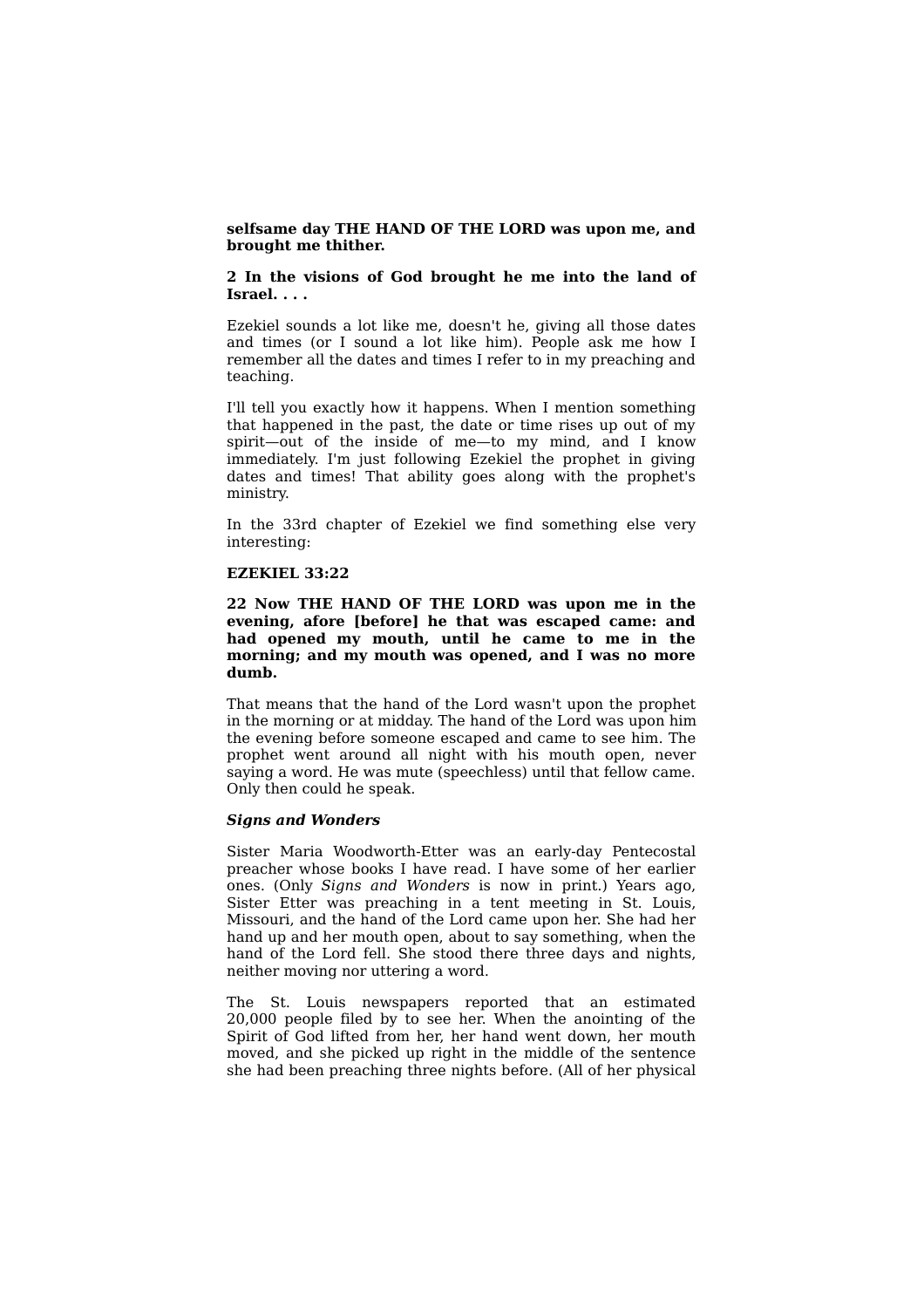**selfsame day THE HAND OF THE LORD was upon me, and brought me thither.**

**2 In the visions of God brought he me into the land of Israel. . . .**

Ezekiel sounds a lot like me, doesn't he, giving all those dates and times (or I sound a lot like him). People ask me how I remember all the dates and times I refer to in my preaching and teaching.

I'll tell you exactly how it happens. When I mention something that happened in the past, the date or time rises up out of my spirit—out of the inside of me—to my mind, and I know immediately. I'm just following Ezekiel the prophet in giving dates and times! That ability goes along with the prophet's ministry.

In the 33rd chapter of Ezekiel we find something else very interesting:

**EZEKIEL 33:22**

**22 Now THE HAND OF THE LORD was upon me in the evening, afore [before] he that was escaped came: and had opened my mouth, until he came to me in the morning; and my mouth was opened, and I was no more dumb.**

That means that the hand of the Lord wasn't upon the prophet in the morning or at midday. The hand of the Lord was upon him the evening before someone escaped and came to see him. The prophet went around all night with his mouth open, never saying a word. He was mute (speechless) until that fellow came. Only then could he speak.

***Signs and Wonders***

Sister Maria Woodworth-Etter was an early-day Pentecostal preacher whose books I have read. I have some of her earlier ones. (Only *Signs and Wonders* is now in print.) Years ago, Sister Etter was preaching in a tent meeting in St. Louis, Missouri, and the hand of the Lord came upon her. She had her hand up and her mouth open, about to say something, when the hand of the Lord fell. She stood there three days and nights, neither moving nor uttering a word.

The St. Louis newspapers reported that an estimated 20,000 people filed by to see her. When the anointing of the Spirit of God lifted from her, her hand went down, her mouth moved, and she picked up right in the middle of the sentence she had been preaching three nights before. (All of her physical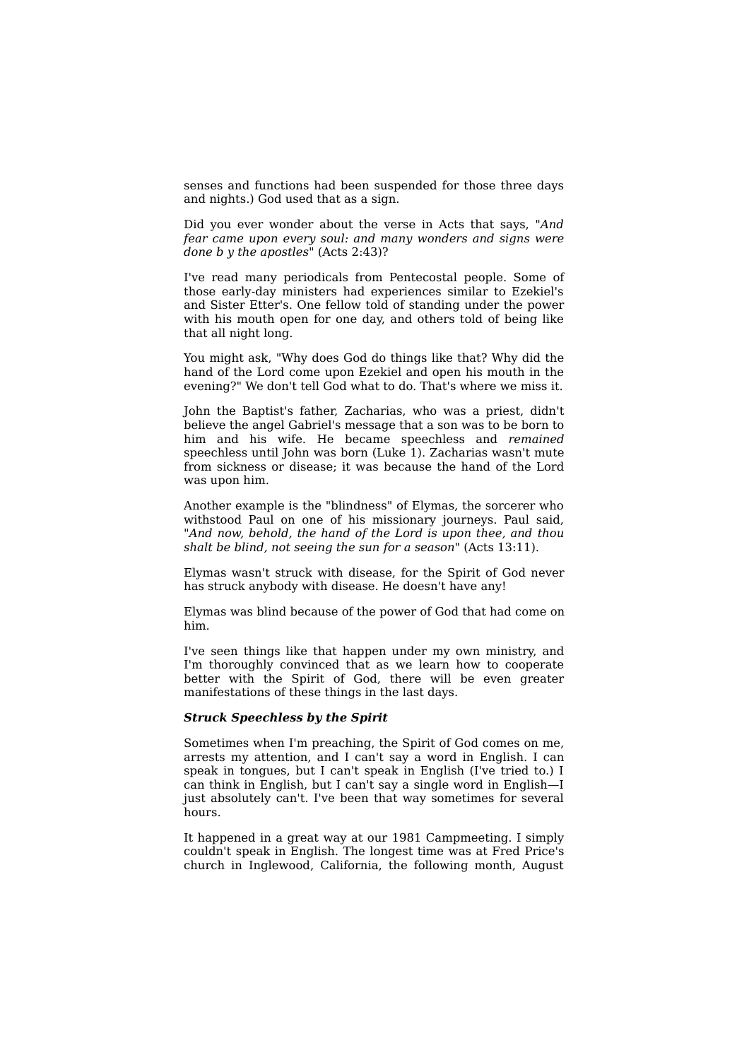senses and functions had been suspended for those three days and nights.) God used that as a sign.

Did you ever wonder about the verse in Acts that says, "*And fear came upon every soul: and many wonders and signs were done b y the apostles*" (Acts 2:43)?

I've read many periodicals from Pentecostal people. Some of those early-day ministers had experiences similar to Ezekiel's and Sister Etter's. One fellow told of standing under the power with his mouth open for one day, and others told of being like that all night long.

You might ask, "Why does God do things like that? Why did the hand of the Lord come upon Ezekiel and open his mouth in the evening?" We don't tell God what to do. That's where we miss it.

John the Baptist's father, Zacharias, who was a priest, didn't believe the angel Gabriel's message that a son was to be born to him and his wife. He became speechless and *remained* speechless until John was born (Luke 1). Zacharias wasn't mute from sickness or disease; it was because the hand of the Lord was upon him.

Another example is the "blindness" of Elymas, the sorcerer who withstood Paul on one of his missionary journeys. Paul said, "*And now, behold, the hand of the Lord is upon thee, and thou shalt be blind, not seeing the sun for a season*" (Acts 13:11).

Elymas wasn't struck with disease, for the Spirit of God never has struck anybody with disease. He doesn't have any!

Elymas was blind because of the power of God that had come on him.

I've seen things like that happen under my own ministry, and I'm thoroughly convinced that as we learn how to cooperate better with the Spirit of God, there will be even greater manifestations of these things in the last days.

***Struck Speechless by the Spirit***

Sometimes when I'm preaching, the Spirit of God comes on me, arrests my attention, and I can't say a word in English. I can speak in tongues, but I can't speak in English (I've tried to.) I can think in English, but I can't say a single word in English—I just absolutely can't. I've been that way sometimes for several hours.

It happened in a great way at our 1981 Campmeeting. I simply couldn't speak in English. The longest time was at Fred Price's church in Inglewood, California, the following month, August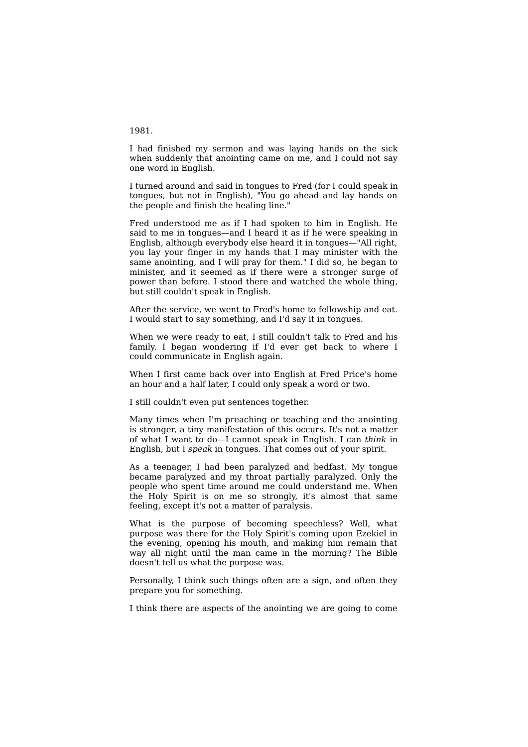1981.

I had finished my sermon and was laying hands on the sick when suddenly that anointing came on me, and I could not say one word in English.

I turned around and said in tongues to Fred (for I could speak in tongues, but not in English), "You go ahead and lay hands on the people and finish the healing line."

Fred understood me as if I had spoken to him in English. He said to me in tongues—and I heard it as if he were speaking in English, although everybody else heard it in tongues—"All right, you lay your finger in my hands that I may minister with the same anointing, and I will pray for them." I did so, he began to minister, and it seemed as if there were a stronger surge of power than before. I stood there and watched the whole thing, but still couldn't speak in English.

After the service, we went to Fred's home to fellowship and eat. I would start to say something, and I'd say it in tongues.

When we were ready to eat, I still couldn't talk to Fred and his family. I began wondering if I'd ever get back to where I could communicate in English again.

When I first came back over into English at Fred Price's home an hour and a half later, I could only speak a word or two.

I still couldn't even put sentences together.

Many times when I'm preaching or teaching and the anointing is stronger, a tiny manifestation of this occurs. It's not a matter of what I want to do—I cannot speak in English. I can *think* in English, but I *speak* in tongues. That comes out of your spirit.

As a teenager, I had been paralyzed and bedfast. My tongue became paralyzed and my throat partially paralyzed. Only the people who spent time around me could understand me. When the Holy Spirit is on me so strongly, it's almost that same feeling, except it's not a matter of paralysis.

What is the purpose of becoming speechless? Well, what purpose was there for the Holy Spirit's coming upon Ezekiel in the evening, opening his mouth, and making him remain that way all night until the man came in the morning? The Bible doesn't tell us what the purpose was.

Personally, I think such things often are a sign, and often they prepare you for something.

I think there are aspects of the anointing we are going to come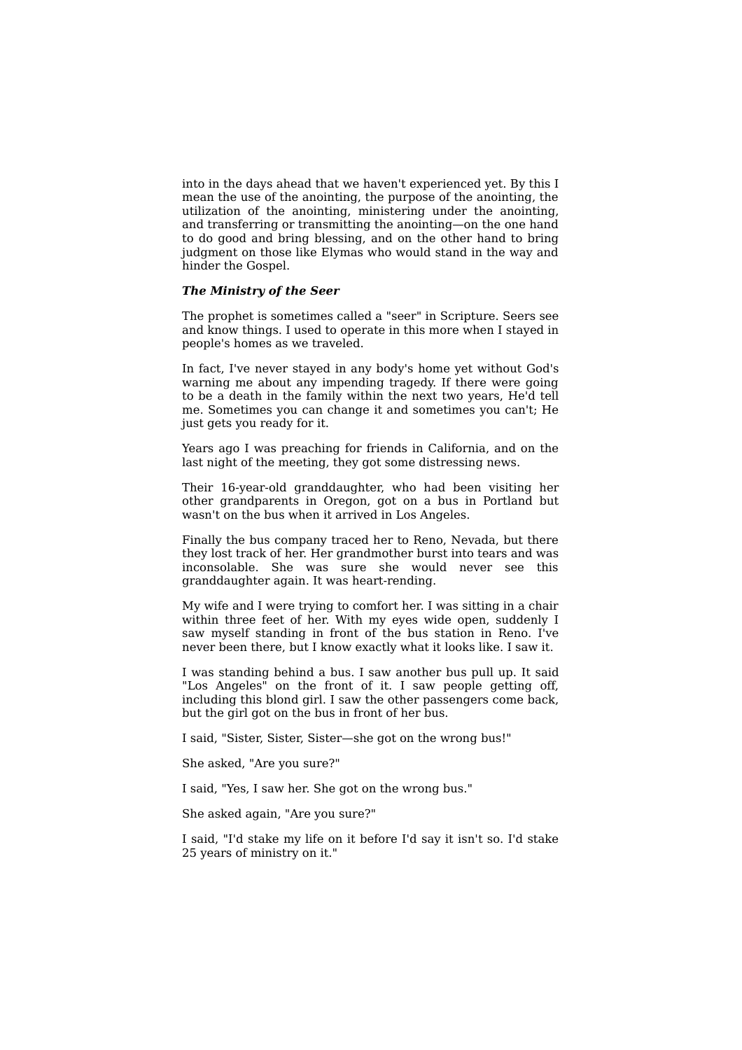into in the days ahead that we haven't experienced yet. By this I mean the use of the anointing, the purpose of the anointing, the utilization of the anointing, ministering under the anointing, and transferring or transmitting the anointing—on the one hand to do good and bring blessing, and on the other hand to bring judgment on those like Elymas who would stand in the way and hinder the Gospel.

### *The Ministry of the Seer*

The prophet is sometimes called a "seer" in Scripture. Seers see and know things. I used to operate in this more when I stayed in people's homes as we traveled.

In fact, I've never stayed in any body's home yet without God's warning me about any impending tragedy. If there were going to be a death in the family within the next two years, He'd tell me. Sometimes you can change it and sometimes you can't; He just gets you ready for it.

Years ago I was preaching for friends in California, and on the last night of the meeting, they got some distressing news.

Their 16-year-old granddaughter, who had been visiting her other grandparents in Oregon, got on a bus in Portland but wasn't on the bus when it arrived in Los Angeles.

Finally the bus company traced her to Reno, Nevada, but there they lost track of her. Her grandmother burst into tears and was inconsolable. She was sure she would never see this granddaughter again. It was heart-rending.

My wife and I were trying to comfort her. I was sitting in a chair within three feet of her. With my eyes wide open, suddenly I saw myself standing in front of the bus station in Reno. I've never been there, but I know exactly what it looks like. I saw it.

I was standing behind a bus. I saw another bus pull up. It said "Los Angeles" on the front of it. I saw people getting off, including this blond girl. I saw the other passengers come back, but the girl got on the bus in front of her bus.

I said, "Sister, Sister, Sister—she got on the wrong bus!"

She asked, "Are you sure?"

I said, "Yes, I saw her. She got on the wrong bus."

She asked again, "Are you sure?"

I said, "I'd stake my life on it before I'd say it isn't so. I'd stake 25 years of ministry on it."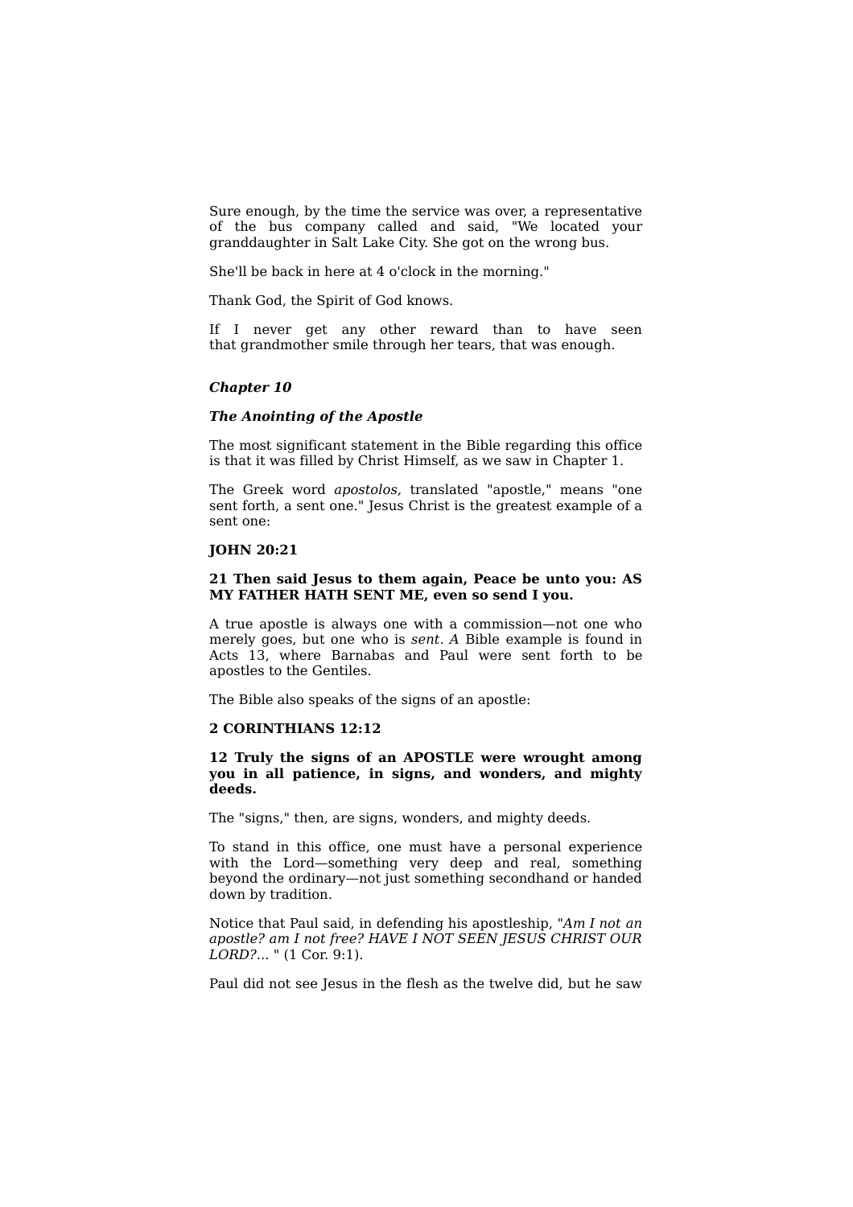Sure enough, by the time the service was over, a representative of the bus company called and said, "We located your granddaughter in Salt Lake City. She got on the wrong bus.

She'll be back in here at 4 o'clock in the morning."

Thank God, the Spirit of God knows.

If I never get any other reward than to have seen that grandmother smile through her tears, that was enough.

## ***Chapter 10***

## ***The Anointing of the Apostle***

The most significant statement in the Bible regarding this office is that it was filled by Christ Himself, as we saw in Chapter 1.

The Greek word *apostolos,* translated "apostle," means "one sent forth, a sent one." Jesus Christ is the greatest example of a sent one:

**JOHN 20:21**

**21 Then said Jesus to them again, Peace be unto you: AS MY FATHER HATH SENT ME, even so send I you.**

A true apostle is always one with a commission—not one who merely goes, but one who is *sent*. *A* Bible example is found in Acts 13, where Barnabas and Paul were sent forth to be apostles to the Gentiles.

The Bible also speaks of the signs of an apostle:

**2 CORINTHIANS 12:12**

**12 Truly the signs of an APOSTLE were wrought among you in all patience, in signs, and wonders, and mighty deeds.**

The "signs," then, are signs, wonders, and mighty deeds.

To stand in this office, one must have a personal experience with the Lord—something very deep and real, something beyond the ordinary—not just something secondhand or handed down by tradition.

Notice that Paul said, in defending his apostleship, "*Am I not an apostle? am I not free? HAVE I NOT SEEN JESUS CHRIST OUR LORD?...* " (1 Cor. 9:1).

Paul did not see Jesus in the flesh as the twelve did, but he saw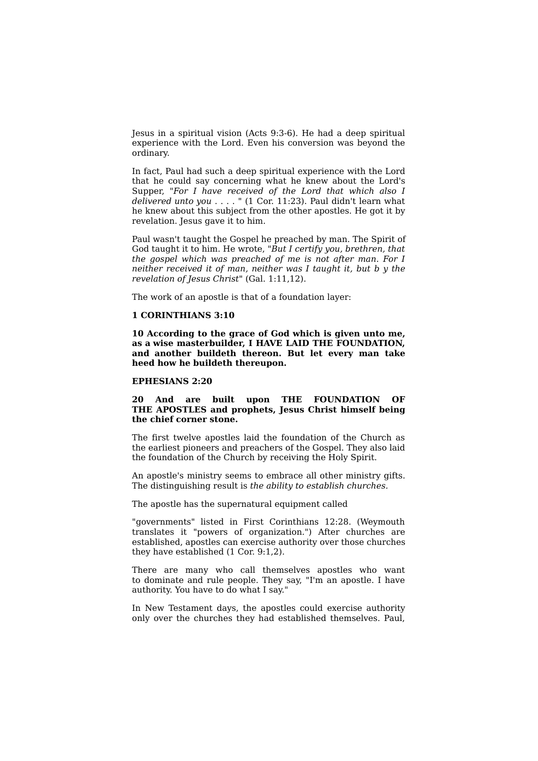Jesus in a spiritual vision (Acts 9:3-6). He had a deep spiritual experience with the Lord. Even his conversion was beyond the ordinary.

In fact, Paul had such a deep spiritual experience with the Lord that he could say concerning what he knew about the Lord's Supper, "*For I have received of the Lord that which also I delivered unto you* . . . . " (1 Cor. 11:23). Paul didn't learn what he knew about this subject from the other apostles. He got it by revelation. Jesus gave it to him.

Paul wasn't taught the Gospel he preached by man. The Spirit of God taught it to him. He wrote, "*But I certify you, brethren, that the gospel which was preached of me is not after man. For I neither received it of man, neither was I taught it, but b y the revelation of Jesus Christ*" (Gal. 1:11,12).

The work of an apostle is that of a foundation layer:

**1 CORINTHIANS 3:10**

**10 According to the grace of God which is given unto me, as a wise masterbuilder, I HAVE LAID THE FOUNDATION, and another buildeth thereon. But let every man take heed how he buildeth thereupon.**

**EPHESIANS 2:20**

**20 And are built upon THE FOUNDATION OF THE APOSTLES and prophets, Jesus Christ himself being the chief corner stone.**

The first twelve apostles laid the foundation of the Church as the earliest pioneers and preachers of the Gospel. They also laid the foundation of the Church by receiving the Holy Spirit.

An apostle's ministry seems to embrace all other ministry gifts. The distinguishing result is *the ability to establish churches*.

The apostle has the supernatural equipment called

"governments" listed in First Corinthians 12:28. (Weymouth translates it "powers of organization.") After churches are established, apostles can exercise authority over those churches they have established (1 Cor. 9:1,2).

There are many who call themselves apostles who want to dominate and rule people. They say, "I'm an apostle. I have authority. You have to do what I say."

In New Testament days, the apostles could exercise authority only over the churches they had established themselves. Paul,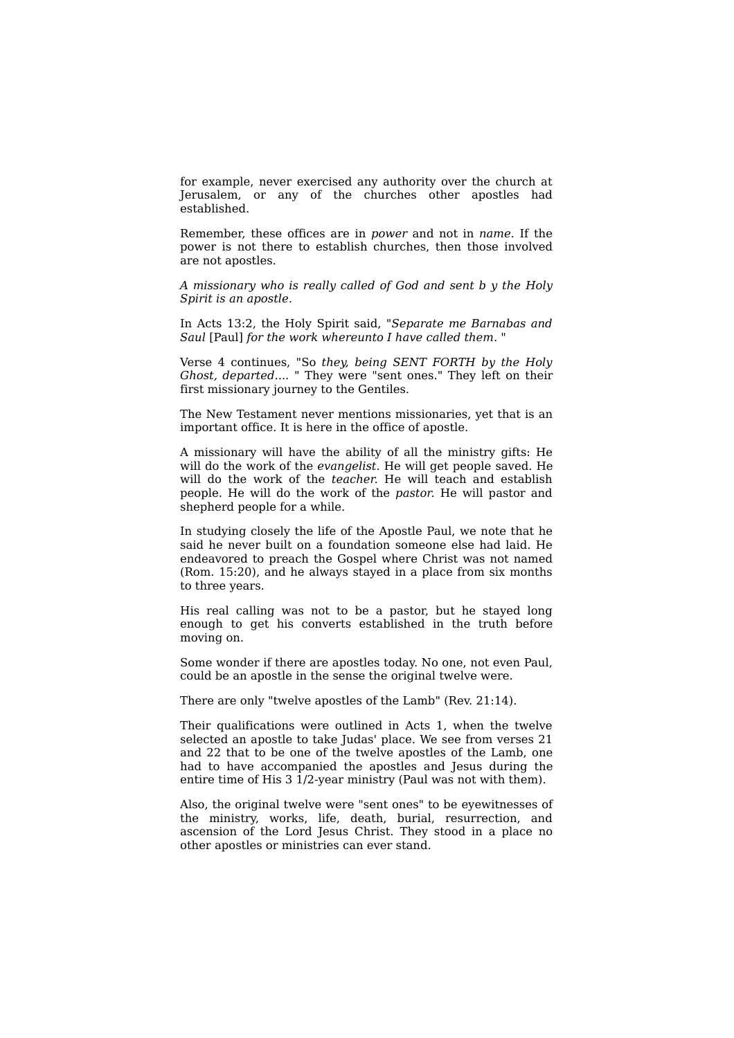for example, never exercised any authority over the church at Jerusalem, or any of the churches other apostles had established.

Remember, these offices are in *power* and not in *name*. If the power is not there to establish churches, then those involved are not apostles.

*A missionary who is really called of God and sent b y the Holy Spirit is an apostle.*

In Acts 13:2, the Holy Spirit said, "*Separate me Barnabas and Saul* [Paul] *for the work whereunto I have called them.* "

Verse 4 continues, "So *they, being SENT FORTH by the Holy Ghost, departed....* " They were "sent ones." They left on their first missionary journey to the Gentiles.

The New Testament never mentions missionaries, yet that is an important office. It is here in the office of apostle.

A missionary will have the ability of all the ministry gifts: He will do the work of the *evangelist*. He will get people saved. He will do the work of the *teacher*. He will teach and establish people. He will do the work of the *pastor*. He will pastor and shepherd people for a while.

In studying closely the life of the Apostle Paul, we note that he said he never built on a foundation someone else had laid. He endeavored to preach the Gospel where Christ was not named (Rom. 15:20), and he always stayed in a place from six months to three years.

His real calling was not to be a pastor, but he stayed long enough to get his converts established in the truth before moving on.

Some wonder if there are apostles today. No one, not even Paul, could be an apostle in the sense the original twelve were.

There are only "twelve apostles of the Lamb" (Rev. 21:14).

Their qualifications were outlined in Acts 1, when the twelve selected an apostle to take Judas' place. We see from verses 21 and 22 that to be one of the twelve apostles of the Lamb, one had to have accompanied the apostles and Jesus during the entire time of His 3 1/2-year ministry (Paul was not with them).

Also, the original twelve were "sent ones" to be eyewitnesses of the ministry, works, life, death, burial, resurrection, and ascension of the Lord Jesus Christ. They stood in a place no other apostles or ministries can ever stand.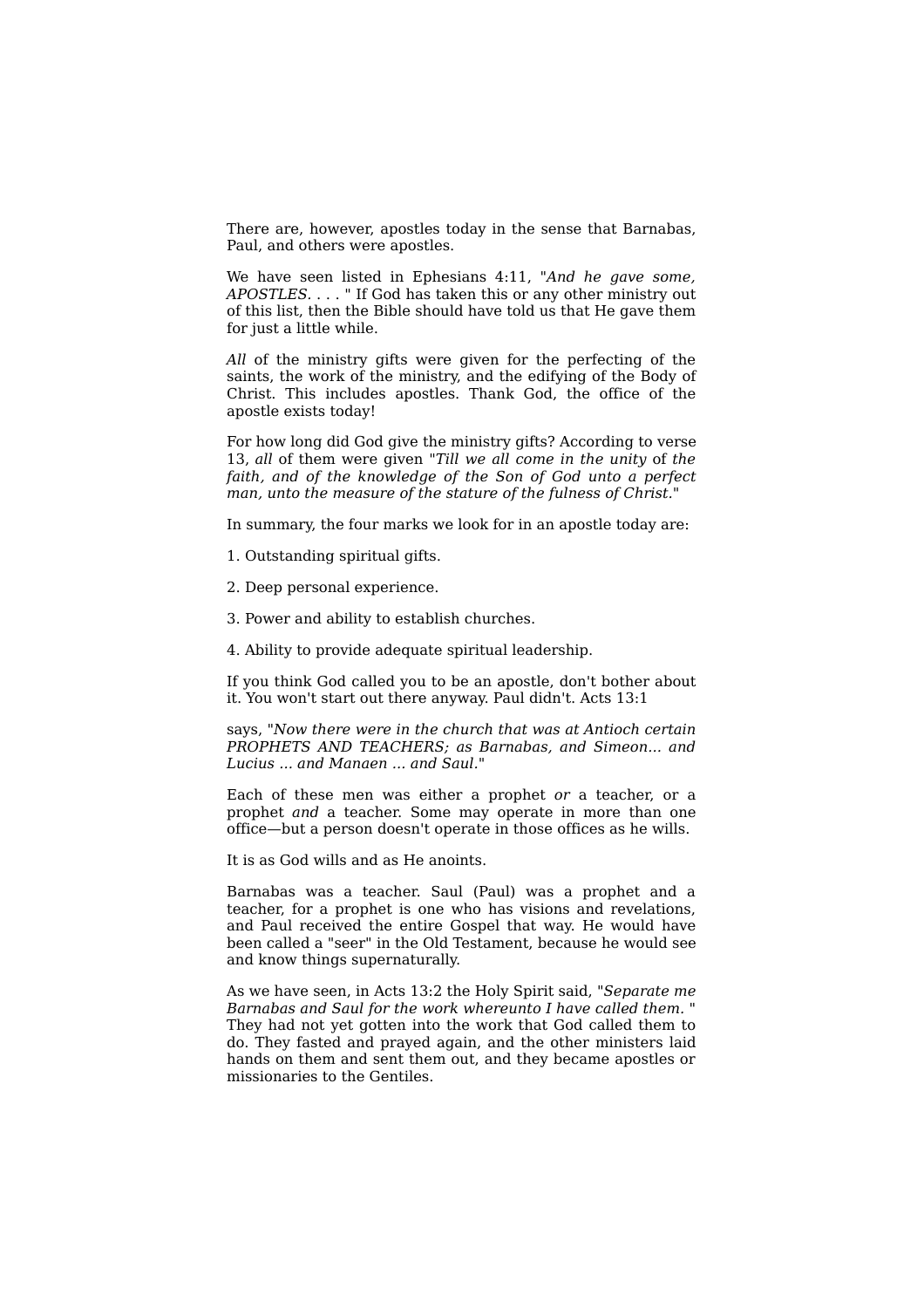There are, however, apostles today in the sense that Barnabas, Paul, and others were apostles.

We have seen listed in Ephesians 4:11, "*And he gave some, APOSTLES. . . .* " If God has taken this or any other ministry out of this list, then the Bible should have told us that He gave them for just a little while.

*All* of the ministry gifts were given for the perfecting of the saints, the work of the ministry, and the edifying of the Body of Christ. This includes apostles. Thank God, the office of the apostle exists today!

For how long did God give the ministry gifts? According to verse 13, *all* of them were given "*Till we all come in the unity* of *the faith, and of the knowledge of the Son of God unto a perfect man, unto the measure of the stature of the fulness of Christ.*"

In summary, the four marks we look for in an apostle today are:

1. Outstanding spiritual gifts.

2. Deep personal experience.

3. Power and ability to establish churches.

4. Ability to provide adequate spiritual leadership.

If you think God called you to be an apostle, don't bother about it. You won't start out there anyway. Paul didn't. Acts 13:1

says, "*Now there were in the church that was at Antioch certain PROPHETS AND TEACHERS; as Barnabas, and Simeon... and Lucius ... and Manaen ... and Saul.*"

Each of these men was either a prophet *or* a teacher, or a prophet *and* a teacher. Some may operate in more than one office—but a person doesn't operate in those offices as he wills.

It is as God wills and as He anoints.

Barnabas was a teacher. Saul (Paul) was a prophet and a teacher, for a prophet is one who has visions and revelations, and Paul received the entire Gospel that way. He would have been called a "seer" in the Old Testament, because he would see and know things supernaturally.

As we have seen, in Acts 13:2 the Holy Spirit said, "*Separate me Barnabas and Saul for the work whereunto I have called them.* " They had not yet gotten into the work that God called them to do. They fasted and prayed again, and the other ministers laid hands on them and sent them out, and they became apostles or missionaries to the Gentiles.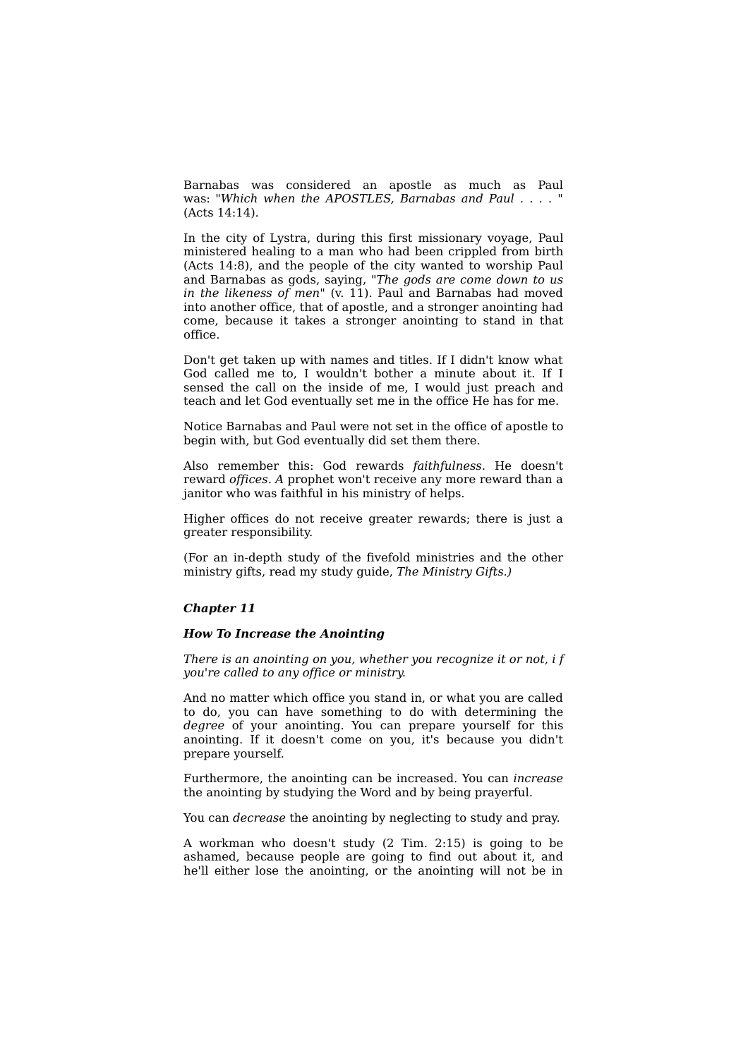Barnabas was considered an apostle as much as Paul was: "*Which when the APOSTLES, Barnabas and Paul . . . .* " (Acts 14:14).

In the city of Lystra, during this first missionary voyage, Paul ministered healing to a man who had been crippled from birth (Acts 14:8), and the people of the city wanted to worship Paul and Barnabas as gods, saying, "*The gods are come down to us in the likeness of men*" (v. 11). Paul and Barnabas had moved into another office, that of apostle, and a stronger anointing had come, because it takes a stronger anointing to stand in that office.

Don't get taken up with names and titles. If I didn't know what God called me to, I wouldn't bother a minute about it. If I sensed the call on the inside of me, I would just preach and teach and let God eventually set me in the office He has for me.

Notice Barnabas and Paul were not set in the office of apostle to begin with, but God eventually did set them there.

Also remember this: God rewards *faithfulness.* He doesn't reward *offices. A* prophet won't receive any more reward than a janitor who was faithful in his ministry of helps.

Higher offices do not receive greater rewards; there is just a greater responsibility.

(For an in-depth study of the fivefold ministries and the other ministry gifts, read my study guide, *The Ministry Gifts.)*

## ***Chapter 11***

### ***How To Increase the Anointing***

*There is an anointing on you, whether you recognize it or not, i f you're called to any office or ministry.*

And no matter which office you stand in, or what you are called to do, you can have something to do with determining the *degree* of your anointing. You can prepare yourself for this anointing. If it doesn't come on you, it's because you didn't prepare yourself.

Furthermore, the anointing can be increased. You can *increase* the anointing by studying the Word and by being prayerful.

You can *decrease* the anointing by neglecting to study and pray.

A workman who doesn't study (2 Tim. 2:15) is going to be ashamed, because people are going to find out about it, and he'll either lose the anointing, or the anointing will not be in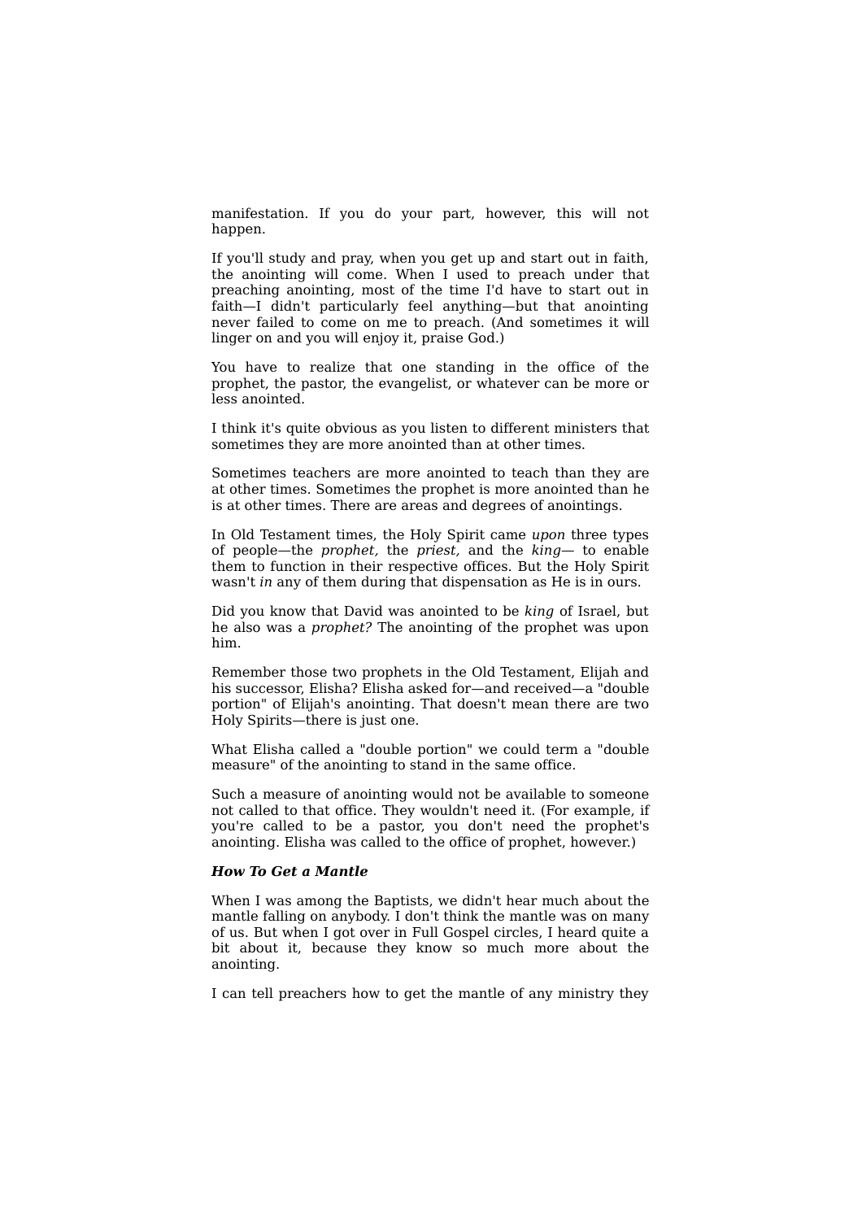manifestation. If you do your part, however, this will not happen.

If you'll study and pray, when you get up and start out in faith, the anointing will come. When I used to preach under that preaching anointing, most of the time I'd have to start out in faith—I didn't particularly feel anything—but that anointing never failed to come on me to preach. (And sometimes it will linger on and you will enjoy it, praise God.)

You have to realize that one standing in the office of the prophet, the pastor, the evangelist, or whatever can be more or less anointed.

I think it's quite obvious as you listen to different ministers that sometimes they are more anointed than at other times.

Sometimes teachers are more anointed to teach than they are at other times. Sometimes the prophet is more anointed than he is at other times. There are areas and degrees of anointings.

In Old Testament times, the Holy Spirit came *upon* three types of people—the *prophet,* the *priest,* and the *king*— to enable them to function in their respective offices. But the Holy Spirit wasn't *in* any of them during that dispensation as He is in ours.

Did you know that David was anointed to be *king* of Israel, but he also was a *prophet?* The anointing of the prophet was upon him.

Remember those two prophets in the Old Testament, Elijah and his successor, Elisha? Elisha asked for—and received—a "double portion" of Elijah's anointing. That doesn't mean there are two Holy Spirits—there is just one.

What Elisha called a "double portion" we could term a "double measure" of the anointing to stand in the same office.

Such a measure of anointing would not be available to someone not called to that office. They wouldn't need it. (For example, if you're called to be a pastor, you don't need the prophet's anointing. Elisha was called to the office of prophet, however.)

***How To Get a Mantle***

When I was among the Baptists, we didn't hear much about the mantle falling on anybody. I don't think the mantle was on many of us. But when I got over in Full Gospel circles, I heard quite a bit about it, because they know so much more about the anointing.

I can tell preachers how to get the mantle of any ministry they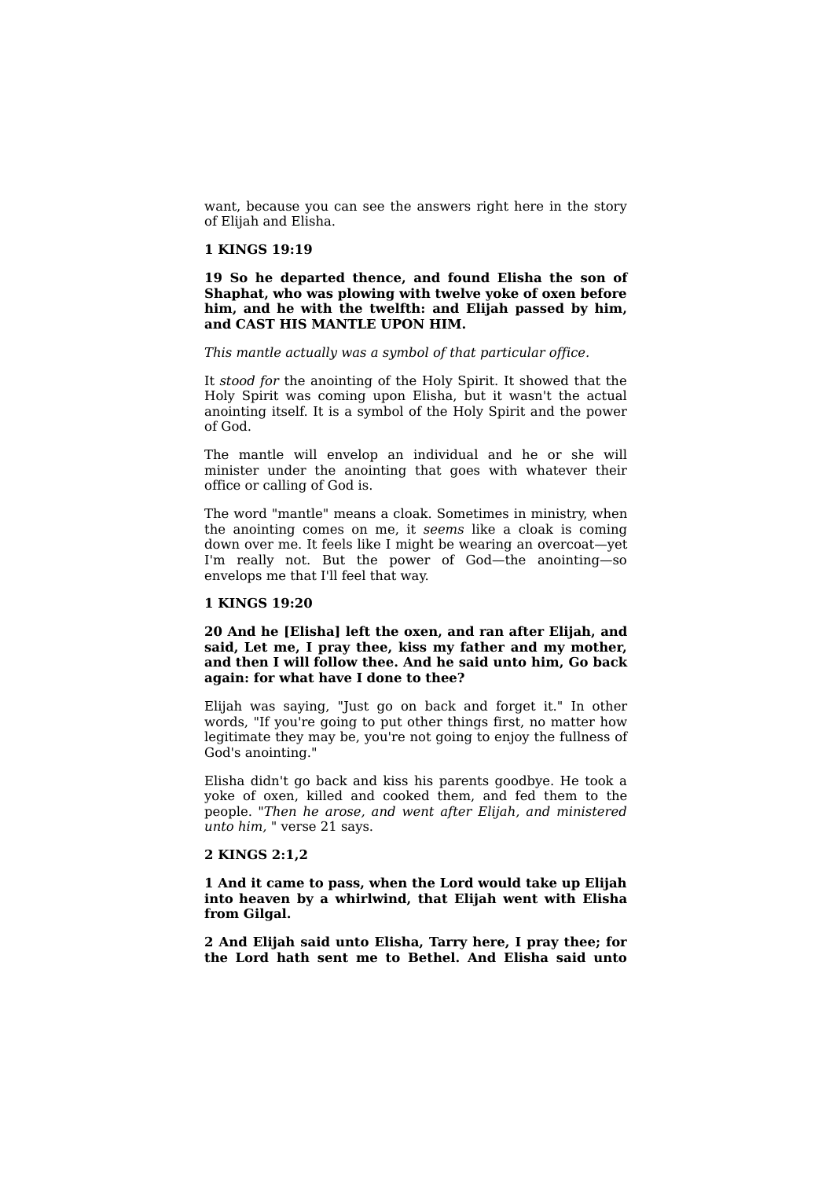want, because you can see the answers right here in the story of Elijah and Elisha.

**1 KINGS 19:19**

**19 So he departed thence, and found Elisha the son of Shaphat, who was plowing with twelve yoke of oxen before him, and he with the twelfth: and Elijah passed by him, and CAST HIS MANTLE UPON HIM.**

*This mantle actually was a symbol of that particular office.*

It *stood for* the anointing of the Holy Spirit. It showed that the Holy Spirit was coming upon Elisha, but it wasn't the actual anointing itself. It is a symbol of the Holy Spirit and the power of God.

The mantle will envelop an individual and he or she will minister under the anointing that goes with whatever their office or calling of God is.

The word "mantle" means a cloak. Sometimes in ministry, when the anointing comes on me, it *seems* like a cloak is coming down over me. It feels like I might be wearing an overcoat—yet I'm really not. But the power of God—the anointing—so envelops me that I'll feel that way.

**1 KINGS 19:20**

**20 And he [Elisha] left the oxen, and ran after Elijah, and said, Let me, I pray thee, kiss my father and my mother, and then I will follow thee. And he said unto him, Go back again: for what have I done to thee?**

Elijah was saying, "Just go on back and forget it." In other words, "If you're going to put other things first, no matter how legitimate they may be, you're not going to enjoy the fullness of God's anointing."

Elisha didn't go back and kiss his parents goodbye. He took a yoke of oxen, killed and cooked them, and fed them to the people. "*Then he arose, and went after Elijah, and ministered unto him,* " verse 21 says.

**2 KINGS 2:1,2**

**1 And it came to pass, when the Lord would take up Elijah into heaven by a whirlwind, that Elijah went with Elisha from Gilgal.**

**2 And Elijah said unto Elisha, Tarry here, I pray thee; for the Lord hath sent me to Bethel. And Elisha said unto**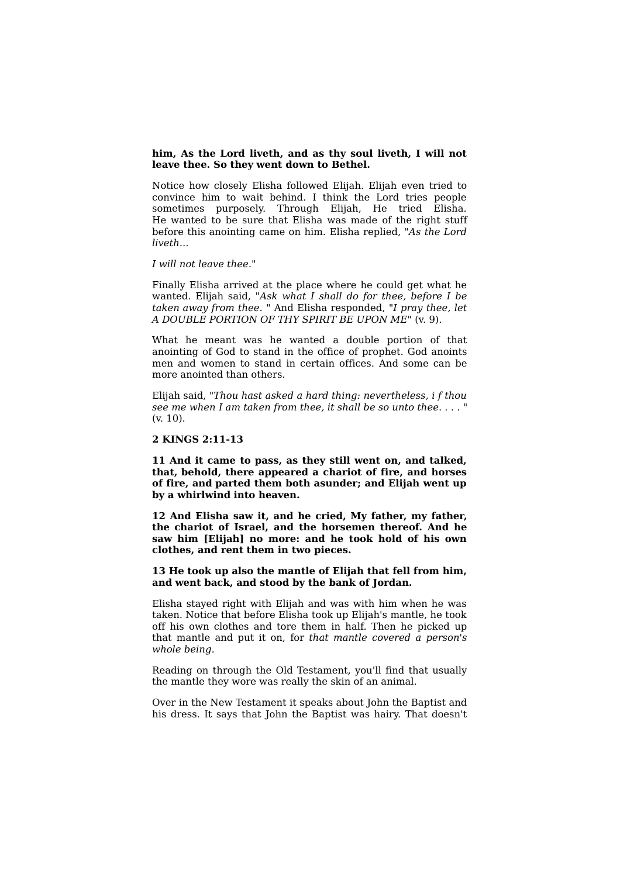**him, As the Lord liveth, and as thy soul liveth, I will not leave thee. So they went down to Bethel.**

Notice how closely Elisha followed Elijah. Elijah even tried to convince him to wait behind. I think the Lord tries people sometimes purposely. Through Elijah, He tried Elisha. He wanted to be sure that Elisha was made of the right stuff before this anointing came on him. Elisha replied, "*As the Lord liveth...*

*I will not leave thee.*"

Finally Elisha arrived at the place where he could get what he wanted. Elijah said, "*Ask what I shall do for thee, before I be taken away from thee.* " And Elisha responded, "*I pray thee, let A DOUBLE PORTION OF THY SPIRIT BE UPON ME*" (v. 9).

What he meant was he wanted a double portion of that anointing of God to stand in the office of prophet. God anoints men and women to stand in certain offices. And some can be more anointed than others.

Elijah said, "*Thou hast asked a hard thing: nevertheless, i f thou see me when I am taken from thee, it shall be so unto thee. . . .* " (v. 10).

**2 KINGS 2:11-13**

**11 And it came to pass, as they still went on, and talked, that, behold, there appeared a chariot of fire, and horses of fire, and parted them both asunder; and Elijah went up by a whirlwind into heaven.**

**12 And Elisha saw it, and he cried, My father, my father, the chariot of Israel, and the horsemen thereof. And he saw him [Elijah] no more: and he took hold of his own clothes, and rent them in two pieces.**

**13 He took up also the mantle of Elijah that fell from him, and went back, and stood by the bank of Jordan.**

Elisha stayed right with Elijah and was with him when he was taken. Notice that before Elisha took up Elijah's mantle, he took off his own clothes and tore them in half. Then he picked up that mantle and put it on, for *that mantle covered a person's whole being.*

Reading on through the Old Testament, you'll find that usually the mantle they wore was really the skin of an animal.

Over in the New Testament it speaks about John the Baptist and his dress. It says that John the Baptist was hairy. That doesn't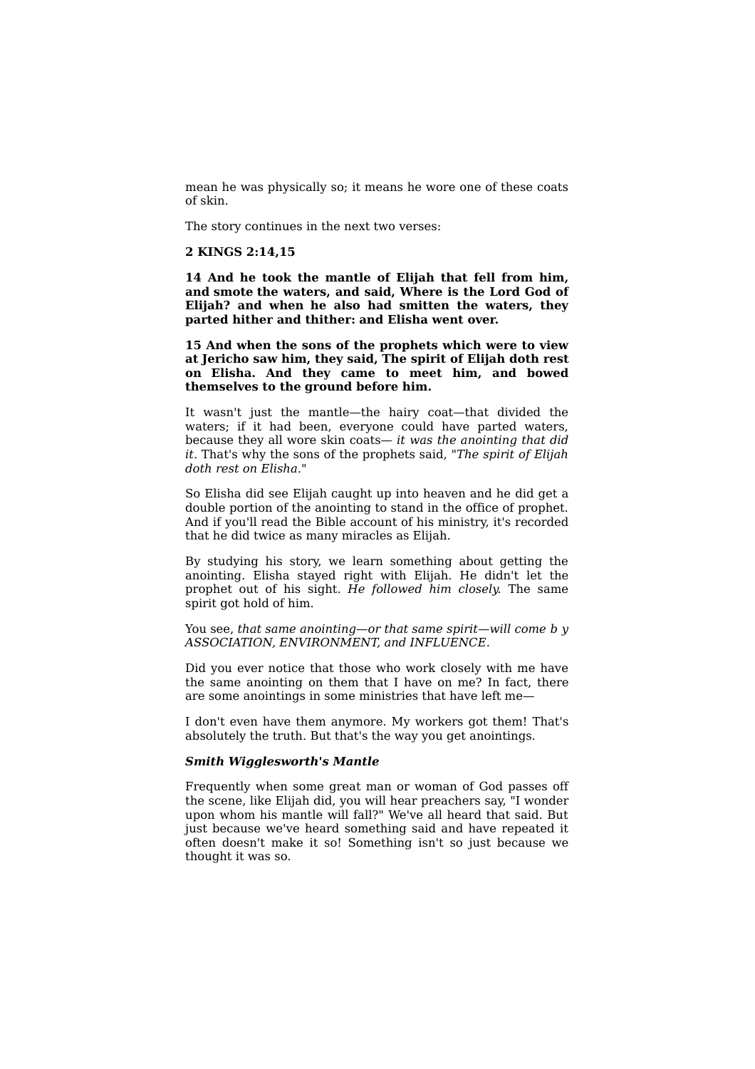mean he was physically so; it means he wore one of these coats of skin.

The story continues in the next two verses:

**2 KINGS 2:14,15**

**14 And he took the mantle of Elijah that fell from him, and smote the waters, and said, Where is the Lord God of Elijah? and when he also had smitten the waters, they parted hither and thither: and Elisha went over.**

**15 And when the sons of the prophets which were to view at Jericho saw him, they said, The spirit of Elijah doth rest on Elisha. And they came to meet him, and bowed themselves to the ground before him.**

It wasn't just the mantle—the hairy coat—that divided the waters; if it had been, everyone could have parted waters, because they all wore skin coats— *it was the anointing that did it*. That's why the sons of the prophets said, "*The spirit of Elijah doth rest on Elisha*."

So Elisha did see Elijah caught up into heaven and he did get a double portion of the anointing to stand in the office of prophet. And if you'll read the Bible account of his ministry, it's recorded that he did twice as many miracles as Elijah.

By studying his story, we learn something about getting the anointing. Elisha stayed right with Elijah. He didn't let the prophet out of his sight. *He followed him closely.* The same spirit got hold of him.

You see, *that same anointing—or that same spirit—will come b y ASSOCIATION, ENVIRONMENT, and INFLUENCE*.

Did you ever notice that those who work closely with me have the same anointing on them that I have on me? In fact, there are some anointings in some ministries that have left me—

I don't even have them anymore. My workers got them! That's absolutely the truth. But that's the way you get anointings.

***Smith Wigglesworth's Mantle***

Frequently when some great man or woman of God passes off the scene, like Elijah did, you will hear preachers say, "I wonder upon whom his mantle will fall?" We've all heard that said. But just because we've heard something said and have repeated it often doesn't make it so! Something isn't so just because we thought it was so.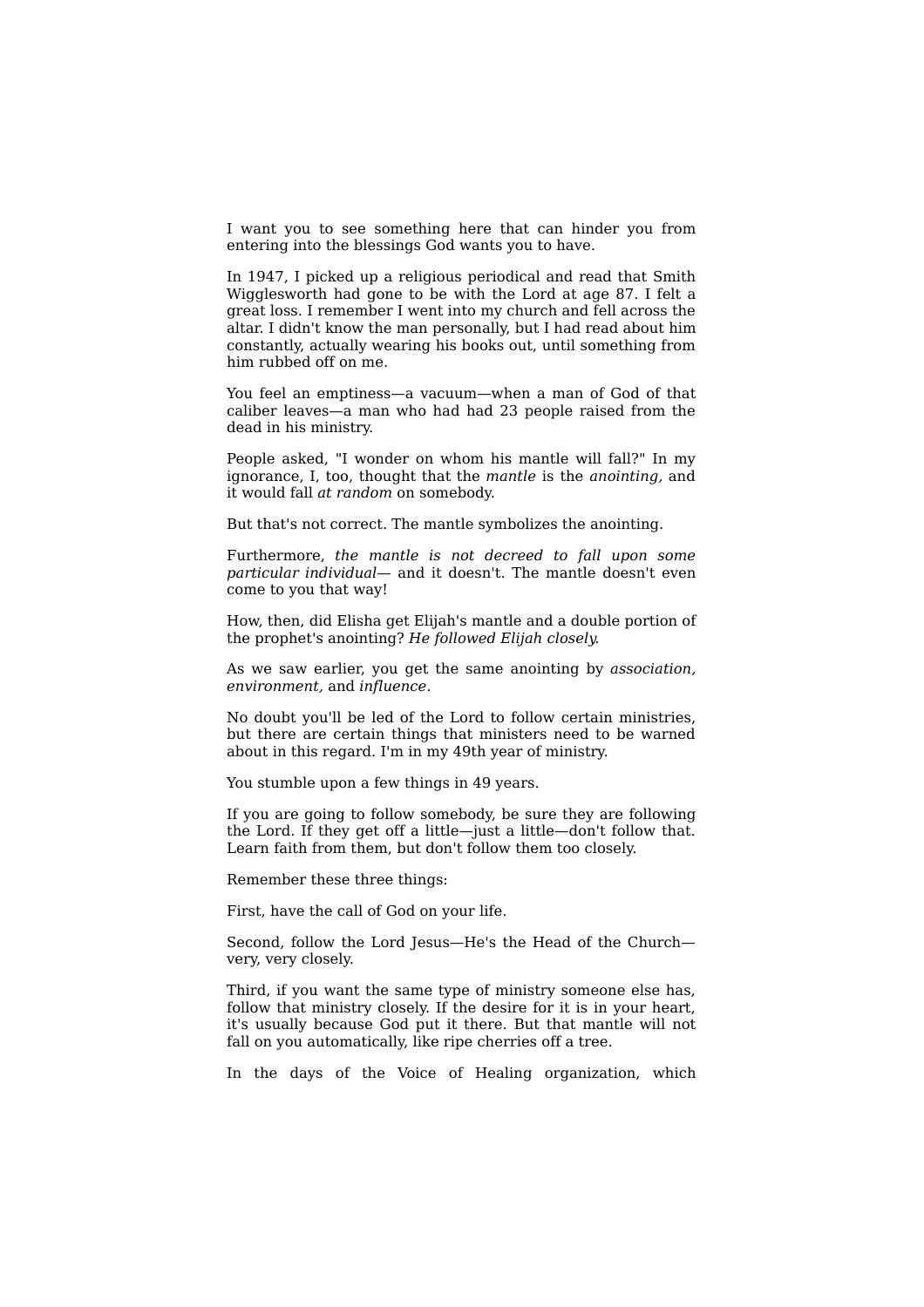I want you to see something here that can hinder you from entering into the blessings God wants you to have.

In 1947, I picked up a religious periodical and read that Smith Wigglesworth had gone to be with the Lord at age 87. I felt a great loss. I remember I went into my church and fell across the altar. I didn't know the man personally, but I had read about him constantly, actually wearing his books out, until something from him rubbed off on me.

You feel an emptiness—a vacuum—when a man of God of that caliber leaves—a man who had had 23 people raised from the dead in his ministry.

People asked, "I wonder on whom his mantle will fall?" In my ignorance, I, too, thought that the *mantle* is the *anointing,* and it would fall *at random* on somebody.

But that's not correct. The mantle symbolizes the anointing.

Furthermore, *the mantle is not decreed to fall upon some particular individual*— and it doesn't. The mantle doesn't even come to you that way!

How, then, did Elisha get Elijah's mantle and a double portion of the prophet's anointing? *He followed Elijah closely.*

As we saw earlier, you get the same anointing by *association, environment,* and *influence.*

No doubt you'll be led of the Lord to follow certain ministries, but there are certain things that ministers need to be warned about in this regard. I'm in my 49th year of ministry.

You stumble upon a few things in 49 years.

If you are going to follow somebody, be sure they are following the Lord. If they get off a little—just a little—don't follow that. Learn faith from them, but don't follow them too closely.

Remember these three things:

First, have the call of God on your life.

Second, follow the Lord Jesus—He's the Head of the Church—very, very closely.

Third, if you want the same type of ministry someone else has, follow that ministry closely. If the desire for it is in your heart, it's usually because God put it there. But that mantle will not fall on you automatically, like ripe cherries off a tree.

In the days of the Voice of Healing organization, which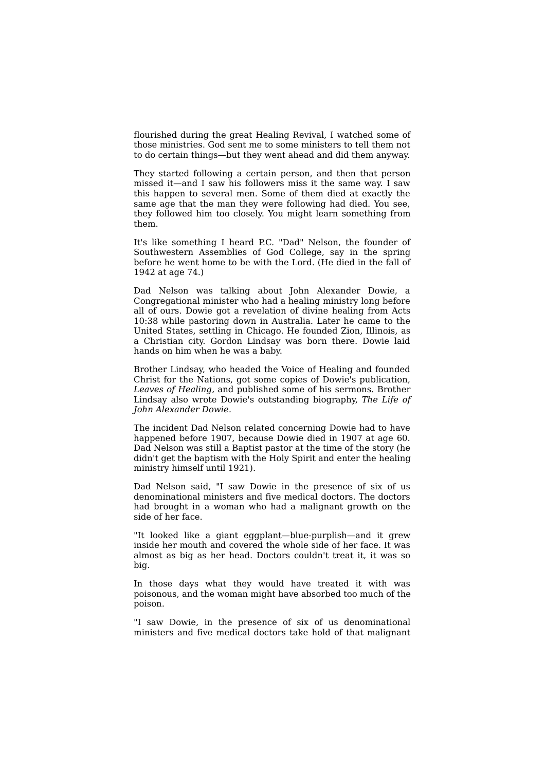flourished during the great Healing Revival, I watched some of those ministries. God sent me to some ministers to tell them not to do certain things—but they went ahead and did them anyway.

They started following a certain person, and then that person missed it—and I saw his followers miss it the same way. I saw this happen to several men. Some of them died at exactly the same age that the man they were following had died. You see, they followed him too closely. You might learn something from them.

It's like something I heard P.C. "Dad" Nelson, the founder of Southwestern Assemblies of God College, say in the spring before he went home to be with the Lord. (He died in the fall of 1942 at age 74.)

Dad Nelson was talking about John Alexander Dowie, a Congregational minister who had a healing ministry long before all of ours. Dowie got a revelation of divine healing from Acts 10:38 while pastoring down in Australia. Later he came to the United States, settling in Chicago. He founded Zion, Illinois, as a Christian city. Gordon Lindsay was born there. Dowie laid hands on him when he was a baby.

Brother Lindsay, who headed the Voice of Healing and founded Christ for the Nations, got some copies of Dowie's publication, *Leaves of Healing,* and published some of his sermons. Brother Lindsay also wrote Dowie's outstanding biography, *The Life of John Alexander Dowie.*

The incident Dad Nelson related concerning Dowie had to have happened before 1907, because Dowie died in 1907 at age 60. Dad Nelson was still a Baptist pastor at the time of the story (he didn't get the baptism with the Holy Spirit and enter the healing ministry himself until 1921).

Dad Nelson said, "I saw Dowie in the presence of six of us denominational ministers and five medical doctors. The doctors had brought in a woman who had a malignant growth on the side of her face.

"It looked like a giant eggplant—blue-purplish—and it grew inside her mouth and covered the whole side of her face. It was almost as big as her head. Doctors couldn't treat it, it was so big.

In those days what they would have treated it with was poisonous, and the woman might have absorbed too much of the poison.

"I saw Dowie, in the presence of six of us denominational ministers and five medical doctors take hold of that malignant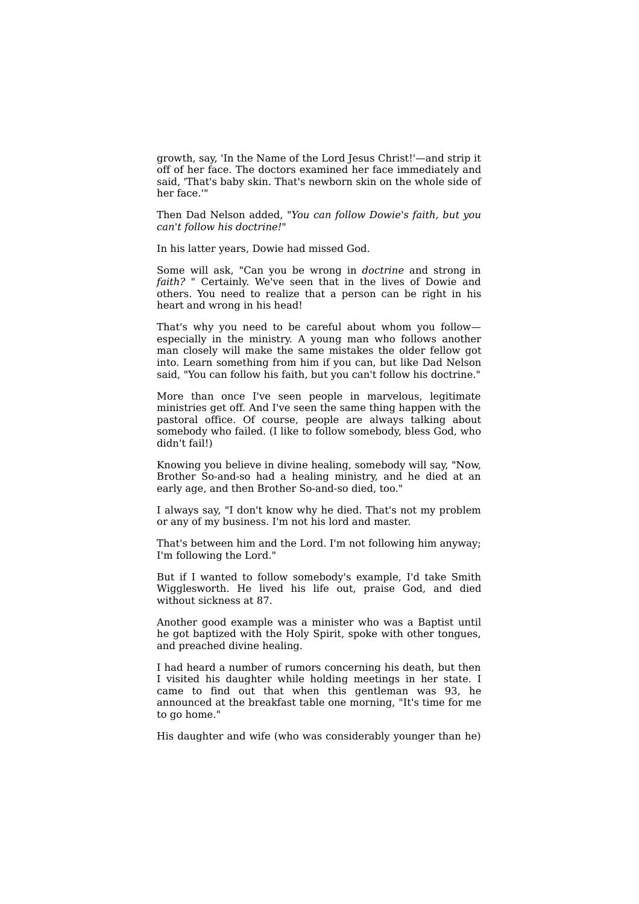growth, say, 'In the Name of the Lord Jesus Christ!'—and strip it off of her face. The doctors examined her face immediately and said, 'That's baby skin. That's newborn skin on the whole side of her face.'"

Then Dad Nelson added, "*You can follow Dowie's faith, but you can't follow his doctrine!*"

In his latter years, Dowie had missed God.

Some will ask, "Can you be wrong in *doctrine* and strong in *faith?* " Certainly. We've seen that in the lives of Dowie and others. You need to realize that a person can be right in his heart and wrong in his head!

That's why you need to be careful about whom you follow—especially in the ministry. A young man who follows another man closely will make the same mistakes the older fellow got into. Learn something from him if you can, but like Dad Nelson said, "You can follow his faith, but you can't follow his doctrine."

More than once I've seen people in marvelous, legitimate ministries get off. And I've seen the same thing happen with the pastoral office. Of course, people are always talking about somebody who failed. (I like to follow somebody, bless God, who didn't fail!)

Knowing you believe in divine healing, somebody will say, "Now, Brother So-and-so had a healing ministry, and he died at an early age, and then Brother So-and-so died, too."

I always say, "I don't know why he died. That's not my problem or any of my business. I'm not his lord and master.

That's between him and the Lord. I'm not following him anyway; I'm following the Lord."

But if I wanted to follow somebody's example, I'd take Smith Wigglesworth. He lived his life out, praise God, and died without sickness at 87.

Another good example was a minister who was a Baptist until he got baptized with the Holy Spirit, spoke with other tongues, and preached divine healing.

I had heard a number of rumors concerning his death, but then I visited his daughter while holding meetings in her state. I came to find out that when this gentleman was 93, he announced at the breakfast table one morning, "It's time for me to go home."

His daughter and wife (who was considerably younger than he)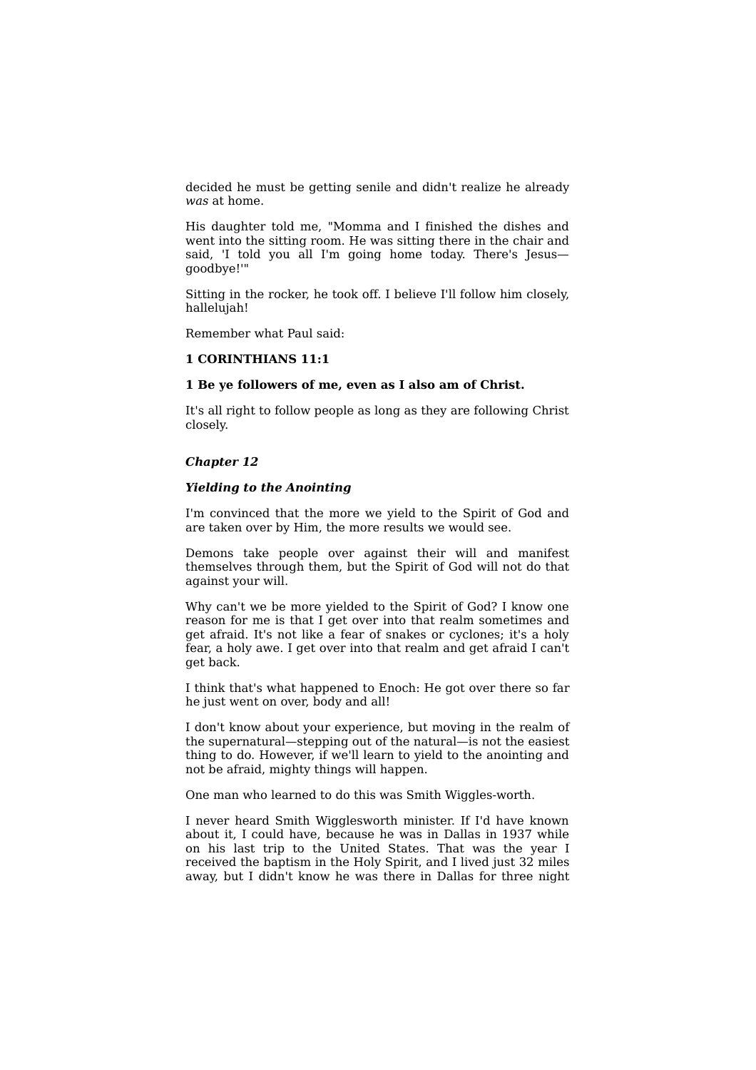decided he must be getting senile and didn't realize he already *was* at home.

His daughter told me, "Momma and I finished the dishes and went into the sitting room. He was sitting there in the chair and said, 'I told you all I'm going home today. There's Jesus—goodbye!'"

Sitting in the rocker, he took off. I believe I'll follow him closely, hallelujah!

Remember what Paul said:

**1 CORINTHIANS 11:1**

**1 Be ye followers of me, even as I also am of Christ.**

It's all right to follow people as long as they are following Christ closely.

## *Chapter 12*

### *Yielding to the Anointing*

I'm convinced that the more we yield to the Spirit of God and are taken over by Him, the more results we would see.

Demons take people over against their will and manifest themselves through them, but the Spirit of God will not do that against your will.

Why can't we be more yielded to the Spirit of God? I know one reason for me is that I get over into that realm sometimes and get afraid. It's not like a fear of snakes or cyclones; it's a holy fear, a holy awe. I get over into that realm and get afraid I can't get back.

I think that's what happened to Enoch: He got over there so far he just went on over, body and all!

I don't know about your experience, but moving in the realm of the supernatural—stepping out of the natural—is not the easiest thing to do. However, if we'll learn to yield to the anointing and not be afraid, mighty things will happen.

One man who learned to do this was Smith Wiggles-worth.

I never heard Smith Wigglesworth minister. If I'd have known about it, I could have, because he was in Dallas in 1937 while on his last trip to the United States. That was the year I received the baptism in the Holy Spirit, and I lived just 32 miles away, but I didn't know he was there in Dallas for three night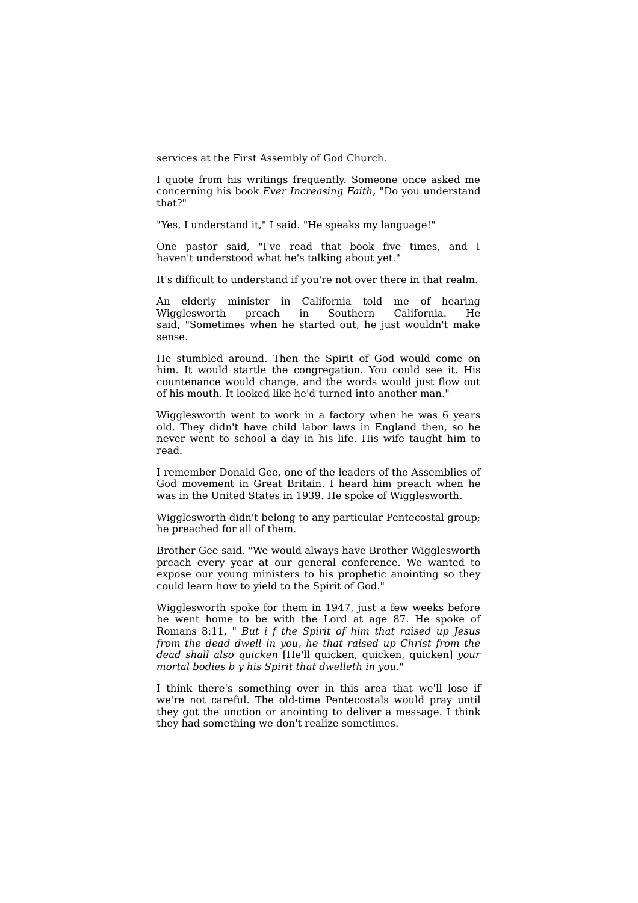services at the First Assembly of God Church.

I quote from his writings frequently. Someone once asked me concerning his book *Ever Increasing Faith,* "Do you understand that?"

"Yes, I understand it," I said. "He speaks my language!"

One pastor said, "I've read that book five times, and I haven't understood what he's talking about yet."

It's difficult to understand if you're not over there in that realm.

An elderly minister in California told me of hearing Wigglesworth preach in Southern California. He said, "Sometimes when he started out, he just wouldn't make sense.

He stumbled around. Then the Spirit of God would come on him. It would startle the congregation. You could see it. His countenance would change, and the words would just flow out of his mouth. It looked like he'd turned into another man."

Wigglesworth went to work in a factory when he was 6 years old. They didn't have child labor laws in England then, so he never went to school a day in his life. His wife taught him to read.

I remember Donald Gee, one of the leaders of the Assemblies of God movement in Great Britain. I heard him preach when he was in the United States in 1939. He spoke of Wigglesworth.

Wigglesworth didn't belong to any particular Pentecostal group; he preached for all of them.

Brother Gee said, "We would always have Brother Wigglesworth preach every year at our general conference. We wanted to expose our young ministers to his prophetic anointing so they could learn how to yield to the Spirit of God."

Wigglesworth spoke for them in 1947, just a few weeks before he went home to be with the Lord at age 87. He spoke of Romans 8:11, " *But i f the Spirit of him that raised up Jesus from the dead dwell in you, he that raised up Christ from the dead shall also quicken* [He'll quicken, quicken, quicken] *your mortal bodies b y his Spirit that dwelleth in you.*"

I think there's something over in this area that we'll lose if we're not careful. The old-time Pentecostals would pray until they got the unction or anointing to deliver a message. I think they had something we don't realize sometimes.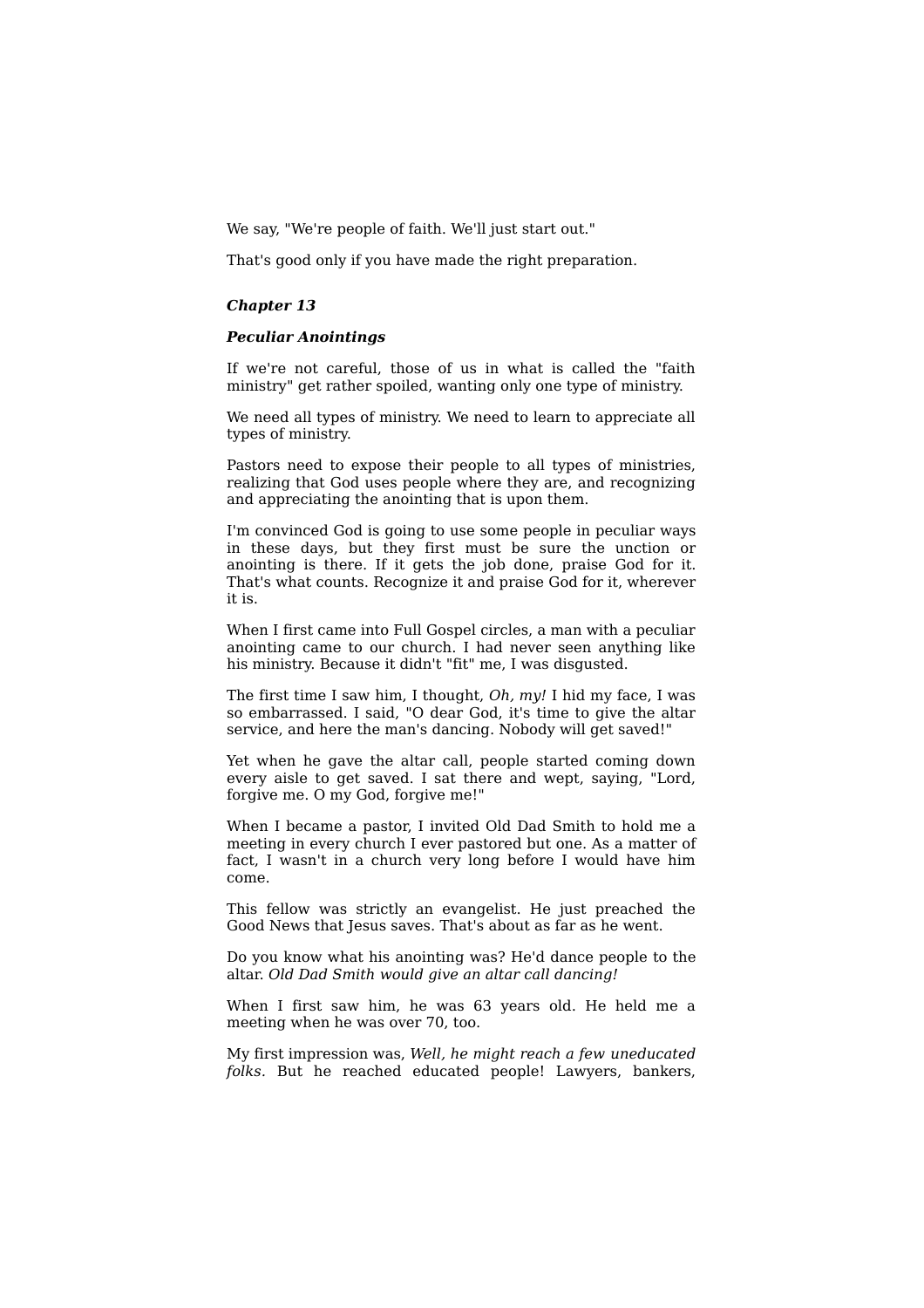We say, "We're people of faith. We'll just start out."

That's good only if you have made the right preparation.

***Chapter 13***

***Peculiar Anointings***

If we're not careful, those of us in what is called the "faith ministry" get rather spoiled, wanting only one type of ministry.

We need all types of ministry. We need to learn to appreciate all types of ministry.

Pastors need to expose their people to all types of ministries, realizing that God uses people where they are, and recognizing and appreciating the anointing that is upon them.

I'm convinced God is going to use some people in peculiar ways in these days, but they first must be sure the unction or anointing is there. If it gets the job done, praise God for it. That's what counts. Recognize it and praise God for it, wherever it is.

When I first came into Full Gospel circles, a man with a peculiar anointing came to our church. I had never seen anything like his ministry. Because it didn't "fit" me, I was disgusted.

The first time I saw him, I thought, *Oh, my!* I hid my face, I was so embarrassed. I said, "O dear God, it's time to give the altar service, and here the man's dancing. Nobody will get saved!"

Yet when he gave the altar call, people started coming down every aisle to get saved. I sat there and wept, saying, "Lord, forgive me. O my God, forgive me!"

When I became a pastor, I invited Old Dad Smith to hold me a meeting in every church I ever pastored but one. As a matter of fact, I wasn't in a church very long before I would have him come.

This fellow was strictly an evangelist. He just preached the Good News that Jesus saves. That's about as far as he went.

Do you know what his anointing was? He'd dance people to the altar. *Old Dad Smith would give an altar call dancing!*

When I first saw him, he was 63 years old. He held me a meeting when he was over 70, too.

My first impression was, *Well, he might reach a few uneducated folks.* But he reached educated people! Lawyers, bankers,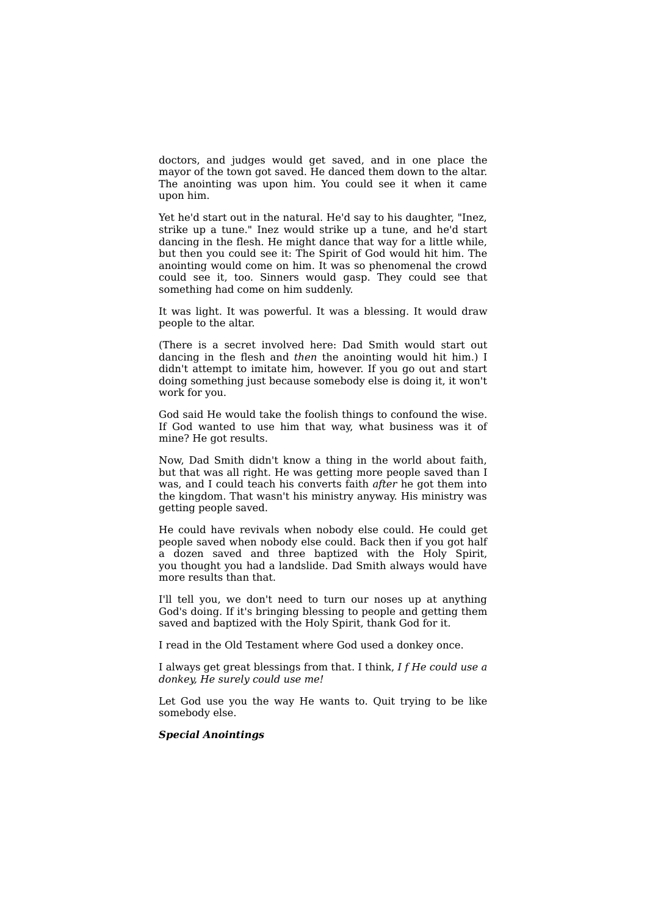doctors, and judges would get saved, and in one place the mayor of the town got saved. He danced them down to the altar. The anointing was upon him. You could see it when it came upon him.

Yet he'd start out in the natural. He'd say to his daughter, "Inez, strike up a tune." Inez would strike up a tune, and he'd start dancing in the flesh. He might dance that way for a little while, but then you could see it: The Spirit of God would hit him. The anointing would come on him. It was so phenomenal the crowd could see it, too. Sinners would gasp. They could see that something had come on him suddenly.

It was light. It was powerful. It was a blessing. It would draw people to the altar.

(There is a secret involved here: Dad Smith would start out dancing in the flesh and *then* the anointing would hit him.) I didn't attempt to imitate him, however. If you go out and start doing something just because somebody else is doing it, it won't work for you.

God said He would take the foolish things to confound the wise. If God wanted to use him that way, what business was it of mine? He got results.

Now, Dad Smith didn't know a thing in the world about faith, but that was all right. He was getting more people saved than I was, and I could teach his converts faith *after* he got them into the kingdom. That wasn't his ministry anyway. His ministry was getting people saved.

He could have revivals when nobody else could. He could get people saved when nobody else could. Back then if you got half a dozen saved and three baptized with the Holy Spirit, you thought you had a landslide. Dad Smith always would have more results than that.

I'll tell you, we don't need to turn our noses up at anything God's doing. If it's bringing blessing to people and getting them saved and baptized with the Holy Spirit, thank God for it.

I read in the Old Testament where God used a donkey once.

I always get great blessings from that. I think, *I f He could use a donkey, He surely could use me!*

Let God use you the way He wants to. Quit trying to be like somebody else.

***Special Anointings***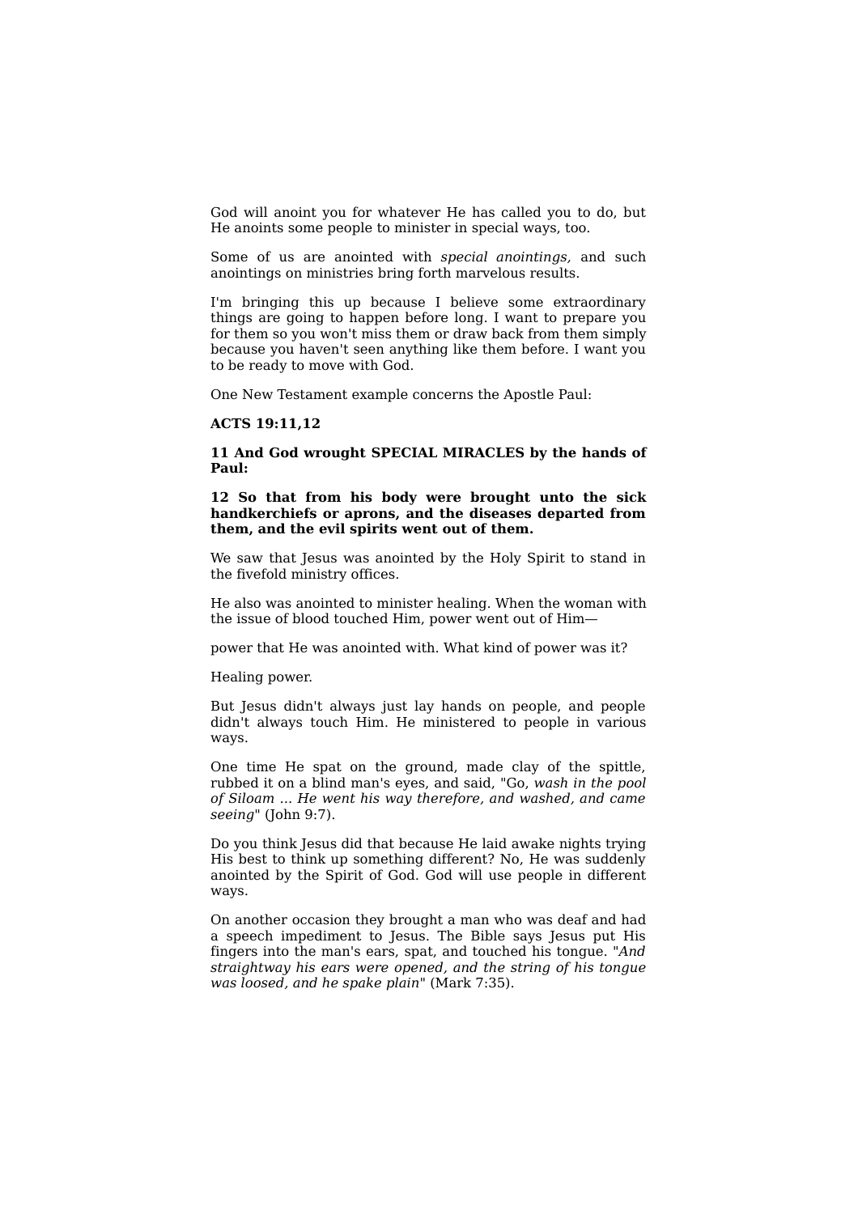God will anoint you for whatever He has called you to do, but He anoints some people to minister in special ways, too.

Some of us are anointed with *special anointings,* and such anointings on ministries bring forth marvelous results.

I'm bringing this up because I believe some extraordinary things are going to happen before long. I want to prepare you for them so you won't miss them or draw back from them simply because you haven't seen anything like them before. I want you to be ready to move with God.

One New Testament example concerns the Apostle Paul:

**ACTS 19:11,12**

**11 And God wrought SPECIAL MIRACLES by the hands of Paul:**

**12 So that from his body were brought unto the sick handkerchiefs or aprons, and the diseases departed from them, and the evil spirits went out of them.**

We saw that Jesus was anointed by the Holy Spirit to stand in the fivefold ministry offices.

He also was anointed to minister healing. When the woman with the issue of blood touched Him, power went out of Him—

power that He was anointed with. What kind of power was it?

Healing power.

But Jesus didn't always just lay hands on people, and people didn't always touch Him. He ministered to people in various ways.

One time He spat on the ground, made clay of the spittle, rubbed it on a blind man's eyes, and said, "Go, *wash in the pool of Siloam ... He went his way therefore, and washed, and came seeing*" (John 9:7).

Do you think Jesus did that because He laid awake nights trying His best to think up something different? No, He was suddenly anointed by the Spirit of God. God will use people in different ways.

On another occasion they brought a man who was deaf and had a speech impediment to Jesus. The Bible says Jesus put His fingers into the man's ears, spat, and touched his tongue. "*And straightway his ears were opened, and the string of his tongue was loosed, and he spake plain*" (Mark 7:35).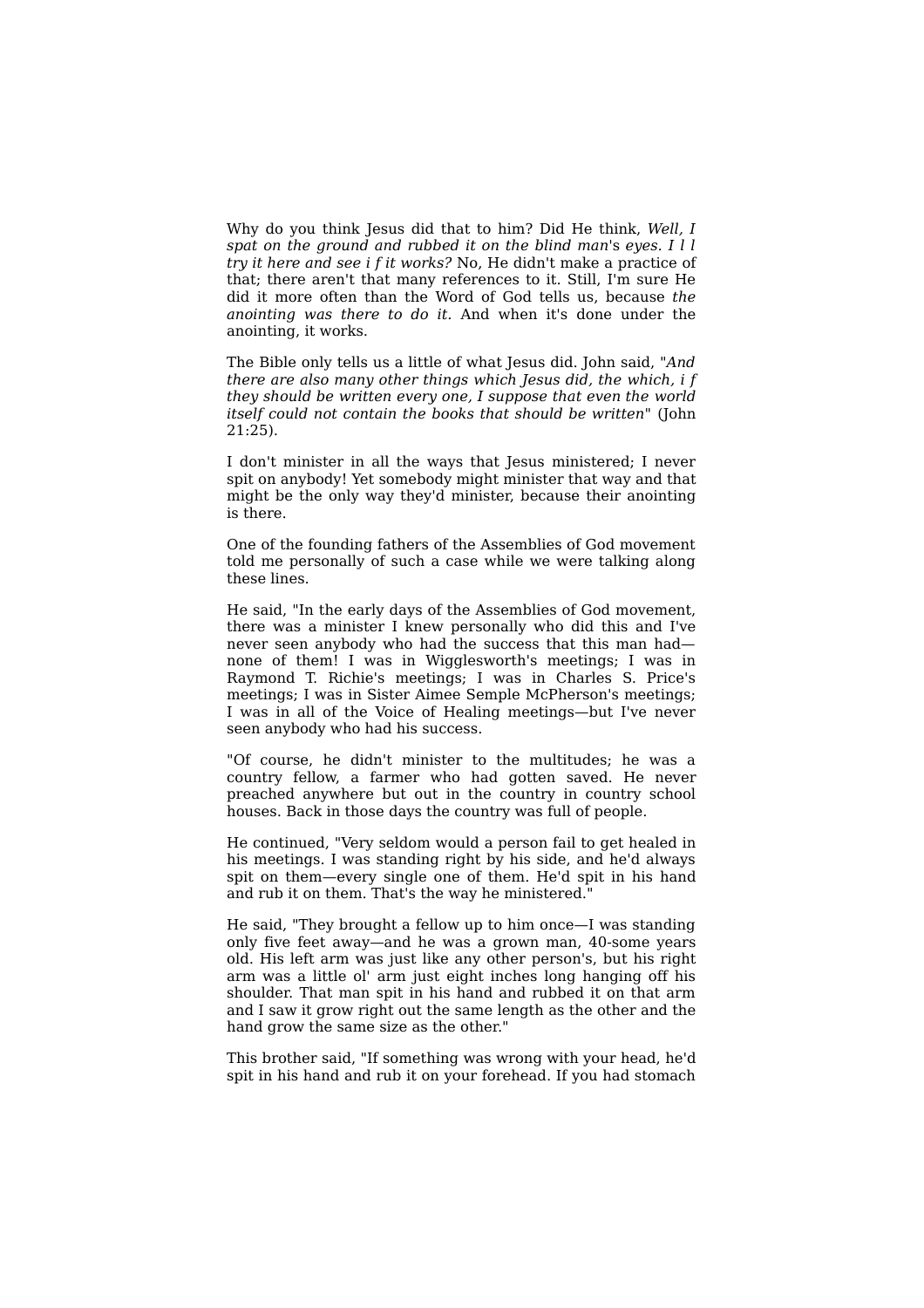Why do you think Jesus did that to him? Did He think, *Well, I spat on the ground and rubbed it on the blind man's eyes. I l l try it here and see i f it works?* No, He didn't make a practice of that; there aren't that many references to it. Still, I'm sure He did it more often than the Word of God tells us, because *the anointing was there to do it.* And when it's done under the anointing, it works.

The Bible only tells us a little of what Jesus did. John said, "*And there are also many other things which Jesus did, the which, i f they should be written every one, I suppose that even the world itself could not contain the books that should be written*" (John 21:25).

I don't minister in all the ways that Jesus ministered; I never spit on anybody! Yet somebody might minister that way and that might be the only way they'd minister, because their anointing is there.

One of the founding fathers of the Assemblies of God movement told me personally of such a case while we were talking along these lines.

He said, "In the early days of the Assemblies of God movement, there was a minister I knew personally who did this and I've never seen anybody who had the success that this man had—none of them! I was in Wigglesworth's meetings; I was in Raymond T. Richie's meetings; I was in Charles S. Price's meetings; I was in Sister Aimee Semple McPherson's meetings; I was in all of the Voice of Healing meetings—but I've never seen anybody who had his success.

"Of course, he didn't minister to the multitudes; he was a country fellow, a farmer who had gotten saved. He never preached anywhere but out in the country in country school houses. Back in those days the country was full of people.

He continued, "Very seldom would a person fail to get healed in his meetings. I was standing right by his side, and he'd always spit on them—every single one of them. He'd spit in his hand and rub it on them. That's the way he ministered."

He said, "They brought a fellow up to him once—I was standing only five feet away—and he was a grown man, 40-some years old. His left arm was just like any other person's, but his right arm was a little ol' arm just eight inches long hanging off his shoulder. That man spit in his hand and rubbed it on that arm and I saw it grow right out the same length as the other and the hand grow the same size as the other."

This brother said, "If something was wrong with your head, he'd spit in his hand and rub it on your forehead. If you had stomach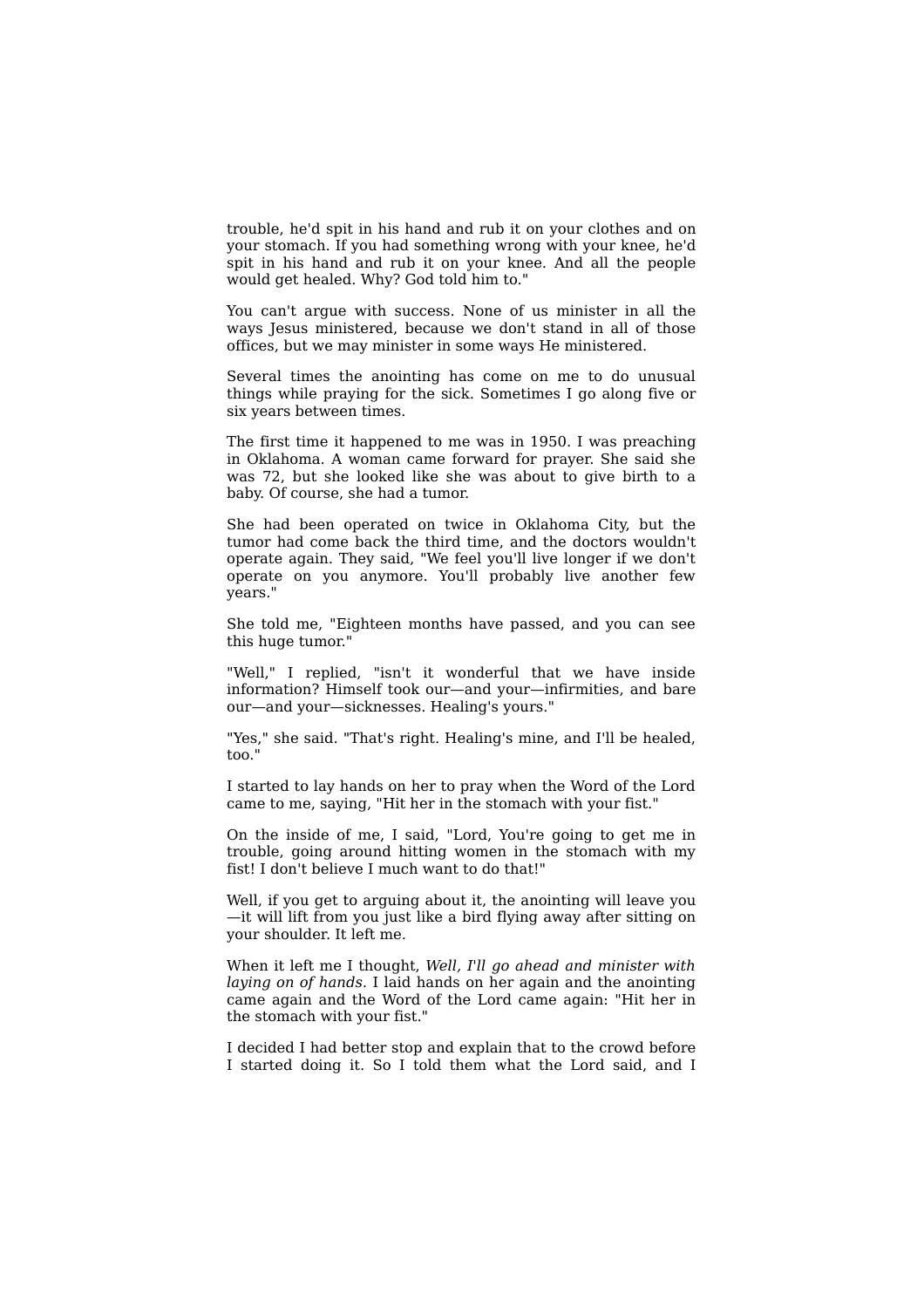trouble, he'd spit in his hand and rub it on your clothes and on your stomach. If you had something wrong with your knee, he'd spit in his hand and rub it on your knee. And all the people would get healed. Why? God told him to."

You can't argue with success. None of us minister in all the ways Jesus ministered, because we don't stand in all of those offices, but we may minister in some ways He ministered.

Several times the anointing has come on me to do unusual things while praying for the sick. Sometimes I go along five or six years between times.

The first time it happened to me was in 1950. I was preaching in Oklahoma. A woman came forward for prayer. She said she was 72, but she looked like she was about to give birth to a baby. Of course, she had a tumor.

She had been operated on twice in Oklahoma City, but the tumor had come back the third time, and the doctors wouldn't operate again. They said, "We feel you'll live longer if we don't operate on you anymore. You'll probably live another few years."

She told me, "Eighteen months have passed, and you can see this huge tumor."

"Well," I replied, "isn't it wonderful that we have inside information? Himself took our—and your—infirmities, and bare our—and your—sicknesses. Healing's yours."

"Yes," she said. "That's right. Healing's mine, and I'll be healed, too."

I started to lay hands on her to pray when the Word of the Lord came to me, saying, "Hit her in the stomach with your fist."

On the inside of me, I said, "Lord, You're going to get me in trouble, going around hitting women in the stomach with my fist! I don't believe I much want to do that!"

Well, if you get to arguing about it, the anointing will leave you—it will lift from you just like a bird flying away after sitting on your shoulder. It left me.

When it left me I thought, *Well, I'll go ahead and minister with laying on of hands.* I laid hands on her again and the anointing came again and the Word of the Lord came again: "Hit her in the stomach with your fist."

I decided I had better stop and explain that to the crowd before I started doing it. So I told them what the Lord said, and I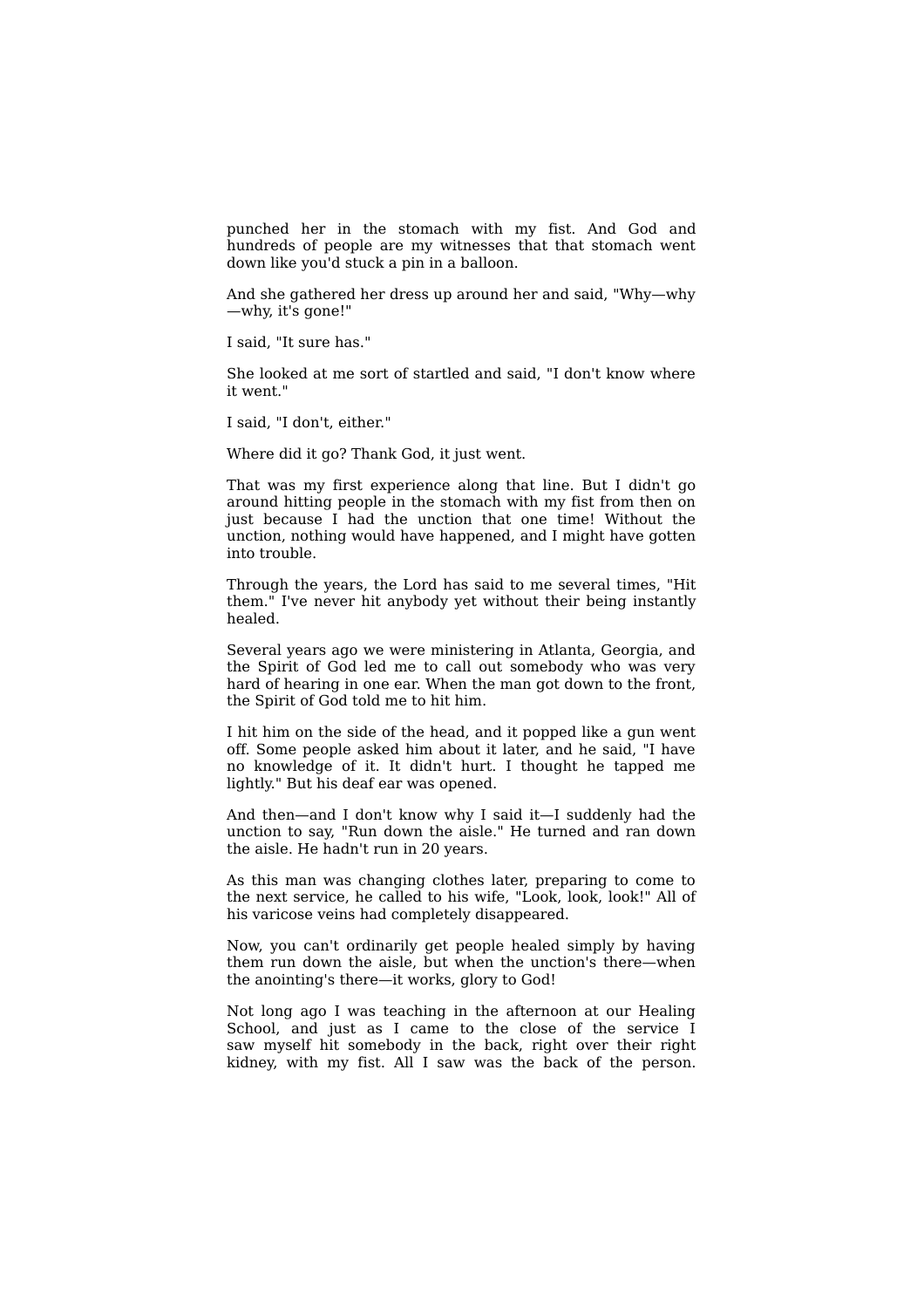punched her in the stomach with my fist. And God and hundreds of people are my witnesses that that stomach went down like you'd stuck a pin in a balloon.

And she gathered her dress up around her and said, "Why—why—why, it's gone!"

I said, "It sure has."

She looked at me sort of startled and said, "I don't know where it went."

I said, "I don't, either."

Where did it go? Thank God, it just went.

That was my first experience along that line. But I didn't go around hitting people in the stomach with my fist from then on just because I had the unction that one time! Without the unction, nothing would have happened, and I might have gotten into trouble.

Through the years, the Lord has said to me several times, "Hit them." I've never hit anybody yet without their being instantly healed.

Several years ago we were ministering in Atlanta, Georgia, and the Spirit of God led me to call out somebody who was very hard of hearing in one ear. When the man got down to the front, the Spirit of God told me to hit him.

I hit him on the side of the head, and it popped like a gun went off. Some people asked him about it later, and he said, "I have no knowledge of it. It didn't hurt. I thought he tapped me lightly." But his deaf ear was opened.

And then—and I don't know why I said it—I suddenly had the unction to say, "Run down the aisle." He turned and ran down the aisle. He hadn't run in 20 years.

As this man was changing clothes later, preparing to come to the next service, he called to his wife, "Look, look, look!" All of his varicose veins had completely disappeared.

Now, you can't ordinarily get people healed simply by having them run down the aisle, but when the unction's there—when the anointing's there—it works, glory to God!

Not long ago I was teaching in the afternoon at our Healing School, and just as I came to the close of the service I saw myself hit somebody in the back, right over their right kidney, with my fist. All I saw was the back of the person.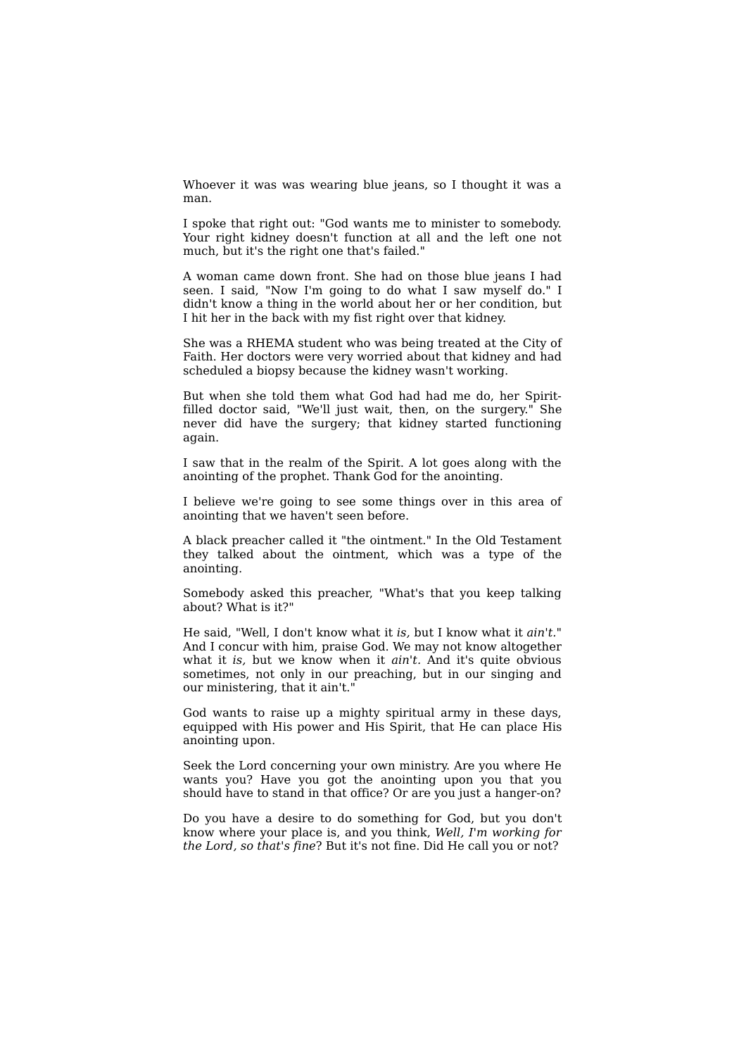Whoever it was was wearing blue jeans, so I thought it was a man.

I spoke that right out: "God wants me to minister to somebody. Your right kidney doesn't function at all and the left one not much, but it's the right one that's failed."

A woman came down front. She had on those blue jeans I had seen. I said, "Now I'm going to do what I saw myself do." I didn't know a thing in the world about her or her condition, but I hit her in the back with my fist right over that kidney.

She was a RHEMA student who was being treated at the City of Faith. Her doctors were very worried about that kidney and had scheduled a biopsy because the kidney wasn't working.

But when she told them what God had had me do, her Spirit-filled doctor said, "We'll just wait, then, on the surgery." She never did have the surgery; that kidney started functioning again.

I saw that in the realm of the Spirit. A lot goes along with the anointing of the prophet. Thank God for the anointing.

I believe we're going to see some things over in this area of anointing that we haven't seen before.

A black preacher called it "the ointment." In the Old Testament they talked about the ointment, which was a type of the anointing.

Somebody asked this preacher, "What's that you keep talking about? What is it?"

He said, "Well, I don't know what it *is,* but I know what it *ain't.*" And I concur with him, praise God. We may not know altogether what it *is,* but we know when it *ain't.* And it's quite obvious sometimes, not only in our preaching, but in our singing and our ministering, that it ain't."

God wants to raise up a mighty spiritual army in these days, equipped with His power and His Spirit, that He can place His anointing upon.

Seek the Lord concerning your own ministry. Are you where He wants you? Have you got the anointing upon you that you should have to stand in that office? Or are you just a hanger-on?

Do you have a desire to do something for God, but you don't know where your place is, and you think, *Well, I'm working for the Lord, so that's fine*? But it's not fine. Did He call you or not?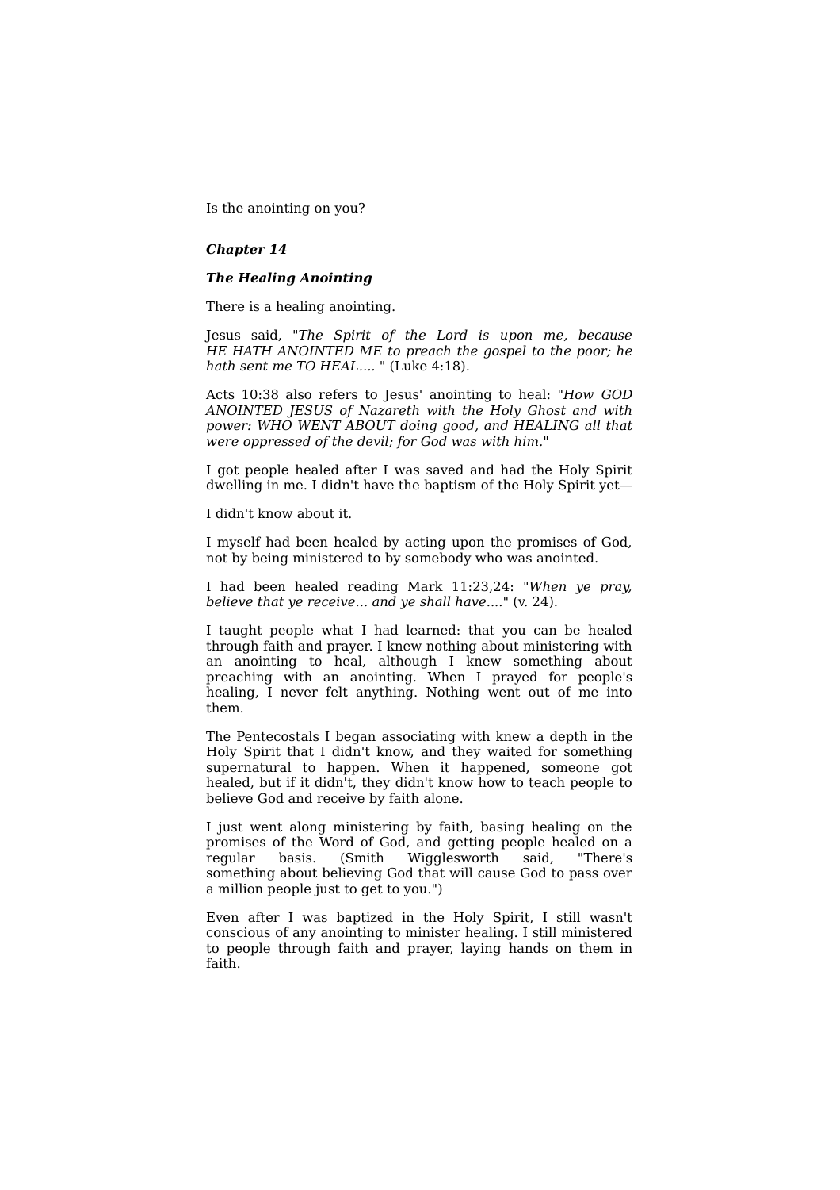Is the anointing on you?

### ***Chapter 14***

### ***The Healing Anointing***

There is a healing anointing.

Jesus said, "*The Spirit of the Lord is upon me, because HE HATH ANOINTED ME to preach the gospel to the poor; he hath sent me TO HEAL....* " (Luke 4:18).

Acts 10:38 also refers to Jesus' anointing to heal: "*How GOD ANOINTED JESUS of Nazareth with the Holy Ghost and with power: WHO WENT ABOUT doing good, and HEALING all that were oppressed of the devil; for God was with him.*"

I got people healed after I was saved and had the Holy Spirit dwelling in me. I didn't have the baptism of the Holy Spirit yet—

I didn't know about it.

I myself had been healed by acting upon the promises of God, not by being ministered to by somebody who was anointed.

I had been healed reading Mark 11:23,24: "*When ye pray, believe that ye receive... and ye shall have....*" (v. 24).

I taught people what I had learned: that you can be healed through faith and prayer. I knew nothing about ministering with an anointing to heal, although I knew something about preaching with an anointing. When I prayed for people's healing, I never felt anything. Nothing went out of me into them.

The Pentecostals I began associating with knew a depth in the Holy Spirit that I didn't know, and they waited for something supernatural to happen. When it happened, someone got healed, but if it didn't, they didn't know how to teach people to believe God and receive by faith alone.

I just went along ministering by faith, basing healing on the promises of the Word of God, and getting people healed on a regular basis. (Smith Wigglesworth said, "There's something about believing God that will cause God to pass over a million people just to get to you.")

Even after I was baptized in the Holy Spirit, I still wasn't conscious of any anointing to minister healing. I still ministered to people through faith and prayer, laying hands on them in faith.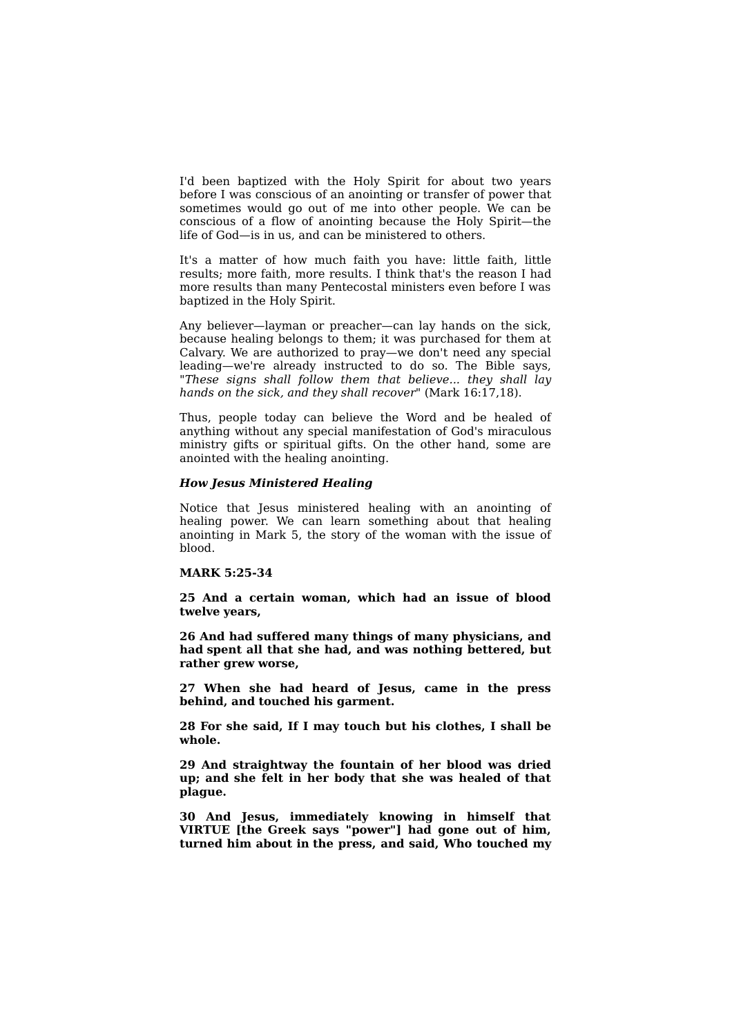I'd been baptized with the Holy Spirit for about two years before I was conscious of an anointing or transfer of power that sometimes would go out of me into other people. We can be conscious of a flow of anointing because the Holy Spirit—the life of God—is in us, and can be ministered to others.

It's a matter of how much faith you have: little faith, little results; more faith, more results. I think that's the reason I had more results than many Pentecostal ministers even before I was baptized in the Holy Spirit.

Any believer—layman or preacher—can lay hands on the sick, because healing belongs to them; it was purchased for them at Calvary. We are authorized to pray—we don't need any special leading—we're already instructed to do so. The Bible says, "*These signs shall follow them that believe... they shall lay hands on the sick, and they shall recover*" (Mark 16:17,18).

Thus, people today can believe the Word and be healed of anything without any special manifestation of God's miraculous ministry gifts or spiritual gifts. On the other hand, some are anointed with the healing anointing.

***How Jesus Ministered Healing***

Notice that Jesus ministered healing with an anointing of healing power. We can learn something about that healing anointing in Mark 5, the story of the woman with the issue of blood.

**MARK 5:25-34**

**25 And a certain woman, which had an issue of blood twelve years,**

**26 And had suffered many things of many physicians, and had spent all that she had, and was nothing bettered, but rather grew worse,**

**27 When she had heard of Jesus, came in the press behind, and touched his garment.**

**28 For she said, If I may touch but his clothes, I shall be whole.**

**29 And straightway the fountain of her blood was dried up; and she felt in her body that she was healed of that plague.**

**30 And Jesus, immediately knowing in himself that VIRTUE [the Greek says "power"] had gone out of him, turned him about in the press, and said, Who touched my**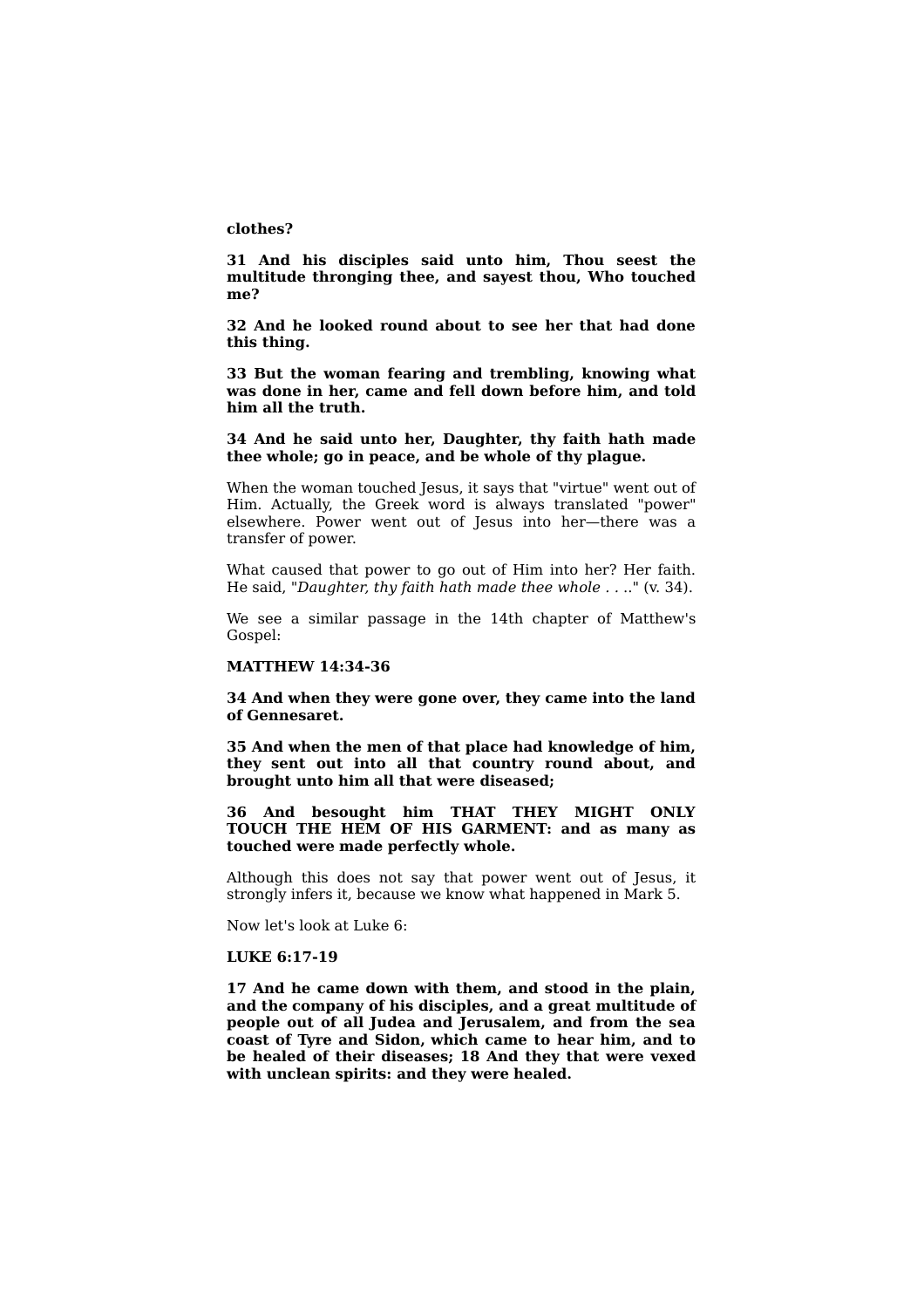**clothes?**

**31 And his disciples said unto him, Thou seest the multitude thronging thee, and sayest thou, Who touched me?**

**32 And he looked round about to see her that had done this thing.**

**33 But the woman fearing and trembling, knowing what was done in her, came and fell down before him, and told him all the truth.**

**34 And he said unto her, Daughter, thy faith hath made thee whole; go in peace, and be whole of thy plague.**

When the woman touched Jesus, it says that "virtue" went out of Him. Actually, the Greek word is always translated "power" elsewhere. Power went out of Jesus into her—there was a transfer of power.

What caused that power to go out of Him into her? Her faith. He said, "*Daughter, thy faith hath made thee whole . . .*." (v. 34).

We see a similar passage in the 14th chapter of Matthew's Gospel:

**MATTHEW 14:34-36**

**34 And when they were gone over, they came into the land of Gennesaret.**

**35 And when the men of that place had knowledge of him, they sent out into all that country round about, and brought unto him all that were diseased;**

**36 And besought him THAT THEY MIGHT ONLY TOUCH THE HEM OF HIS GARMENT: and as many as touched were made perfectly whole.**

Although this does not say that power went out of Jesus, it strongly infers it, because we know what happened in Mark 5.

Now let's look at Luke 6:

**LUKE 6:17-19**

**17 And he came down with them, and stood in the plain, and the company of his disciples, and a great multitude of people out of all Judea and Jerusalem, and from the sea coast of Tyre and Sidon, which came to hear him, and to be healed of their diseases; 18 And they that were vexed with unclean spirits: and they were healed.**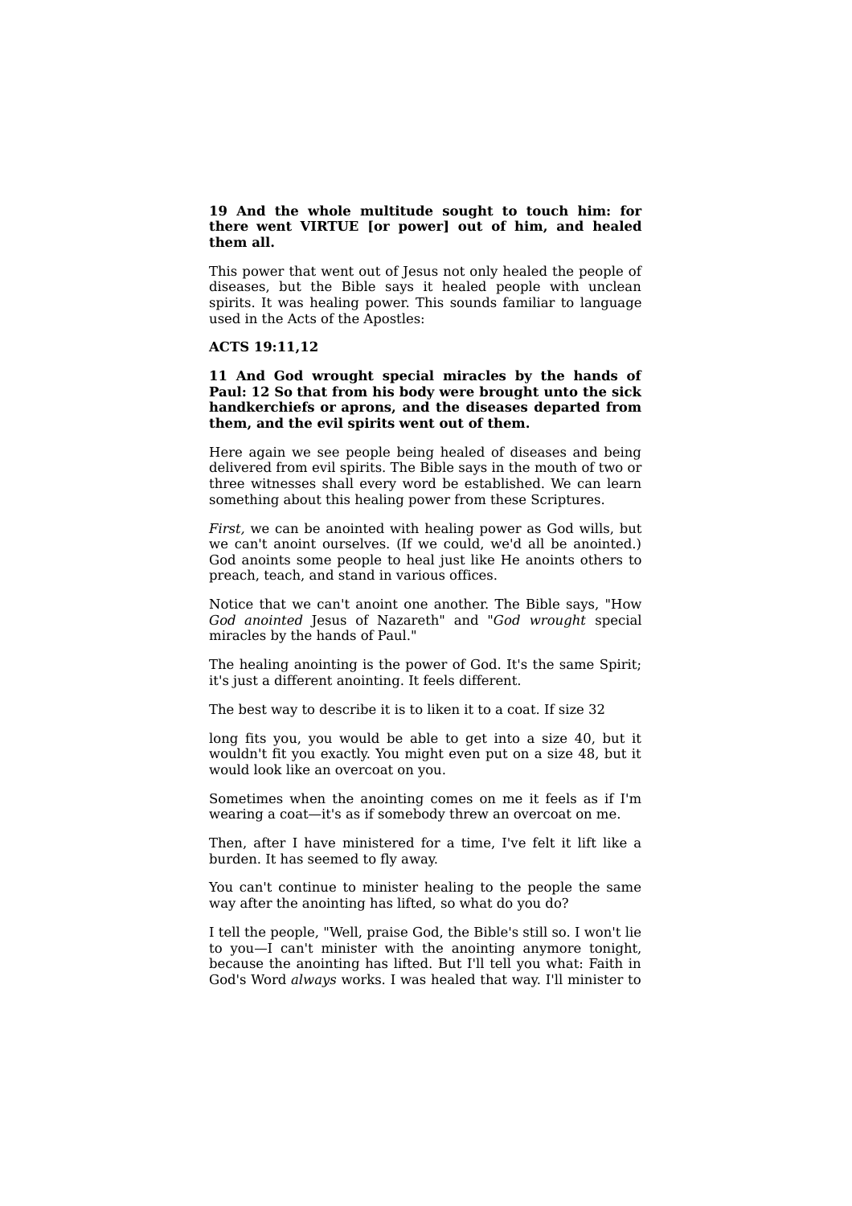**19 And the whole multitude sought to touch him: for there went VIRTUE [or power] out of him, and healed them all.**

This power that went out of Jesus not only healed the people of diseases, but the Bible says it healed people with unclean spirits. It was healing power. This sounds familiar to language used in the Acts of the Apostles:

**ACTS 19:11,12**

**11 And God wrought special miracles by the hands of Paul: 12 So that from his body were brought unto the sick handkerchiefs or aprons, and the diseases departed from them, and the evil spirits went out of them.**

Here again we see people being healed of diseases and being delivered from evil spirits. The Bible says in the mouth of two or three witnesses shall every word be established. We can learn something about this healing power from these Scriptures.

*First,* we can be anointed with healing power as God wills, but we can't anoint ourselves. (If we could, we'd all be anointed.) God anoints some people to heal just like He anoints others to preach, teach, and stand in various offices.

Notice that we can't anoint one another. The Bible says, "How *God anointed* Jesus of Nazareth" and "*God wrought* special miracles by the hands of Paul."

The healing anointing is the power of God. It's the same Spirit; it's just a different anointing. It feels different.

The best way to describe it is to liken it to a coat. If size 32 long fits you, you would be able to get into a size 40, but it wouldn't fit you exactly. You might even put on a size 48, but it would look like an overcoat on you.

Sometimes when the anointing comes on me it feels as if I'm wearing a coat—it's as if somebody threw an overcoat on me.

Then, after I have ministered for a time, I've felt it lift like a burden. It has seemed to fly away.

You can't continue to minister healing to the people the same way after the anointing has lifted, so what do you do?

I tell the people, "Well, praise God, the Bible's still so. I won't lie to you—I can't minister with the anointing anymore tonight, because the anointing has lifted. But I'll tell you what: Faith in God's Word *always* works. I was healed that way. I'll minister to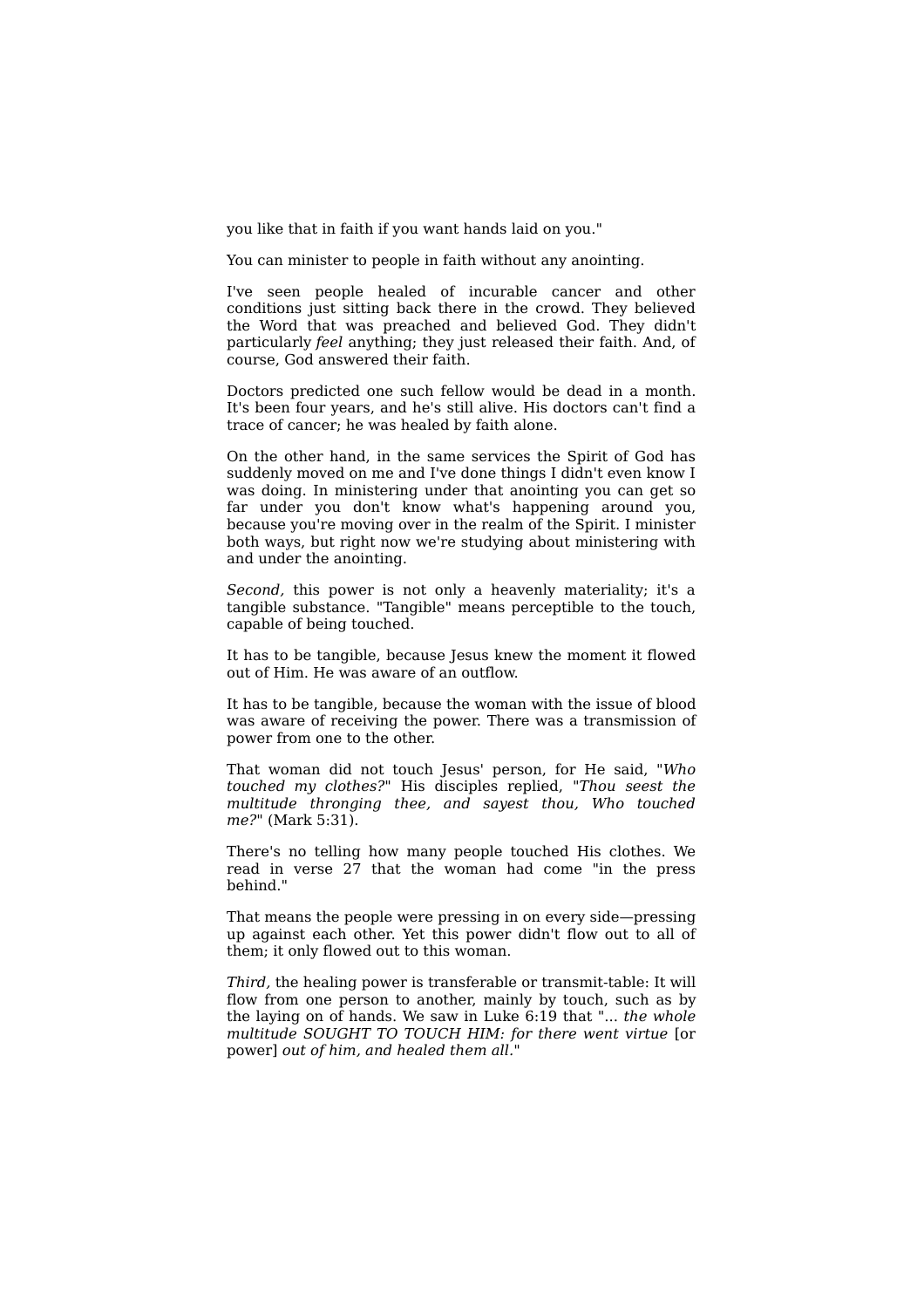you like that in faith if you want hands laid on you."

You can minister to people in faith without any anointing.

I've seen people healed of incurable cancer and other conditions just sitting back there in the crowd. They believed the Word that was preached and believed God. They didn't particularly *feel* anything; they just released their faith. And, of course, God answered their faith.

Doctors predicted one such fellow would be dead in a month. It's been four years, and he's still alive. His doctors can't find a trace of cancer; he was healed by faith alone.

On the other hand, in the same services the Spirit of God has suddenly moved on me and I've done things I didn't even know I was doing. In ministering under that anointing you can get so far under you don't know what's happening around you, because you're moving over in the realm of the Spirit. I minister both ways, but right now we're studying about ministering with and under the anointing.

*Second,* this power is not only a heavenly materiality; it's a tangible substance. "Tangible" means perceptible to the touch, capable of being touched.

It has to be tangible, because Jesus knew the moment it flowed out of Him. He was aware of an outflow.

It has to be tangible, because the woman with the issue of blood was aware of receiving the power. There was a transmission of power from one to the other.

That woman did not touch Jesus' person, for He said, "*Who touched my clothes?*" His disciples replied, "*Thou seest the multitude thronging thee, and sayest thou, Who touched me?*" (Mark 5:31).

There's no telling how many people touched His clothes. We read in verse 27 that the woman had come "in the press behind."

That means the people were pressing in on every side—pressing up against each other. Yet this power didn't flow out to all of them; it only flowed out to this woman.

*Third,* the healing power is transferable or transmit-table: It will flow from one person to another, mainly by touch, such as by the laying on of hands. We saw in Luke 6:19 that "... *the whole multitude SOUGHT TO TOUCH HIM: for there went virtue* [or power] *out of him, and healed them all.*"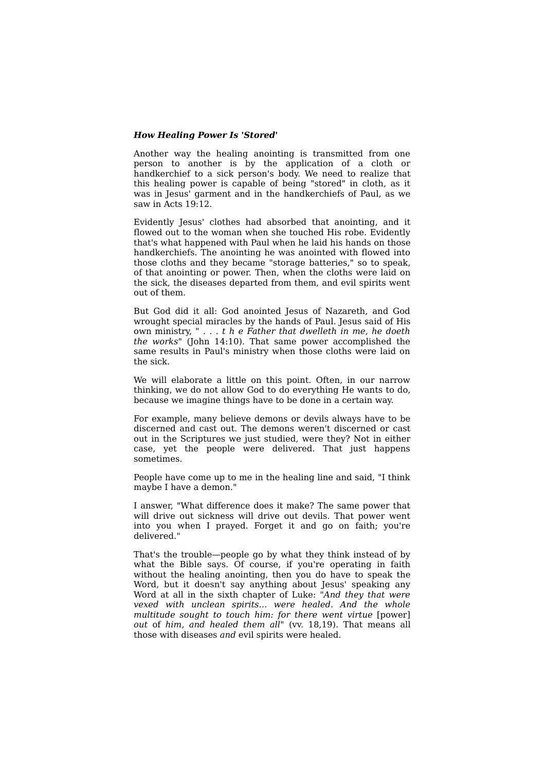***How Healing Power Is 'Stored'***

Another way the healing anointing is transmitted from one person to another is by the application of a cloth or handkerchief to a sick person's body. We need to realize that this healing power is capable of being "stored" in cloth, as it was in Jesus' garment and in the handkerchiefs of Paul, as we saw in Acts 19:12.

Evidently Jesus' clothes had absorbed that anointing, and it flowed out to the woman when she touched His robe. Evidently that's what happened with Paul when he laid his hands on those handkerchiefs. The anointing he was anointed with flowed into those cloths and they became "storage batteries," so to speak, of that anointing or power. Then, when the cloths were laid on the sick, the diseases departed from them, and evil spirits went out of them.

But God did it all: God anointed Jesus of Nazareth, and God wrought special miracles by the hands of Paul. Jesus said of His own ministry, " *. . . t h e Father that dwelleth in me, he doeth the works*" (John 14:10). That same power accomplished the same results in Paul's ministry when those cloths were laid on the sick.

We will elaborate a little on this point. Often, in our narrow thinking, we do not allow God to do everything He wants to do, because we imagine things have to be done in a certain way.

For example, many believe demons or devils always have to be discerned and cast out. The demons weren't discerned or cast out in the Scriptures we just studied, were they? Not in either case, yet the people were delivered. That just happens sometimes.

People have come up to me in the healing line and said, "I think maybe I have a demon."

I answer, "What difference does it make? The same power that will drive out sickness will drive out devils. That power went into you when I prayed. Forget it and go on faith; you're delivered."

That's the trouble—people go by what they think instead of by what the Bible says. Of course, if you're operating in faith without the healing anointing, then you do have to speak the Word, but it doesn't say anything about Jesus' speaking any Word at all in the sixth chapter of Luke: "*And they that were vexed with unclean spirits... were healed. And the whole multitude sought to touch him: for there went virtue* [power] *out* of *him, and healed them all*" (vv. 18,19). That means all those with diseases *and* evil spirits were healed.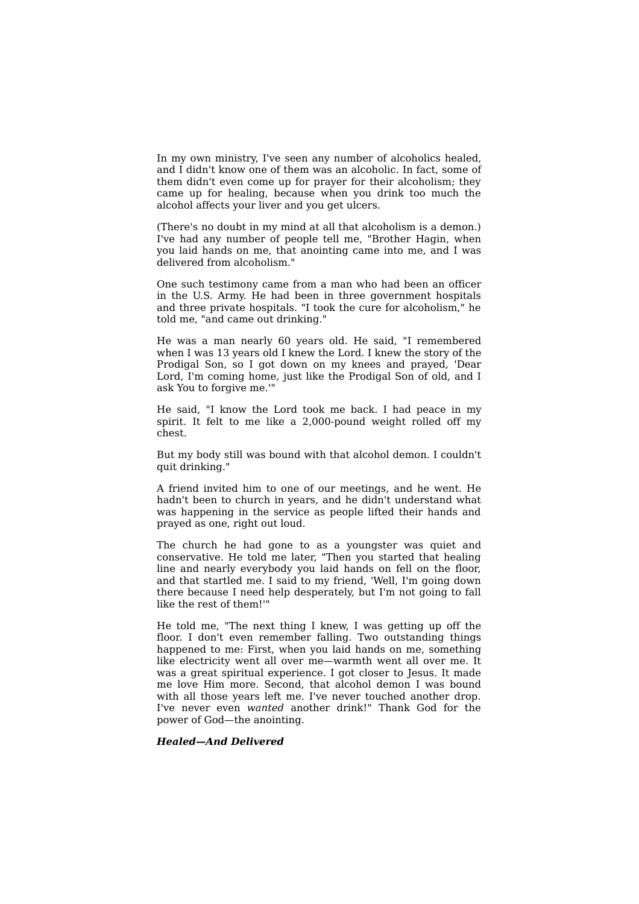In my own ministry, I've seen any number of alcoholics healed, and I didn't know one of them was an alcoholic. In fact, some of them didn't even come up for prayer for their alcoholism; they came up for healing, because when you drink too much the alcohol affects your liver and you get ulcers.

(There's no doubt in my mind at all that alcoholism is a demon.) I've had any number of people tell me, "Brother Hagin, when you laid hands on me, that anointing came into me, and I was delivered from alcoholism."

One such testimony came from a man who had been an officer in the U.S. Army. He had been in three government hospitals and three private hospitals. "I took the cure for alcoholism," he told me, "and came out drinking."

He was a man nearly 60 years old. He said, "I remembered when I was 13 years old I knew the Lord. I knew the story of the Prodigal Son, so I got down on my knees and prayed, 'Dear Lord, I'm coming home, just like the Prodigal Son of old, and I ask You to forgive me.'"

He said, "I know the Lord took me back. I had peace in my spirit. It felt to me like a 2,000-pound weight rolled off my chest.

But my body still was bound with that alcohol demon. I couldn't quit drinking."

A friend invited him to one of our meetings, and he went. He hadn't been to church in years, and he didn't understand what was happening in the service as people lifted their hands and prayed as one, right out loud.

The church he had gone to as a youngster was quiet and conservative. He told me later, "Then you started that healing line and nearly everybody you laid hands on fell on the floor, and that startled me. I said to my friend, 'Well, I'm going down there because I need help desperately, but I'm not going to fall like the rest of them!'"

He told me, "The next thing I knew, I was getting up off the floor. I don't even remember falling. Two outstanding things happened to me: First, when you laid hands on me, something like electricity went all over me—warmth went all over me. It was a great spiritual experience. I got closer to Jesus. It made me love Him more. Second, that alcohol demon I was bound with all those years left me. I've never touched another drop. I've never even *wanted* another drink!" Thank God for the power of God—the anointing.

***Healed—And Delivered***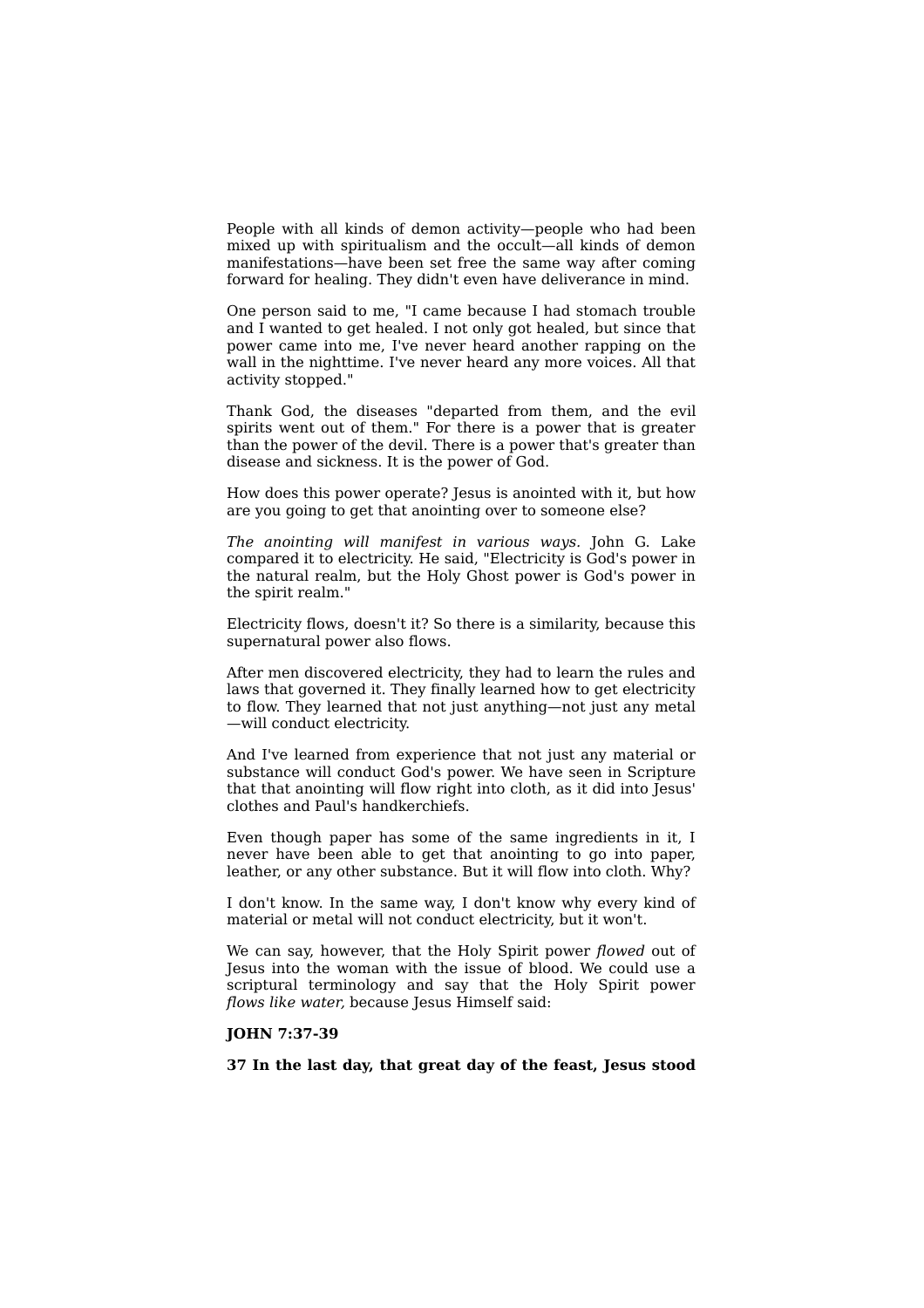People with all kinds of demon activity—people who had been mixed up with spiritualism and the occult—all kinds of demon manifestations—have been set free the same way after coming forward for healing. They didn't even have deliverance in mind.

One person said to me, "I came because I had stomach trouble and I wanted to get healed. I not only got healed, but since that power came into me, I've never heard another rapping on the wall in the nighttime. I've never heard any more voices. All that activity stopped."

Thank God, the diseases "departed from them, and the evil spirits went out of them." For there is a power that is greater than the power of the devil. There is a power that's greater than disease and sickness. It is the power of God.

How does this power operate? Jesus is anointed with it, but how are you going to get that anointing over to someone else?

*The anointing will manifest in various ways.* John G. Lake compared it to electricity. He said, "Electricity is God's power in the natural realm, but the Holy Ghost power is God's power in the spirit realm."

Electricity flows, doesn't it? So there is a similarity, because this supernatural power also flows.

After men discovered electricity, they had to learn the rules and laws that governed it. They finally learned how to get electricity to flow. They learned that not just anything—not just any metal—will conduct electricity.

And I've learned from experience that not just any material or substance will conduct God's power. We have seen in Scripture that that anointing will flow right into cloth, as it did into Jesus' clothes and Paul's handkerchiefs.

Even though paper has some of the same ingredients in it, I never have been able to get that anointing to go into paper, leather, or any other substance. But it will flow into cloth. Why?

I don't know. In the same way, I don't know why every kind of material or metal will not conduct electricity, but it won't.

We can say, however, that the Holy Spirit power *flowed* out of Jesus into the woman with the issue of blood. We could use a scriptural terminology and say that the Holy Spirit power *flows like water,* because Jesus Himself said:

**JOHN 7:37-39**

**37 In the last day, that great day of the feast, Jesus stood**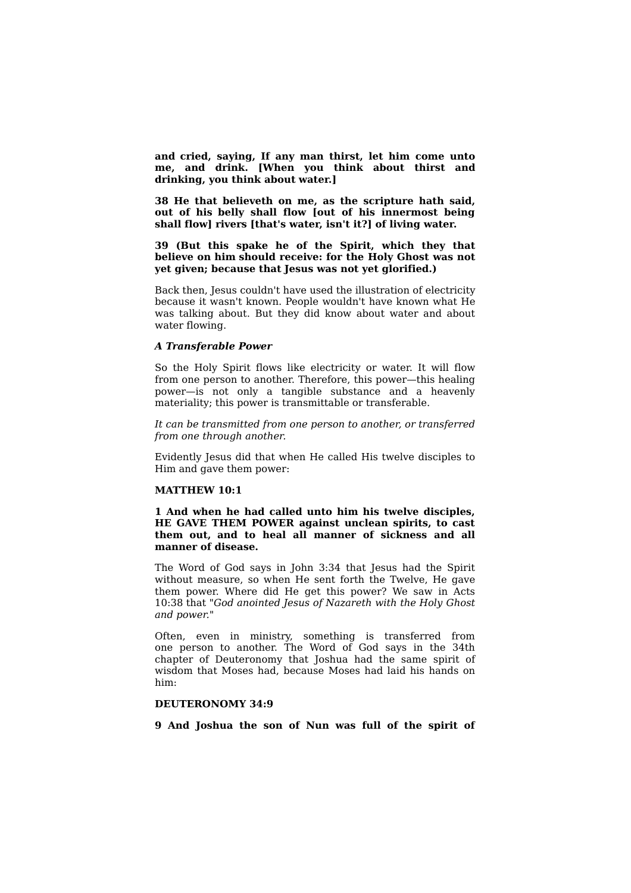**and cried, saying, If any man thirst, let him come unto me, and drink. [When you think about thirst and drinking, you think about water.]**

**38 He that believeth on me, as the scripture hath said, out of his belly shall flow [out of his innermost being shall flow] rivers [that's water, isn't it?] of living water.**

**39 (But this spake he of the Spirit, which they that believe on him should receive: for the Holy Ghost was not yet given; because that Jesus was not yet glorified.)**

Back then, Jesus couldn't have used the illustration of electricity because it wasn't known. People wouldn't have known what He was talking about. But they did know about water and about water flowing.

***A Transferable Power***

So the Holy Spirit flows like electricity or water. It will flow from one person to another. Therefore, this power—this healing power—is not only a tangible substance and a heavenly materiality; this power is transmittable or transferable.

*It can be transmitted from one person to another, or transferred from one through another.*

Evidently Jesus did that when He called His twelve disciples to Him and gave them power:

**MATTHEW 10:1**

**1 And when he had called unto him his twelve disciples, HE GAVE THEM POWER against unclean spirits, to cast them out, and to heal all manner of sickness and all manner of disease.**

The Word of God says in John 3:34 that Jesus had the Spirit without measure, so when He sent forth the Twelve, He gave them power. Where did He get this power? We saw in Acts 10:38 that "*God anointed Jesus of Nazareth with the Holy Ghost and power.*"

Often, even in ministry, something is transferred from one person to another. The Word of God says in the 34th chapter of Deuteronomy that Joshua had the same spirit of wisdom that Moses had, because Moses had laid his hands on him:

**DEUTERONOMY 34:9**

**9 And Joshua the son of Nun was full of the spirit of**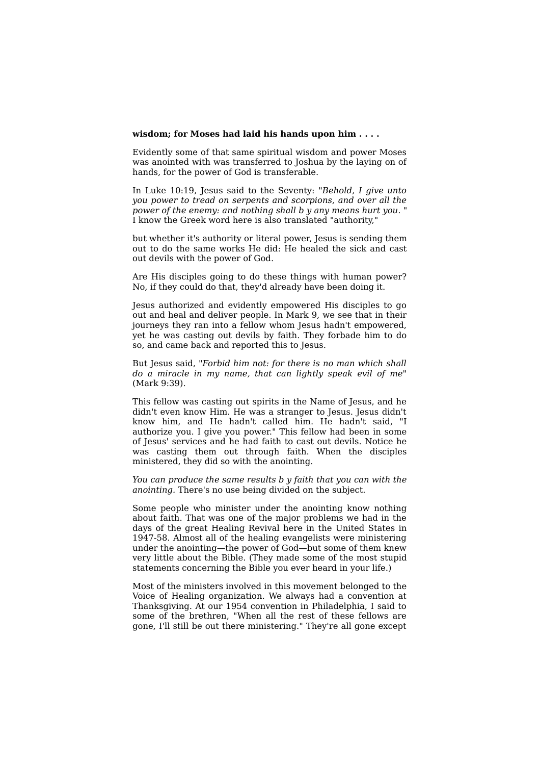**wisdom; for Moses had laid his hands upon him . . . .**

Evidently some of that same spiritual wisdom and power Moses was anointed with was transferred to Joshua by the laying on of hands, for the power of God is transferable.

In Luke 10:19, Jesus said to the Seventy: "*Behold, I give unto you power to tread on serpents and scorpions, and over all the power of the enemy: and nothing shall b y any means hurt you.* " I know the Greek word here is also translated "authority,"

but whether it's authority or literal power, Jesus is sending them out to do the same works He did: He healed the sick and cast out devils with the power of God.

Are His disciples going to do these things with human power? No, if they could do that, they'd already have been doing it.

Jesus authorized and evidently empowered His disciples to go out and heal and deliver people. In Mark 9, we see that in their journeys they ran into a fellow whom Jesus hadn't empowered, yet he was casting out devils by faith. They forbade him to do so, and came back and reported this to Jesus.

But Jesus said, "*Forbid him not: for there is no man which shall do a miracle in my name, that can lightly speak evil of me*" (Mark 9:39).

This fellow was casting out spirits in the Name of Jesus, and he didn't even know Him. He was a stranger to Jesus. Jesus didn't know him, and He hadn't called him. He hadn't said, "I authorize you. I give you power." This fellow had been in some of Jesus' services and he had faith to cast out devils. Notice he was casting them out through faith. When the disciples ministered, they did so with the anointing.

*You can produce the same results b y faith that you can with the anointing*. There's no use being divided on the subject.

Some people who minister under the anointing know nothing about faith. That was one of the major problems we had in the days of the great Healing Revival here in the United States in 1947-58. Almost all of the healing evangelists were ministering under the anointing—the power of God—but some of them knew very little about the Bible. (They made some of the most stupid statements concerning the Bible you ever heard in your life.)

Most of the ministers involved in this movement belonged to the Voice of Healing organization. We always had a convention at Thanksgiving. At our 1954 convention in Philadelphia, I said to some of the brethren, "When all the rest of these fellows are gone, I'll still be out there ministering." They're all gone except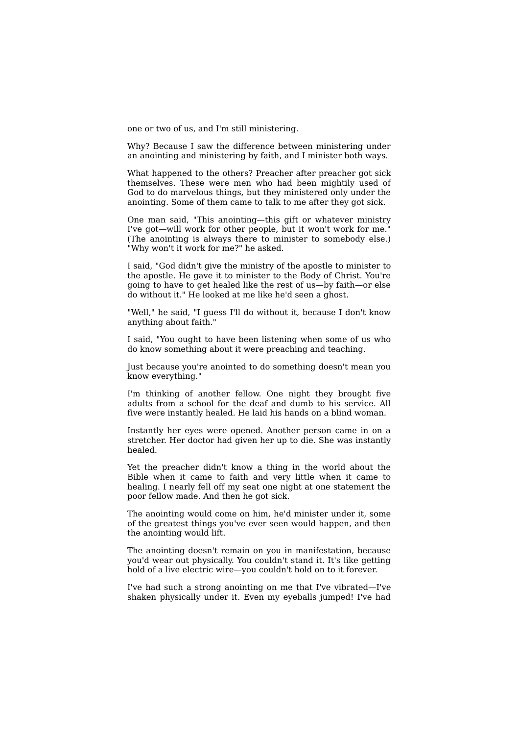one or two of us, and I'm still ministering.

Why? Because I saw the difference between ministering under an anointing and ministering by faith, and I minister both ways.

What happened to the others? Preacher after preacher got sick themselves. These were men who had been mightily used of God to do marvelous things, but they ministered only under the anointing. Some of them came to talk to me after they got sick.

One man said, "This anointing—this gift or whatever ministry I've got—will work for other people, but it won't work for me." (The anointing is always there to minister to somebody else.) "Why won't it work for me?" he asked.

I said, "God didn't give the ministry of the apostle to minister to the apostle. He gave it to minister to the Body of Christ. You're going to have to get healed like the rest of us—by faith—or else do without it." He looked at me like he'd seen a ghost.

"Well," he said, "I guess I'll do without it, because I don't know anything about faith."

I said, "You ought to have been listening when some of us who do know something about it were preaching and teaching.

Just because you're anointed to do something doesn't mean you know everything."

I'm thinking of another fellow. One night they brought five adults from a school for the deaf and dumb to his service. All five were instantly healed. He laid his hands on a blind woman.

Instantly her eyes were opened. Another person came in on a stretcher. Her doctor had given her up to die. She was instantly healed.

Yet the preacher didn't know a thing in the world about the Bible when it came to faith and very little when it came to healing. I nearly fell off my seat one night at one statement the poor fellow made. And then he got sick.

The anointing would come on him, he'd minister under it, some of the greatest things you've ever seen would happen, and then the anointing would lift.

The anointing doesn't remain on you in manifestation, because you'd wear out physically. You couldn't stand it. It's like getting hold of a live electric wire—you couldn't hold on to it forever.

I've had such a strong anointing on me that I've vibrated—I've shaken physically under it. Even my eyeballs jumped! I've had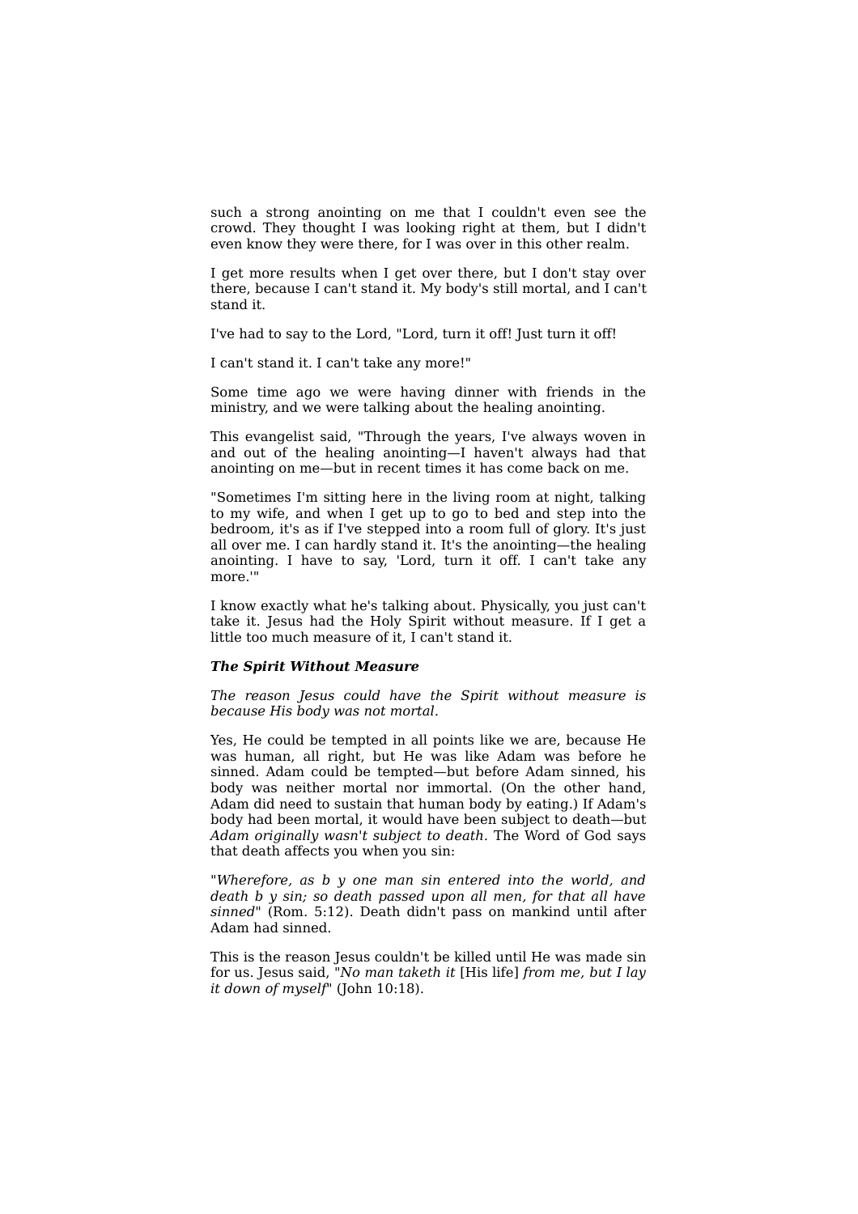such a strong anointing on me that I couldn't even see the crowd. They thought I was looking right at them, but I didn't even know they were there, for I was over in this other realm.

I get more results when I get over there, but I don't stay over there, because I can't stand it. My body's still mortal, and I can't stand it.

I've had to say to the Lord, "Lord, turn it off! Just turn it off!

I can't stand it. I can't take any more!"

Some time ago we were having dinner with friends in the ministry, and we were talking about the healing anointing.

This evangelist said, "Through the years, I've always woven in and out of the healing anointing—I haven't always had that anointing on me—but in recent times it has come back on me.

"Sometimes I'm sitting here in the living room at night, talking to my wife, and when I get up to go to bed and step into the bedroom, it's as if I've stepped into a room full of glory. It's just all over me. I can hardly stand it. It's the anointing—the healing anointing. I have to say, 'Lord, turn it off. I can't take any more.'"

I know exactly what he's talking about. Physically, you just can't take it. Jesus had the Holy Spirit without measure. If I get a little too much measure of it, I can't stand it.

***The Spirit Without Measure***

*The reason Jesus could have the Spirit without measure is because His body was not mortal.*

Yes, He could be tempted in all points like we are, because He was human, all right, but He was like Adam was before he sinned. Adam could be tempted—but before Adam sinned, his body was neither mortal nor immortal. (On the other hand, Adam did need to sustain that human body by eating.) If Adam's body had been mortal, it would have been subject to death—but *Adam originally wasn't subject to death.* The Word of God says that death affects you when you sin:

"*Wherefore, as b y one man sin entered into the world, and death b y sin; so death passed upon all men, for that all have sinned*" (Rom. 5:12). Death didn't pass on mankind until after Adam had sinned.

This is the reason Jesus couldn't be killed until He was made sin for us. Jesus said, "*No man taketh it* [His life] *from me, but I lay it down of myself*" (John 10:18).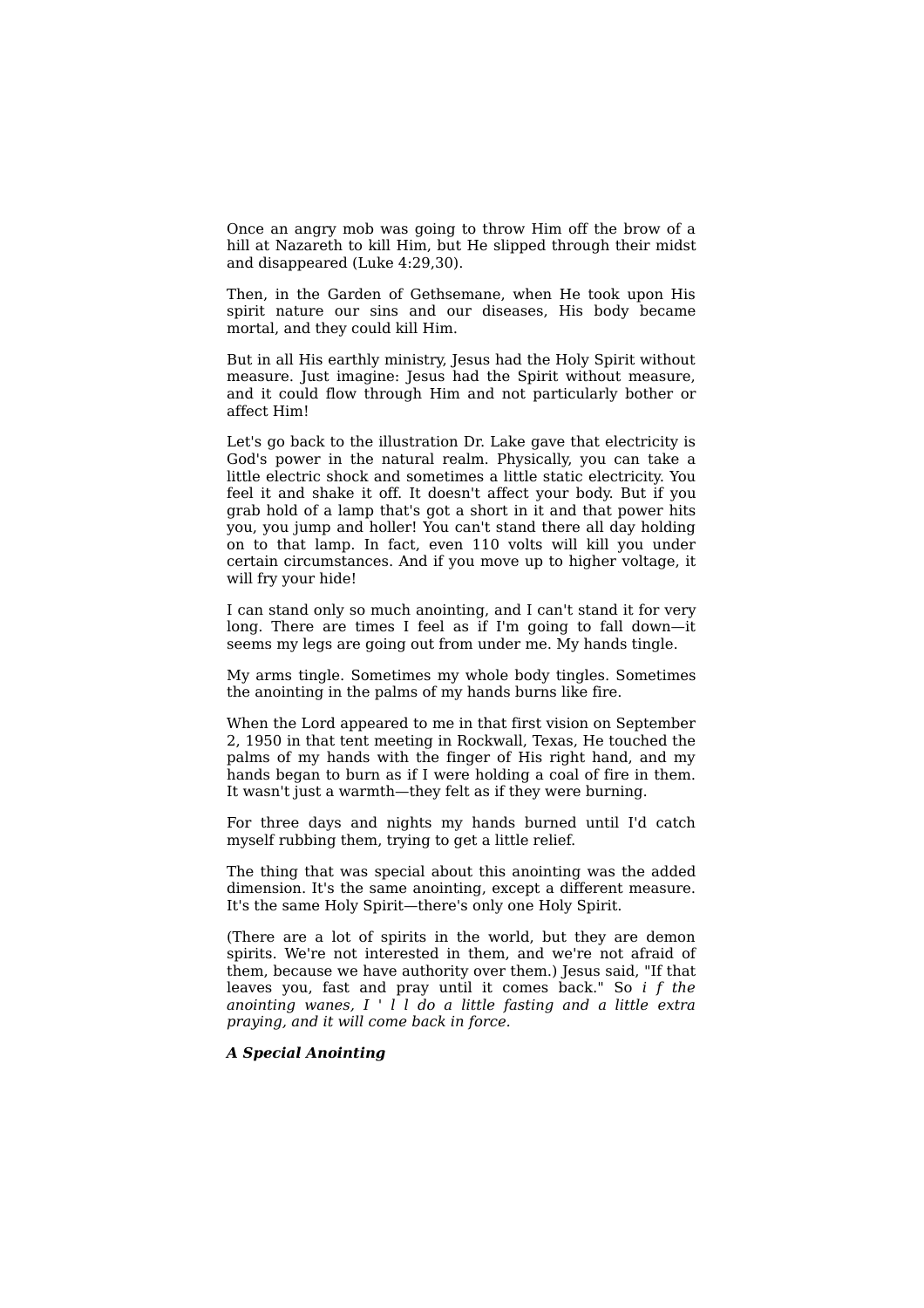Once an angry mob was going to throw Him off the brow of a hill at Nazareth to kill Him, but He slipped through their midst and disappeared (Luke 4:29,30).

Then, in the Garden of Gethsemane, when He took upon His spirit nature our sins and our diseases, His body became mortal, and they could kill Him.

But in all His earthly ministry, Jesus had the Holy Spirit without measure. Just imagine: Jesus had the Spirit without measure, and it could flow through Him and not particularly bother or affect Him!

Let's go back to the illustration Dr. Lake gave that electricity is God's power in the natural realm. Physically, you can take a little electric shock and sometimes a little static electricity. You feel it and shake it off. It doesn't affect your body. But if you grab hold of a lamp that's got a short in it and that power hits you, you jump and holler! You can't stand there all day holding on to that lamp. In fact, even 110 volts will kill you under certain circumstances. And if you move up to higher voltage, it will fry your hide!

I can stand only so much anointing, and I can't stand it for very long. There are times I feel as if I'm going to fall down—it seems my legs are going out from under me. My hands tingle.

My arms tingle. Sometimes my whole body tingles. Sometimes the anointing in the palms of my hands burns like fire.

When the Lord appeared to me in that first vision on September 2, 1950 in that tent meeting in Rockwall, Texas, He touched the palms of my hands with the finger of His right hand, and my hands began to burn as if I were holding a coal of fire in them. It wasn't just a warmth—they felt as if they were burning.

For three days and nights my hands burned until I'd catch myself rubbing them, trying to get a little relief.

The thing that was special about this anointing was the added dimension. It's the same anointing, except a different measure. It's the same Holy Spirit—there's only one Holy Spirit.

(There are a lot of spirits in the world, but they are demon spirits. We're not interested in them, and we're not afraid of them, because we have authority over them.) Jesus said, "If that leaves you, fast and pray until it comes back." So *if the anointing wanes, I'll do a little fasting and a little extra praying, and it will come back in force.*

***A Special Anointing***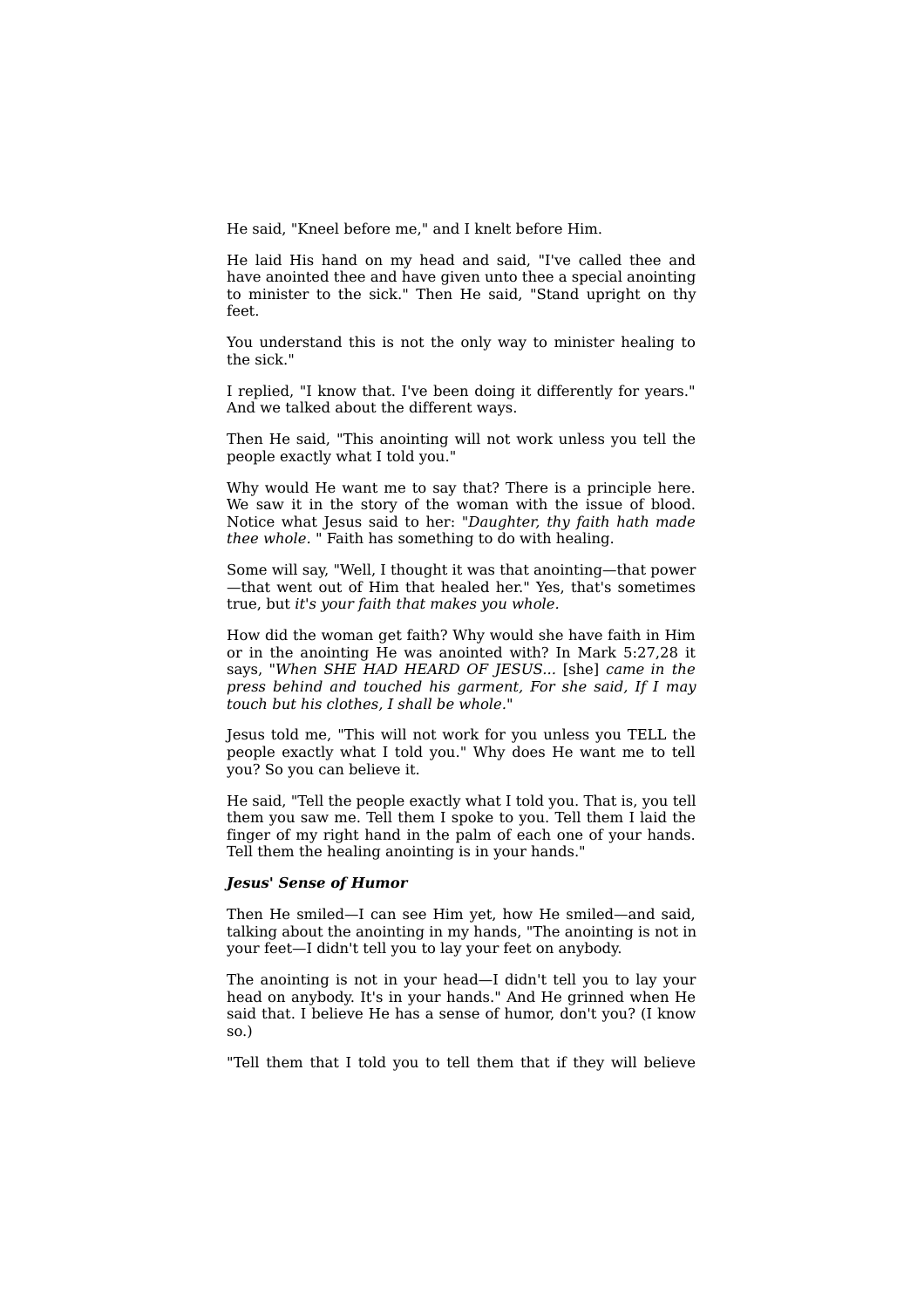He said, "Kneel before me," and I knelt before Him.

He laid His hand on my head and said, "I've called thee and have anointed thee and have given unto thee a special anointing to minister to the sick." Then He said, "Stand upright on thy feet.

You understand this is not the only way to minister healing to the sick."

I replied, "I know that. I've been doing it differently for years." And we talked about the different ways.

Then He said, "This anointing will not work unless you tell the people exactly what I told you."

Why would He want me to say that? There is a principle here. We saw it in the story of the woman with the issue of blood. Notice what Jesus said to her: "*Daughter, thy faith hath made thee whole.* " Faith has something to do with healing.

Some will say, "Well, I thought it was that anointing—that power—that went out of Him that healed her." Yes, that's sometimes true, but *it's your faith that makes you whole.*

How did the woman get faith? Why would she have faith in Him or in the anointing He was anointed with? In Mark 5:27,28 it says, "*When SHE HAD HEARD OF JESUS...* [she] *came in the press behind and touched his garment, For she said, If I may touch but his clothes, I shall be whole.*"

Jesus told me, "This will not work for you unless you TELL the people exactly what I told you." Why does He want me to tell you? So you can believe it.

He said, "Tell the people exactly what I told you. That is, you tell them you saw me. Tell them I spoke to you. Tell them I laid the finger of my right hand in the palm of each one of your hands. Tell them the healing anointing is in your hands."

***Jesus' Sense of Humor***

Then He smiled—I can see Him yet, how He smiled—and said, talking about the anointing in my hands, "The anointing is not in your feet—I didn't tell you to lay your feet on anybody.

The anointing is not in your head—I didn't tell you to lay your head on anybody. It's in your hands." And He grinned when He said that. I believe He has a sense of humor, don't you? (I know so.)

"Tell them that I told you to tell them that if they will believe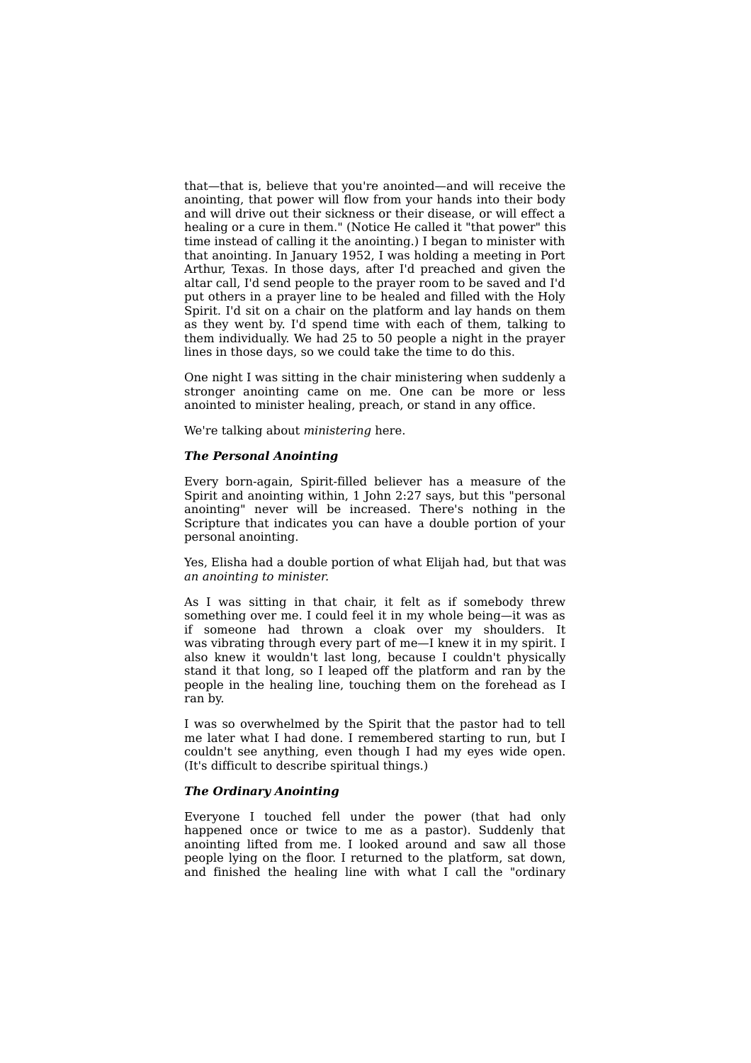that—that is, believe that you're anointed—and will receive the anointing, that power will flow from your hands into their body and will drive out their sickness or their disease, or will effect a healing or a cure in them." (Notice He called it "that power" this time instead of calling it the anointing.) I began to minister with that anointing. In January 1952, I was holding a meeting in Port Arthur, Texas. In those days, after I'd preached and given the altar call, I'd send people to the prayer room to be saved and I'd put others in a prayer line to be healed and filled with the Holy Spirit. I'd sit on a chair on the platform and lay hands on them as they went by. I'd spend time with each of them, talking to them individually. We had 25 to 50 people a night in the prayer lines in those days, so we could take the time to do this.

One night I was sitting in the chair ministering when suddenly a stronger anointing came on me. One can be more or less anointed to minister healing, preach, or stand in any office.

We're talking about *ministering* here.

***The Personal Anointing***

Every born-again, Spirit-filled believer has a measure of the Spirit and anointing within, 1 John 2:27 says, but this "personal anointing" never will be increased. There's nothing in the Scripture that indicates you can have a double portion of your personal anointing.

Yes, Elisha had a double portion of what Elijah had, but that was *an anointing to minister*.

As I was sitting in that chair, it felt as if somebody threw something over me. I could feel it in my whole being—it was as if someone had thrown a cloak over my shoulders. It was vibrating through every part of me—I knew it in my spirit. I also knew it wouldn't last long, because I couldn't physically stand it that long, so I leaped off the platform and ran by the people in the healing line, touching them on the forehead as I ran by.

I was so overwhelmed by the Spirit that the pastor had to tell me later what I had done. I remembered starting to run, but I couldn't see anything, even though I had my eyes wide open. (It's difficult to describe spiritual things.)

***The Ordinary Anointing***

Everyone I touched fell under the power (that had only happened once or twice to me as a pastor). Suddenly that anointing lifted from me. I looked around and saw all those people lying on the floor. I returned to the platform, sat down, and finished the healing line with what I call the "ordinary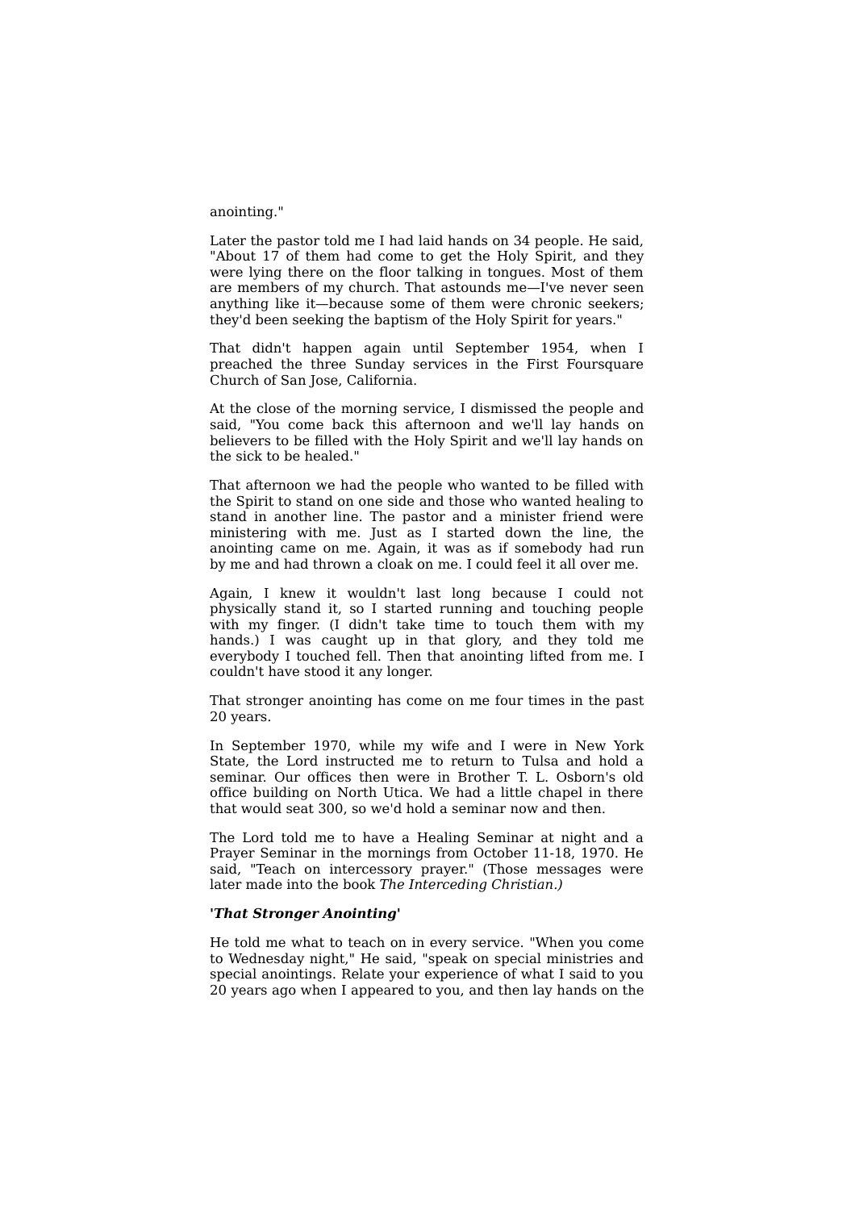anointing."

Later the pastor told me I had laid hands on 34 people. He said, "About 17 of them had come to get the Holy Spirit, and they were lying there on the floor talking in tongues. Most of them are members of my church. That astounds me—I've never seen anything like it—because some of them were chronic seekers; they'd been seeking the baptism of the Holy Spirit for years."

That didn't happen again until September 1954, when I preached the three Sunday services in the First Foursquare Church of San Jose, California.

At the close of the morning service, I dismissed the people and said, "You come back this afternoon and we'll lay hands on believers to be filled with the Holy Spirit and we'll lay hands on the sick to be healed."

That afternoon we had the people who wanted to be filled with the Spirit to stand on one side and those who wanted healing to stand in another line. The pastor and a minister friend were ministering with me. Just as I started down the line, the anointing came on me. Again, it was as if somebody had run by me and had thrown a cloak on me. I could feel it all over me.

Again, I knew it wouldn't last long because I could not physically stand it, so I started running and touching people with my finger. (I didn't take time to touch them with my hands.) I was caught up in that glory, and they told me everybody I touched fell. Then that anointing lifted from me. I couldn't have stood it any longer.

That stronger anointing has come on me four times in the past 20 years.

In September 1970, while my wife and I were in New York State, the Lord instructed me to return to Tulsa and hold a seminar. Our offices then were in Brother T. L. Osborn's old office building on North Utica. We had a little chapel in there that would seat 300, so we'd hold a seminar now and then.

The Lord told me to have a Healing Seminar at night and a Prayer Seminar in the mornings from October 11-18, 1970. He said, "Teach on intercessory prayer." (Those messages were later made into the book *The Interceding Christian.)*

**'*That Stronger Anointing*'**

He told me what to teach on in every service. "When you come to Wednesday night," He said, "speak on special ministries and special anointings. Relate your experience of what I said to you 20 years ago when I appeared to you, and then lay hands on the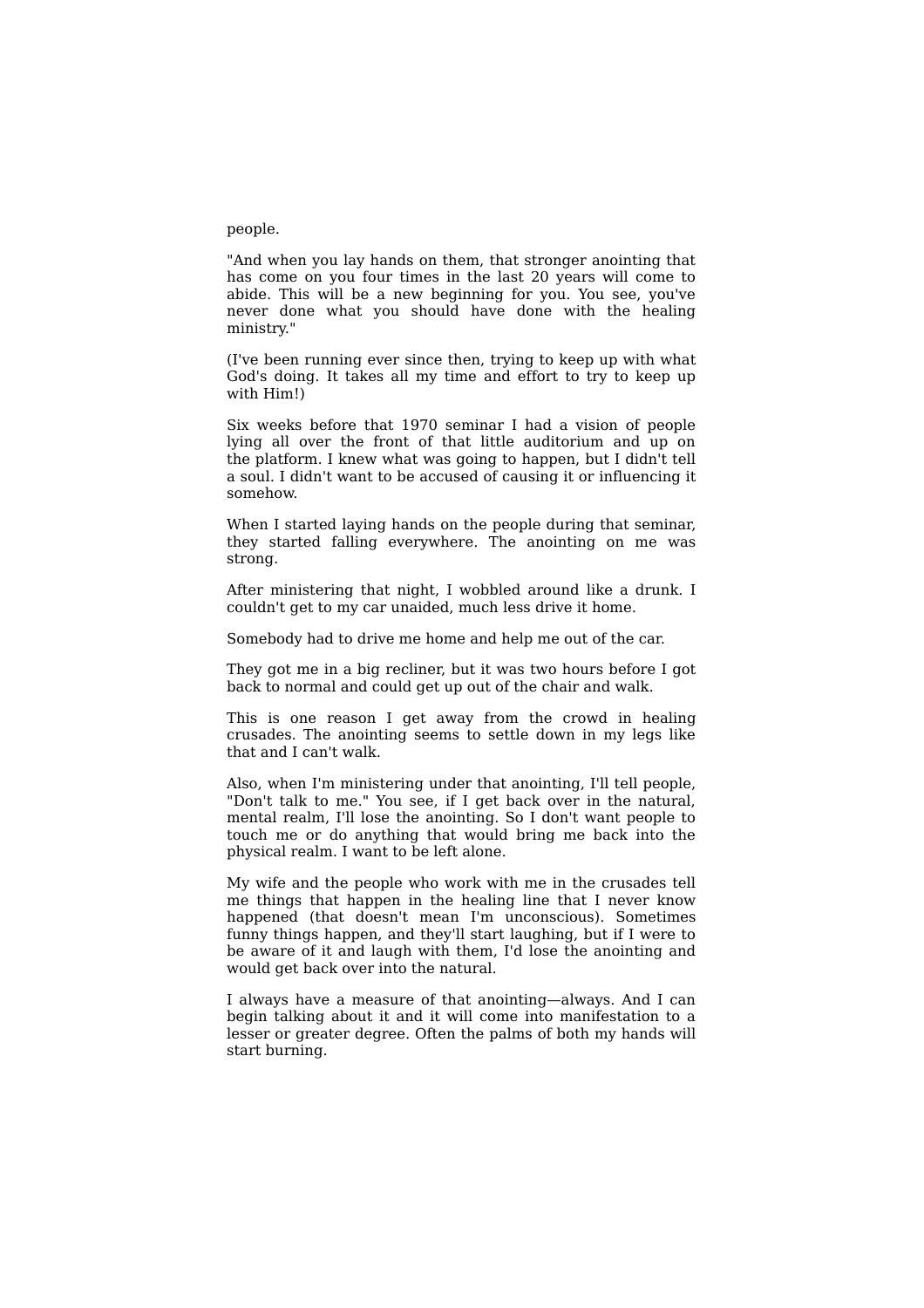people.

"And when you lay hands on them, that stronger anointing that has come on you four times in the last 20 years will come to abide. This will be a new beginning for you. You see, you've never done what you should have done with the healing ministry."

(I've been running ever since then, trying to keep up with what God's doing. It takes all my time and effort to try to keep up with Him!)

Six weeks before that 1970 seminar I had a vision of people lying all over the front of that little auditorium and up on the platform. I knew what was going to happen, but I didn't tell a soul. I didn't want to be accused of causing it or influencing it somehow.

When I started laying hands on the people during that seminar, they started falling everywhere. The anointing on me was strong.

After ministering that night, I wobbled around like a drunk. I couldn't get to my car unaided, much less drive it home.

Somebody had to drive me home and help me out of the car.

They got me in a big recliner, but it was two hours before I got back to normal and could get up out of the chair and walk.

This is one reason I get away from the crowd in healing crusades. The anointing seems to settle down in my legs like that and I can't walk.

Also, when I'm ministering under that anointing, I'll tell people, "Don't talk to me." You see, if I get back over in the natural, mental realm, I'll lose the anointing. So I don't want people to touch me or do anything that would bring me back into the physical realm. I want to be left alone.

My wife and the people who work with me in the crusades tell me things that happen in the healing line that I never know happened (that doesn't mean I'm unconscious). Sometimes funny things happen, and they'll start laughing, but if I were to be aware of it and laugh with them, I'd lose the anointing and would get back over into the natural.

I always have a measure of that anointing—always. And I can begin talking about it and it will come into manifestation to a lesser or greater degree. Often the palms of both my hands will start burning.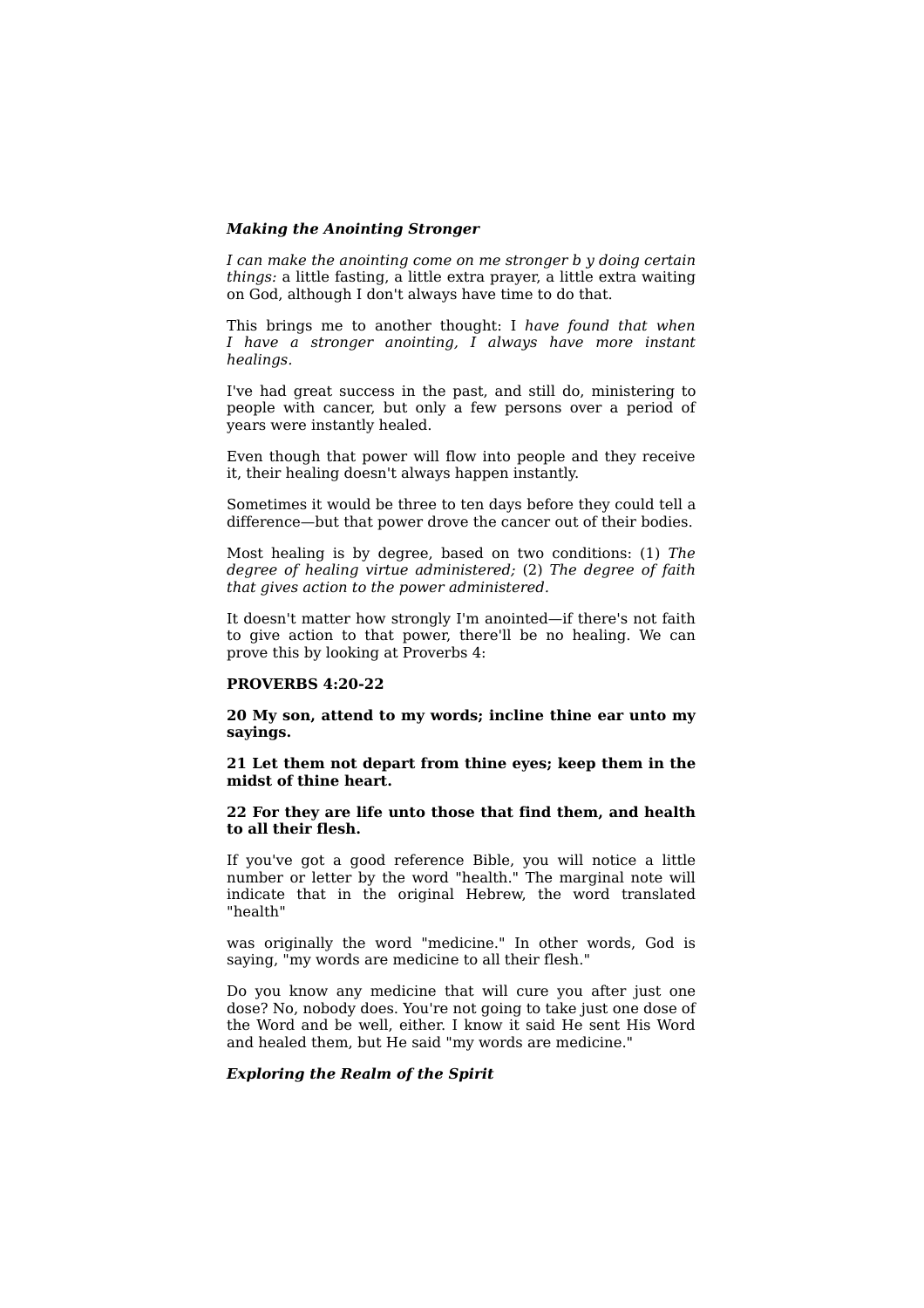***Making the Anointing Stronger***

*I can make the anointing come on me stronger b y doing certain things:* a little fasting, a little extra prayer, a little extra waiting on God, although I don't always have time to do that.

This brings me to another thought: I *have found that when I have a stronger anointing, I always have more instant healings.*

I've had great success in the past, and still do, ministering to people with cancer, but only a few persons over a period of years were instantly healed.

Even though that power will flow into people and they receive it, their healing doesn't always happen instantly.

Sometimes it would be three to ten days before they could tell a difference—but that power drove the cancer out of their bodies.

Most healing is by degree, based on two conditions: (1) *The degree of healing virtue administered;* (2) *The degree of faith that gives action to the power administered.*

It doesn't matter how strongly I'm anointed—if there's not faith to give action to that power, there'll be no healing. We can prove this by looking at Proverbs 4:

**PROVERBS 4:20-22**

**20 My son, attend to my words; incline thine ear unto my sayings.**

**21 Let them not depart from thine eyes; keep them in the midst of thine heart.**

**22 For they are life unto those that find them, and health to all their flesh.**

If you've got a good reference Bible, you will notice a little number or letter by the word "health." The marginal note will indicate that in the original Hebrew, the word translated "health"

was originally the word "medicine." In other words, God is saying, "my words are medicine to all their flesh."

Do you know any medicine that will cure you after just one dose? No, nobody does. You're not going to take just one dose of the Word and be well, either. I know it said He sent His Word and healed them, but He said "my words are medicine."

***Exploring the Realm of the Spirit***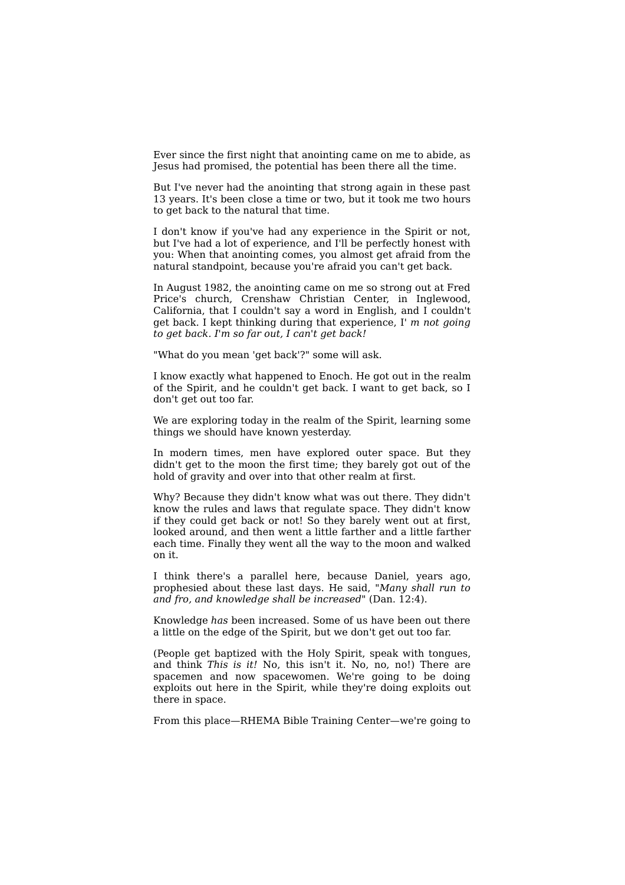Ever since the first night that anointing came on me to abide, as Jesus had promised, the potential has been there all the time.

But I've never had the anointing that strong again in these past 13 years. It's been close a time or two, but it took me two hours to get back to the natural that time.

I don't know if you've had any experience in the Spirit or not, but I've had a lot of experience, and I'll be perfectly honest with you: When that anointing comes, you almost get afraid from the natural standpoint, because you're afraid you can't get back.

In August 1982, the anointing came on me so strong out at Fred Price's church, Crenshaw Christian Center, in Inglewood, California, that I couldn't say a word in English, and I couldn't get back. I kept thinking during that experience, I' *m not going to get back. I'm so far out, I can't get back!*

"What do you mean 'get back'?" some will ask.

I know exactly what happened to Enoch. He got out in the realm of the Spirit, and he couldn't get back. I want to get back, so I don't get out too far.

We are exploring today in the realm of the Spirit, learning some things we should have known yesterday.

In modern times, men have explored outer space. But they didn't get to the moon the first time; they barely got out of the hold of gravity and over into that other realm at first.

Why? Because they didn't know what was out there. They didn't know the rules and laws that regulate space. They didn't know if they could get back or not! So they barely went out at first, looked around, and then went a little farther and a little farther each time. Finally they went all the way to the moon and walked on it.

I think there's a parallel here, because Daniel, years ago, prophesied about these last days. He said, "*Many shall run to and fro, and knowledge shall be increased*" (Dan. 12:4).

Knowledge *has* been increased. Some of us have been out there a little on the edge of the Spirit, but we don't get out too far.

(People get baptized with the Holy Spirit, speak with tongues, and think *This is it!* No, this isn't it. No, no, no!) There are spacemen and now spacewomen. We're going to be doing exploits out here in the Spirit, while they're doing exploits out there in space.

From this place—RHEMA Bible Training Center—we're going to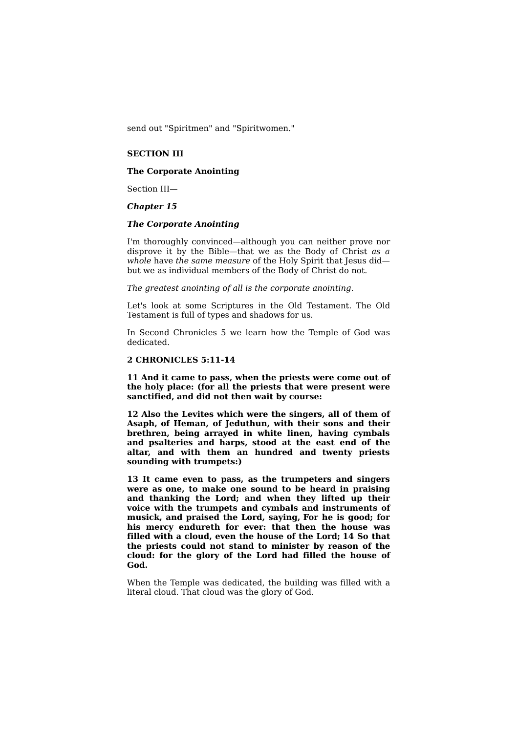send out "Spiritmen" and "Spiritwomen."

## SECTION III

## The Corporate Anointing

Section III—

### *Chapter 15*

### *The Corporate Anointing*

I'm thoroughly convinced—although you can neither prove nor disprove it by the Bible—that we as the Body of Christ *as a whole* have *the same measure* of the Holy Spirit that Jesus did—but we as individual members of the Body of Christ do not.

*The greatest anointing of all is the corporate anointing.*

Let's look at some Scriptures in the Old Testament. The Old Testament is full of types and shadows for us.

In Second Chronicles 5 we learn how the Temple of God was dedicated.

**2 CHRONICLES 5:11-14**

**11 And it came to pass, when the priests were come out of the holy place: (for all the priests that were present were sanctified, and did not then wait by course:**

**12 Also the Levites which were the singers, all of them of Asaph, of Heman, of Jeduthun, with their sons and their brethren, being arrayed in white linen, having cymbals and psalteries and harps, stood at the east end of the altar, and with them an hundred and twenty priests sounding with trumpets:)**

**13 It came even to pass, as the trumpeters and singers were as one, to make one sound to be heard in praising and thanking the Lord; and when they lifted up their voice with the trumpets and cymbals and instruments of musick, and praised the Lord, saying, For he is good; for his mercy endureth for ever: that then the house was filled with a cloud, even the house of the Lord; 14 So that the priests could not stand to minister by reason of the cloud: for the glory of the Lord had filled the house of God.**

When the Temple was dedicated, the building was filled with a literal cloud. That cloud was the glory of God.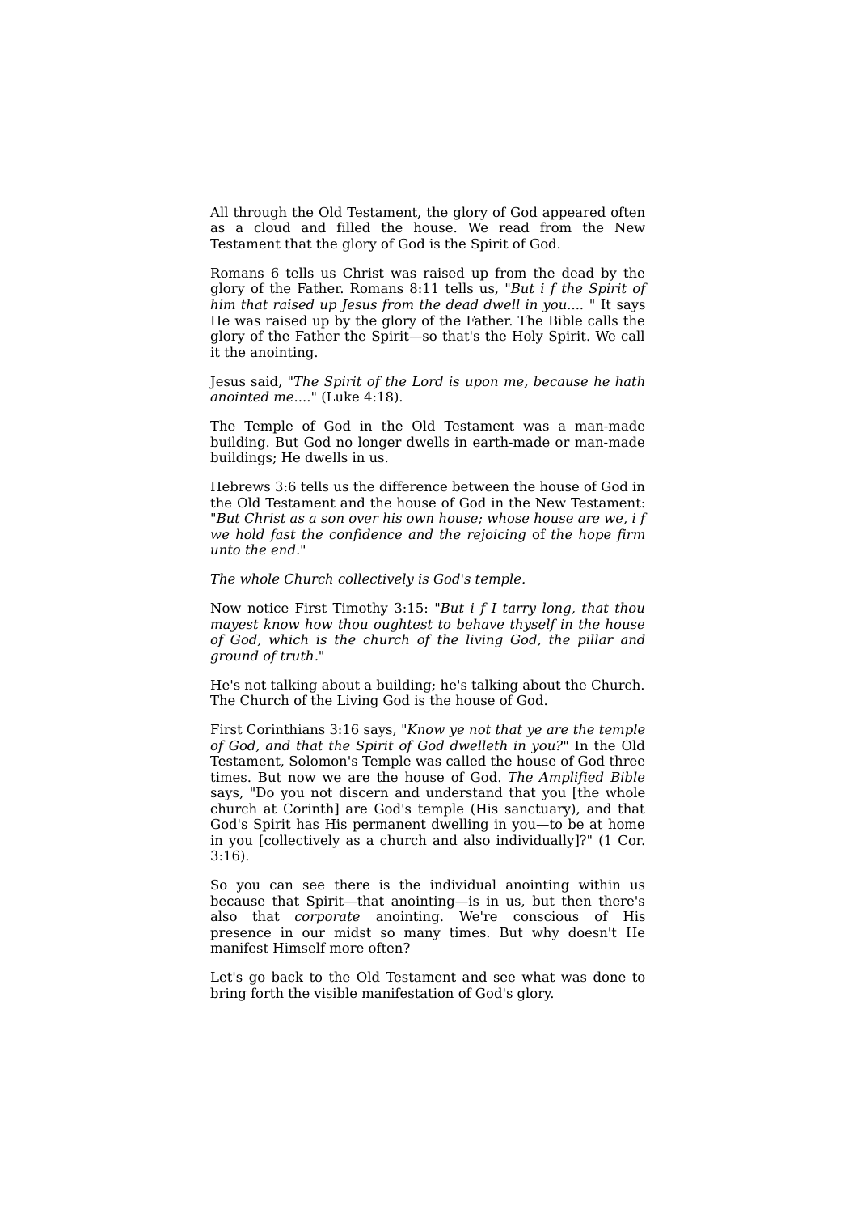All through the Old Testament, the glory of God appeared often as a cloud and filled the house. We read from the New Testament that the glory of God is the Spirit of God.

Romans 6 tells us Christ was raised up from the dead by the glory of the Father. Romans 8:11 tells us, "*But i f the Spirit of him that raised up Jesus from the dead dwell in you....* " It says He was raised up by the glory of the Father. The Bible calls the glory of the Father the Spirit—so that's the Holy Spirit. We call it the anointing.

Jesus said, "*The Spirit of the Lord is upon me, because he hath anointed me....*" (Luke 4:18).

The Temple of God in the Old Testament was a man-made building. But God no longer dwells in earth-made or man-made buildings; He dwells in us.

Hebrews 3:6 tells us the difference between the house of God in the Old Testament and the house of God in the New Testament: "*But Christ as a son over his own house; whose house are we, i f we hold fast the confidence and the rejoicing* of *the hope firm unto the end*."

*The whole Church collectively is God's temple.*

Now notice First Timothy 3:15: "*But i f I tarry long, that thou mayest know how thou oughtest to behave thyself in the house of God, which is the church of the living God, the pillar and ground of truth*."

He's not talking about a building; he's talking about the Church. The Church of the Living God is the house of God.

First Corinthians 3:16 says, "*Know ye not that ye are the temple of God, and that the Spirit of God dwelleth in you?*" In the Old Testament, Solomon's Temple was called the house of God three times. But now we are the house of God. *The Amplified Bible* says, "Do you not discern and understand that you [the whole church at Corinth] are God's temple (His sanctuary), and that God's Spirit has His permanent dwelling in you—to be at home in you [collectively as a church and also individually]?" (1 Cor. 3:16).

So you can see there is the individual anointing within us because that Spirit—that anointing—is in us, but then there's also that *corporate* anointing. We're conscious of His presence in our midst so many times. But why doesn't He manifest Himself more often?

Let's go back to the Old Testament and see what was done to bring forth the visible manifestation of God's glory.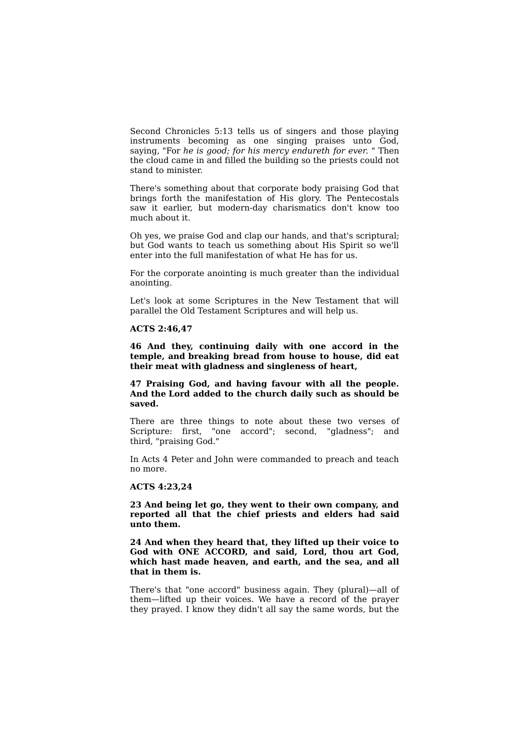Second Chronicles 5:13 tells us of singers and those playing instruments becoming as one singing praises unto God, saying, "For *he is good; for his mercy endureth for ever.* " Then the cloud came in and filled the building so the priests could not stand to minister.

There's something about that corporate body praising God that brings forth the manifestation of His glory. The Pentecostals saw it earlier, but modern-day charismatics don't know too much about it.

Oh yes, we praise God and clap our hands, and that's scriptural; but God wants to teach us something about His Spirit so we'll enter into the full manifestation of what He has for us.

For the corporate anointing is much greater than the individual anointing.

Let's look at some Scriptures in the New Testament that will parallel the Old Testament Scriptures and will help us.

**ACTS 2:46,47**

**46 And they, continuing daily with one accord in the temple, and breaking bread from house to house, did eat their meat with gladness and singleness of heart,**

**47 Praising God, and having favour with all the people. And the Lord added to the church daily such as should be saved.**

There are three things to note about these two verses of Scripture: first, "one accord"; second, "gladness"; and third, "praising God."

In Acts 4 Peter and John were commanded to preach and teach no more.

**ACTS 4:23,24**

**23 And being let go, they went to their own company, and reported all that the chief priests and elders had said unto them.**

**24 And when they heard that, they lifted up their voice to God with ONE ACCORD, and said, Lord, thou art God, which hast made heaven, and earth, and the sea, and all that in them is.**

There's that "one accord" business again. They (plural)—all of them—lifted up their voices. We have a record of the prayer they prayed. I know they didn't all say the same words, but the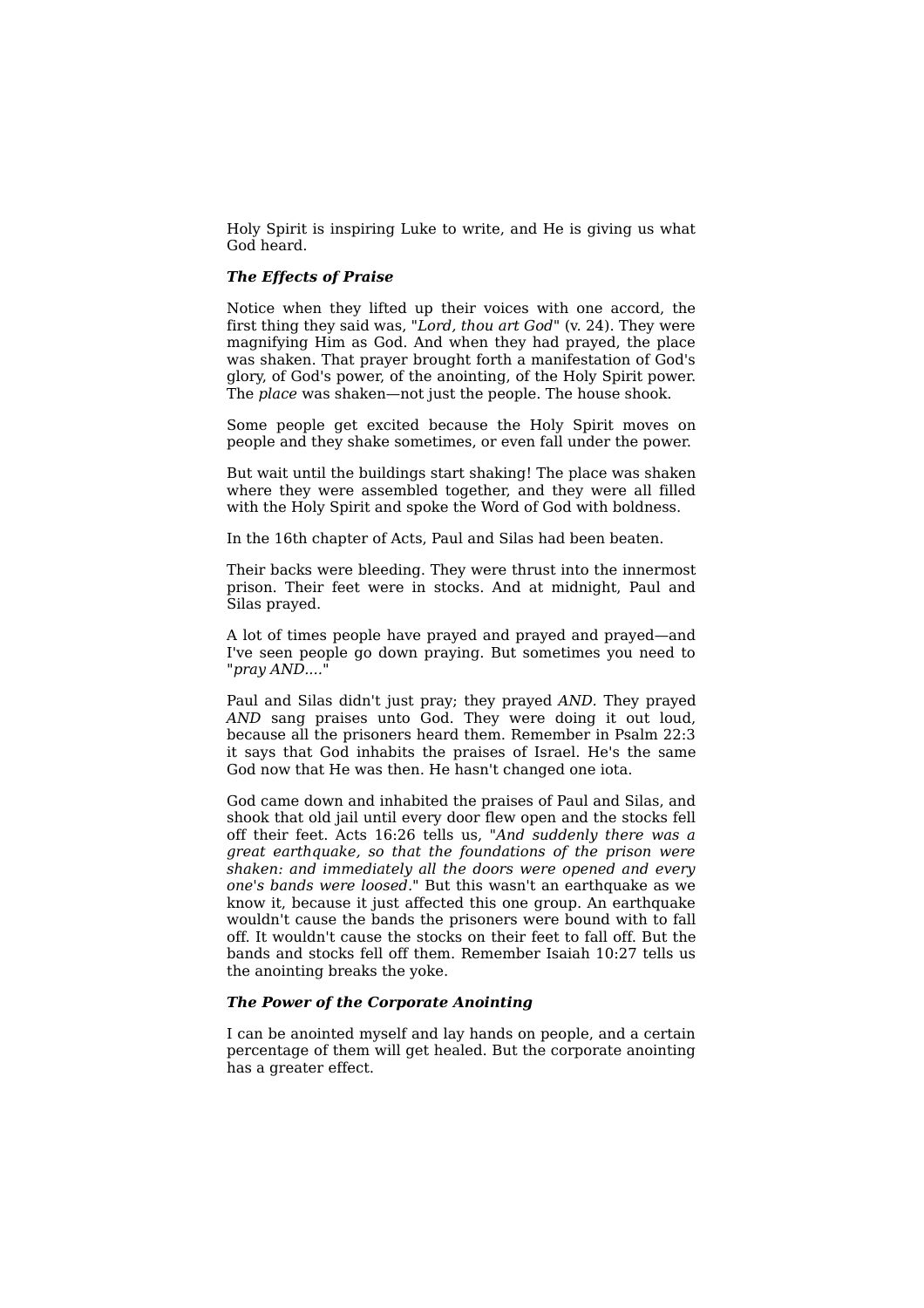Holy Spirit is inspiring Luke to write, and He is giving us what God heard.

### ***The Effects of Praise***

Notice when they lifted up their voices with one accord, the first thing they said was, "*Lord, thou art God*" (v. 24). They were magnifying Him as God. And when they had prayed, the place was shaken. That prayer brought forth a manifestation of God's glory, of God's power, of the anointing, of the Holy Spirit power. The *place* was shaken—not just the people. The house shook.

Some people get excited because the Holy Spirit moves on people and they shake sometimes, or even fall under the power.

But wait until the buildings start shaking! The place was shaken where they were assembled together, and they were all filled with the Holy Spirit and spoke the Word of God with boldness.

In the 16th chapter of Acts, Paul and Silas had been beaten.

Their backs were bleeding. They were thrust into the innermost prison. Their feet were in stocks. And at midnight, Paul and Silas prayed.

A lot of times people have prayed and prayed and prayed—and I've seen people go down praying. But sometimes you need to "*pray AND....*"

Paul and Silas didn't just pray; they prayed *AND*. They prayed *AND* sang praises unto God. They were doing it out loud, because all the prisoners heard them. Remember in Psalm 22:3 it says that God inhabits the praises of Israel. He's the same God now that He was then. He hasn't changed one iota.

God came down and inhabited the praises of Paul and Silas, and shook that old jail until every door flew open and the stocks fell off their feet. Acts 16:26 tells us, "*And suddenly there was a great earthquake, so that the foundations of the prison were shaken: and immediately all the doors were opened and every one's bands were loosed*." But this wasn't an earthquake as we know it, because it just affected this one group. An earthquake wouldn't cause the bands the prisoners were bound with to fall off. It wouldn't cause the stocks on their feet to fall off. But the bands and stocks fell off them. Remember Isaiah 10:27 tells us the anointing breaks the yoke.

### ***The Power of the Corporate Anointing***

I can be anointed myself and lay hands on people, and a certain percentage of them will get healed. But the corporate anointing has a greater effect.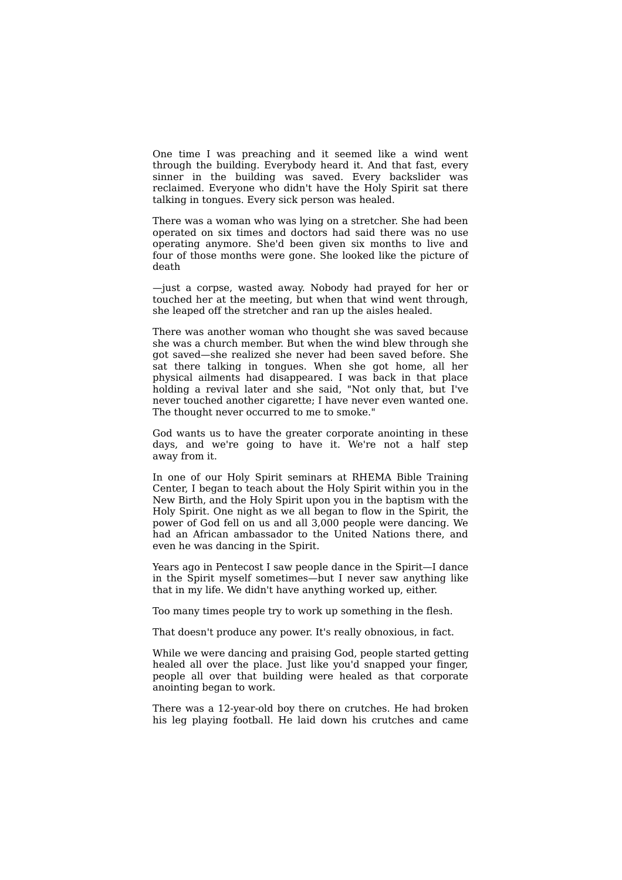One time I was preaching and it seemed like a wind went through the building. Everybody heard it. And that fast, every sinner in the building was saved. Every backslider was reclaimed. Everyone who didn't have the Holy Spirit sat there talking in tongues. Every sick person was healed.

There was a woman who was lying on a stretcher. She had been operated on six times and doctors had said there was no use operating anymore. She'd been given six months to live and four of those months were gone. She looked like the picture of death

—just a corpse, wasted away. Nobody had prayed for her or touched her at the meeting, but when that wind went through, she leaped off the stretcher and ran up the aisles healed.

There was another woman who thought she was saved because she was a church member. But when the wind blew through she got saved—she realized she never had been saved before. She sat there talking in tongues. When she got home, all her physical ailments had disappeared. I was back in that place holding a revival later and she said, "Not only that, but I've never touched another cigarette; I have never even wanted one. The thought never occurred to me to smoke."

God wants us to have the greater corporate anointing in these days, and we're going to have it. We're not a half step away from it.

In one of our Holy Spirit seminars at RHEMA Bible Training Center, I began to teach about the Holy Spirit within you in the New Birth, and the Holy Spirit upon you in the baptism with the Holy Spirit. One night as we all began to flow in the Spirit, the power of God fell on us and all 3,000 people were dancing. We had an African ambassador to the United Nations there, and even he was dancing in the Spirit.

Years ago in Pentecost I saw people dance in the Spirit—I dance in the Spirit myself sometimes—but I never saw anything like that in my life. We didn't have anything worked up, either.

Too many times people try to work up something in the flesh.

That doesn't produce any power. It's really obnoxious, in fact.

While we were dancing and praising God, people started getting healed all over the place. Just like you'd snapped your finger, people all over that building were healed as that corporate anointing began to work.

There was a 12-year-old boy there on crutches. He had broken his leg playing football. He laid down his crutches and came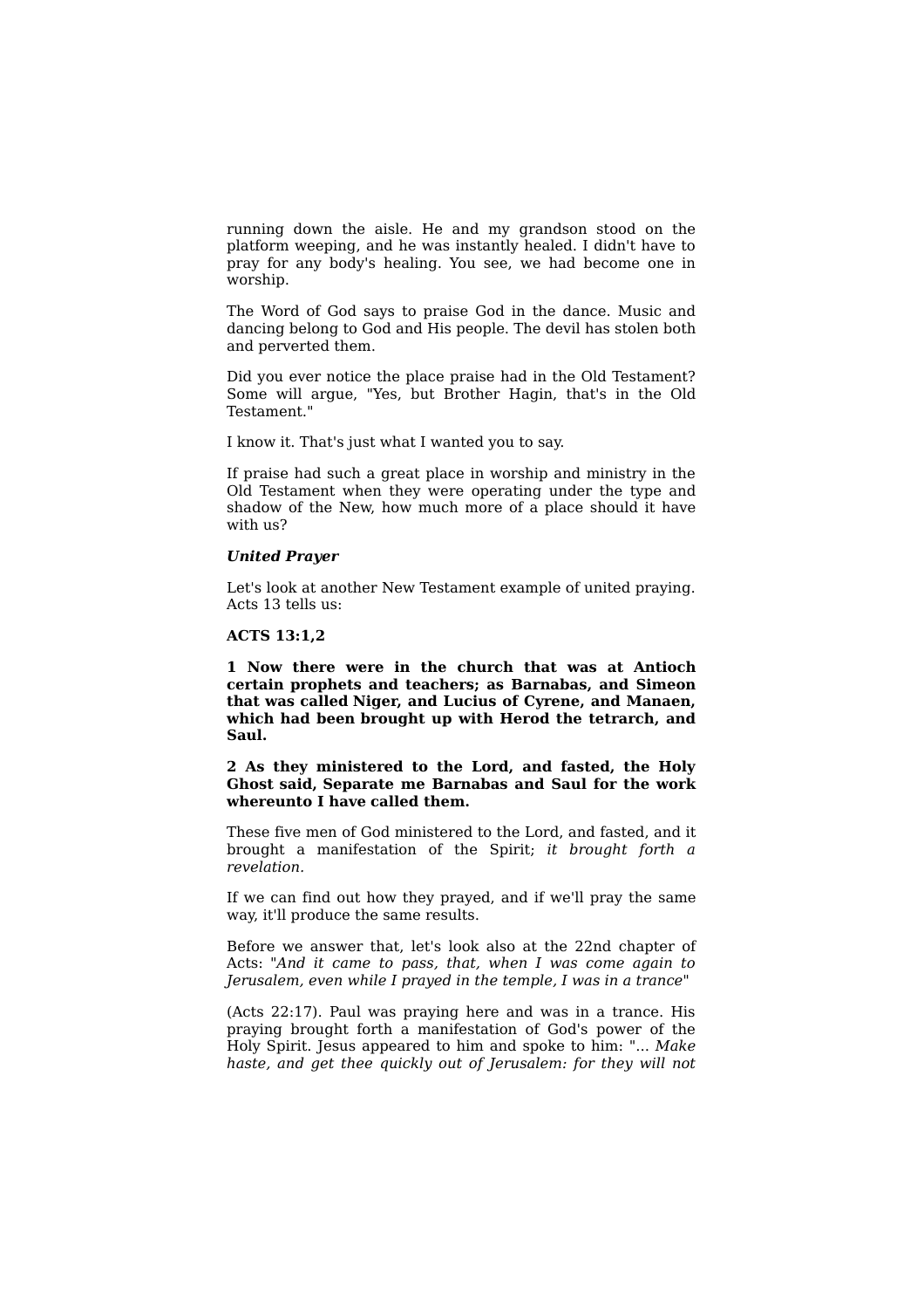running down the aisle. He and my grandson stood on the platform weeping, and he was instantly healed. I didn't have to pray for any body's healing. You see, we had become one in worship.

The Word of God says to praise God in the dance. Music and dancing belong to God and His people. The devil has stolen both and perverted them.

Did you ever notice the place praise had in the Old Testament? Some will argue, "Yes, but Brother Hagin, that's in the Old Testament."

I know it. That's just what I wanted you to say.

If praise had such a great place in worship and ministry in the Old Testament when they were operating under the type and shadow of the New, how much more of a place should it have with us?

***United Prayer***

Let's look at another New Testament example of united praying. Acts 13 tells us:

**ACTS 13:1,2**

**1 Now there were in the church that was at Antioch certain prophets and teachers; as Barnabas, and Simeon that was called Niger, and Lucius of Cyrene, and Manaen, which had been brought up with Herod the tetrarch, and Saul.**

**2 As they ministered to the Lord, and fasted, the Holy Ghost said, Separate me Barnabas and Saul for the work whereunto I have called them.**

These five men of God ministered to the Lord, and fasted, and it brought a manifestation of the Spirit; *it brought forth a revelation.*

If we can find out how they prayed, and if we'll pray the same way, it'll produce the same results.

Before we answer that, let's look also at the 22nd chapter of Acts: "*And it came to pass, that, when I was come again to Jerusalem, even while I prayed in the temple, I was in a trance*"

(Acts 22:17). Paul was praying here and was in a trance. His praying brought forth a manifestation of God's power of the Holy Spirit. Jesus appeared to him and spoke to him: "... *Make haste, and get thee quickly out of Jerusalem: for they will not*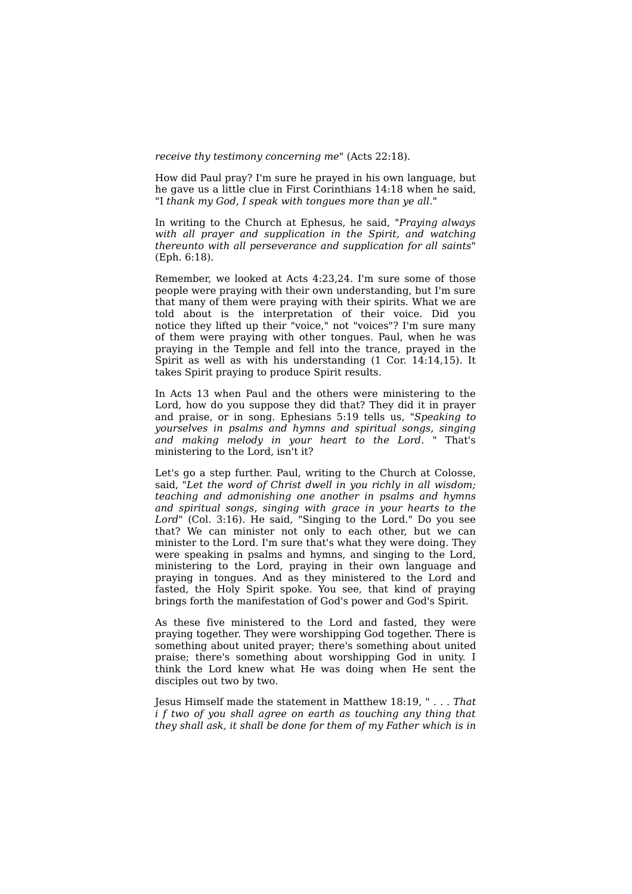*receive thy testimony concerning me*" (Acts 22:18).

How did Paul pray? I'm sure he prayed in his own language, but he gave us a little clue in First Corinthians 14:18 when he said, "I *thank my God, I speak with tongues more than ye all*."

In writing to the Church at Ephesus, he said, "*Praying always with all prayer and supplication in the Spirit, and watching thereunto with all perseverance and supplication for all saints*" (Eph. 6:18).

Remember, we looked at Acts 4:23,24. I'm sure some of those people were praying with their own understanding, but I'm sure that many of them were praying with their spirits. What we are told about is the interpretation of their voice. Did you notice they lifted up their "voice," not "voices"? I'm sure many of them were praying with other tongues. Paul, when he was praying in the Temple and fell into the trance, prayed in the Spirit as well as with his understanding (1 Cor. 14:14,15). It takes Spirit praying to produce Spirit results.

In Acts 13 when Paul and the others were ministering to the Lord, how do you suppose they did that? They did it in prayer and praise, or in song. Ephesians 5:19 tells us, "*Speaking to yourselves in psalms and hymns and spiritual songs, singing and making melody in your heart to the Lord.* " That's ministering to the Lord, isn't it?

Let's go a step further. Paul, writing to the Church at Colosse, said, "*Let the word of Christ dwell in you richly in all wisdom; teaching and admonishing one another in psalms and hymns and spiritual songs, singing with grace in your hearts to the Lord*" (Col. 3:16). He said, "Singing to the Lord." Do you see that? We can minister not only to each other, but we can minister to the Lord. I'm sure that's what they were doing. They were speaking in psalms and hymns, and singing to the Lord, ministering to the Lord, praying in their own language and praying in tongues. And as they ministered to the Lord and fasted, the Holy Spirit spoke. You see, that kind of praying brings forth the manifestation of God's power and God's Spirit.

As these five ministered to the Lord and fasted, they were praying together. They were worshipping God together. There is something about united prayer; there's something about united praise; there's something about worshipping God in unity. I think the Lord knew what He was doing when He sent the disciples out two by two.

Jesus Himself made the statement in Matthew 18:19, " . . . *That i f two of you shall agree on earth as touching any thing that they shall ask, it shall be done for them of my Father which is in*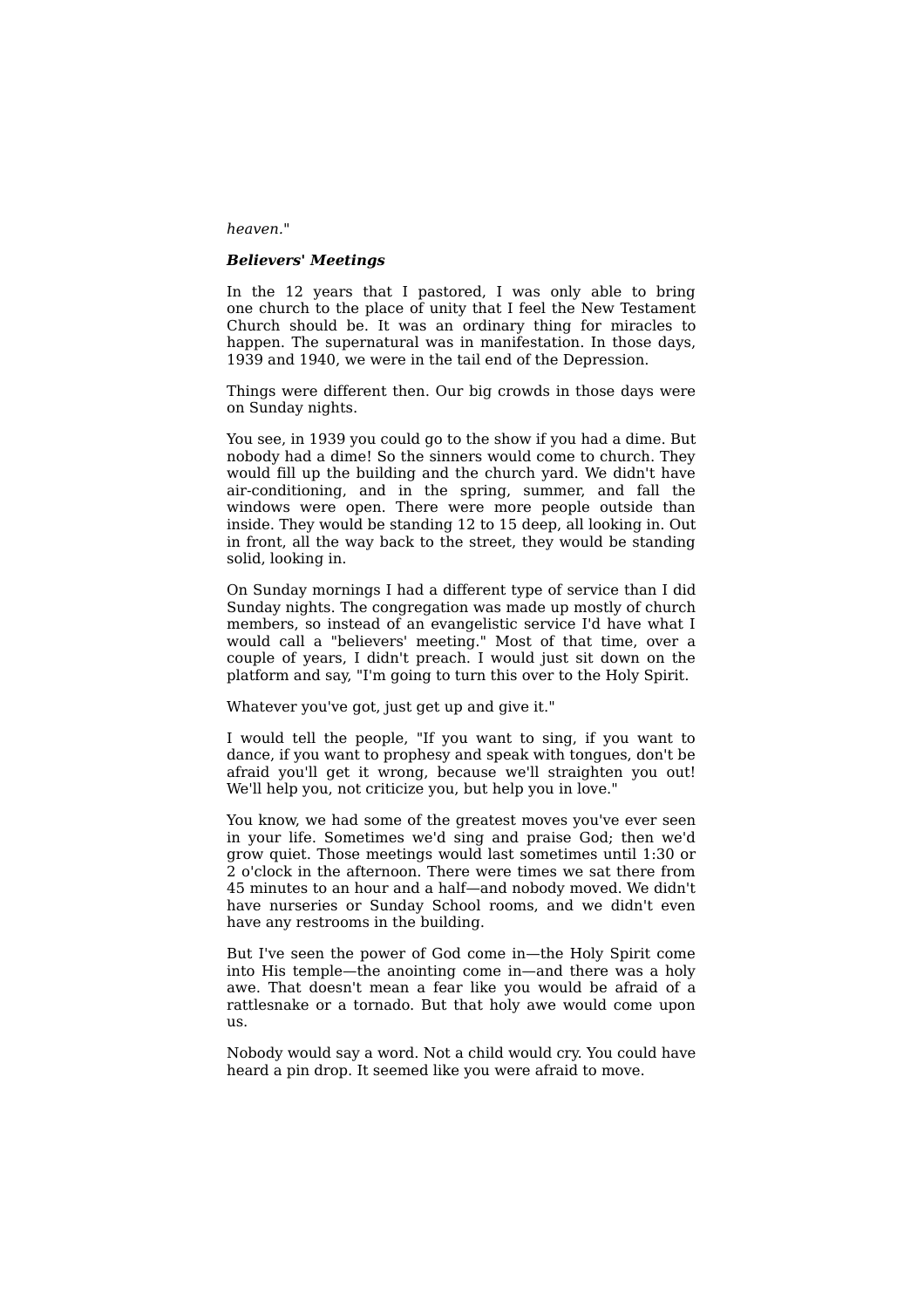*heaven*."

***Believers' Meetings***

In the 12 years that I pastored, I was only able to bring one church to the place of unity that I feel the New Testament Church should be. It was an ordinary thing for miracles to happen. The supernatural was in manifestation. In those days, 1939 and 1940, we were in the tail end of the Depression.

Things were different then. Our big crowds in those days were on Sunday nights.

You see, in 1939 you could go to the show if you had a dime. But nobody had a dime! So the sinners would come to church. They would fill up the building and the church yard. We didn't have air-conditioning, and in the spring, summer, and fall the windows were open. There were more people outside than inside. They would be standing 12 to 15 deep, all looking in. Out in front, all the way back to the street, they would be standing solid, looking in.

On Sunday mornings I had a different type of service than I did Sunday nights. The congregation was made up mostly of church members, so instead of an evangelistic service I'd have what I would call a "believers' meeting." Most of that time, over a couple of years, I didn't preach. I would just sit down on the platform and say, "I'm going to turn this over to the Holy Spirit.

Whatever you've got, just get up and give it."

I would tell the people, "If you want to sing, if you want to dance, if you want to prophesy and speak with tongues, don't be afraid you'll get it wrong, because we'll straighten you out! We'll help you, not criticize you, but help you in love."

You know, we had some of the greatest moves you've ever seen in your life. Sometimes we'd sing and praise God; then we'd grow quiet. Those meetings would last sometimes until 1:30 or 2 o'clock in the afternoon. There were times we sat there from 45 minutes to an hour and a half—and nobody moved. We didn't have nurseries or Sunday School rooms, and we didn't even have any restrooms in the building.

But I've seen the power of God come in—the Holy Spirit come into His temple—the anointing come in—and there was a holy awe. That doesn't mean a fear like you would be afraid of a rattlesnake or a tornado. But that holy awe would come upon us.

Nobody would say a word. Not a child would cry. You could have heard a pin drop. It seemed like you were afraid to move.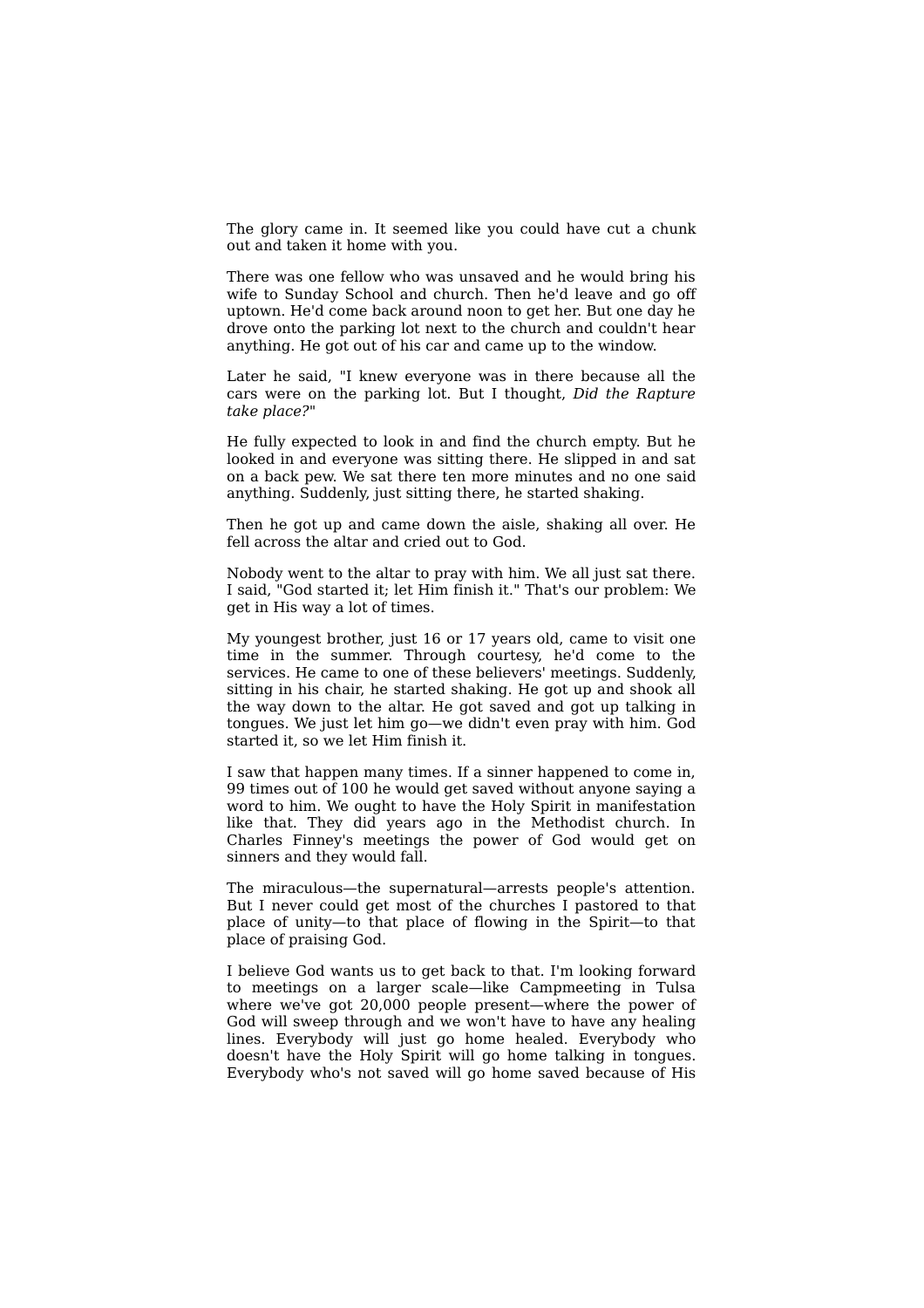The glory came in. It seemed like you could have cut a chunk out and taken it home with you.

There was one fellow who was unsaved and he would bring his wife to Sunday School and church. Then he'd leave and go off uptown. He'd come back around noon to get her. But one day he drove onto the parking lot next to the church and couldn't hear anything. He got out of his car and came up to the window.

Later he said, "I knew everyone was in there because all the cars were on the parking lot. But I thought, *Did the Rapture take place?*"

He fully expected to look in and find the church empty. But he looked in and everyone was sitting there. He slipped in and sat on a back pew. We sat there ten more minutes and no one said anything. Suddenly, just sitting there, he started shaking.

Then he got up and came down the aisle, shaking all over. He fell across the altar and cried out to God.

Nobody went to the altar to pray with him. We all just sat there. I said, "God started it; let Him finish it." That's our problem: We get in His way a lot of times.

My youngest brother, just 16 or 17 years old, came to visit one time in the summer. Through courtesy, he'd come to the services. He came to one of these believers' meetings. Suddenly, sitting in his chair, he started shaking. He got up and shook all the way down to the altar. He got saved and got up talking in tongues. We just let him go—we didn't even pray with him. God started it, so we let Him finish it.

I saw that happen many times. If a sinner happened to come in, 99 times out of 100 he would get saved without anyone saying a word to him. We ought to have the Holy Spirit in manifestation like that. They did years ago in the Methodist church. In Charles Finney's meetings the power of God would get on sinners and they would fall.

The miraculous—the supernatural—arrests people's attention. But I never could get most of the churches I pastored to that place of unity—to that place of flowing in the Spirit—to that place of praising God.

I believe God wants us to get back to that. I'm looking forward to meetings on a larger scale—like Campmeeting in Tulsa where we've got 20,000 people present—where the power of God will sweep through and we won't have to have any healing lines. Everybody will just go home healed. Everybody who doesn't have the Holy Spirit will go home talking in tongues. Everybody who's not saved will go home saved because of His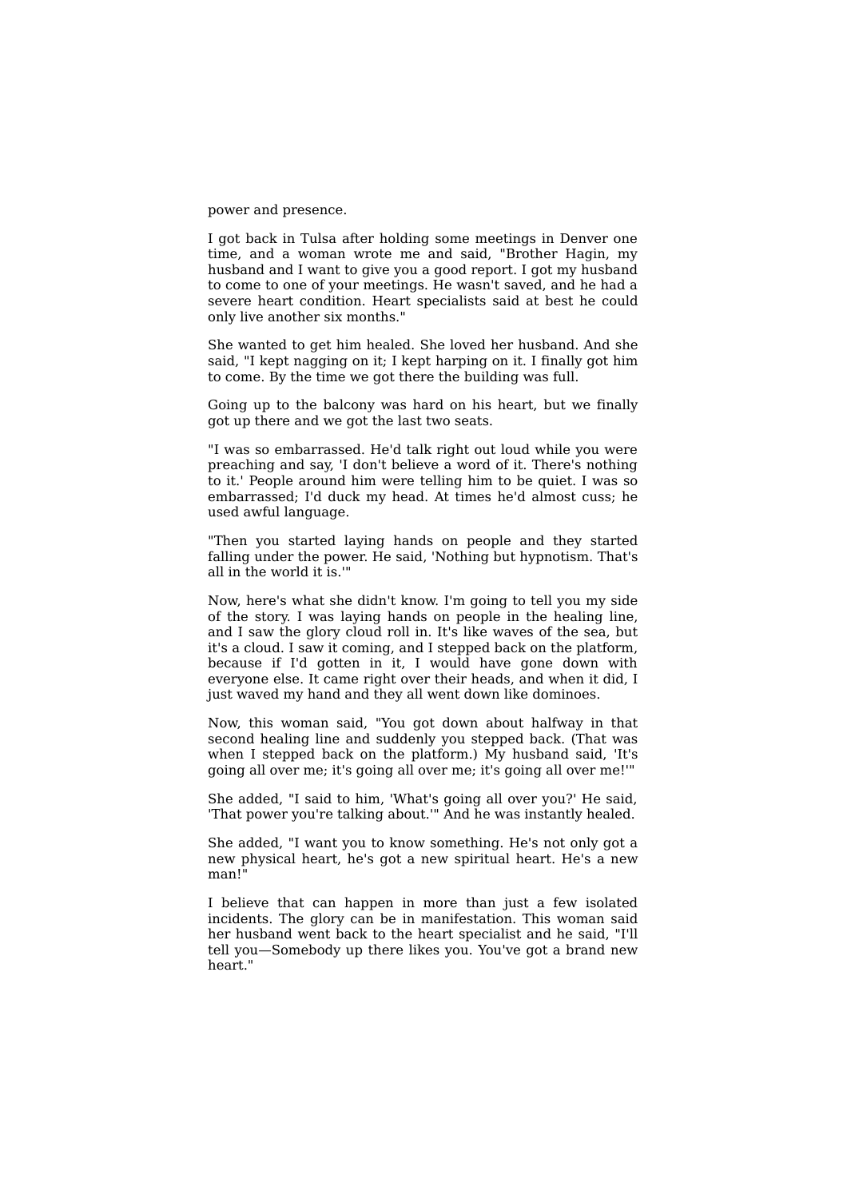power and presence.

I got back in Tulsa after holding some meetings in Denver one time, and a woman wrote me and said, "Brother Hagin, my husband and I want to give you a good report. I got my husband to come to one of your meetings. He wasn't saved, and he had a severe heart condition. Heart specialists said at best he could only live another six months."

She wanted to get him healed. She loved her husband. And she said, "I kept nagging on it; I kept harping on it. I finally got him to come. By the time we got there the building was full.

Going up to the balcony was hard on his heart, but we finally got up there and we got the last two seats.

"I was so embarrassed. He'd talk right out loud while you were preaching and say, 'I don't believe a word of it. There's nothing to it.' People around him were telling him to be quiet. I was so embarrassed; I'd duck my head. At times he'd almost cuss; he used awful language.

"Then you started laying hands on people and they started falling under the power. He said, 'Nothing but hypnotism. That's all in the world it is.'"

Now, here's what she didn't know. I'm going to tell you my side of the story. I was laying hands on people in the healing line, and I saw the glory cloud roll in. It's like waves of the sea, but it's a cloud. I saw it coming, and I stepped back on the platform, because if I'd gotten in it, I would have gone down with everyone else. It came right over their heads, and when it did, I just waved my hand and they all went down like dominoes.

Now, this woman said, "You got down about halfway in that second healing line and suddenly you stepped back. (That was when I stepped back on the platform.) My husband said, 'It's going all over me; it's going all over me; it's going all over me!'"

She added, "I said to him, 'What's going all over you?' He said, 'That power you're talking about.'" And he was instantly healed.

She added, "I want you to know something. He's not only got a new physical heart, he's got a new spiritual heart. He's a new man!"

I believe that can happen in more than just a few isolated incidents. The glory can be in manifestation. This woman said her husband went back to the heart specialist and he said, "I'll tell you—Somebody up there likes you. You've got a brand new heart."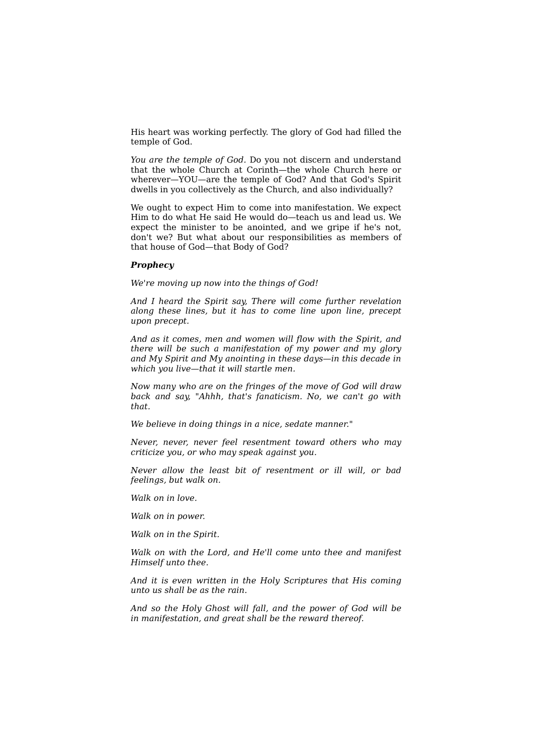His heart was working perfectly. The glory of God had filled the temple of God.

*You are the temple of God.* Do you not discern and understand that the whole Church at Corinth—the whole Church here or wherever—YOU—are the temple of God? And that God's Spirit dwells in you collectively as the Church, and also individually?

We ought to expect Him to come into manifestation. We expect Him to do what He said He would do—teach us and lead us. We expect the minister to be anointed, and we gripe if he's not, don't we? But what about our responsibilities as members of that house of God—that Body of God?

***Prophecy***

*We're moving up now into the things of God!*

*And I heard the Spirit say, There will come further revelation along these lines, but it has to come line upon line, precept upon precept.*

*And as it comes, men and women will flow with the Spirit, and there will be such a manifestation of my power and my glory and My Spirit and My anointing in these days—in this decade in which you live—that it will startle men.*

*Now many who are on the fringes of the move of God will draw back and say, "Ahhh, that's fanaticism. No, we can't go with that.*

*We believe in doing things in a nice, sedate manner."*

*Never, never, never feel resentment toward others who may criticize you, or who may speak against you.*

*Never allow the least bit of resentment or ill will, or bad feelings, but walk on.*

*Walk on in love.*

*Walk on in power.*

*Walk on in the Spirit.*

*Walk on with the Lord, and He'll come unto thee and manifest Himself unto thee.*

*And it is even written in the Holy Scriptures that His coming unto us shall be as the rain.*

*And so the Holy Ghost will fall, and the power of God will be in manifestation, and great shall be the reward thereof.*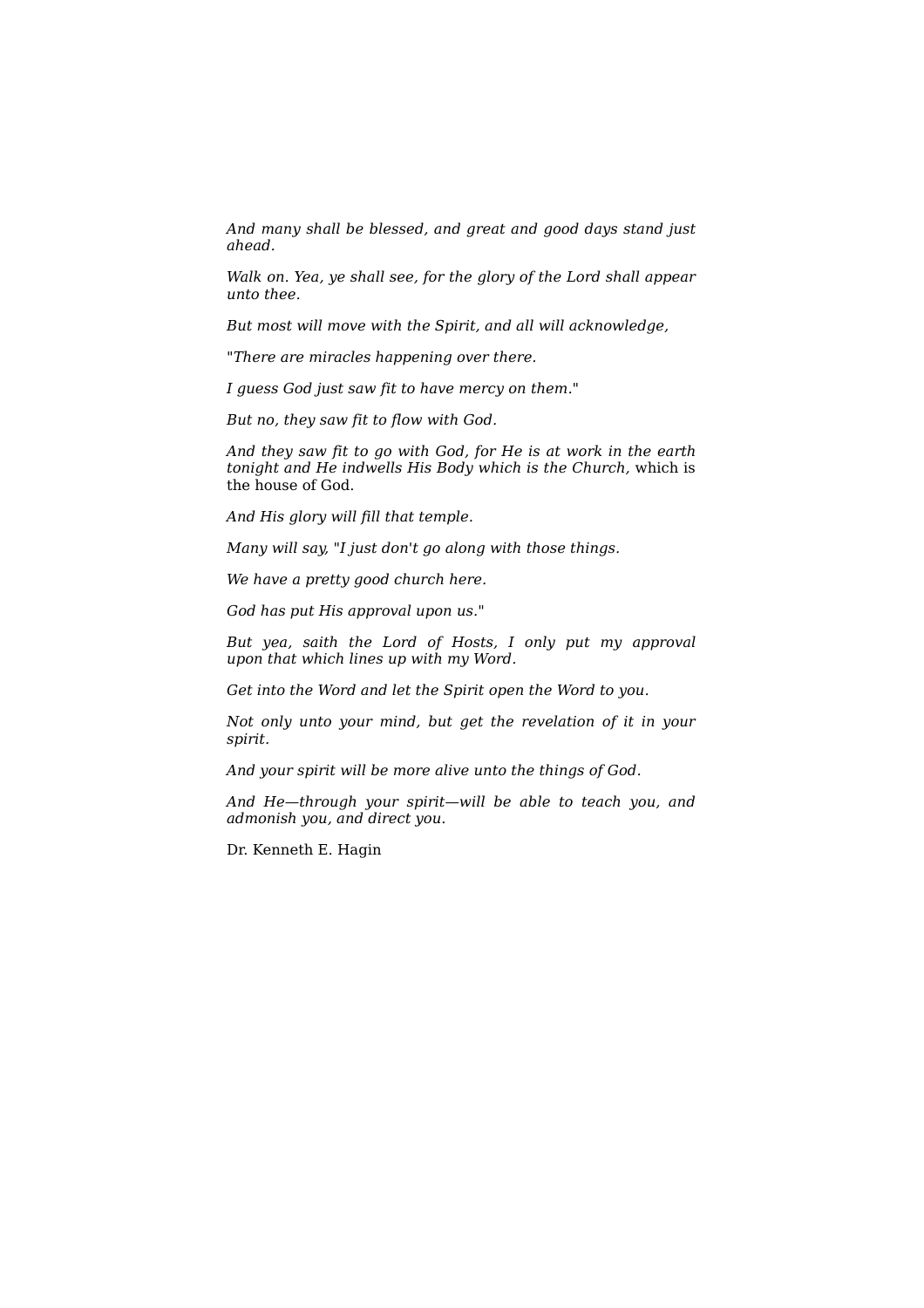*And many shall be blessed, and great and good days stand just ahead.*

*Walk on. Yea, ye shall see, for the glory of the Lord shall appear unto thee.*

*But most will move with the Spirit, and all will acknowledge,*

"*There are miracles happening over there.*

*I guess God just saw fit to have mercy on them.*"

*But no, they saw fit to flow with God.*

*And they saw fit to go with God, for He is at work in the earth tonight and He indwells His Body which is the Church,* which is the house of God.

*And His glory will fill that temple.*

*Many will say,* "*I just don't go along with those things.*

*We have a pretty good church here.*

*God has put His approval upon us.*"

*But yea, saith the Lord of Hosts, I only put my approval upon that which lines up with my Word.*

*Get into the Word and let the Spirit open the Word to you.*

*Not only unto your mind, but get the revelation of it in your spirit.*

*And your spirit will be more alive unto the things of God.*

*And He—through your spirit—will be able to teach you, and admonish you, and direct you.*

Dr. Kenneth E. Hagin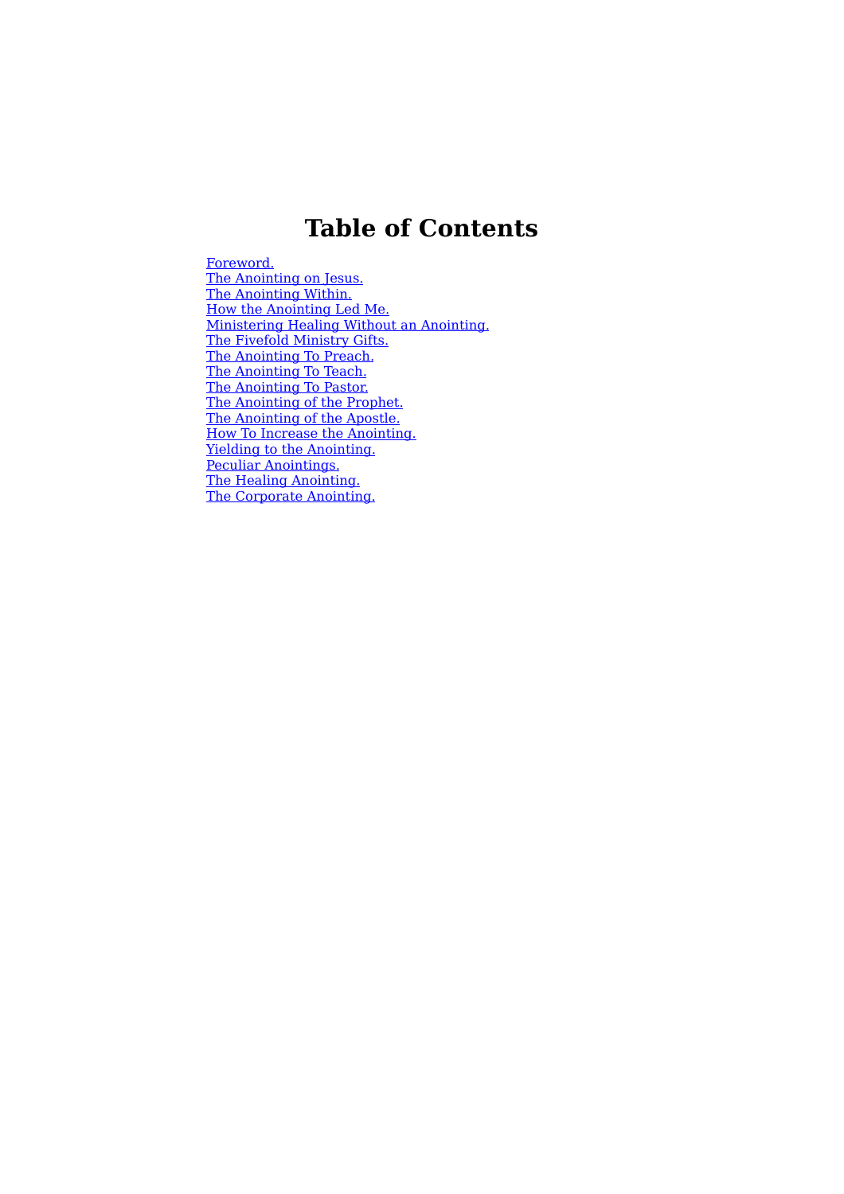# Table of Contents

Foreword.
The Anointing on Jesus.
The Anointing Within.
How the Anointing Led Me.
Ministering Healing Without an Anointing.
The Fivefold Ministry Gifts.
The Anointing To Preach.
The Anointing To Teach.
The Anointing To Pastor.
The Anointing of the Prophet.
The Anointing of the Apostle.
How To Increase the Anointing.
Yielding to the Anointing.
Peculiar Anointings.
The Healing Anointing.
The Corporate Anointing.